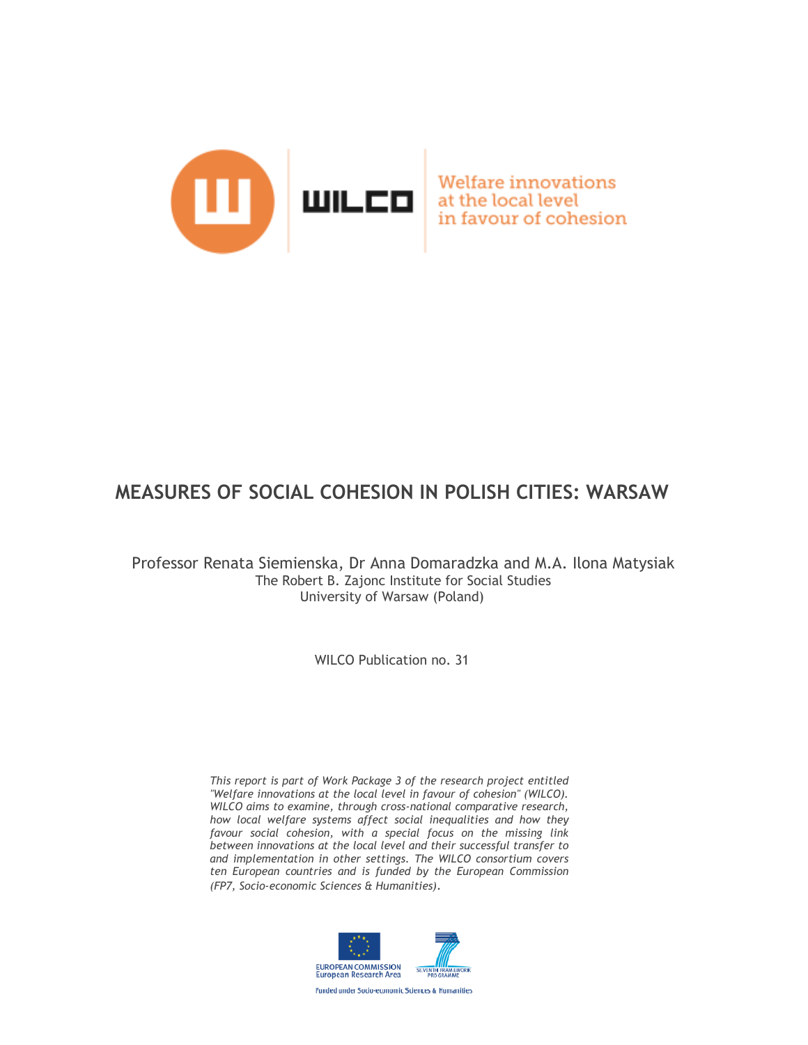WILCO

Welfare innovations at the local level in favour of cohesion

# MEASURES OF SOCIAL COHESION IN POLISH CITIES: WARSAW

Professor Renata Siemienska, Dr Anna Domaradzka and M.A. Ilona Matysiak
The Robert B. Zajonc Institute for Social Studies
University of Warsaw (Poland)

WILCO Publication no. 31

*This report is part of Work Package 3 of the research project entitled "Welfare innovations at the local level in favour of cohesion" (WILCO). WILCO aims to examine, through cross-national comparative research, how local welfare systems affect social inequalities and how they favour social cohesion, with a special focus on the missing link between innovations at the local level and their successful transfer to and implementation in other settings. The WILCO consortium covers ten European countries and is funded by the European Commission (FP7, Socio-economic Sciences & Humanities).*

EUROPEAN COMMISSION
European Research Area

SEVENTH FRAMEWORK PROGRAMME

Funded under Socio-economic Sciences & Humanities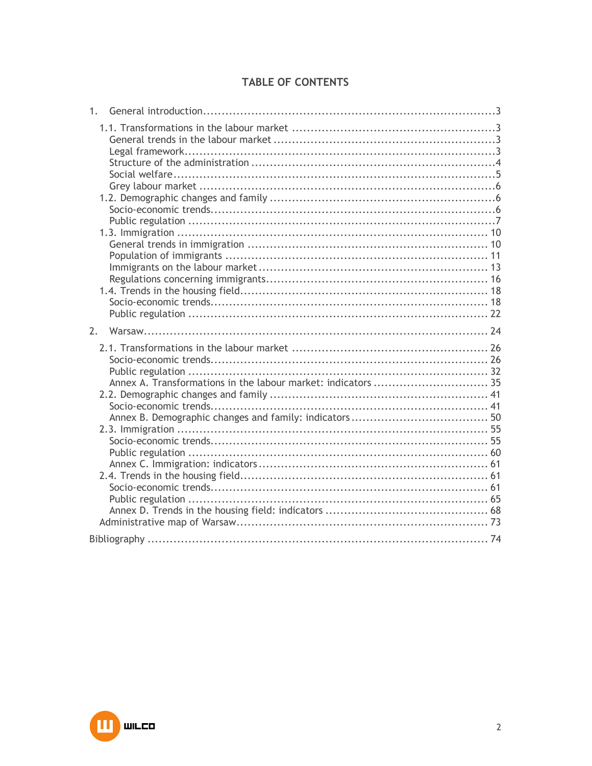# TABLE OF CONTENTS

1. General introduction ....................................................................3
   - 1.1. Transformations in the labour market ....................................................3
     - General trends in the labour market ....................................................3
     - Legal framework ....................................................3
     - Structure of the administration ....................................................4
     - Social welfare ....................................................5
     - Grey labour market ....................................................6
   - 1.2. Demographic changes and family ....................................................6
     - Socio-economic trends ....................................................6
     - Public regulation ....................................................7
   - 1.3. Immigration ....................................................10
     - General trends in immigration ....................................................10
     - Population of immigrants ....................................................11
     - Immigrants on the labour market ....................................................13
     - Regulations concerning immigrants ....................................................16
   - 1.4. Trends in the housing field ....................................................18
     - Socio-economic trends ....................................................18
     - Public regulation ....................................................22
2. Warsaw ....................................................................24
   - 2.1. Transformations in the labour market ....................................................26
     - Socio-economic trends ....................................................26
     - Public regulation ....................................................32
     - Annex A. Transformations in the labour market: indicators ....................................................35
   - 2.2. Demographic changes and family ....................................................41
     - Socio-economic trends ....................................................41
     - Annex B. Demographic changes and family: indicators ....................................................50
   - 2.3. Immigration ....................................................55
     - Socio-economic trends ....................................................55
     - Public regulation ....................................................60
     - Annex C. Immigration: indicators ....................................................61
   - 2.4. Trends in the housing field ....................................................61
     - Socio-economic trends ....................................................61
     - Public regulation ....................................................65
     - Annex D. Trends in the housing field: indicators ....................................................68
   - Administrative map of Warsaw ....................................................73

Bibliography ....................................................................74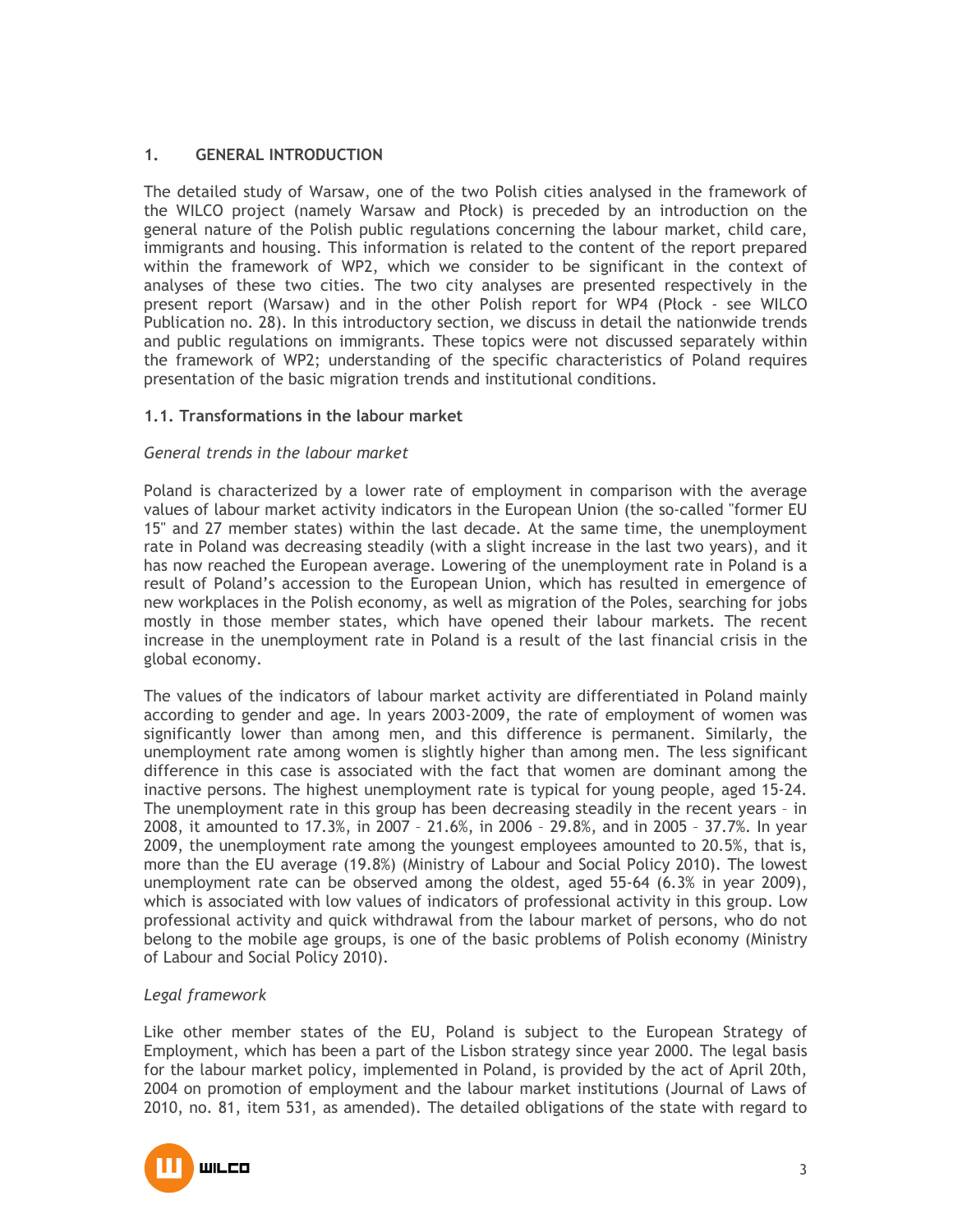## 1. GENERAL INTRODUCTION

The detailed study of Warsaw, one of the two Polish cities analysed in the framework of the WILCO project (namely Warsaw and Płock) is preceded by an introduction on the general nature of the Polish public regulations concerning the labour market, child care, immigrants and housing. This information is related to the content of the report prepared within the framework of WP2, which we consider to be significant in the context of analyses of these two cities. The two city analyses are presented respectively in the present report (Warsaw) and in the other Polish report for WP4 (Płock - see WILCO Publication no. 28). In this introductory section, we discuss in detail the nationwide trends and public regulations on immigrants. These topics were not discussed separately within the framework of WP2; understanding of the specific characteristics of Poland requires presentation of the basic migration trends and institutional conditions.

### 1.1. Transformations in the labour market

*General trends in the labour market*

Poland is characterized by a lower rate of employment in comparison with the average values of labour market activity indicators in the European Union (the so-called "former EU 15" and 27 member states) within the last decade. At the same time, the unemployment rate in Poland was decreasing steadily (with a slight increase in the last two years), and it has now reached the European average. Lowering of the unemployment rate in Poland is a result of Poland's accession to the European Union, which has resulted in emergence of new workplaces in the Polish economy, as well as migration of the Poles, searching for jobs mostly in those member states, which have opened their labour markets. The recent increase in the unemployment rate in Poland is a result of the last financial crisis in the global economy.

The values of the indicators of labour market activity are differentiated in Poland mainly according to gender and age. In years 2003-2009, the rate of employment of women was significantly lower than among men, and this difference is permanent. Similarly, the unemployment rate among women is slightly higher than among men. The less significant difference in this case is associated with the fact that women are dominant among the inactive persons. The highest unemployment rate is typical for young people, aged 15-24. The unemployment rate in this group has been decreasing steadily in the recent years – in 2008, it amounted to 17.3%, in 2007 – 21.6%, in 2006 – 29.8%, and in 2005 – 37.7%. In year 2009, the unemployment rate among the youngest employees amounted to 20.5%, that is, more than the EU average (19.8%) (Ministry of Labour and Social Policy 2010). The lowest unemployment rate can be observed among the oldest, aged 55-64 (6.3% in year 2009), which is associated with low values of indicators of professional activity in this group. Low professional activity and quick withdrawal from the labour market of persons, who do not belong to the mobile age groups, is one of the basic problems of Polish economy (Ministry of Labour and Social Policy 2010).

*Legal framework*

Like other member states of the EU, Poland is subject to the European Strategy of Employment, which has been a part of the Lisbon strategy since year 2000. The legal basis for the labour market policy, implemented in Poland, is provided by the act of April 20th, 2004 on promotion of employment and the labour market institutions (Journal of Laws of 2010, no. 81, item 531, as amended). The detailed obligations of the state with regard to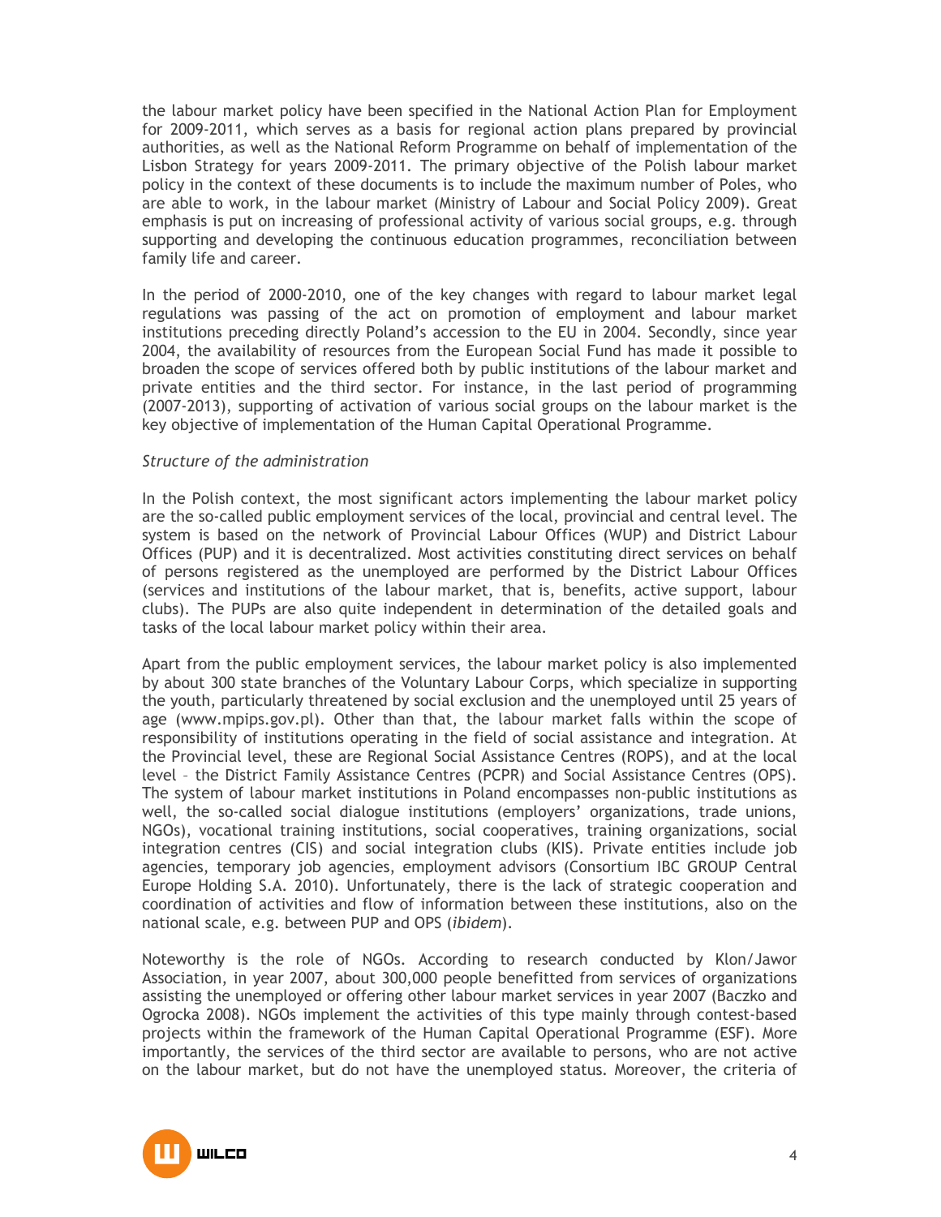the labour market policy have been specified in the National Action Plan for Employment for 2009-2011, which serves as a basis for regional action plans prepared by provincial authorities, as well as the National Reform Programme on behalf of implementation of the Lisbon Strategy for years 2009-2011. The primary objective of the Polish labour market policy in the context of these documents is to include the maximum number of Poles, who are able to work, in the labour market (Ministry of Labour and Social Policy 2009). Great emphasis is put on increasing of professional activity of various social groups, e.g. through supporting and developing the continuous education programmes, reconciliation between family life and career.

In the period of 2000-2010, one of the key changes with regard to labour market legal regulations was passing of the act on promotion of employment and labour market institutions preceding directly Poland's accession to the EU in 2004. Secondly, since year 2004, the availability of resources from the European Social Fund has made it possible to broaden the scope of services offered both by public institutions of the labour market and private entities and the third sector. For instance, in the last period of programming (2007-2013), supporting of activation of various social groups on the labour market is the key objective of implementation of the Human Capital Operational Programme.

*Structure of the administration*

In the Polish context, the most significant actors implementing the labour market policy are the so-called public employment services of the local, provincial and central level. The system is based on the network of Provincial Labour Offices (WUP) and District Labour Offices (PUP) and it is decentralized. Most activities constituting direct services on behalf of persons registered as the unemployed are performed by the District Labour Offices (services and institutions of the labour market, that is, benefits, active support, labour clubs). The PUPs are also quite independent in determination of the detailed goals and tasks of the local labour market policy within their area.

Apart from the public employment services, the labour market policy is also implemented by about 300 state branches of the Voluntary Labour Corps, which specialize in supporting the youth, particularly threatened by social exclusion and the unemployed until 25 years of age (www.mpips.gov.pl). Other than that, the labour market falls within the scope of responsibility of institutions operating in the field of social assistance and integration. At the Provincial level, these are Regional Social Assistance Centres (ROPS), and at the local level – the District Family Assistance Centres (PCPR) and Social Assistance Centres (OPS). The system of labour market institutions in Poland encompasses non-public institutions as well, the so-called social dialogue institutions (employers' organizations, trade unions, NGOs), vocational training institutions, social cooperatives, training organizations, social integration centres (CIS) and social integration clubs (KIS). Private entities include job agencies, temporary job agencies, employment advisors (Consortium IBC GROUP Central Europe Holding S.A. 2010). Unfortunately, there is the lack of strategic cooperation and coordination of activities and flow of information between these institutions, also on the national scale, e.g. between PUP and OPS (*ibidem*).

Noteworthy is the role of NGOs. According to research conducted by Klon/Jawor Association, in year 2007, about 300,000 people benefitted from services of organizations assisting the unemployed or offering other labour market services in year 2007 (Baczko and Ogrocka 2008). NGOs implement the activities of this type mainly through contest-based projects within the framework of the Human Capital Operational Programme (ESF). More importantly, the services of the third sector are available to persons, who are not active on the labour market, but do not have the unemployed status. Moreover, the criteria of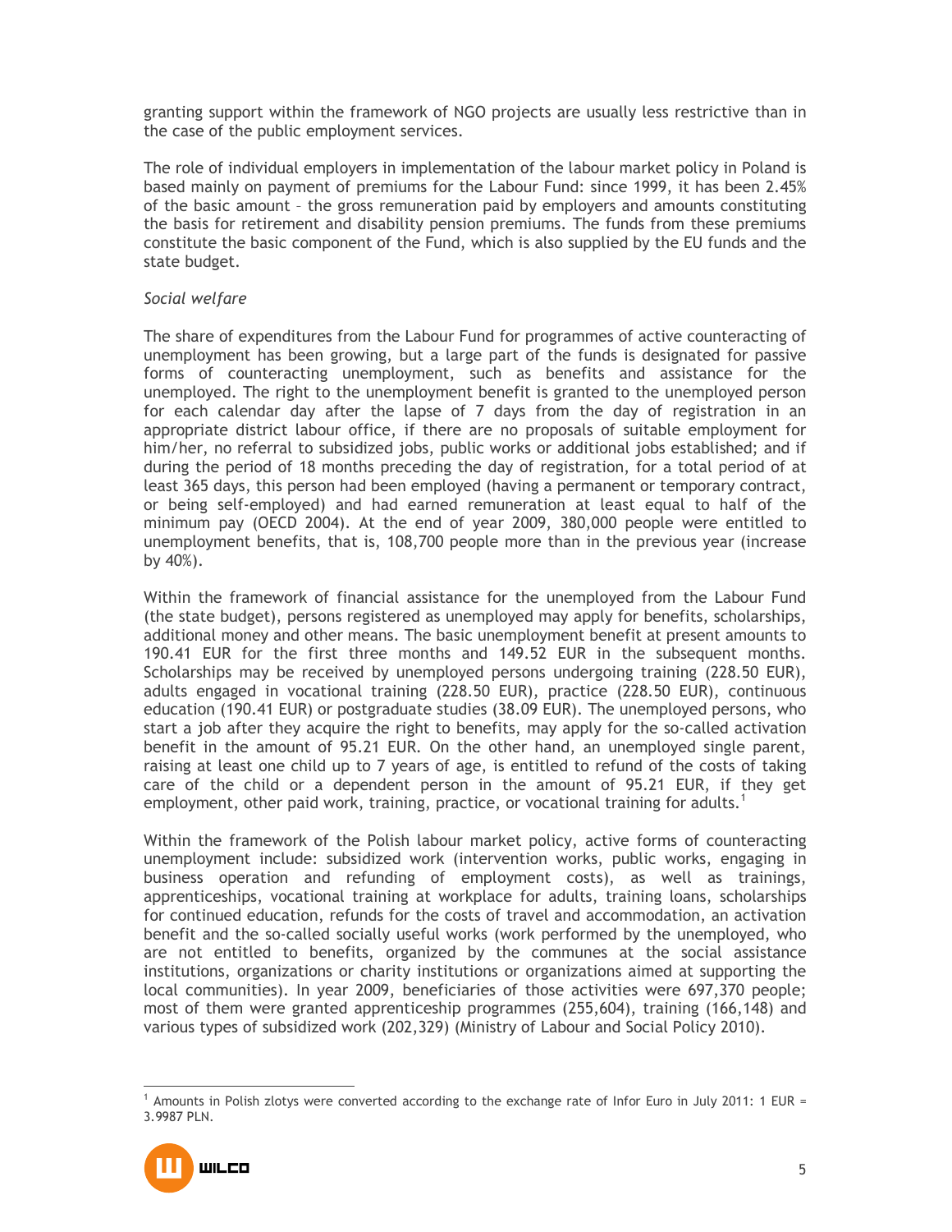granting support within the framework of NGO projects are usually less restrictive than in the case of the public employment services.

The role of individual employers in implementation of the labour market policy in Poland is based mainly on payment of premiums for the Labour Fund: since 1999, it has been 2.45% of the basic amount – the gross remuneration paid by employers and amounts constituting the basis for retirement and disability pension premiums. The funds from these premiums constitute the basic component of the Fund, which is also supplied by the EU funds and the state budget.

*Social welfare*

The share of expenditures from the Labour Fund for programmes of active counteracting of unemployment has been growing, but a large part of the funds is designated for passive forms of counteracting unemployment, such as benefits and assistance for the unemployed. The right to the unemployment benefit is granted to the unemployed person for each calendar day after the lapse of 7 days from the day of registration in an appropriate district labour office, if there are no proposals of suitable employment for him/her, no referral to subsidized jobs, public works or additional jobs established; and if during the period of 18 months preceding the day of registration, for a total period of at least 365 days, this person had been employed (having a permanent or temporary contract, or being self-employed) and had earned remuneration at least equal to half of the minimum pay (OECD 2004). At the end of year 2009, 380,000 people were entitled to unemployment benefits, that is, 108,700 people more than in the previous year (increase by 40%).

Within the framework of financial assistance for the unemployed from the Labour Fund (the state budget), persons registered as unemployed may apply for benefits, scholarships, additional money and other means. The basic unemployment benefit at present amounts to 190.41 EUR for the first three months and 149.52 EUR in the subsequent months. Scholarships may be received by unemployed persons undergoing training (228.50 EUR), adults engaged in vocational training (228.50 EUR), practice (228.50 EUR), continuous education (190.41 EUR) or postgraduate studies (38.09 EUR). The unemployed persons, who start a job after they acquire the right to benefits, may apply for the so-called activation benefit in the amount of 95.21 EUR. On the other hand, an unemployed single parent, raising at least one child up to 7 years of age, is entitled to refund of the costs of taking care of the child or a dependent person in the amount of 95.21 EUR, if they get employment, other paid work, training, practice, or vocational training for adults.[1]

Within the framework of the Polish labour market policy, active forms of counteracting unemployment include: subsidized work (intervention works, public works, engaging in business operation and refunding of employment costs), as well as trainings, apprenticeships, vocational training at workplace for adults, training loans, scholarships for continued education, refunds for the costs of travel and accommodation, an activation benefit and the so-called socially useful works (work performed by the unemployed, who are not entitled to benefits, organized by the communes at the social assistance institutions, organizations or charity institutions or organizations aimed at supporting the local communities). In year 2009, beneficiaries of those activities were 697,370 people; most of them were granted apprenticeship programmes (255,604), training (166,148) and various types of subsidized work (202,329) (Ministry of Labour and Social Policy 2010).

[1] Amounts in Polish zlotys were converted according to the exchange rate of Infor Euro in July 2011: 1 EUR = 3.9987 PLN.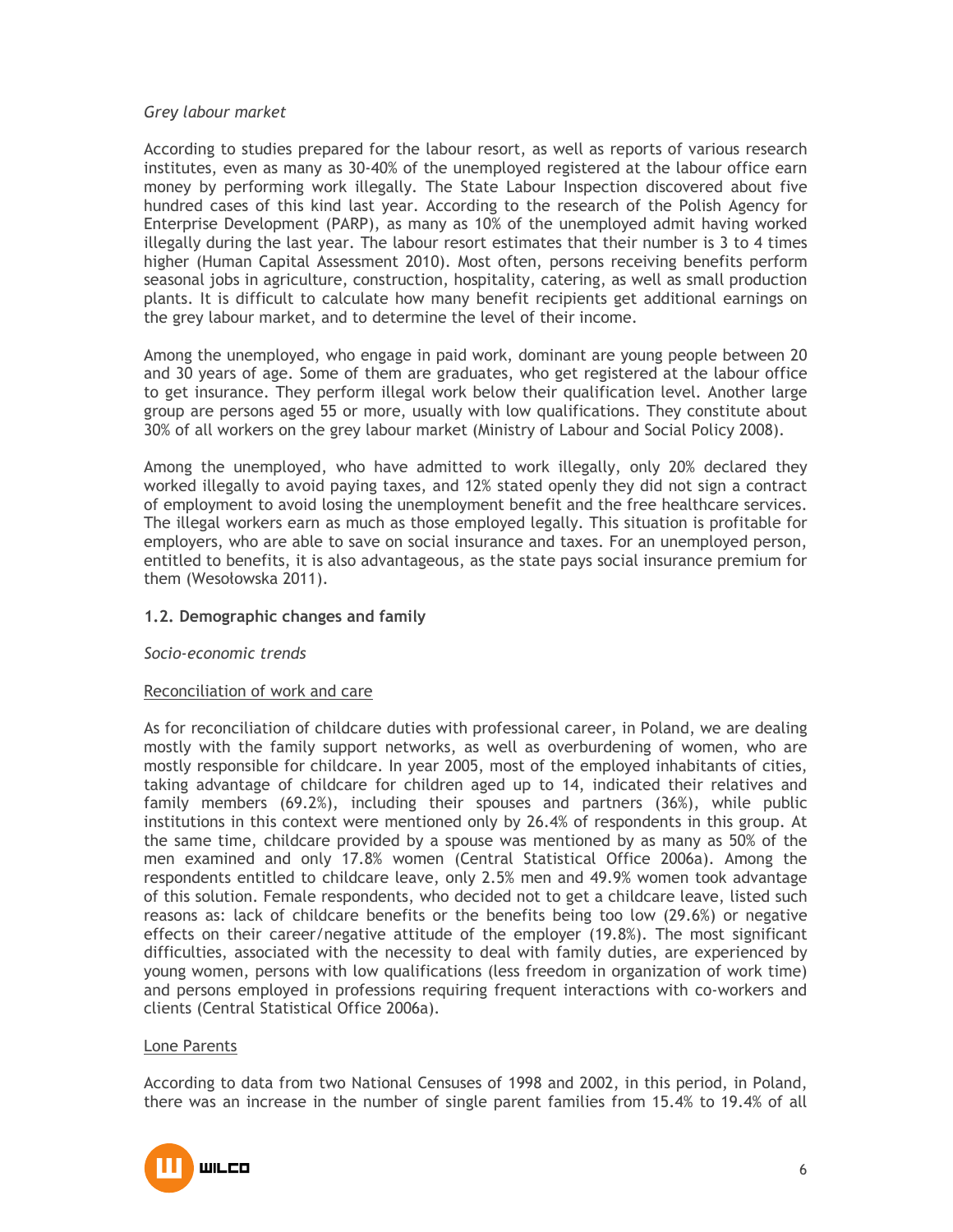*Grey labour market*

According to studies prepared for the labour resort, as well as reports of various research institutes, even as many as 30-40% of the unemployed registered at the labour office earn money by performing work illegally. The State Labour Inspection discovered about five hundred cases of this kind last year. According to the research of the Polish Agency for Enterprise Development (PARP), as many as 10% of the unemployed admit having worked illegally during the last year. The labour resort estimates that their number is 3 to 4 times higher (Human Capital Assessment 2010). Most often, persons receiving benefits perform seasonal jobs in agriculture, construction, hospitality, catering, as well as small production plants. It is difficult to calculate how many benefit recipients get additional earnings on the grey labour market, and to determine the level of their income.

Among the unemployed, who engage in paid work, dominant are young people between 20 and 30 years of age. Some of them are graduates, who get registered at the labour office to get insurance. They perform illegal work below their qualification level. Another large group are persons aged 55 or more, usually with low qualifications. They constitute about 30% of all workers on the grey labour market (Ministry of Labour and Social Policy 2008).

Among the unemployed, who have admitted to work illegally, only 20% declared they worked illegally to avoid paying taxes, and 12% stated openly they did not sign a contract of employment to avoid losing the unemployment benefit and the free healthcare services. The illegal workers earn as much as those employed legally. This situation is profitable for employers, who are able to save on social insurance and taxes. For an unemployed person, entitled to benefits, it is also advantageous, as the state pays social insurance premium for them (Wesołowska 2011).

### 1.2. Demographic changes and family

*Socio-economic trends*

Reconciliation of work and care

As for reconciliation of childcare duties with professional career, in Poland, we are dealing mostly with the family support networks, as well as overburdening of women, who are mostly responsible for childcare. In year 2005, most of the employed inhabitants of cities, taking advantage of childcare for children aged up to 14, indicated their relatives and family members (69.2%), including their spouses and partners (36%), while public institutions in this context were mentioned only by 26.4% of respondents in this group. At the same time, childcare provided by a spouse was mentioned by as many as 50% of the men examined and only 17.8% women (Central Statistical Office 2006a). Among the respondents entitled to childcare leave, only 2.5% men and 49.9% women took advantage of this solution. Female respondents, who decided not to get a childcare leave, listed such reasons as: lack of childcare benefits or the benefits being too low (29.6%) or negative effects on their career/negative attitude of the employer (19.8%). The most significant difficulties, associated with the necessity to deal with family duties, are experienced by young women, persons with low qualifications (less freedom in organization of work time) and persons employed in professions requiring frequent interactions with co-workers and clients (Central Statistical Office 2006a).

Lone Parents

According to data from two National Censuses of 1998 and 2002, in this period, in Poland, there was an increase in the number of single parent families from 15.4% to 19.4% of all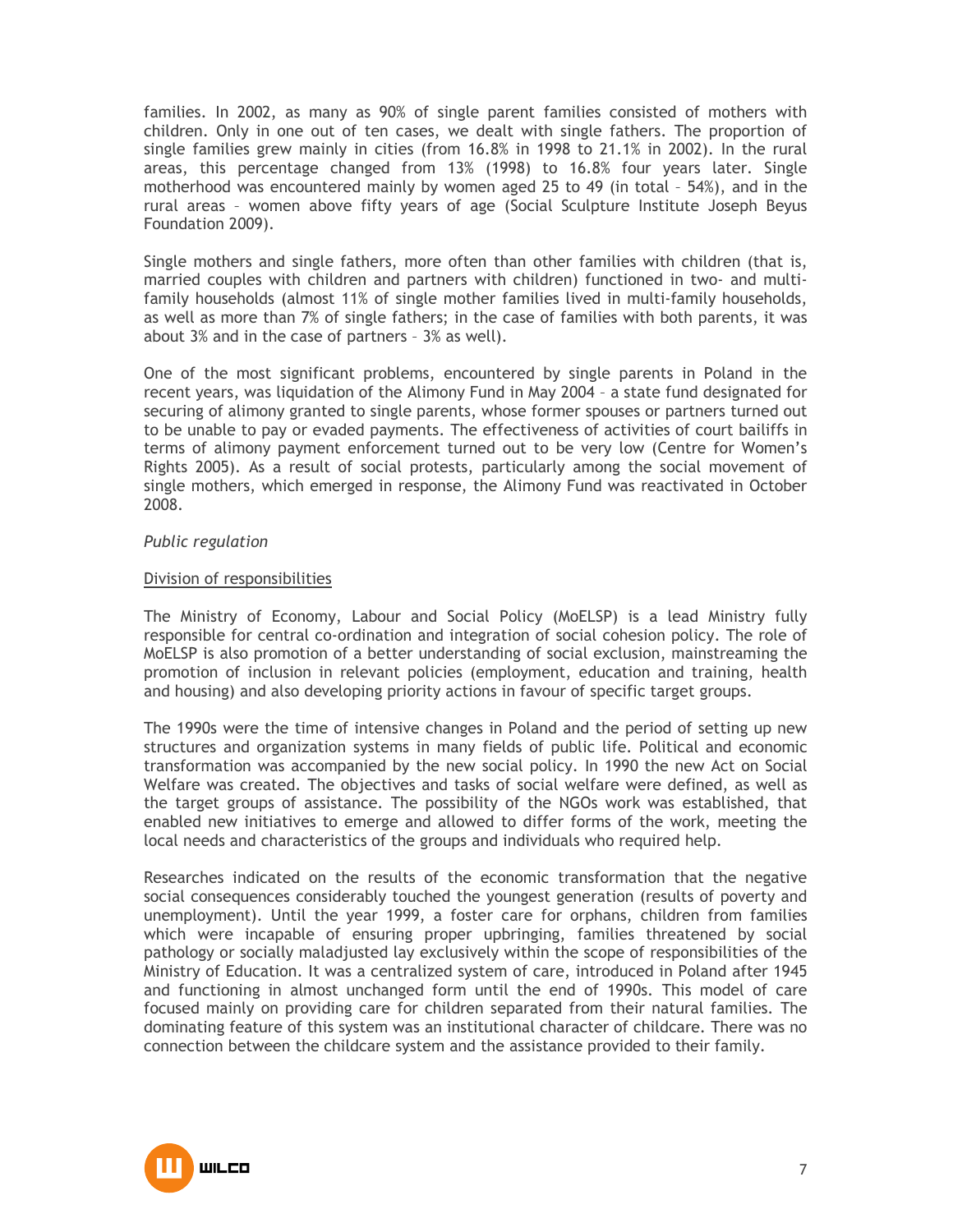families. In 2002, as many as 90% of single parent families consisted of mothers with children. Only in one out of ten cases, we dealt with single fathers. The proportion of single families grew mainly in cities (from 16.8% in 1998 to 21.1% in 2002). In the rural areas, this percentage changed from 13% (1998) to 16.8% four years later. Single motherhood was encountered mainly by women aged 25 to 49 (in total – 54%), and in the rural areas – women above fifty years of age (Social Sculpture Institute Joseph Beyus Foundation 2009).

Single mothers and single fathers, more often than other families with children (that is, married couples with children and partners with children) functioned in two- and multi-family households (almost 11% of single mother families lived in multi-family households, as well as more than 7% of single fathers; in the case of families with both parents, it was about 3% and in the case of partners – 3% as well).

One of the most significant problems, encountered by single parents in Poland in the recent years, was liquidation of the Alimony Fund in May 2004 – a state fund designated for securing of alimony granted to single parents, whose former spouses or partners turned out to be unable to pay or evaded payments. The effectiveness of activities of court bailiffs in terms of alimony payment enforcement turned out to be very low (Centre for Women's Rights 2005). As a result of social protests, particularly among the social movement of single mothers, which emerged in response, the Alimony Fund was reactivated in October 2008.

*Public regulation*

<u>Division of responsibilities</u>

The Ministry of Economy, Labour and Social Policy (MoELSP) is a lead Ministry fully responsible for central co-ordination and integration of social cohesion policy. The role of MoELSP is also promotion of a better understanding of social exclusion, mainstreaming the promotion of inclusion in relevant policies (employment, education and training, health and housing) and also developing priority actions in favour of specific target groups.

The 1990s were the time of intensive changes in Poland and the period of setting up new structures and organization systems in many fields of public life. Political and economic transformation was accompanied by the new social policy. In 1990 the new Act on Social Welfare was created. The objectives and tasks of social welfare were defined, as well as the target groups of assistance. The possibility of the NGOs work was established, that enabled new initiatives to emerge and allowed to differ forms of the work, meeting the local needs and characteristics of the groups and individuals who required help.

Researches indicated on the results of the economic transformation that the negative social consequences considerably touched the youngest generation (results of poverty and unemployment). Until the year 1999, a foster care for orphans, children from families which were incapable of ensuring proper upbringing, families threatened by social pathology or socially maladjusted lay exclusively within the scope of responsibilities of the Ministry of Education. It was a centralized system of care, introduced in Poland after 1945 and functioning in almost unchanged form until the end of 1990s. This model of care focused mainly on providing care for children separated from their natural families. The dominating feature of this system was an institutional character of childcare. There was no connection between the childcare system and the assistance provided to their family.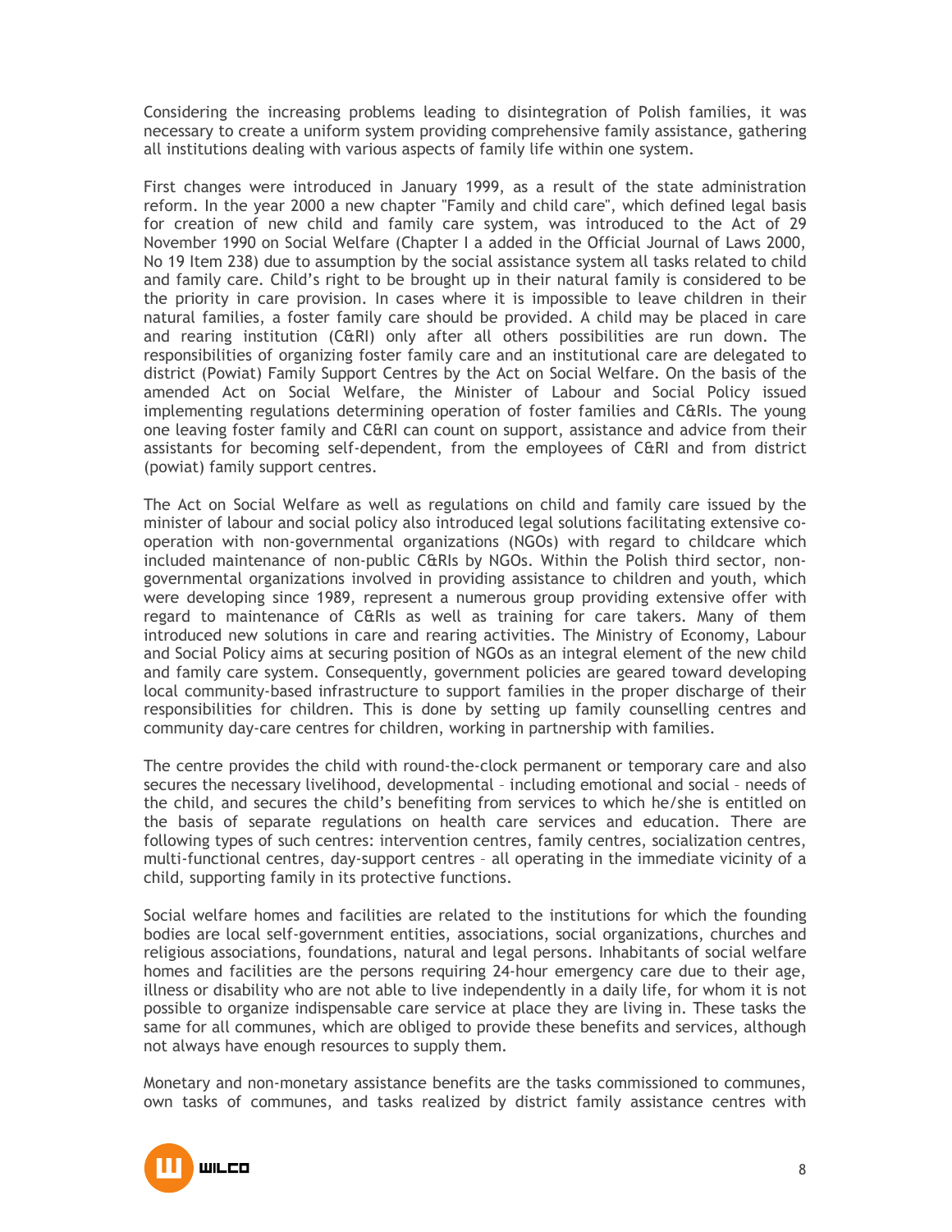Considering the increasing problems leading to disintegration of Polish families, it was necessary to create a uniform system providing comprehensive family assistance, gathering all institutions dealing with various aspects of family life within one system.

First changes were introduced in January 1999, as a result of the state administration reform. In the year 2000 a new chapter "Family and child care", which defined legal basis for creation of new child and family care system, was introduced to the Act of 29 November 1990 on Social Welfare (Chapter I a added in the Official Journal of Laws 2000, No 19 Item 238) due to assumption by the social assistance system all tasks related to child and family care. Child's right to be brought up in their natural family is considered to be the priority in care provision. In cases where it is impossible to leave children in their natural families, a foster family care should be provided. A child may be placed in care and rearing institution (C&RI) only after all others possibilities are run down. The responsibilities of organizing foster family care and an institutional care are delegated to district (Powiat) Family Support Centres by the Act on Social Welfare. On the basis of the amended Act on Social Welfare, the Minister of Labour and Social Policy issued implementing regulations determining operation of foster families and C&RIs. The young one leaving foster family and C&RI can count on support, assistance and advice from their assistants for becoming self-dependent, from the employees of C&RI and from district (powiat) family support centres.

The Act on Social Welfare as well as regulations on child and family care issued by the minister of labour and social policy also introduced legal solutions facilitating extensive co-operation with non-governmental organizations (NGOs) with regard to childcare which included maintenance of non-public C&RIs by NGOs. Within the Polish third sector, non-governmental organizations involved in providing assistance to children and youth, which were developing since 1989, represent a numerous group providing extensive offer with regard to maintenance of C&RIs as well as training for care takers. Many of them introduced new solutions in care and rearing activities. The Ministry of Economy, Labour and Social Policy aims at securing position of NGOs as an integral element of the new child and family care system. Consequently, government policies are geared toward developing local community-based infrastructure to support families in the proper discharge of their responsibilities for children. This is done by setting up family counselling centres and community day-care centres for children, working in partnership with families.

The centre provides the child with round-the-clock permanent or temporary care and also secures the necessary livelihood, developmental – including emotional and social – needs of the child, and secures the child's benefiting from services to which he/she is entitled on the basis of separate regulations on health care services and education. There are following types of such centres: intervention centres, family centres, socialization centres, multi-functional centres, day-support centres – all operating in the immediate vicinity of a child, supporting family in its protective functions.

Social welfare homes and facilities are related to the institutions for which the founding bodies are local self-government entities, associations, social organizations, churches and religious associations, foundations, natural and legal persons. Inhabitants of social welfare homes and facilities are the persons requiring 24-hour emergency care due to their age, illness or disability who are not able to live independently in a daily life, for whom it is not possible to organize indispensable care service at place they are living in. These tasks the same for all communes, which are obliged to provide these benefits and services, although not always have enough resources to supply them.

Monetary and non-monetary assistance benefits are the tasks commissioned to communes, own tasks of communes, and tasks realized by district family assistance centres with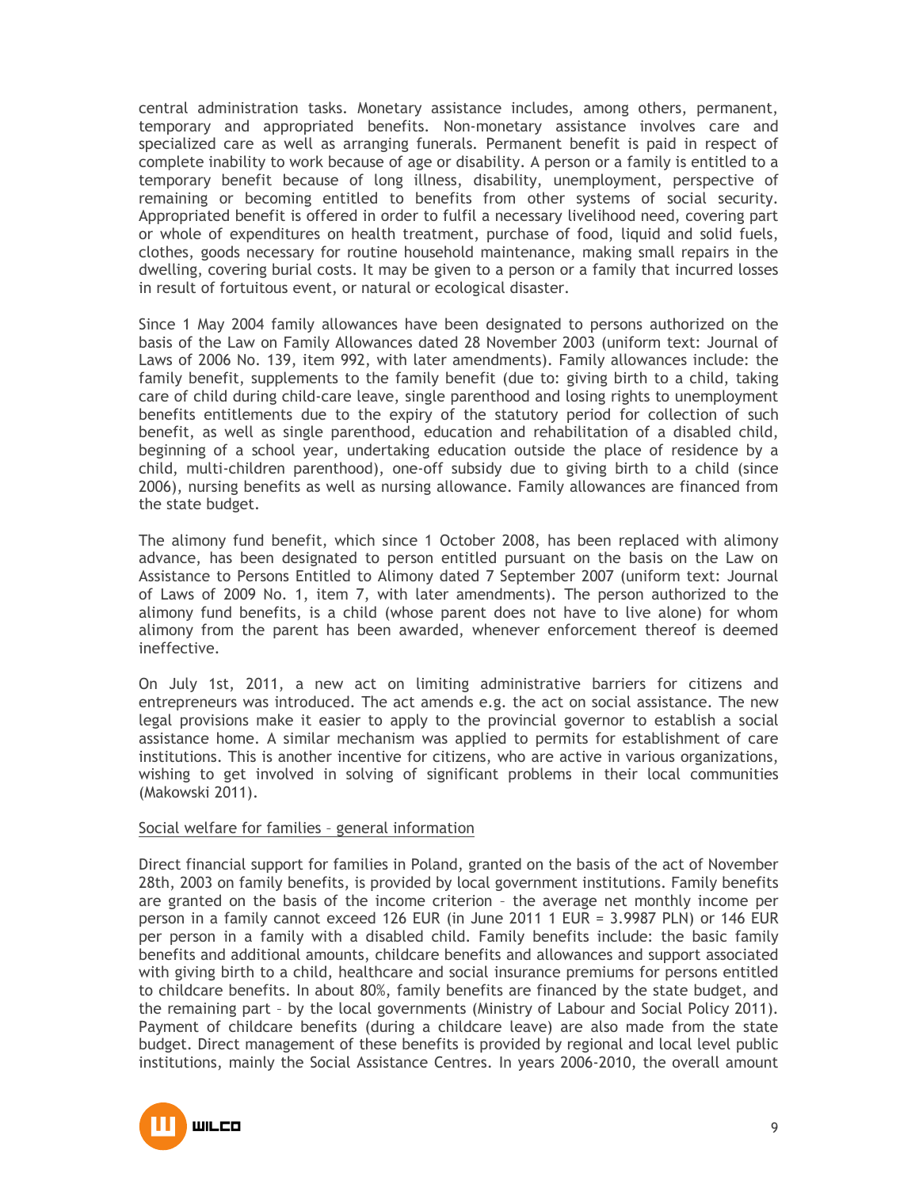central administration tasks. Monetary assistance includes, among others, permanent, temporary and appropriated benefits. Non-monetary assistance involves care and specialized care as well as arranging funerals. Permanent benefit is paid in respect of complete inability to work because of age or disability. A person or a family is entitled to a temporary benefit because of long illness, disability, unemployment, perspective of remaining or becoming entitled to benefits from other systems of social security. Appropriated benefit is offered in order to fulfil a necessary livelihood need, covering part or whole of expenditures on health treatment, purchase of food, liquid and solid fuels, clothes, goods necessary for routine household maintenance, making small repairs in the dwelling, covering burial costs. It may be given to a person or a family that incurred losses in result of fortuitous event, or natural or ecological disaster.

Since 1 May 2004 family allowances have been designated to persons authorized on the basis of the Law on Family Allowances dated 28 November 2003 (uniform text: Journal of Laws of 2006 No. 139, item 992, with later amendments). Family allowances include: the family benefit, supplements to the family benefit (due to: giving birth to a child, taking care of child during child-care leave, single parenthood and losing rights to unemployment benefits entitlements due to the expiry of the statutory period for collection of such benefit, as well as single parenthood, education and rehabilitation of a disabled child, beginning of a school year, undertaking education outside the place of residence by a child, multi-children parenthood), one-off subsidy due to giving birth to a child (since 2006), nursing benefits as well as nursing allowance. Family allowances are financed from the state budget.

The alimony fund benefit, which since 1 October 2008, has been replaced with alimony advance, has been designated to person entitled pursuant on the basis on the Law on Assistance to Persons Entitled to Alimony dated 7 September 2007 (uniform text: Journal of Laws of 2009 No. 1, item 7, with later amendments). The person authorized to the alimony fund benefits, is a child (whose parent does not have to live alone) for whom alimony from the parent has been awarded, whenever enforcement thereof is deemed ineffective.

On July 1st, 2011, a new act on limiting administrative barriers for citizens and entrepreneurs was introduced. The act amends e.g. the act on social assistance. The new legal provisions make it easier to apply to the provincial governor to establish a social assistance home. A similar mechanism was applied to permits for establishment of care institutions. This is another incentive for citizens, who are active in various organizations, wishing to get involved in solving of significant problems in their local communities (Makowski 2011).

Social welfare for families – general information

Direct financial support for families in Poland, granted on the basis of the act of November 28th, 2003 on family benefits, is provided by local government institutions. Family benefits are granted on the basis of the income criterion – the average net monthly income per person in a family cannot exceed 126 EUR (in June 2011 1 EUR = 3.9987 PLN) or 146 EUR per person in a family with a disabled child. Family benefits include: the basic family benefits and additional amounts, childcare benefits and allowances and support associated with giving birth to a child, healthcare and social insurance premiums for persons entitled to childcare benefits. In about 80%, family benefits are financed by the state budget, and the remaining part – by the local governments (Ministry of Labour and Social Policy 2011). Payment of childcare benefits (during a childcare leave) are also made from the state budget. Direct management of these benefits is provided by regional and local level public institutions, mainly the Social Assistance Centres. In years 2006-2010, the overall amount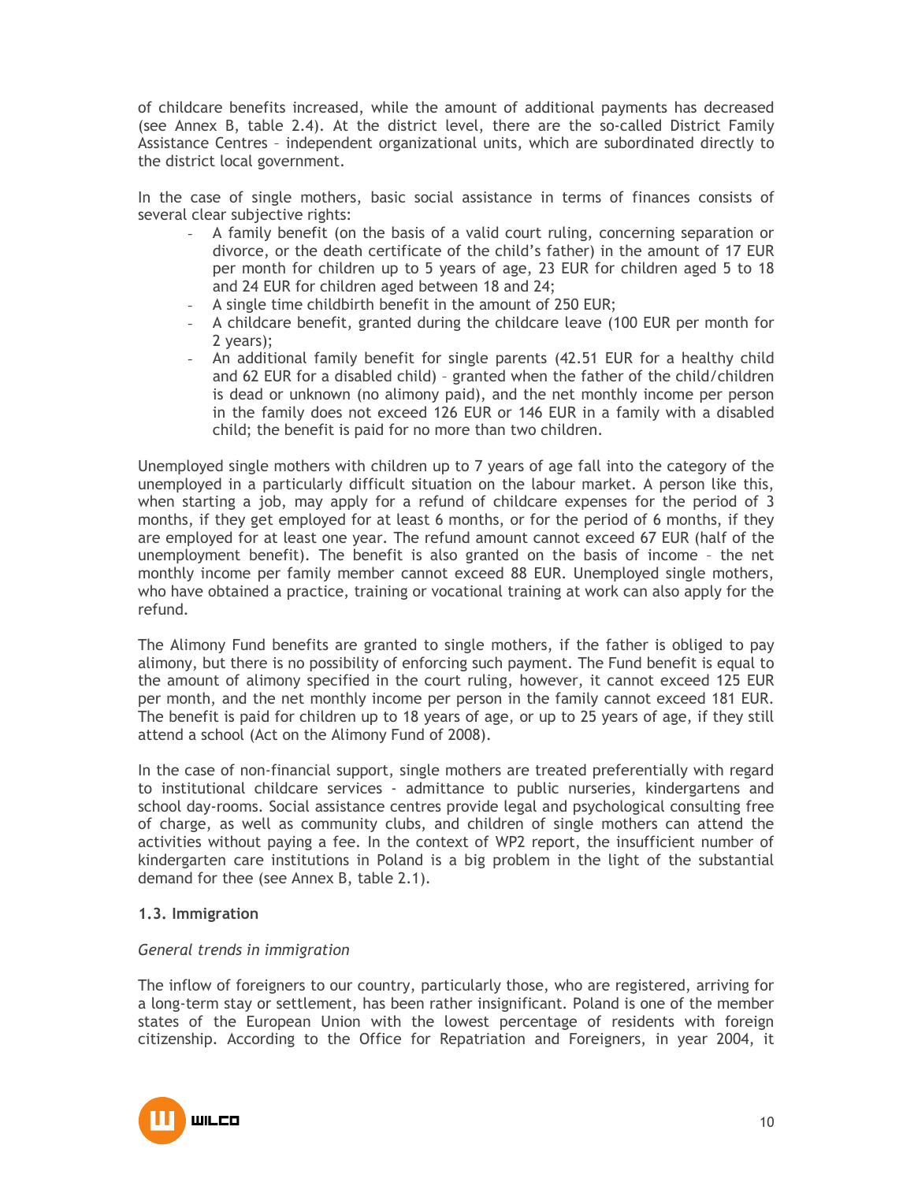of childcare benefits increased, while the amount of additional payments has decreased (see Annex B, table 2.4). At the district level, there are the so-called District Family Assistance Centres – independent organizational units, which are subordinated directly to the district local government.

In the case of single mothers, basic social assistance in terms of finances consists of several clear subjective rights:

- A family benefit (on the basis of a valid court ruling, concerning separation or divorce, or the death certificate of the child's father) in the amount of 17 EUR per month for children up to 5 years of age, 23 EUR for children aged 5 to 18 and 24 EUR for children aged between 18 and 24;
- A single time childbirth benefit in the amount of 250 EUR;
- A childcare benefit, granted during the childcare leave (100 EUR per month for 2 years);
- An additional family benefit for single parents (42.51 EUR for a healthy child and 62 EUR for a disabled child) – granted when the father of the child/children is dead or unknown (no alimony paid), and the net monthly income per person in the family does not exceed 126 EUR or 146 EUR in a family with a disabled child; the benefit is paid for no more than two children.

Unemployed single mothers with children up to 7 years of age fall into the category of the unemployed in a particularly difficult situation on the labour market. A person like this, when starting a job, may apply for a refund of childcare expenses for the period of 3 months, if they get employed for at least 6 months, or for the period of 6 months, if they are employed for at least one year. The refund amount cannot exceed 67 EUR (half of the unemployment benefit). The benefit is also granted on the basis of income – the net monthly income per family member cannot exceed 88 EUR. Unemployed single mothers, who have obtained a practice, training or vocational training at work can also apply for the refund.

The Alimony Fund benefits are granted to single mothers, if the father is obliged to pay alimony, but there is no possibility of enforcing such payment. The Fund benefit is equal to the amount of alimony specified in the court ruling, however, it cannot exceed 125 EUR per month, and the net monthly income per person in the family cannot exceed 181 EUR. The benefit is paid for children up to 18 years of age, or up to 25 years of age, if they still attend a school (Act on the Alimony Fund of 2008).

In the case of non-financial support, single mothers are treated preferentially with regard to institutional childcare services - admittance to public nurseries, kindergartens and school day-rooms. Social assistance centres provide legal and psychological consulting free of charge, as well as community clubs, and children of single mothers can attend the activities without paying a fee. In the context of WP2 report, the insufficient number of kindergarten care institutions in Poland is a big problem in the light of the substantial demand for thee (see Annex B, table 2.1).

### 1.3. Immigration

*General trends in immigration*

The inflow of foreigners to our country, particularly those, who are registered, arriving for a long-term stay or settlement, has been rather insignificant. Poland is one of the member states of the European Union with the lowest percentage of residents with foreign citizenship. According to the Office for Repatriation and Foreigners, in year 2004, it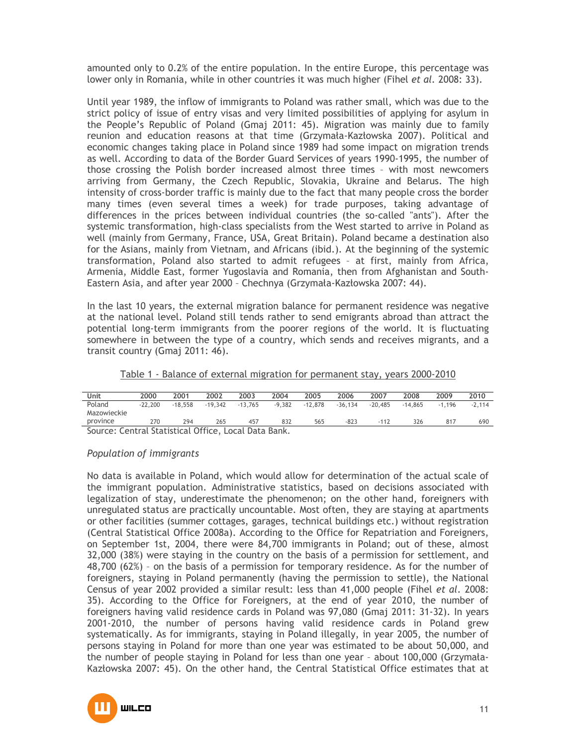amounted only to 0.2% of the entire population. In the entire Europe, this percentage was lower only in Romania, while in other countries it was much higher (Fihel *et al*. 2008: 33).

Until year 1989, the inflow of immigrants to Poland was rather small, which was due to the strict policy of issue of entry visas and very limited possibilities of applying for asylum in the People's Republic of Poland (Gmaj 2011: 45). Migration was mainly due to family reunion and education reasons at that time (Grzymała-Kazłowska 2007). Political and economic changes taking place in Poland since 1989 had some impact on migration trends as well. According to data of the Border Guard Services of years 1990-1995, the number of those crossing the Polish border increased almost three times – with most newcomers arriving from Germany, the Czech Republic, Slovakia, Ukraine and Belarus. The high intensity of cross-border traffic is mainly due to the fact that many people cross the border many times (even several times a week) for trade purposes, taking advantage of differences in the prices between individual countries (the so-called "ants"). After the systemic transformation, high-class specialists from the West started to arrive in Poland as well (mainly from Germany, France, USA, Great Britain). Poland became a destination also for the Asians, mainly from Vietnam, and Africans (ibid.). At the beginning of the systemic transformation, Poland also started to admit refugees – at first, mainly from Africa, Armenia, Middle East, former Yugoslavia and Romania, then from Afghanistan and South-Eastern Asia, and after year 2000 – Chechnya (Grzymała-Kazłowska 2007: 44).

In the last 10 years, the external migration balance for permanent residence was negative at the national level. Poland still tends rather to send emigrants abroad than attract the potential long-term immigrants from the poorer regions of the world. It is fluctuating somewhere in between the type of a country, which sends and receives migrants, and a transit country (Gmaj 2011: 46).

Table 1 - Balance of external migration for permanent stay, years 2000-2010

| Unit | 2000 | 2001 | 2002 | 2003 | 2004 | 2005 | 2006 | 2007 | 2008 | 2009 | 2010 |
|---|---|---|---|---|---|---|---|---|---|---|---|
| Poland | -22,200 | -18,558 | -19,342 | -13,765 | -9,382 | -12,878 | -36,134 | -20,485 | -14,865 | -1,196 | -2,114 |
| Mazowieckie province | 270 | 294 | 265 | 457 | 832 | 565 | -823 | -112 | 326 | 817 | 690 |

Source: Central Statistical Office, Local Data Bank.

*Population of immigrants*

No data is available in Poland, which would allow for determination of the actual scale of the immigrant population. Administrative statistics, based on decisions associated with legalization of stay, underestimate the phenomenon; on the other hand, foreigners with unregulated status are practically uncountable. Most often, they are staying at apartments or other facilities (summer cottages, garages, technical buildings etc.) without registration (Central Statistical Office 2008a). According to the Office for Repatriation and Foreigners, on September 1st, 2004, there were 84,700 immigrants in Poland; out of these, almost 32,000 (38%) were staying in the country on the basis of a permission for settlement, and 48,700 (62%) – on the basis of a permission for temporary residence. As for the number of foreigners, staying in Poland permanently (having the permission to settle), the National Census of year 2002 provided a similar result: less than 41,000 people (Fihel *et al*. 2008: 35). According to the Office for Foreigners, at the end of year 2010, the number of foreigners having valid residence cards in Poland was 97,080 (Gmaj 2011: 31-32). In years 2001-2010, the number of persons having valid residence cards in Poland grew systematically. As for immigrants, staying in Poland illegally, in year 2005, the number of persons staying in Poland for more than one year was estimated to be about 50,000, and the number of people staying in Poland for less than one year – about 100,000 (Grzymała-Kazłowska 2007: 45). On the other hand, the Central Statistical Office estimates that at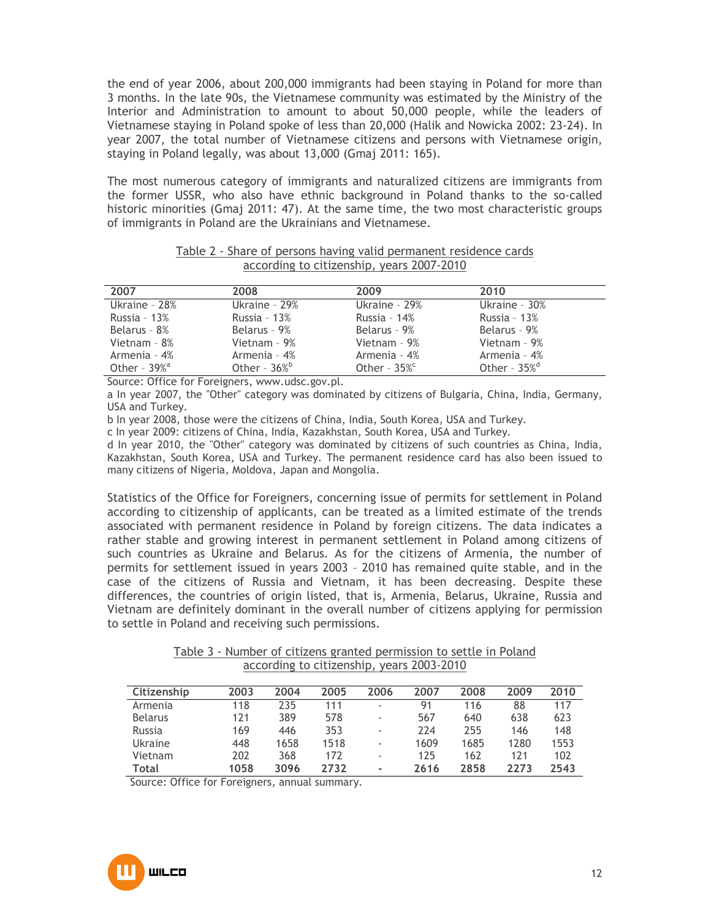the end of year 2006, about 200,000 immigrants had been staying in Poland for more than 3 months. In the late 90s, the Vietnamese community was estimated by the Ministry of the Interior and Administration to amount to about 50,000 people, while the leaders of Vietnamese staying in Poland spoke of less than 20,000 (Halik and Nowicka 2002: 23-24). In year 2007, the total number of Vietnamese citizens and persons with Vietnamese origin, staying in Poland legally, was about 13,000 (Gmaj 2011: 165).

The most numerous category of immigrants and naturalized citizens are immigrants from the former USSR, who also have ethnic background in Poland thanks to the so-called historic minorities (Gmaj 2011: 47). At the same time, the two most characteristic groups of immigrants in Poland are the Ukrainians and Vietnamese.

Table 2 - Share of persons having valid permanent residence cards according to citizenship, years 2007-2010

| 2007 | 2008 | 2009 | 2010 |
|---|---|---|---|
| Ukraine - 28% | Ukraine - 29% | Ukraine - 29% | Ukraine - 30% |
| Russia - 13% | Russia - 13% | Russia - 14% | Russia - 13% |
| Belarus - 8% | Belarus - 9% | Belarus - 9% | Belarus - 9% |
| Vietnam - 8% | Vietnam - 9% | Vietnam - 9% | Vietnam - 9% |
| Armenia - 4% | Armenia - 4% | Armenia - 4% | Armenia - 4% |
| Other - 39%[a] | Other - 36%[b] | Other - 35%[c] | Other - 35%[d] |

Source: Office for Foreigners, www.udsc.gov.pl.

a In year 2007, the "Other" category was dominated by citizens of Bulgaria, China, India, Germany, USA and Turkey.

b In year 2008, those were the citizens of China, India, South Korea, USA and Turkey.

c In year 2009: citizens of China, India, Kazakhstan, South Korea, USA and Turkey.

d In year 2010, the "Other" category was dominated by citizens of such countries as China, India, Kazakhstan, South Korea, USA and Turkey. The permanent residence card has also been issued to many citizens of Nigeria, Moldova, Japan and Mongolia.

Statistics of the Office for Foreigners, concerning issue of permits for settlement in Poland according to citizenship of applicants, can be treated as a limited estimate of the trends associated with permanent residence in Poland by foreign citizens. The data indicates a rather stable and growing interest in permanent settlement in Poland among citizens of such countries as Ukraine and Belarus. As for the citizens of Armenia, the number of permits for settlement issued in years 2003 – 2010 has remained quite stable, and in the case of the citizens of Russia and Vietnam, it has been decreasing. Despite these differences, the countries of origin listed, that is, Armenia, Belarus, Ukraine, Russia and Vietnam are definitely dominant in the overall number of citizens applying for permission to settle in Poland and receiving such permissions.

Table 3 - Number of citizens granted permission to settle in Poland according to citizenship, years 2003-2010

| Citizenship | 2003 | 2004 | 2005 | 2006 | 2007 | 2008 | 2009 | 2010 |
|---|---|---|---|---|---|---|---|---|
| Armenia | 118 | 235 | 111 | - | 91 | 116 | 88 | 117 |
| Belarus | 121 | 389 | 578 | - | 567 | 640 | 638 | 623 |
| Russia | 169 | 446 | 353 | - | 224 | 255 | 146 | 148 |
| Ukraine | 448 | 1658 | 1518 | - | 1609 | 1685 | 1280 | 1553 |
| Vietnam | 202 | 368 | 172 | - | 125 | 162 | 121 | 102 |
| **Total** | **1058** | **3096** | **2732** | **-** | **2616** | **2858** | **2273** | **2543** |

Source: Office for Foreigners, annual summary.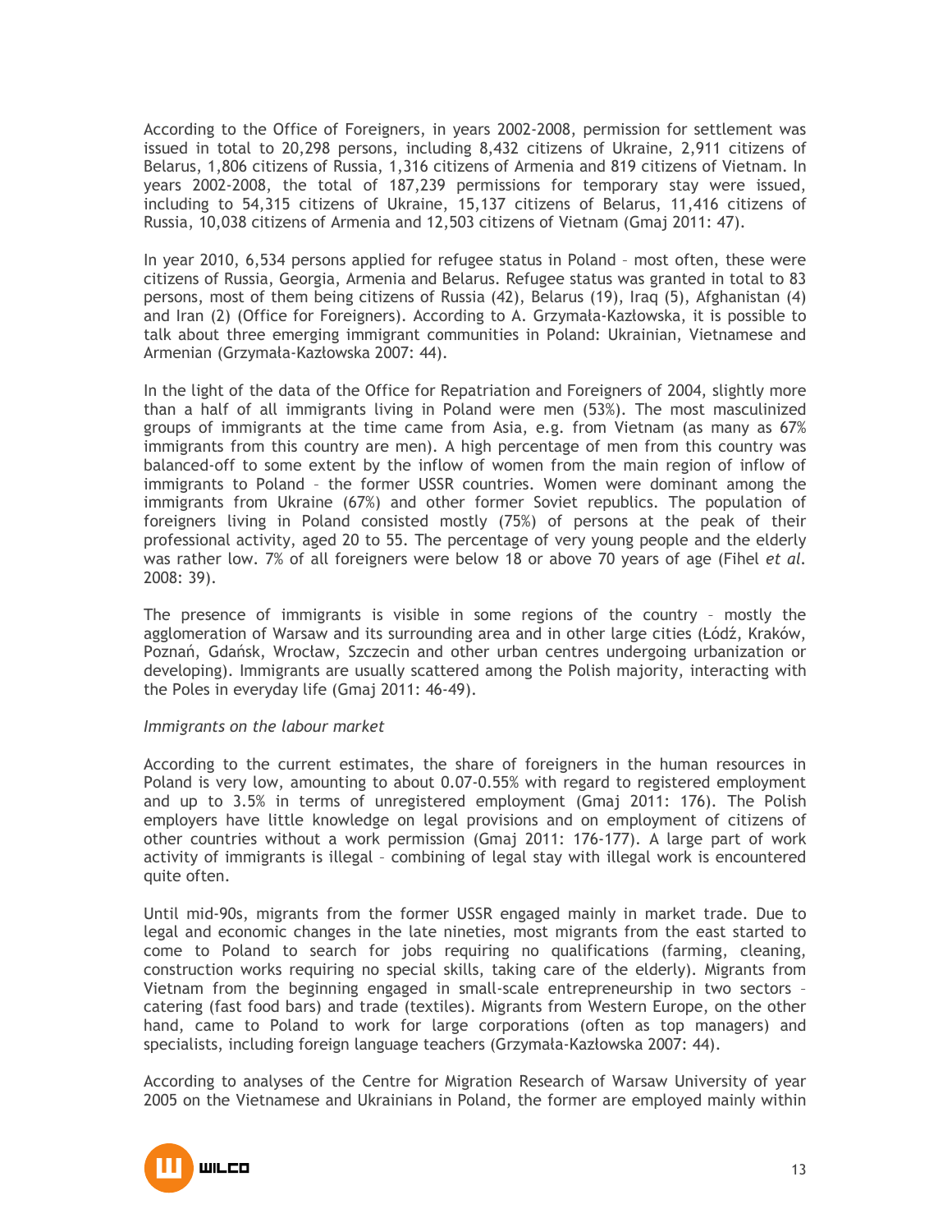According to the Office of Foreigners, in years 2002-2008, permission for settlement was issued in total to 20,298 persons, including 8,432 citizens of Ukraine, 2,911 citizens of Belarus, 1,806 citizens of Russia, 1,316 citizens of Armenia and 819 citizens of Vietnam. In years 2002-2008, the total of 187,239 permissions for temporary stay were issued, including to 54,315 citizens of Ukraine, 15,137 citizens of Belarus, 11,416 citizens of Russia, 10,038 citizens of Armenia and 12,503 citizens of Vietnam (Gmaj 2011: 47).

In year 2010, 6,534 persons applied for refugee status in Poland – most often, these were citizens of Russia, Georgia, Armenia and Belarus. Refugee status was granted in total to 83 persons, most of them being citizens of Russia (42), Belarus (19), Iraq (5), Afghanistan (4) and Iran (2) (Office for Foreigners). According to A. Grzymała-Kazłowska, it is possible to talk about three emerging immigrant communities in Poland: Ukrainian, Vietnamese and Armenian (Grzymała-Kazłowska 2007: 44).

In the light of the data of the Office for Repatriation and Foreigners of 2004, slightly more than a half of all immigrants living in Poland were men (53%). The most masculinized groups of immigrants at the time came from Asia, e.g. from Vietnam (as many as 67% immigrants from this country are men). A high percentage of men from this country was balanced-off to some extent by the inflow of women from the main region of inflow of immigrants to Poland – the former USSR countries. Women were dominant among the immigrants from Ukraine (67%) and other former Soviet republics. The population of foreigners living in Poland consisted mostly (75%) of persons at the peak of their professional activity, aged 20 to 55. The percentage of very young people and the elderly was rather low. 7% of all foreigners were below 18 or above 70 years of age (Fihel *et al.* 2008: 39).

The presence of immigrants is visible in some regions of the country – mostly the agglomeration of Warsaw and its surrounding area and in other large cities (Łódź, Kraków, Poznań, Gdańsk, Wrocław, Szczecin and other urban centres undergoing urbanization or developing). Immigrants are usually scattered among the Polish majority, interacting with the Poles in everyday life (Gmaj 2011: 46-49).

*Immigrants on the labour market*

According to the current estimates, the share of foreigners in the human resources in Poland is very low, amounting to about 0.07-0.55% with regard to registered employment and up to 3.5% in terms of unregistered employment (Gmaj 2011: 176). The Polish employers have little knowledge on legal provisions and on employment of citizens of other countries without a work permission (Gmaj 2011: 176-177). A large part of work activity of immigrants is illegal – combining of legal stay with illegal work is encountered quite often.

Until mid-90s, migrants from the former USSR engaged mainly in market trade. Due to legal and economic changes in the late nineties, most migrants from the east started to come to Poland to search for jobs requiring no qualifications (farming, cleaning, construction works requiring no special skills, taking care of the elderly). Migrants from Vietnam from the beginning engaged in small-scale entrepreneurship in two sectors – catering (fast food bars) and trade (textiles). Migrants from Western Europe, on the other hand, came to Poland to work for large corporations (often as top managers) and specialists, including foreign language teachers (Grzymała-Kazłowska 2007: 44).

According to analyses of the Centre for Migration Research of Warsaw University of year 2005 on the Vietnamese and Ukrainians in Poland, the former are employed mainly within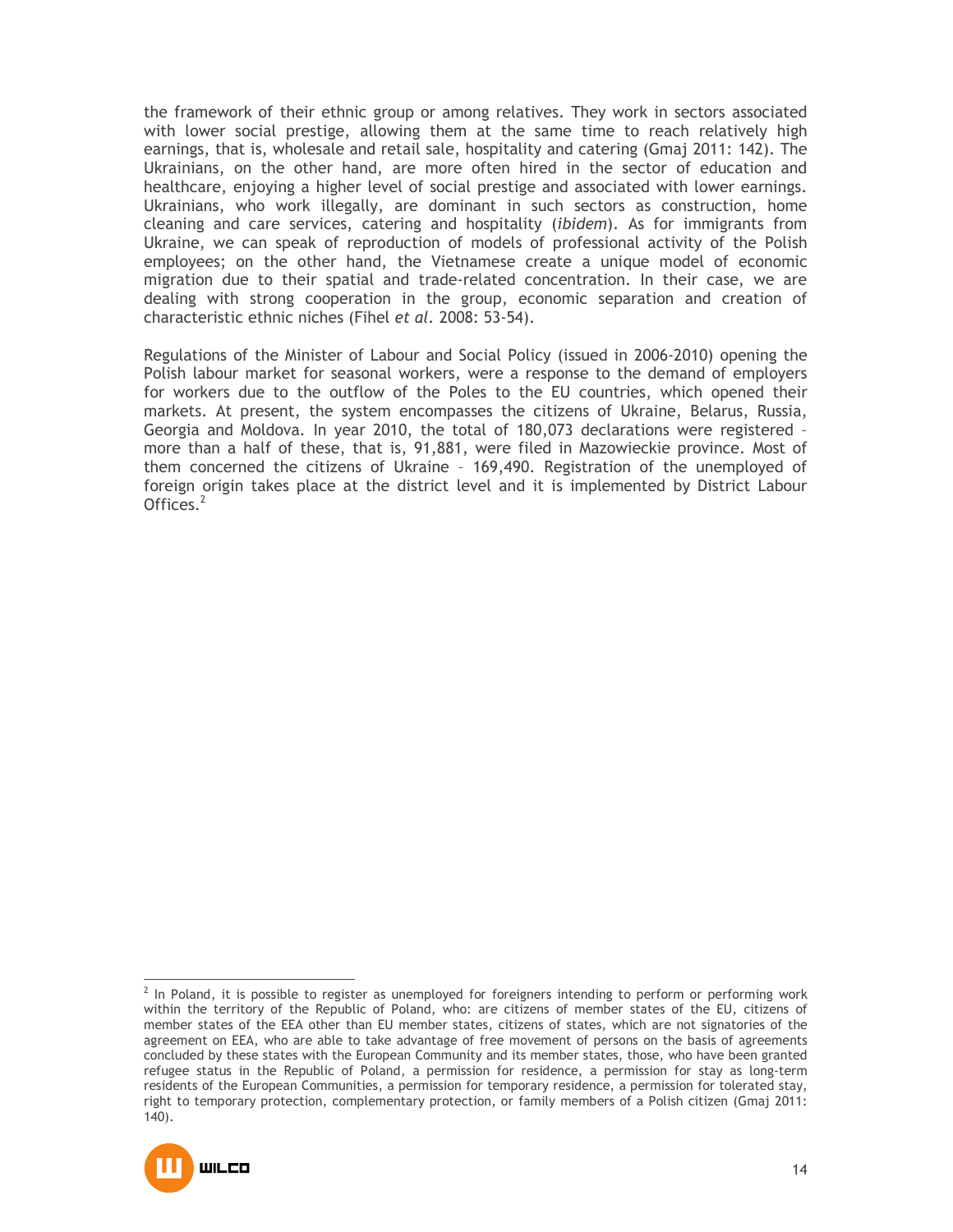the framework of their ethnic group or among relatives. They work in sectors associated with lower social prestige, allowing them at the same time to reach relatively high earnings, that is, wholesale and retail sale, hospitality and catering (Gmaj 2011: 142). The Ukrainians, on the other hand, are more often hired in the sector of education and healthcare, enjoying a higher level of social prestige and associated with lower earnings. Ukrainians, who work illegally, are dominant in such sectors as construction, home cleaning and care services, catering and hospitality (*ibidem*). As for immigrants from Ukraine, we can speak of reproduction of models of professional activity of the Polish employees; on the other hand, the Vietnamese create a unique model of economic migration due to their spatial and trade-related concentration. In their case, we are dealing with strong cooperation in the group, economic separation and creation of characteristic ethnic niches (Fihel *et al*. 2008: 53-54).

Regulations of the Minister of Labour and Social Policy (issued in 2006-2010) opening the Polish labour market for seasonal workers, were a response to the demand of employers for workers due to the outflow of the Poles to the EU countries, which opened their markets. At present, the system encompasses the citizens of Ukraine, Belarus, Russia, Georgia and Moldova. In year 2010, the total of 180,073 declarations were registered – more than a half of these, that is, 91,881, were filed in Mazowieckie province. Most of them concerned the citizens of Ukraine – 169,490. Registration of the unemployed of foreign origin takes place at the district level and it is implemented by District Labour Offices.[2]

---

[2] In Poland, it is possible to register as unemployed for foreigners intending to perform or performing work within the territory of the Republic of Poland, who: are citizens of member states of the EU, citizens of member states of the EEA other than EU member states, citizens of states, which are not signatories of the agreement on EEA, who are able to take advantage of free movement of persons on the basis of agreements concluded by these states with the European Community and its member states, those, who have been granted refugee status in the Republic of Poland, a permission for residence, a permission for stay as long-term residents of the European Communities, a permission for temporary residence, a permission for tolerated stay, right to temporary protection, complementary protection, or family members of a Polish citizen (Gmaj 2011: 140).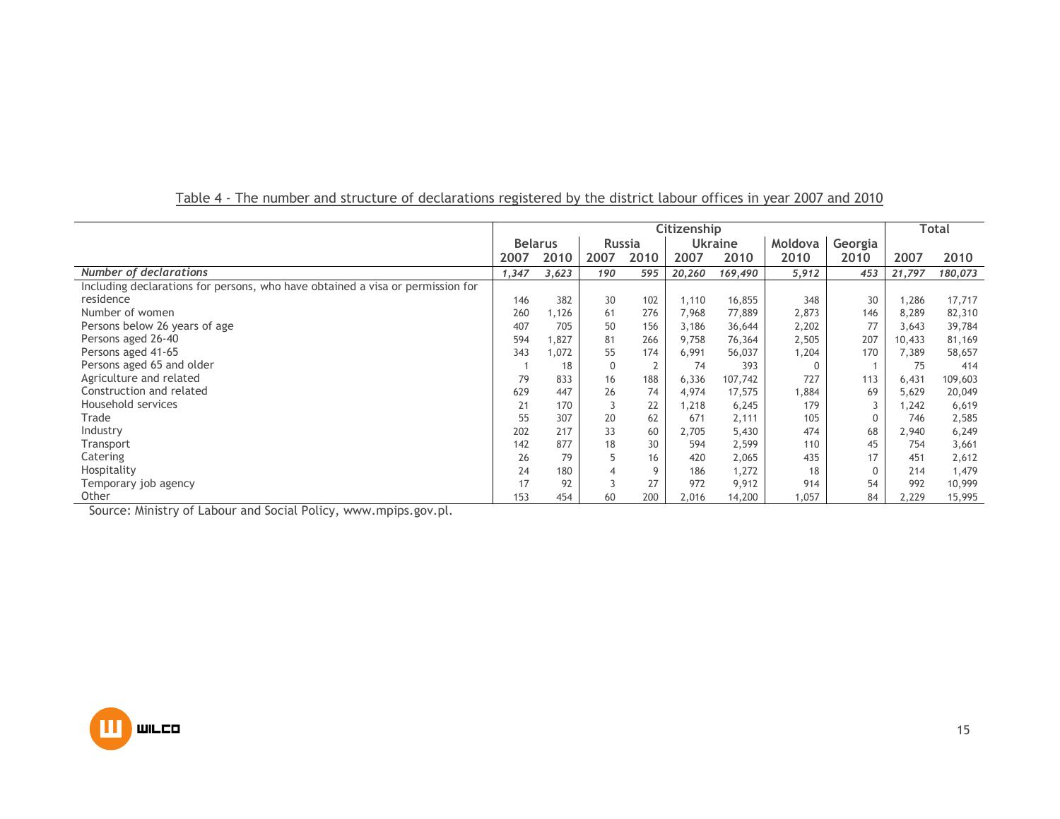Table 4 - The number and structure of declarations registered by the district labour offices in year 2007 and 2010

| | Citizenship | | | | | | | | Total | |
|---|---|---|---|---|---|---|---|---|---|---|
| | Belarus | | Russia | | Ukraine | | Moldova | Georgia | | |
| | 2007 | 2010 | 2007 | 2010 | 2007 | 2010 | 2010 | 2010 | 2007 | 2010 |
| *Number of declarations* | *1,347* | *3,623* | *190* | *595* | *20,260* | *169,490* | *5,912* | *453* | *21,797* | *180,073* |
| Including declarations for persons, who have obtained a visa or permission for residence | 146 | 382 | 30 | 102 | 1,110 | 16,855 | 348 | 30 | 1,286 | 17,717 |
| Number of women | 260 | 1,126 | 61 | 276 | 7,968 | 77,889 | 2,873 | 146 | 8,289 | 82,310 |
| Persons below 26 years of age | 407 | 705 | 50 | 156 | 3,186 | 36,644 | 2,202 | 77 | 3,643 | 39,784 |
| Persons aged 26-40 | 594 | 1,827 | 81 | 266 | 9,758 | 76,364 | 2,505 | 207 | 10,433 | 81,169 |
| Persons aged 41-65 | 343 | 1,072 | 55 | 174 | 6,991 | 56,037 | 1,204 | 170 | 7,389 | 58,657 |
| Persons aged 65 and older | 1 | 18 | 0 | 2 | 74 | 393 | 0 | 1 | 75 | 414 |
| Agriculture and related | 79 | 833 | 16 | 188 | 6,336 | 107,742 | 727 | 113 | 6,431 | 109,603 |
| Construction and related | 629 | 447 | 26 | 74 | 4,974 | 17,575 | 1,884 | 69 | 5,629 | 20,049 |
| Household services | 21 | 170 | 3 | 22 | 1,218 | 6,245 | 179 | 3 | 1,242 | 6,619 |
| Trade | 55 | 307 | 20 | 62 | 671 | 2,111 | 105 | 0 | 746 | 2,585 |
| Industry | 202 | 217 | 33 | 60 | 2,705 | 5,430 | 474 | 68 | 2,940 | 6,249 |
| Transport | 142 | 877 | 18 | 30 | 594 | 2,599 | 110 | 45 | 754 | 3,661 |
| Catering | 26 | 79 | 5 | 16 | 420 | 2,065 | 435 | 17 | 451 | 2,612 |
| Hospitality | 24 | 180 | 4 | 9 | 186 | 1,272 | 18 | 0 | 214 | 1,479 |
| Temporary job agency | 17 | 92 | 3 | 27 | 972 | 9,912 | 914 | 54 | 992 | 10,999 |
| Other | 153 | 454 | 60 | 200 | 2,016 | 14,200 | 1,057 | 84 | 2,229 | 15,995 |

Source: Ministry of Labour and Social Policy, www.mpips.gov.pl.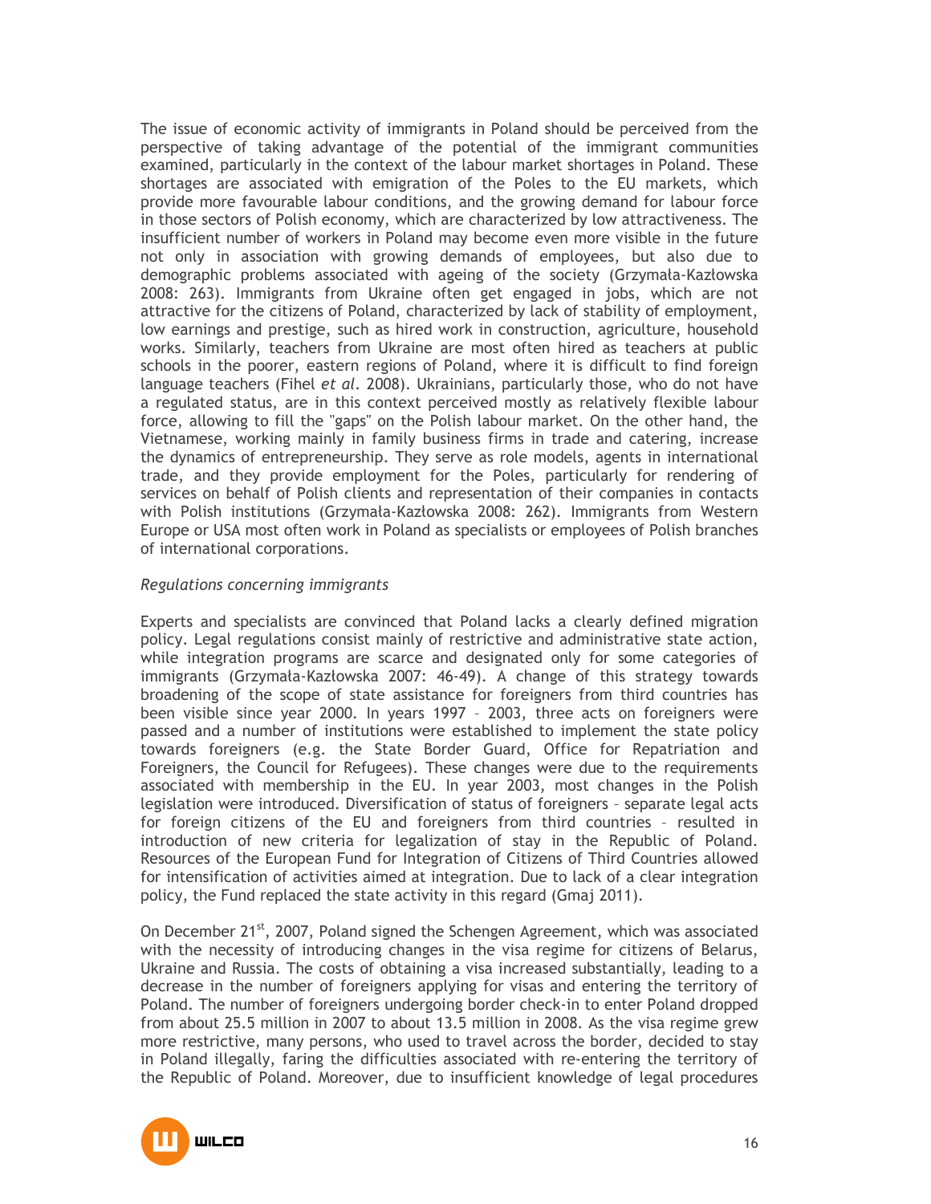The issue of economic activity of immigrants in Poland should be perceived from the perspective of taking advantage of the potential of the immigrant communities examined, particularly in the context of the labour market shortages in Poland. These shortages are associated with emigration of the Poles to the EU markets, which provide more favourable labour conditions, and the growing demand for labour force in those sectors of Polish economy, which are characterized by low attractiveness. The insufficient number of workers in Poland may become even more visible in the future not only in association with growing demands of employees, but also due to demographic problems associated with ageing of the society (Grzymała-Kazłowska 2008: 263). Immigrants from Ukraine often get engaged in jobs, which are not attractive for the citizens of Poland, characterized by lack of stability of employment, low earnings and prestige, such as hired work in construction, agriculture, household works. Similarly, teachers from Ukraine are most often hired as teachers at public schools in the poorer, eastern regions of Poland, where it is difficult to find foreign language teachers (Fihel *et al.* 2008). Ukrainians, particularly those, who do not have a regulated status, are in this context perceived mostly as relatively flexible labour force, allowing to fill the "gaps" on the Polish labour market. On the other hand, the Vietnamese, working mainly in family business firms in trade and catering, increase the dynamics of entrepreneurship. They serve as role models, agents in international trade, and they provide employment for the Poles, particularly for rendering of services on behalf of Polish clients and representation of their companies in contacts with Polish institutions (Grzymała-Kazłowska 2008: 262). Immigrants from Western Europe or USA most often work in Poland as specialists or employees of Polish branches of international corporations.

*Regulations concerning immigrants*

Experts and specialists are convinced that Poland lacks a clearly defined migration policy. Legal regulations consist mainly of restrictive and administrative state action, while integration programs are scarce and designated only for some categories of immigrants (Grzymała-Kazłowska 2007: 46-49). A change of this strategy towards broadening of the scope of state assistance for foreigners from third countries has been visible since year 2000. In years 1997 – 2003, three acts on foreigners were passed and a number of institutions were established to implement the state policy towards foreigners (e.g. the State Border Guard, Office for Repatriation and Foreigners, the Council for Refugees). These changes were due to the requirements associated with membership in the EU. In year 2003, most changes in the Polish legislation were introduced. Diversification of status of foreigners – separate legal acts for foreign citizens of the EU and foreigners from third countries – resulted in introduction of new criteria for legalization of stay in the Republic of Poland. Resources of the European Fund for Integration of Citizens of Third Countries allowed for intensification of activities aimed at integration. Due to lack of a clear integration policy, the Fund replaced the state activity in this regard (Gmaj 2011).

On December 21st, 2007, Poland signed the Schengen Agreement, which was associated with the necessity of introducing changes in the visa regime for citizens of Belarus, Ukraine and Russia. The costs of obtaining a visa increased substantially, leading to a decrease in the number of foreigners applying for visas and entering the territory of Poland. The number of foreigners undergoing border check-in to enter Poland dropped from about 25.5 million in 2007 to about 13.5 million in 2008. As the visa regime grew more restrictive, many persons, who used to travel across the border, decided to stay in Poland illegally, faring the difficulties associated with re-entering the territory of the Republic of Poland. Moreover, due to insufficient knowledge of legal procedures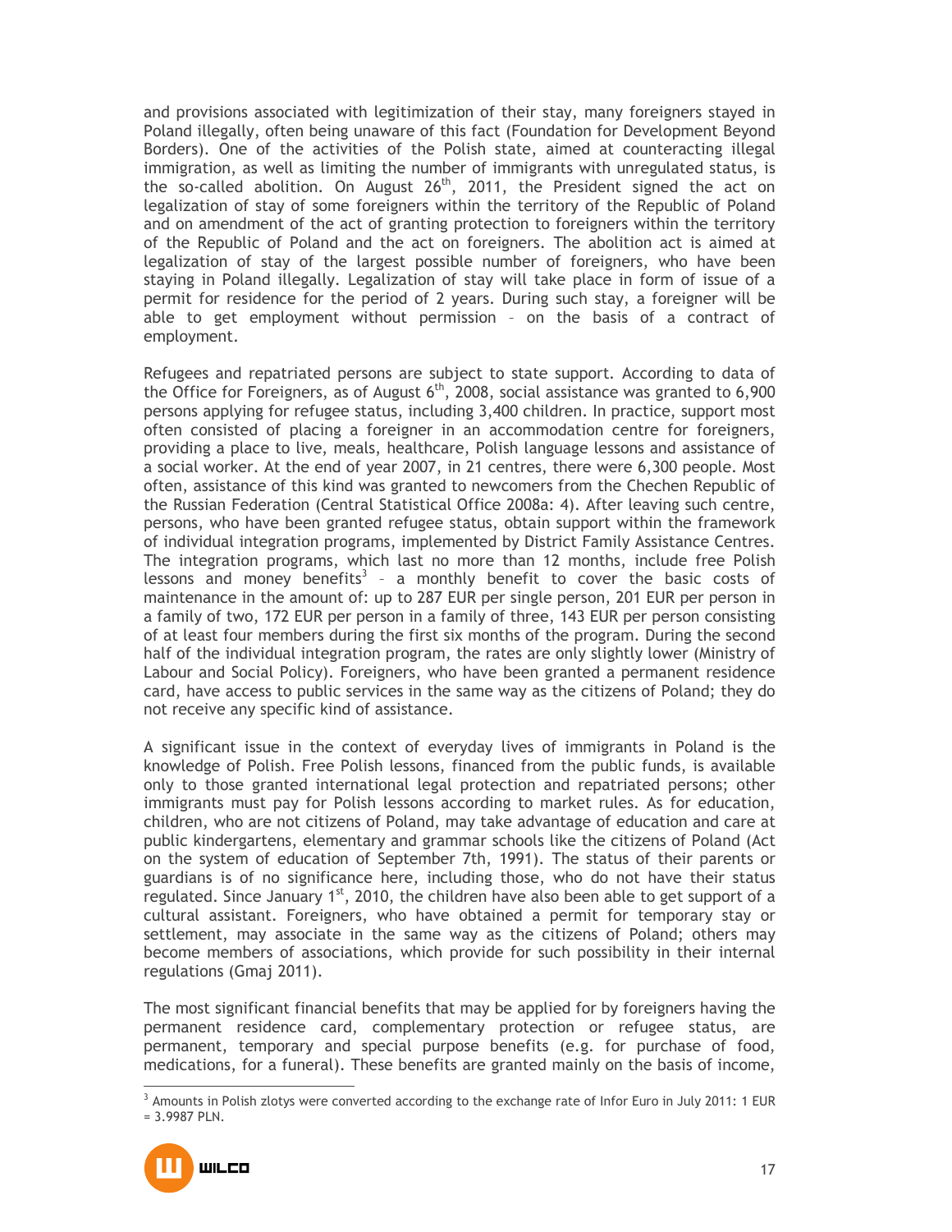and provisions associated with legitimization of their stay, many foreigners stayed in Poland illegally, often being unaware of this fact (Foundation for Development Beyond Borders). One of the activities of the Polish state, aimed at counteracting illegal immigration, as well as limiting the number of immigrants with unregulated status, is the so-called abolition. On August 26th, 2011, the President signed the act on legalization of stay of some foreigners within the territory of the Republic of Poland and on amendment of the act of granting protection to foreigners within the territory of the Republic of Poland and the act on foreigners. The abolition act is aimed at legalization of stay of the largest possible number of foreigners, who have been staying in Poland illegally. Legalization of stay will take place in form of issue of a permit for residence for the period of 2 years. During such stay, a foreigner will be able to get employment without permission – on the basis of a contract of employment.

Refugees and repatriated persons are subject to state support. According to data of the Office for Foreigners, as of August 6th, 2008, social assistance was granted to 6,900 persons applying for refugee status, including 3,400 children. In practice, support most often consisted of placing a foreigner in an accommodation centre for foreigners, providing a place to live, meals, healthcare, Polish language lessons and assistance of a social worker. At the end of year 2007, in 21 centres, there were 6,300 people. Most often, assistance of this kind was granted to newcomers from the Chechen Republic of the Russian Federation (Central Statistical Office 2008a: 4). After leaving such centre, persons, who have been granted refugee status, obtain support within the framework of individual integration programs, implemented by District Family Assistance Centres. The integration programs, which last no more than 12 months, include free Polish lessons and money benefits[3] – a monthly benefit to cover the basic costs of maintenance in the amount of: up to 287 EUR per single person, 201 EUR per person in a family of two, 172 EUR per person in a family of three, 143 EUR per person consisting of at least four members during the first six months of the program. During the second half of the individual integration program, the rates are only slightly lower (Ministry of Labour and Social Policy). Foreigners, who have been granted a permanent residence card, have access to public services in the same way as the citizens of Poland; they do not receive any specific kind of assistance.

A significant issue in the context of everyday lives of immigrants in Poland is the knowledge of Polish. Free Polish lessons, financed from the public funds, is available only to those granted international legal protection and repatriated persons; other immigrants must pay for Polish lessons according to market rules. As for education, children, who are not citizens of Poland, may take advantage of education and care at public kindergartens, elementary and grammar schools like the citizens of Poland (Act on the system of education of September 7th, 1991). The status of their parents or guardians is of no significance here, including those, who do not have their status regulated. Since January 1st, 2010, the children have also been able to get support of a cultural assistant. Foreigners, who have obtained a permit for temporary stay or settlement, may associate in the same way as the citizens of Poland; others may become members of associations, which provide for such possibility in their internal regulations (Gmaj 2011).

The most significant financial benefits that may be applied for by foreigners having the permanent residence card, complementary protection or refugee status, are permanent, temporary and special purpose benefits (e.g. for purchase of food, medications, for a funeral). These benefits are granted mainly on the basis of income,

[3] Amounts in Polish zlotys were converted according to the exchange rate of Infor Euro in July 2011: 1 EUR = 3.9987 PLN.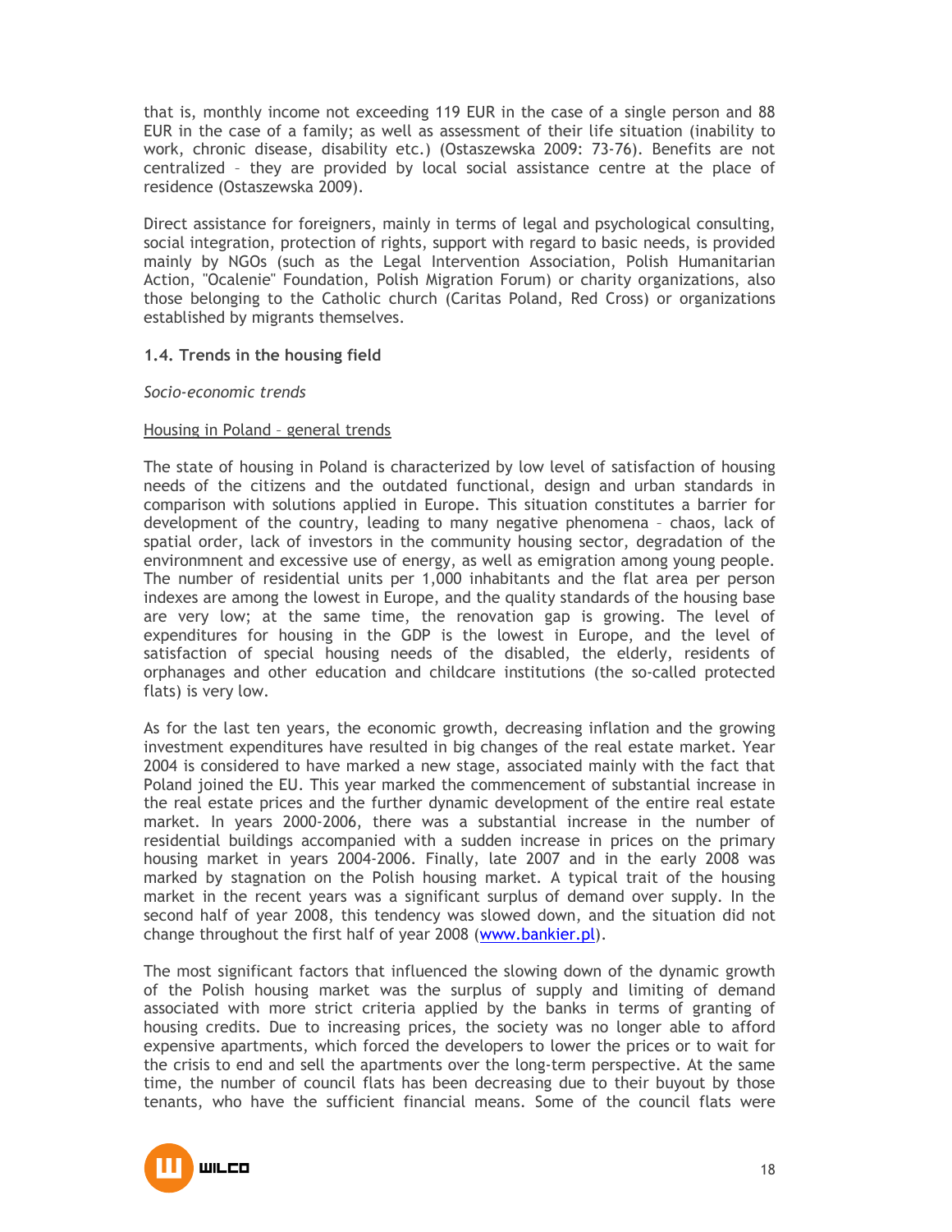that is, monthly income not exceeding 119 EUR in the case of a single person and 88 EUR in the case of a family; as well as assessment of their life situation (inability to work, chronic disease, disability etc.) (Ostaszewska 2009: 73-76). Benefits are not centralized – they are provided by local social assistance centre at the place of residence (Ostaszewska 2009).

Direct assistance for foreigners, mainly in terms of legal and psychological consulting, social integration, protection of rights, support with regard to basic needs, is provided mainly by NGOs (such as the Legal Intervention Association, Polish Humanitarian Action, "Ocalenie" Foundation, Polish Migration Forum) or charity organizations, also those belonging to the Catholic church (Caritas Poland, Red Cross) or organizations established by migrants themselves.

### 1.4. Trends in the housing field

*Socio-economic trends*

Housing in Poland – general trends

The state of housing in Poland is characterized by low level of satisfaction of housing needs of the citizens and the outdated functional, design and urban standards in comparison with solutions applied in Europe. This situation constitutes a barrier for development of the country, leading to many negative phenomena – chaos, lack of spatial order, lack of investors in the community housing sector, degradation of the environmnent and excessive use of energy, as well as emigration among young people. The number of residential units per 1,000 inhabitants and the flat area per person indexes are among the lowest in Europe, and the quality standards of the housing base are very low; at the same time, the renovation gap is growing. The level of expenditures for housing in the GDP is the lowest in Europe, and the level of satisfaction of special housing needs of the disabled, the elderly, residents of orphanages and other education and childcare institutions (the so-called protected flats) is very low.

As for the last ten years, the economic growth, decreasing inflation and the growing investment expenditures have resulted in big changes of the real estate market. Year 2004 is considered to have marked a new stage, associated mainly with the fact that Poland joined the EU. This year marked the commencement of substantial increase in the real estate prices and the further dynamic development of the entire real estate market. In years 2000-2006, there was a substantial increase in the number of residential buildings accompanied with a sudden increase in prices on the primary housing market in years 2004-2006. Finally, late 2007 and in the early 2008 was marked by stagnation on the Polish housing market. A typical trait of the housing market in the recent years was a significant surplus of demand over supply. In the second half of year 2008, this tendency was slowed down, and the situation did not change throughout the first half of year 2008 (www.bankier.pl).

The most significant factors that influenced the slowing down of the dynamic growth of the Polish housing market was the surplus of supply and limiting of demand associated with more strict criteria applied by the banks in terms of granting of housing credits. Due to increasing prices, the society was no longer able to afford expensive apartments, which forced the developers to lower the prices or to wait for the crisis to end and sell the apartments over the long-term perspective. At the same time, the number of council flats has been decreasing due to their buyout by those tenants, who have the sufficient financial means. Some of the council flats were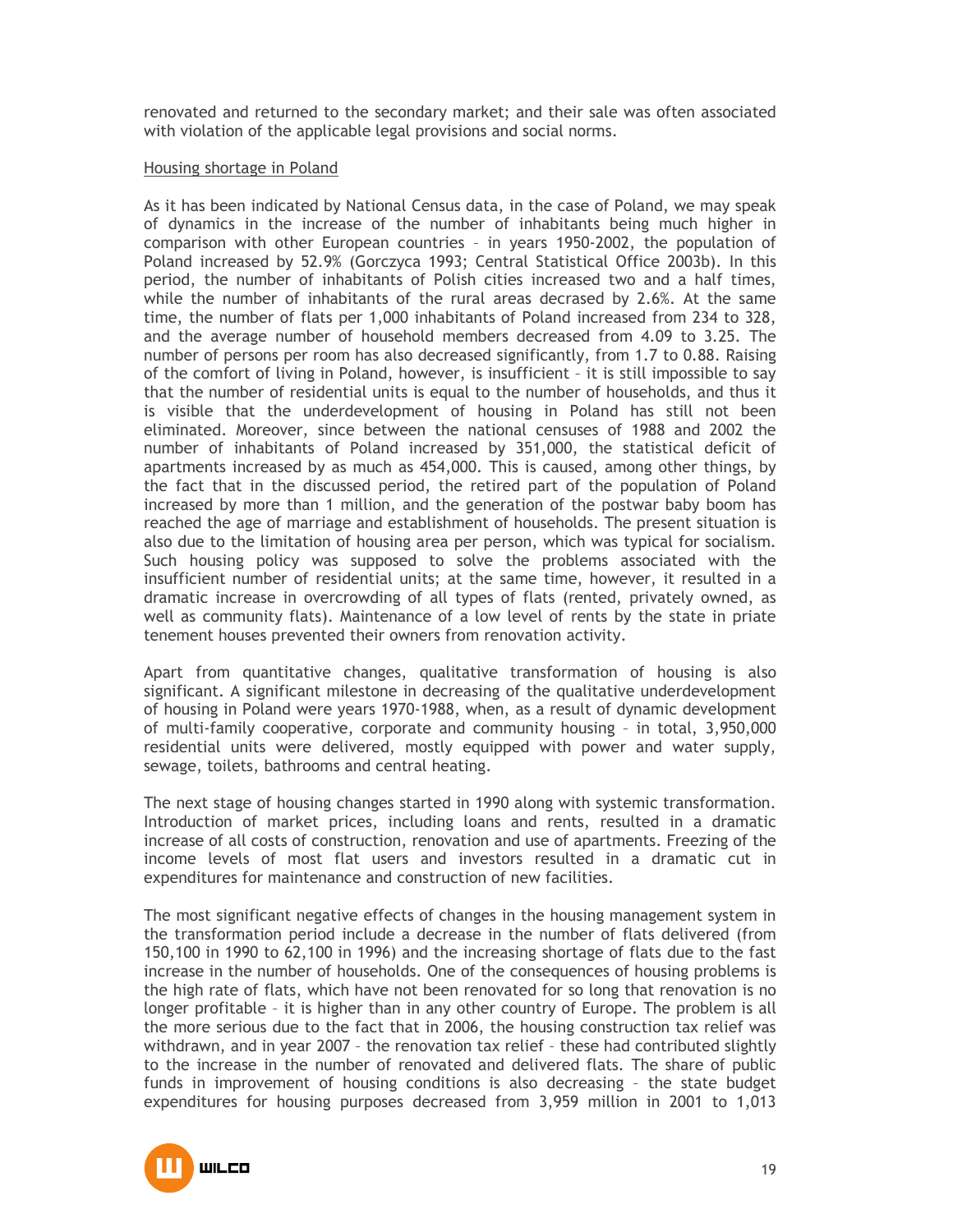renovated and returned to the secondary market; and their sale was often associated with violation of the applicable legal provisions and social norms.

Housing shortage in Poland

As it has been indicated by National Census data, in the case of Poland, we may speak of dynamics in the increase of the number of inhabitants being much higher in comparison with other European countries – in years 1950-2002, the population of Poland increased by 52.9% (Gorczyca 1993; Central Statistical Office 2003b). In this period, the number of inhabitants of Polish cities increased two and a half times, while the number of inhabitants of the rural areas decrased by 2.6%. At the same time, the number of flats per 1,000 inhabitants of Poland increased from 234 to 328, and the average number of household members decreased from 4.09 to 3.25. The number of persons per room has also decreased significantly, from 1.7 to 0.88. Raising of the comfort of living in Poland, however, is insufficient – it is still impossible to say that the number of residential units is equal to the number of households, and thus it is visible that the underdevelopment of housing in Poland has still not been eliminated. Moreover, since between the national censuses of 1988 and 2002 the number of inhabitants of Poland increased by 351,000, the statistical deficit of apartments increased by as much as 454,000. This is caused, among other things, by the fact that in the discussed period, the retired part of the population of Poland increased by more than 1 million, and the generation of the postwar baby boom has reached the age of marriage and establishment of households. The present situation is also due to the limitation of housing area per person, which was typical for socialism. Such housing policy was supposed to solve the problems associated with the insufficient number of residential units; at the same time, however, it resulted in a dramatic increase in overcrowding of all types of flats (rented, privately owned, as well as community flats). Maintenance of a low level of rents by the state in priate tenement houses prevented their owners from renovation activity.

Apart from quantitative changes, qualitative transformation of housing is also significant. A significant milestone in decreasing of the qualitative underdevelopment of housing in Poland were years 1970-1988, when, as a result of dynamic development of multi-family cooperative, corporate and community housing – in total, 3,950,000 residential units were delivered, mostly equipped with power and water supply, sewage, toilets, bathrooms and central heating.

The next stage of housing changes started in 1990 along with systemic transformation. Introduction of market prices, including loans and rents, resulted in a dramatic increase of all costs of construction, renovation and use of apartments. Freezing of the income levels of most flat users and investors resulted in a dramatic cut in expenditures for maintenance and construction of new facilities.

The most significant negative effects of changes in the housing management system in the transformation period include a decrease in the number of flats delivered (from 150,100 in 1990 to 62,100 in 1996) and the increasing shortage of flats due to the fast increase in the number of households. One of the consequences of housing problems is the high rate of flats, which have not been renovated for so long that renovation is no longer profitable – it is higher than in any other country of Europe. The problem is all the more serious due to the fact that in 2006, the housing construction tax relief was withdrawn, and in year 2007 – the renovation tax relief – these had contributed slightly to the increase in the number of renovated and delivered flats. The share of public funds in improvement of housing conditions is also decreasing – the state budget expenditures for housing purposes decreased from 3,959 million in 2001 to 1,013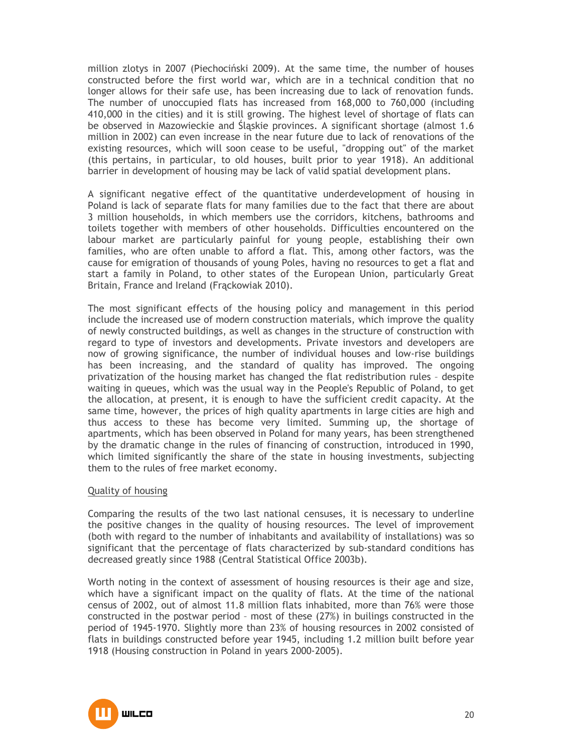million zlotys in 2007 (Piechociński 2009). At the same time, the number of houses constructed before the first world war, which are in a technical condition that no longer allows for their safe use, has been increasing due to lack of renovation funds. The number of unoccupied flats has increased from 168,000 to 760,000 (including 410,000 in the cities) and it is still growing. The highest level of shortage of flats can be observed in Mazowieckie and Śląskie provinces. A significant shortage (almost 1.6 million in 2002) can even increase in the near future due to lack of renovations of the existing resources, which will soon cease to be useful, "dropping out" of the market (this pertains, in particular, to old houses, built prior to year 1918). An additional barrier in development of housing may be lack of valid spatial development plans.

A significant negative effect of the quantitative underdevelopment of housing in Poland is lack of separate flats for many families due to the fact that there are about 3 million households, in which members use the corridors, kitchens, bathrooms and toilets together with members of other households. Difficulties encountered on the labour market are particularly painful for young people, establishing their own families, who are often unable to afford a flat. This, among other factors, was the cause for emigration of thousands of young Poles, having no resources to get a flat and start a family in Poland, to other states of the European Union, particularly Great Britain, France and Ireland (Frąckowiak 2010).

The most significant effects of the housing policy and management in this period include the increased use of modern construction materials, which improve the quality of newly constructed buildings, as well as changes in the structure of construction with regard to type of investors and developments. Private investors and developers are now of growing significance, the number of individual houses and low-rise buildings has been increasing, and the standard of quality has improved. The ongoing privatization of the housing market has changed the flat redistribution rules – despite waiting in queues, which was the usual way in the People's Republic of Poland, to get the allocation, at present, it is enough to have the sufficient credit capacity. At the same time, however, the prices of high quality apartments in large cities are high and thus access to these has become very limited. Summing up, the shortage of apartments, which has been observed in Poland for many years, has been strengthened by the dramatic change in the rules of financing of construction, introduced in 1990, which limited significantly the share of the state in housing investments, subjecting them to the rules of free market economy.

Quality of housing

Comparing the results of the two last national censuses, it is necessary to underline the positive changes in the quality of housing resources. The level of improvement (both with regard to the number of inhabitants and availability of installations) was so significant that the percentage of flats characterized by sub-standard conditions has decreased greatly since 1988 (Central Statistical Office 2003b).

Worth noting in the context of assessment of housing resources is their age and size, which have a significant impact on the quality of flats. At the time of the national census of 2002, out of almost 11.8 million flats inhabited, more than 76% were those constructed in the postwar period – most of these (27%) in builings constructed in the period of 1945-1970. Slightly more than 23% of housing resources in 2002 consisted of flats in buildings constructed before year 1945, including 1.2 million built before year 1918 (Housing construction in Poland in years 2000-2005).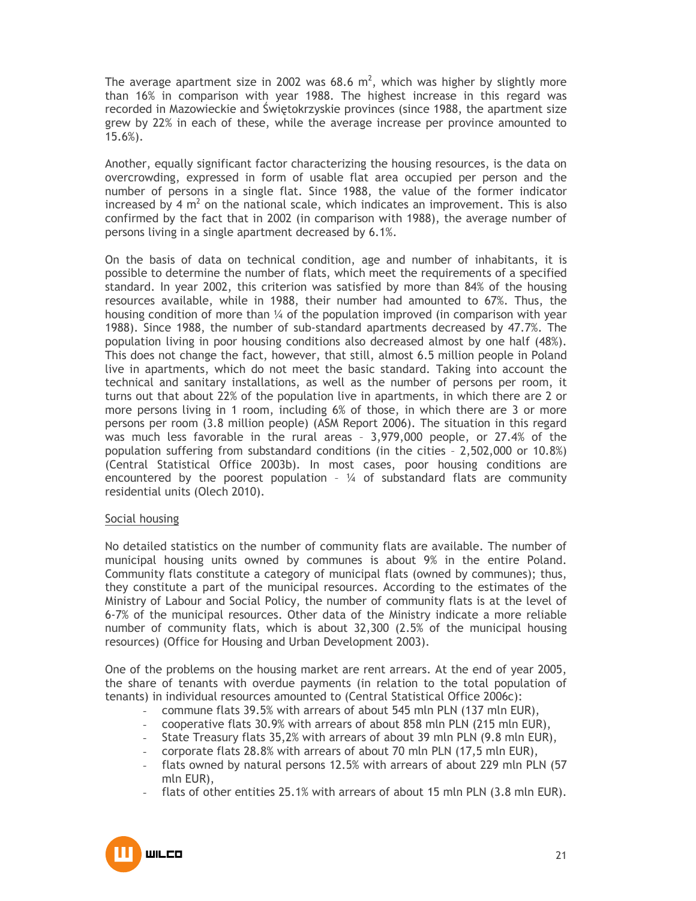The average apartment size in 2002 was 68.6 $m^2$, which was higher by slightly more than 16% in comparison with year 1988. The highest increase in this regard was recorded in Mazowieckie and Świętokrzyskie provinces (since 1988, the apartment size grew by 22% in each of these, while the average increase per province amounted to 15.6%).

Another, equally significant factor characterizing the housing resources, is the data on overcrowding, expressed in form of usable flat area occupied per person and the number of persons in a single flat. Since 1988, the value of the former indicator increased by 4 $m^2$ on the national scale, which indicates an improvement. This is also confirmed by the fact that in 2002 (in comparison with 1988), the average number of persons living in a single apartment decreased by 6.1%.

On the basis of data on technical condition, age and number of inhabitants, it is possible to determine the number of flats, which meet the requirements of a specified standard. In year 2002, this criterion was satisfied by more than 84% of the housing resources available, while in 1988, their number had amounted to 67%. Thus, the housing condition of more than ¼ of the population improved (in comparison with year 1988). Since 1988, the number of sub-standard apartments decreased by 47.7%. The population living in poor housing conditions also decreased almost by one half (48%). This does not change the fact, however, that still, almost 6.5 million people in Poland live in apartments, which do not meet the basic standard. Taking into account the technical and sanitary installations, as well as the number of persons per room, it turns out that about 22% of the population live in apartments, in which there are 2 or more persons living in 1 room, including 6% of those, in which there are 3 or more persons per room (3.8 million people) (ASM Report 2006). The situation in this regard was much less favorable in the rural areas – 3,979,000 people, or 27.4% of the population suffering from substandard conditions (in the cities – 2,502,000 or 10.8%) (Central Statistical Office 2003b). In most cases, poor housing conditions are encountered by the poorest population – ¼ of substandard flats are community residential units (Olech 2010).

Social housing

No detailed statistics on the number of community flats are available. The number of municipal housing units owned by communes is about 9% in the entire Poland. Community flats constitute a category of municipal flats (owned by communes); thus, they constitute a part of the municipal resources. According to the estimates of the Ministry of Labour and Social Policy, the number of community flats is at the level of 6-7% of the municipal resources. Other data of the Ministry indicate a more reliable number of community flats, which is about 32,300 (2.5% of the municipal housing resources) (Office for Housing and Urban Development 2003).

One of the problems on the housing market are rent arrears. At the end of year 2005, the share of tenants with overdue payments (in relation to the total population of tenants) in individual resources amounted to (Central Statistical Office 2006c):

- commune flats 39.5% with arrears of about 545 mln PLN (137 mln EUR),
- cooperative flats 30.9% with arrears of about 858 mln PLN (215 mln EUR),
- State Treasury flats 35,2% with arrears of about 39 mln PLN (9.8 mln EUR),
- corporate flats 28.8% with arrears of about 70 mln PLN (17,5 mln EUR),
- flats owned by natural persons 12.5% with arrears of about 229 mln PLN (57 mln EUR),
- flats of other entities 25.1% with arrears of about 15 mln PLN (3.8 mln EUR).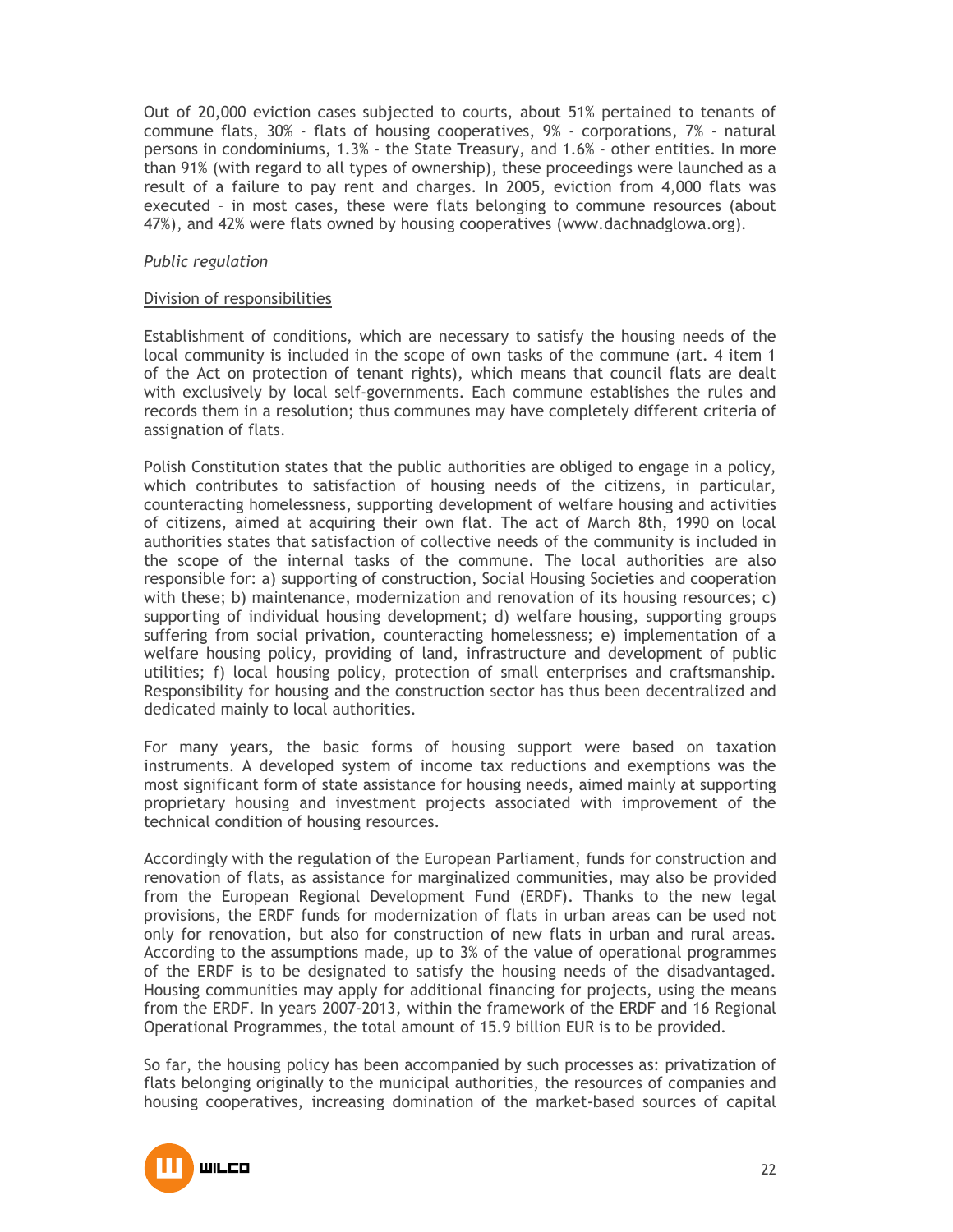Out of 20,000 eviction cases subjected to courts, about 51% pertained to tenants of commune flats, 30% - flats of housing cooperatives, 9% - corporations, 7% - natural persons in condominiums, 1.3% - the State Treasury, and 1.6% - other entities. In more than 91% (with regard to all types of ownership), these proceedings were launched as a result of a failure to pay rent and charges. In 2005, eviction from 4,000 flats was executed – in most cases, these were flats belonging to commune resources (about 47%), and 42% were flats owned by housing cooperatives (www.dachnadglowa.org).

*Public regulation*

Division of responsibilities

Establishment of conditions, which are necessary to satisfy the housing needs of the local community is included in the scope of own tasks of the commune (art. 4 item 1 of the Act on protection of tenant rights), which means that council flats are dealt with exclusively by local self-governments. Each commune establishes the rules and records them in a resolution; thus communes may have completely different criteria of assignation of flats.

Polish Constitution states that the public authorities are obliged to engage in a policy, which contributes to satisfaction of housing needs of the citizens, in particular, counteracting homelessness, supporting development of welfare housing and activities of citizens, aimed at acquiring their own flat. The act of March 8th, 1990 on local authorities states that satisfaction of collective needs of the community is included in the scope of the internal tasks of the commune. The local authorities are also responsible for: a) supporting of construction, Social Housing Societies and cooperation with these; b) maintenance, modernization and renovation of its housing resources; c) supporting of individual housing development; d) welfare housing, supporting groups suffering from social privation, counteracting homelessness; e) implementation of a welfare housing policy, providing of land, infrastructure and development of public utilities; f) local housing policy, protection of small enterprises and craftsmanship. Responsibility for housing and the construction sector has thus been decentralized and dedicated mainly to local authorities.

For many years, the basic forms of housing support were based on taxation instruments. A developed system of income tax reductions and exemptions was the most significant form of state assistance for housing needs, aimed mainly at supporting proprietary housing and investment projects associated with improvement of the technical condition of housing resources.

Accordingly with the regulation of the European Parliament, funds for construction and renovation of flats, as assistance for marginalized communities, may also be provided from the European Regional Development Fund (ERDF). Thanks to the new legal provisions, the ERDF funds for modernization of flats in urban areas can be used not only for renovation, but also for construction of new flats in urban and rural areas. According to the assumptions made, up to 3% of the value of operational programmes of the ERDF is to be designated to satisfy the housing needs of the disadvantaged. Housing communities may apply for additional financing for projects, using the means from the ERDF. In years 2007-2013, within the framework of the ERDF and 16 Regional Operational Programmes, the total amount of 15.9 billion EUR is to be provided.

So far, the housing policy has been accompanied by such processes as: privatization of flats belonging originally to the municipal authorities, the resources of companies and housing cooperatives, increasing domination of the market-based sources of capital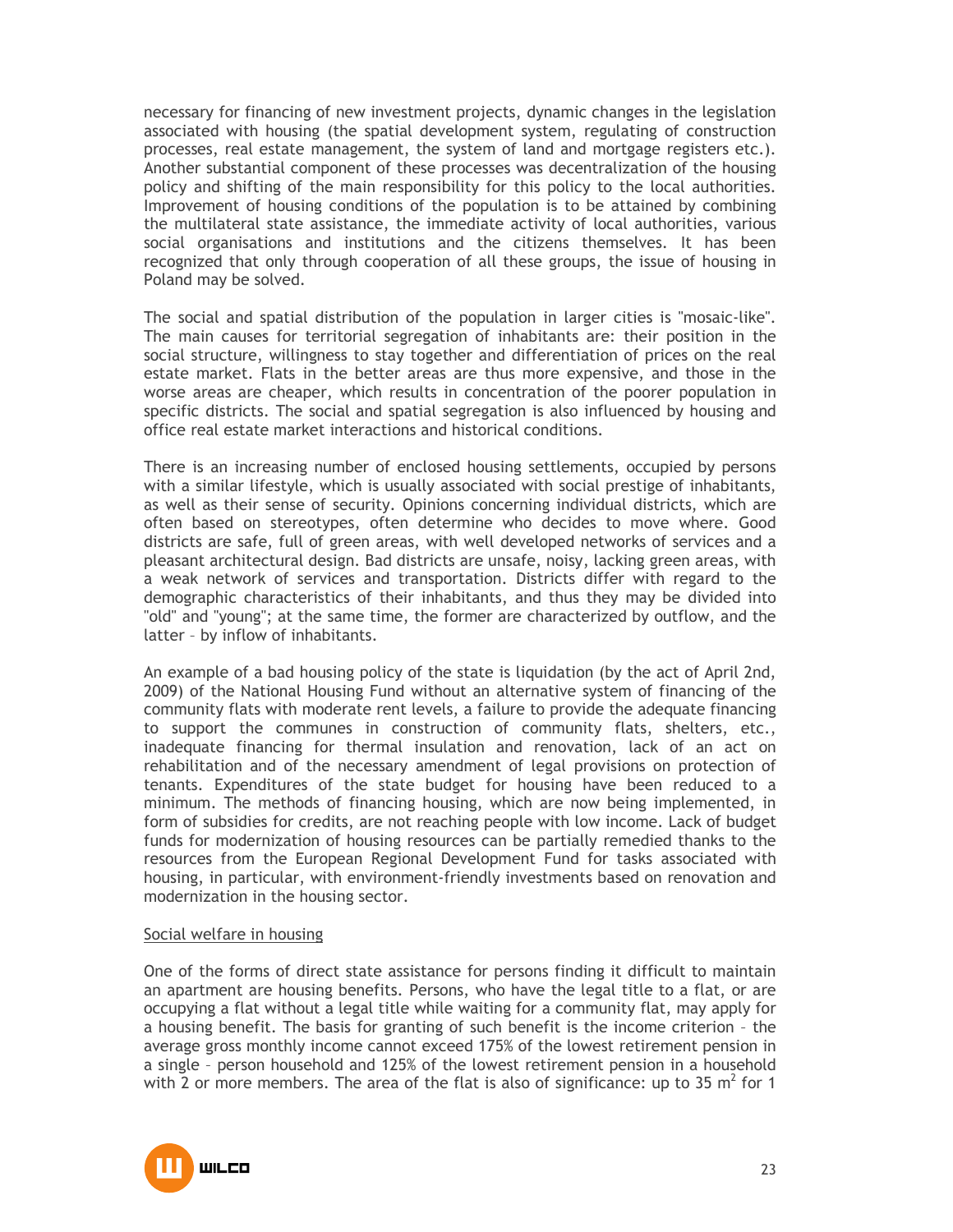necessary for financing of new investment projects, dynamic changes in the legislation associated with housing (the spatial development system, regulating of construction processes, real estate management, the system of land and mortgage registers etc.). Another substantial component of these processes was decentralization of the housing policy and shifting of the main responsibility for this policy to the local authorities. Improvement of housing conditions of the population is to be attained by combining the multilateral state assistance, the immediate activity of local authorities, various social organisations and institutions and the citizens themselves. It has been recognized that only through cooperation of all these groups, the issue of housing in Poland may be solved.

The social and spatial distribution of the population in larger cities is "mosaic-like". The main causes for territorial segregation of inhabitants are: their position in the social structure, willingness to stay together and differentiation of prices on the real estate market. Flats in the better areas are thus more expensive, and those in the worse areas are cheaper, which results in concentration of the poorer population in specific districts. The social and spatial segregation is also influenced by housing and office real estate market interactions and historical conditions.

There is an increasing number of enclosed housing settlements, occupied by persons with a similar lifestyle, which is usually associated with social prestige of inhabitants, as well as their sense of security. Opinions concerning individual districts, which are often based on stereotypes, often determine who decides to move where. Good districts are safe, full of green areas, with well developed networks of services and a pleasant architectural design. Bad districts are unsafe, noisy, lacking green areas, with a weak network of services and transportation. Districts differ with regard to the demographic characteristics of their inhabitants, and thus they may be divided into "old" and "young"; at the same time, the former are characterized by outflow, and the latter – by inflow of inhabitants.

An example of a bad housing policy of the state is liquidation (by the act of April 2nd, 2009) of the National Housing Fund without an alternative system of financing of the community flats with moderate rent levels, a failure to provide the adequate financing to support the communes in construction of community flats, shelters, etc., inadequate financing for thermal insulation and renovation, lack of an act on rehabilitation and of the necessary amendment of legal provisions on protection of tenants. Expenditures of the state budget for housing have been reduced to a minimum. The methods of financing housing, which are now being implemented, in form of subsidies for credits, are not reaching people with low income. Lack of budget funds for modernization of housing resources can be partially remedied thanks to the resources from the European Regional Development Fund for tasks associated with housing, in particular, with environment-friendly investments based on renovation and modernization in the housing sector.

<u>Social welfare in housing</u>

One of the forms of direct state assistance for persons finding it difficult to maintain an apartment are housing benefits. Persons, who have the legal title to a flat, or are occupying a flat without a legal title while waiting for a community flat, may apply for a housing benefit. The basis for granting of such benefit is the income criterion – the average gross monthly income cannot exceed 175% of the lowest retirement pension in a single – person household and 125% of the lowest retirement pension in a household with 2 or more members. The area of the flat is also of significance: up to 35 $m^2$ for 1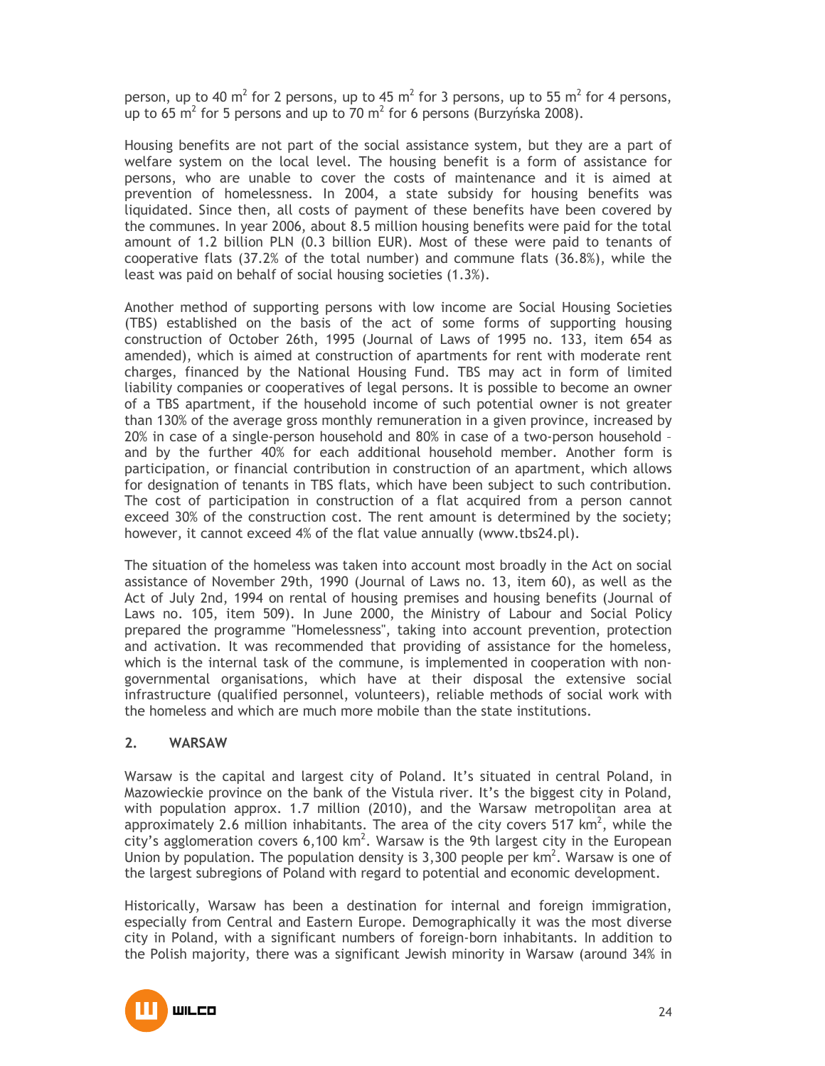person, up to 40 $m^2$ for 2 persons, up to 45 $m^2$ for 3 persons, up to 55 $m^2$ for 4 persons, up to 65 $m^2$ for 5 persons and up to 70 $m^2$ for 6 persons (Burzyńska 2008).

Housing benefits are not part of the social assistance system, but they are a part of welfare system on the local level. The housing benefit is a form of assistance for persons, who are unable to cover the costs of maintenance and it is aimed at prevention of homelessness. In 2004, a state subsidy for housing benefits was liquidated. Since then, all costs of payment of these benefits have been covered by the communes. In year 2006, about 8.5 million housing benefits were paid for the total amount of 1.2 billion PLN (0.3 billion EUR). Most of these were paid to tenants of cooperative flats (37.2% of the total number) and commune flats (36.8%), while the least was paid on behalf of social housing societies (1.3%).

Another method of supporting persons with low income are Social Housing Societies (TBS) established on the basis of the act of some forms of supporting housing construction of October 26th, 1995 (Journal of Laws of 1995 no. 133, item 654 as amended), which is aimed at construction of apartments for rent with moderate rent charges, financed by the National Housing Fund. TBS may act in form of limited liability companies or cooperatives of legal persons. It is possible to become an owner of a TBS apartment, if the household income of such potential owner is not greater than 130% of the average gross monthly remuneration in a given province, increased by 20% in case of a single-person household and 80% in case of a two-person household – and by the further 40% for each additional household member. Another form is participation, or financial contribution in construction of an apartment, which allows for designation of tenants in TBS flats, which have been subject to such contribution. The cost of participation in construction of a flat acquired from a person cannot exceed 30% of the construction cost. The rent amount is determined by the society; however, it cannot exceed 4% of the flat value annually (www.tbs24.pl).

The situation of the homeless was taken into account most broadly in the Act on social assistance of November 29th, 1990 (Journal of Laws no. 13, item 60), as well as the Act of July 2nd, 1994 on rental of housing premises and housing benefits (Journal of Laws no. 105, item 509). In June 2000, the Ministry of Labour and Social Policy prepared the programme "Homelessness", taking into account prevention, protection and activation. It was recommended that providing of assistance for the homeless, which is the internal task of the commune, is implemented in cooperation with non-governmental organisations, which have at their disposal the extensive social infrastructure (qualified personnel, volunteers), reliable methods of social work with the homeless and which are much more mobile than the state institutions.

## 2. WARSAW

Warsaw is the capital and largest city of Poland. It's situated in central Poland, in Mazowieckie province on the bank of the Vistula river. It's the biggest city in Poland, with population approx. 1.7 million (2010), and the Warsaw metropolitan area at approximately 2.6 million inhabitants. The area of the city covers 517 $km^2$, while the city's agglomeration covers 6,100 $km^2$. Warsaw is the 9th largest city in the European Union by population. The population density is 3,300 people per $km^2$. Warsaw is one of the largest subregions of Poland with regard to potential and economic development.

Historically, Warsaw has been a destination for internal and foreign immigration, especially from Central and Eastern Europe. Demographically it was the most diverse city in Poland, with a significant numbers of foreign-born inhabitants. In addition to the Polish majority, there was a significant Jewish minority in Warsaw (around 34% in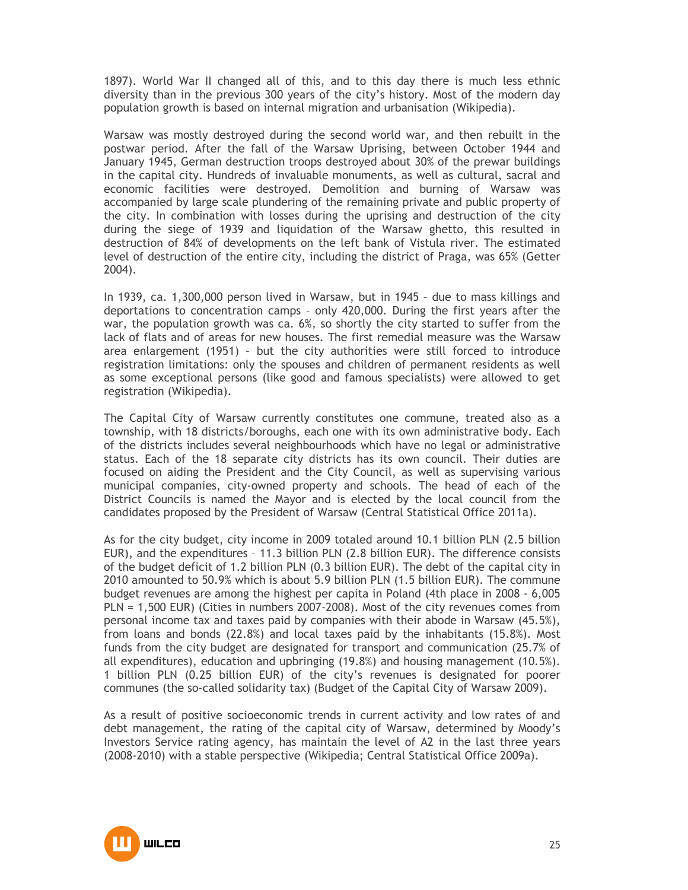1897). World War II changed all of this, and to this day there is much less ethnic diversity than in the previous 300 years of the city's history. Most of the modern day population growth is based on internal migration and urbanisation (Wikipedia).

Warsaw was mostly destroyed during the second world war, and then rebuilt in the postwar period. After the fall of the Warsaw Uprising, between October 1944 and January 1945, German destruction troops destroyed about 30% of the prewar buildings in the capital city. Hundreds of invaluable monuments, as well as cultural, sacral and economic facilities were destroyed. Demolition and burning of Warsaw was accompanied by large scale plundering of the remaining private and public property of the city. In combination with losses during the uprising and destruction of the city during the siege of 1939 and liquidation of the Warsaw ghetto, this resulted in destruction of 84% of developments on the left bank of Vistula river. The estimated level of destruction of the entire city, including the district of Praga, was 65% (Getter 2004).

In 1939, ca. 1,300,000 person lived in Warsaw, but in 1945 – due to mass killings and deportations to concentration camps – only 420,000. During the first years after the war, the population growth was ca. 6%, so shortly the city started to suffer from the lack of flats and of areas for new houses. The first remedial measure was the Warsaw area enlargement (1951) – but the city authorities were still forced to introduce registration limitations: only the spouses and children of permanent residents as well as some exceptional persons (like good and famous specialists) were allowed to get registration (Wikipedia).

The Capital City of Warsaw currently constitutes one commune, treated also as a township, with 18 districts/boroughs, each one with its own administrative body. Each of the districts includes several neighbourhoods which have no legal or administrative status. Each of the 18 separate city districts has its own council. Their duties are focused on aiding the President and the City Council, as well as supervising various municipal companies, city-owned property and schools. The head of each of the District Councils is named the Mayor and is elected by the local council from the candidates proposed by the President of Warsaw (Central Statistical Office 2011a).

As for the city budget, city income in 2009 totaled around 10.1 billion PLN (2.5 billion EUR), and the expenditures – 11.3 billion PLN (2.8 billion EUR). The difference consists of the budget deficit of 1.2 billion PLN (0.3 billion EUR). The debt of the capital city in 2010 amounted to 50.9% which is about 5.9 billion PLN (1.5 billion EUR). The commune budget revenues are among the highest per capita in Poland (4th place in 2008 - 6,005 PLN = 1,500 EUR) (Cities in numbers 2007-2008). Most of the city revenues comes from personal income tax and taxes paid by companies with their abode in Warsaw (45.5%), from loans and bonds (22.8%) and local taxes paid by the inhabitants (15.8%). Most funds from the city budget are designated for transport and communication (25.7% of all expenditures), education and upbringing (19.8%) and housing management (10.5%). 1 billion PLN (0.25 billion EUR) of the city's revenues is designated for poorer communes (the so-called solidarity tax) (Budget of the Capital City of Warsaw 2009).

As a result of positive socioeconomic trends in current activity and low rates of and debt management, the rating of the capital city of Warsaw, determined by Moody's Investors Service rating agency, has maintain the level of A2 in the last three years (2008-2010) with a stable perspective (Wikipedia; Central Statistical Office 2009a).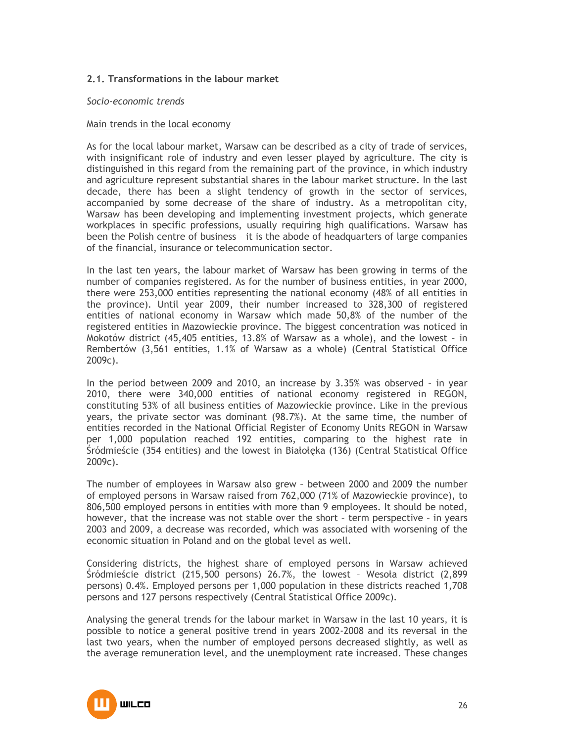### 2.1. Transformations in the labour market

*Socio-economic trends*

Main trends in the local economy

As for the local labour market, Warsaw can be described as a city of trade of services, with insignificant role of industry and even lesser played by agriculture. The city is distinguished in this regard from the remaining part of the province, in which industry and agriculture represent substantial shares in the labour market structure. In the last decade, there has been a slight tendency of growth in the sector of services, accompanied by some decrease of the share of industry. As a metropolitan city, Warsaw has been developing and implementing investment projects, which generate workplaces in specific professions, usually requiring high qualifications. Warsaw has been the Polish centre of business – it is the abode of headquarters of large companies of the financial, insurance or telecommunication sector.

In the last ten years, the labour market of Warsaw has been growing in terms of the number of companies registered. As for the number of business entities, in year 2000, there were 253,000 entities representing the national economy (48% of all entities in the province). Until year 2009, their number increased to 328,300 of registered entities of national economy in Warsaw which made 50,8% of the number of the registered entities in Mazowieckie province. The biggest concentration was noticed in Mokotów district (45,405 entities, 13.8% of Warsaw as a whole), and the lowest – in Rembertów (3,561 entities, 1.1% of Warsaw as a whole) (Central Statistical Office 2009c).

In the period between 2009 and 2010, an increase by 3.35% was observed – in year 2010, there were 340,000 entities of national economy registered in REGON, constituting 53% of all business entities of Mazowieckie province. Like in the previous years, the private sector was dominant (98.7%). At the same time, the number of entities recorded in the National Official Register of Economy Units REGON in Warsaw per 1,000 population reached 192 entities, comparing to the highest rate in Śródmieście (354 entities) and the lowest in Białołęka (136) (Central Statistical Office 2009c).

The number of employees in Warsaw also grew – between 2000 and 2009 the number of employed persons in Warsaw raised from 762,000 (71% of Mazowieckie province), to 806,500 employed persons in entities with more than 9 employees. It should be noted, however, that the increase was not stable over the short – term perspective – in years 2003 and 2009, a decrease was recorded, which was associated with worsening of the economic situation in Poland and on the global level as well.

Considering districts, the highest share of employed persons in Warsaw achieved Śródmieście district (215,500 persons) 26.7%, the lowest – Wesoła district (2,899 persons) 0.4%. Employed persons per 1,000 population in these districts reached 1,708 persons and 127 persons respectively (Central Statistical Office 2009c).

Analysing the general trends for the labour market in Warsaw in the last 10 years, it is possible to notice a general positive trend in years 2002-2008 and its reversal in the last two years, when the number of employed persons decreased slightly, as well as the average remuneration level, and the unemployment rate increased. These changes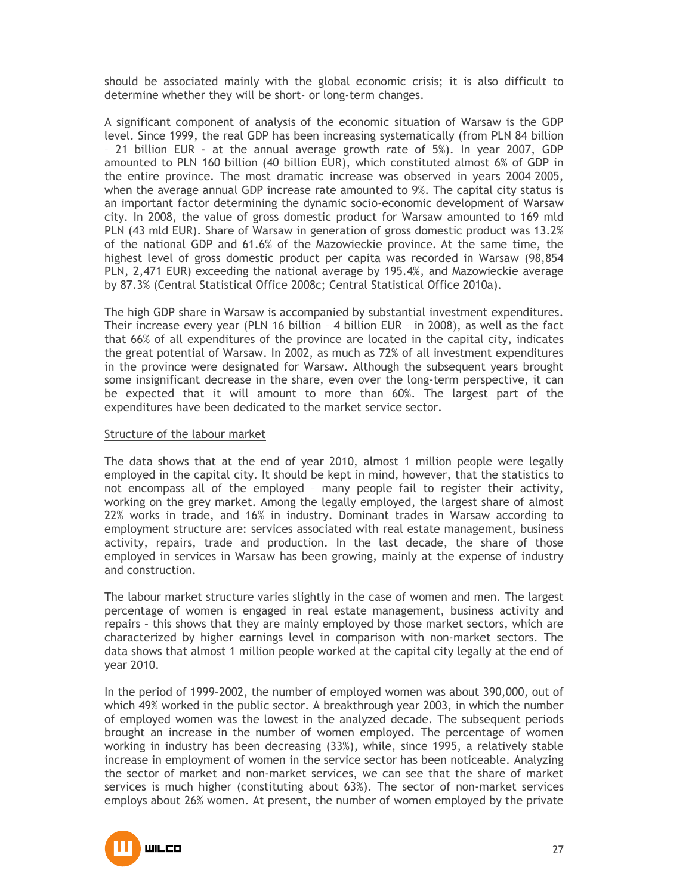should be associated mainly with the global economic crisis; it is also difficult to determine whether they will be short- or long-term changes.

A significant component of analysis of the economic situation of Warsaw is the GDP level. Since 1999, the real GDP has been increasing systematically (from PLN 84 billion – 21 billion EUR - at the annual average growth rate of 5%). In year 2007, GDP amounted to PLN 160 billion (40 billion EUR), which constituted almost 6% of GDP in the entire province. The most dramatic increase was observed in years 2004–2005, when the average annual GDP increase rate amounted to 9%. The capital city status is an important factor determining the dynamic socio-economic development of Warsaw city. In 2008, the value of gross domestic product for Warsaw amounted to 169 mld PLN (43 mld EUR). Share of Warsaw in generation of gross domestic product was 13.2% of the national GDP and 61.6% of the Mazowieckie province. At the same time, the highest level of gross domestic product per capita was recorded in Warsaw (98,854 PLN, 2,471 EUR) exceeding the national average by 195.4%, and Mazowieckie average by 87.3% (Central Statistical Office 2008c; Central Statistical Office 2010a).

The high GDP share in Warsaw is accompanied by substantial investment expenditures. Their increase every year (PLN 16 billion – 4 billion EUR – in 2008), as well as the fact that 66% of all expenditures of the province are located in the capital city, indicates the great potential of Warsaw. In 2002, as much as 72% of all investment expenditures in the province were designated for Warsaw. Although the subsequent years brought some insignificant decrease in the share, even over the long-term perspective, it can be expected that it will amount to more than 60%. The largest part of the expenditures have been dedicated to the market service sector.

Structure of the labour market

The data shows that at the end of year 2010, almost 1 million people were legally employed in the capital city. It should be kept in mind, however, that the statistics to not encompass all of the employed – many people fail to register their activity, working on the grey market. Among the legally employed, the largest share of almost 22% works in trade, and 16% in industry. Dominant trades in Warsaw according to employment structure are: services associated with real estate management, business activity, repairs, trade and production. In the last decade, the share of those employed in services in Warsaw has been growing, mainly at the expense of industry and construction.

The labour market structure varies slightly in the case of women and men. The largest percentage of women is engaged in real estate management, business activity and repairs – this shows that they are mainly employed by those market sectors, which are characterized by higher earnings level in comparison with non-market sectors. The data shows that almost 1 million people worked at the capital city legally at the end of year 2010.

In the period of 1999–2002, the number of employed women was about 390,000, out of which 49% worked in the public sector. A breakthrough year 2003, in which the number of employed women was the lowest in the analyzed decade. The subsequent periods brought an increase in the number of women employed. The percentage of women working in industry has been decreasing (33%), while, since 1995, a relatively stable increase in employment of women in the service sector has been noticeable. Analyzing the sector of market and non-market services, we can see that the share of market services is much higher (constituting about 63%). The sector of non-market services employs about 26% women. At present, the number of women employed by the private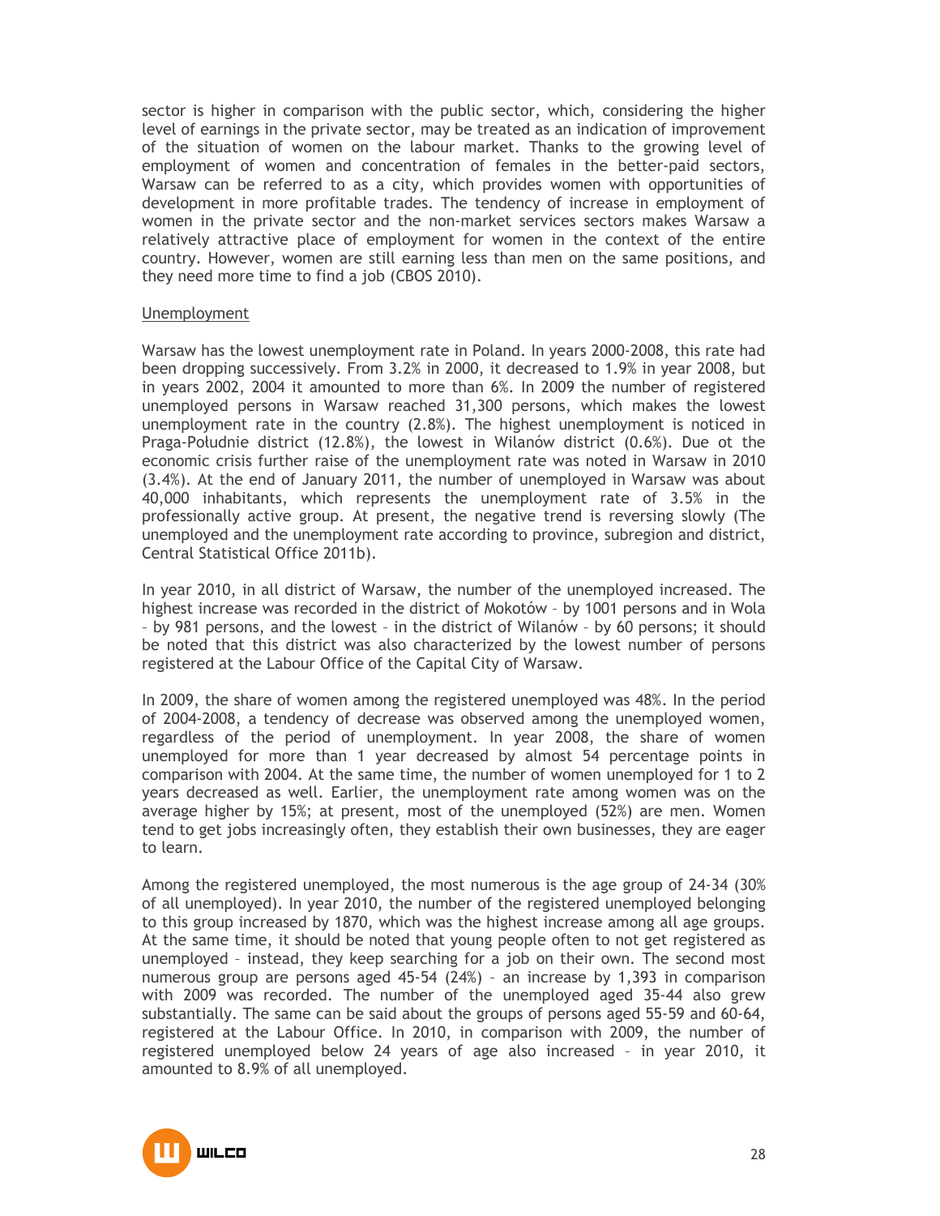sector is higher in comparison with the public sector, which, considering the higher level of earnings in the private sector, may be treated as an indication of improvement of the situation of women on the labour market. Thanks to the growing level of employment of women and concentration of females in the better-paid sectors, Warsaw can be referred to as a city, which provides women with opportunities of development in more profitable trades. The tendency of increase in employment of women in the private sector and the non-market services sectors makes Warsaw a relatively attractive place of employment for women in the context of the entire country. However, women are still earning less than men on the same positions, and they need more time to find a job (CBOS 2010).

Unemployment

Warsaw has the lowest unemployment rate in Poland. In years 2000-2008, this rate had been dropping successively. From 3.2% in 2000, it decreased to 1.9% in year 2008, but in years 2002, 2004 it amounted to more than 6%. In 2009 the number of registered unemployed persons in Warsaw reached 31,300 persons, which makes the lowest unemployment rate in the country (2.8%). The highest unemployment is noticed in Praga-Południe district (12.8%), the lowest in Wilanów district (0.6%). Due ot the economic crisis further raise of the unemployment rate was noted in Warsaw in 2010 (3.4%). At the end of January 2011, the number of unemployed in Warsaw was about 40,000 inhabitants, which represents the unemployment rate of 3.5% in the professionally active group. At present, the negative trend is reversing slowly (The unemployed and the unemployment rate according to province, subregion and district, Central Statistical Office 2011b).

In year 2010, in all district of Warsaw, the number of the unemployed increased. The highest increase was recorded in the district of Mokotów – by 1001 persons and in Wola – by 981 persons, and the lowest – in the district of Wilanów – by 60 persons; it should be noted that this district was also characterized by the lowest number of persons registered at the Labour Office of the Capital City of Warsaw.

In 2009, the share of women among the registered unemployed was 48%. In the period of 2004-2008, a tendency of decrease was observed among the unemployed women, regardless of the period of unemployment. In year 2008, the share of women unemployed for more than 1 year decreased by almost 54 percentage points in comparison with 2004. At the same time, the number of women unemployed for 1 to 2 years decreased as well. Earlier, the unemployment rate among women was on the average higher by 15%; at present, most of the unemployed (52%) are men. Women tend to get jobs increasingly often, they establish their own businesses, they are eager to learn.

Among the registered unemployed, the most numerous is the age group of 24-34 (30% of all unemployed). In year 2010, the number of the registered unemployed belonging to this group increased by 1870, which was the highest increase among all age groups. At the same time, it should be noted that young people often to not get registered as unemployed – instead, they keep searching for a job on their own. The second most numerous group are persons aged 45-54 (24%) – an increase by 1,393 in comparison with 2009 was recorded. The number of the unemployed aged 35-44 also grew substantially. The same can be said about the groups of persons aged 55-59 and 60-64, registered at the Labour Office. In 2010, in comparison with 2009, the number of registered unemployed below 24 years of age also increased – in year 2010, it amounted to 8.9% of all unemployed.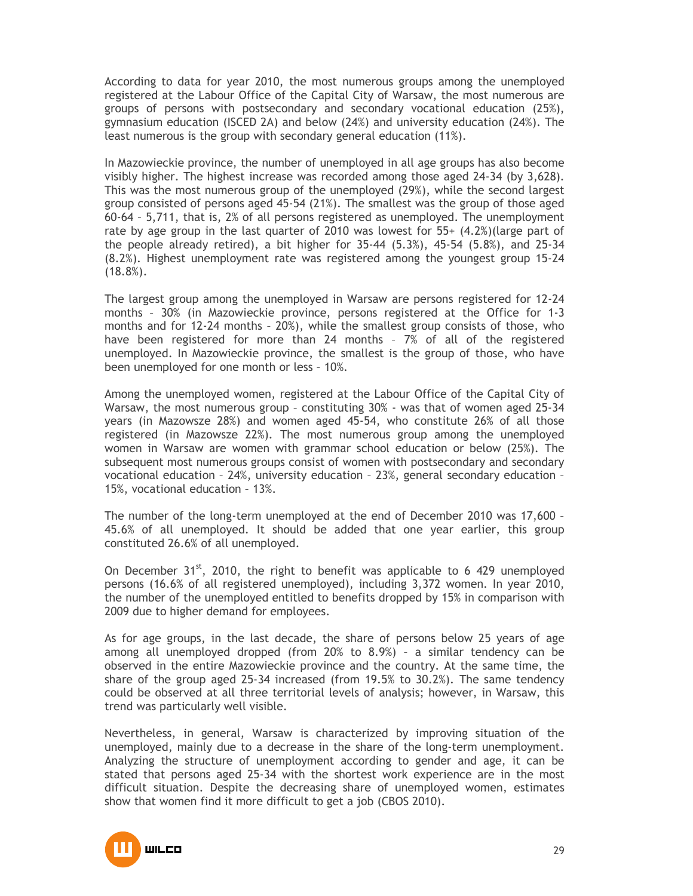According to data for year 2010, the most numerous groups among the unemployed registered at the Labour Office of the Capital City of Warsaw, the most numerous are groups of persons with postsecondary and secondary vocational education (25%), gymnasium education (ISCED 2A) and below (24%) and university education (24%). The least numerous is the group with secondary general education (11%).

In Mazowieckie province, the number of unemployed in all age groups has also become visibly higher. The highest increase was recorded among those aged 24-34 (by 3,628). This was the most numerous group of the unemployed (29%), while the second largest group consisted of persons aged 45-54 (21%). The smallest was the group of those aged 60-64 – 5,711, that is, 2% of all persons registered as unemployed. The unemployment rate by age group in the last quarter of 2010 was lowest for 55+ (4.2%)(large part of the people already retired), a bit higher for 35-44 (5.3%), 45-54 (5.8%), and 25-34 (8.2%). Highest unemployment rate was registered among the youngest group 15-24 (18.8%).

The largest group among the unemployed in Warsaw are persons registered for 12-24 months – 30% (in Mazowieckie province, persons registered at the Office for 1-3 months and for 12-24 months – 20%), while the smallest group consists of those, who have been registered for more than 24 months – 7% of all of the registered unemployed. In Mazowieckie province, the smallest is the group of those, who have been unemployed for one month or less – 10%.

Among the unemployed women, registered at the Labour Office of the Capital City of Warsaw, the most numerous group – constituting 30% - was that of women aged 25-34 years (in Mazowsze 28%) and women aged 45-54, who constitute 26% of all those registered (in Mazowsze 22%). The most numerous group among the unemployed women in Warsaw are women with grammar school education or below (25%). The subsequent most numerous groups consist of women with postsecondary and secondary vocational education – 24%, university education – 23%, general secondary education – 15%, vocational education – 13%.

The number of the long-term unemployed at the end of December 2010 was 17,600 – 45.6% of all unemployed. It should be added that one year earlier, this group constituted 26.6% of all unemployed.

On December 31st, 2010, the right to benefit was applicable to 6 429 unemployed persons (16.6% of all registered unemployed), including 3,372 women. In year 2010, the number of the unemployed entitled to benefits dropped by 15% in comparison with 2009 due to higher demand for employees.

As for age groups, in the last decade, the share of persons below 25 years of age among all unemployed dropped (from 20% to 8.9%) – a similar tendency can be observed in the entire Mazowieckie province and the country. At the same time, the share of the group aged 25-34 increased (from 19.5% to 30.2%). The same tendency could be observed at all three territorial levels of analysis; however, in Warsaw, this trend was particularly well visible.

Nevertheless, in general, Warsaw is characterized by improving situation of the unemployed, mainly due to a decrease in the share of the long-term unemployment. Analyzing the structure of unemployment according to gender and age, it can be stated that persons aged 25-34 with the shortest work experience are in the most difficult situation. Despite the decreasing share of unemployed women, estimates show that women find it more difficult to get a job (CBOS 2010).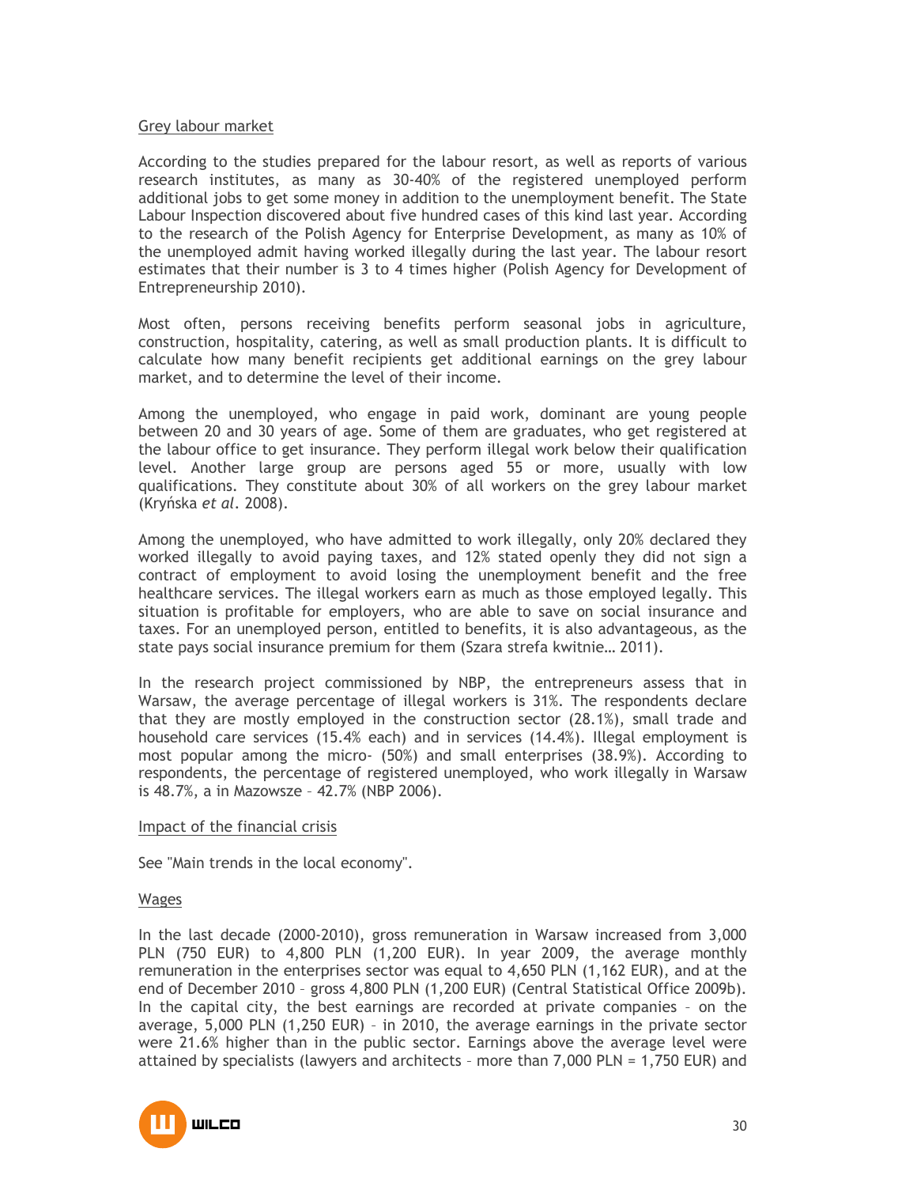Grey labour market

According to the studies prepared for the labour resort, as well as reports of various research institutes, as many as 30-40% of the registered unemployed perform additional jobs to get some money in addition to the unemployment benefit. The State Labour Inspection discovered about five hundred cases of this kind last year. According to the research of the Polish Agency for Enterprise Development, as many as 10% of the unemployed admit having worked illegally during the last year. The labour resort estimates that their number is 3 to 4 times higher (Polish Agency for Development of Entrepreneurship 2010).

Most often, persons receiving benefits perform seasonal jobs in agriculture, construction, hospitality, catering, as well as small production plants. It is difficult to calculate how many benefit recipients get additional earnings on the grey labour market, and to determine the level of their income.

Among the unemployed, who engage in paid work, dominant are young people between 20 and 30 years of age. Some of them are graduates, who get registered at the labour office to get insurance. They perform illegal work below their qualification level. Another large group are persons aged 55 or more, usually with low qualifications. They constitute about 30% of all workers on the grey labour market (Kryńska *et al*. 2008).

Among the unemployed, who have admitted to work illegally, only 20% declared they worked illegally to avoid paying taxes, and 12% stated openly they did not sign a contract of employment to avoid losing the unemployment benefit and the free healthcare services. The illegal workers earn as much as those employed legally. This situation is profitable for employers, who are able to save on social insurance and taxes. For an unemployed person, entitled to benefits, it is also advantageous, as the state pays social insurance premium for them (Szara strefa kwitnie… 2011).

In the research project commissioned by NBP, the entrepreneurs assess that in Warsaw, the average percentage of illegal workers is 31%. The respondents declare that they are mostly employed in the construction sector (28.1%), small trade and household care services (15.4% each) and in services (14.4%). Illegal employment is most popular among the micro- (50%) and small enterprises (38.9%). According to respondents, the percentage of registered unemployed, who work illegally in Warsaw is 48.7%, a in Mazowsze – 42.7% (NBP 2006).

Impact of the financial crisis

See "Main trends in the local economy".

Wages

In the last decade (2000-2010), gross remuneration in Warsaw increased from 3,000 PLN (750 EUR) to 4,800 PLN (1,200 EUR). In year 2009, the average monthly remuneration in the enterprises sector was equal to 4,650 PLN (1,162 EUR), and at the end of December 2010 – gross 4,800 PLN (1,200 EUR) (Central Statistical Office 2009b). In the capital city, the best earnings are recorded at private companies – on the average, 5,000 PLN (1,250 EUR) – in 2010, the average earnings in the private sector were 21.6% higher than in the public sector. Earnings above the average level were attained by specialists (lawyers and architects – more than 7,000 PLN = 1,750 EUR) and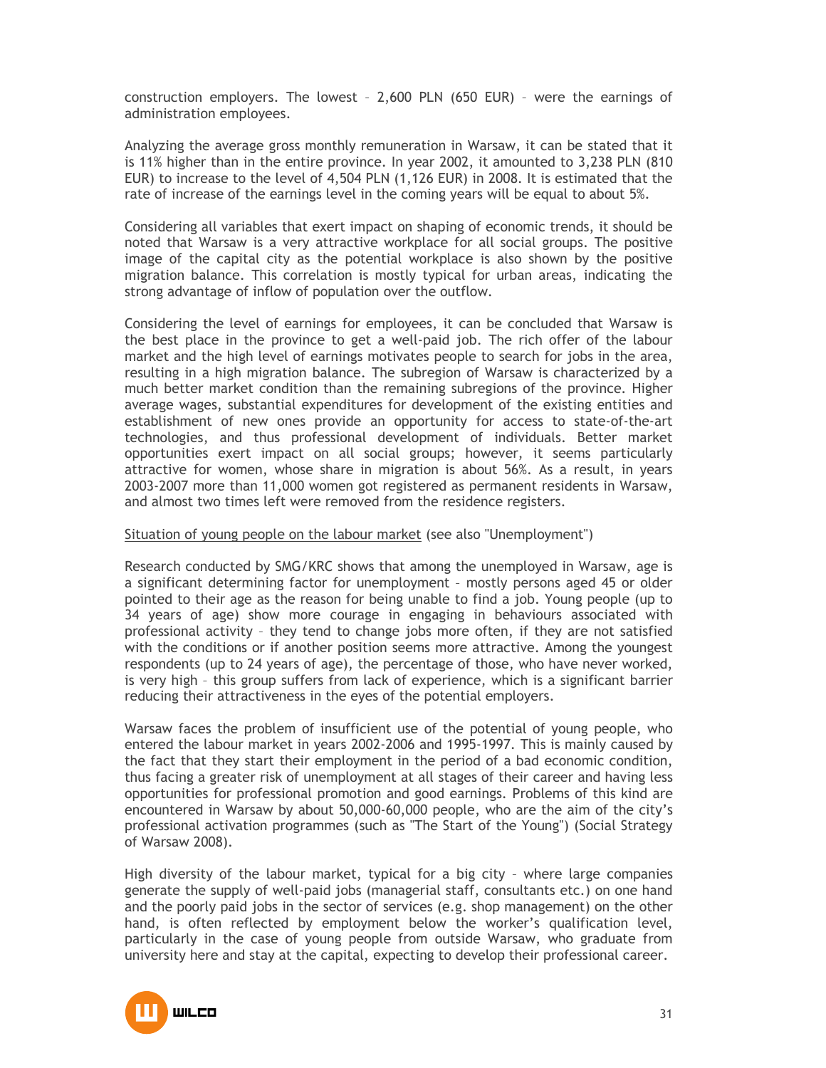construction employers. The lowest – 2,600 PLN (650 EUR) – were the earnings of administration employees.

Analyzing the average gross monthly remuneration in Warsaw, it can be stated that it is 11% higher than in the entire province. In year 2002, it amounted to 3,238 PLN (810 EUR) to increase to the level of 4,504 PLN (1,126 EUR) in 2008. It is estimated that the rate of increase of the earnings level in the coming years will be equal to about 5%.

Considering all variables that exert impact on shaping of economic trends, it should be noted that Warsaw is a very attractive workplace for all social groups. The positive image of the capital city as the potential workplace is also shown by the positive migration balance. This correlation is mostly typical for urban areas, indicating the strong advantage of inflow of population over the outflow.

Considering the level of earnings for employees, it can be concluded that Warsaw is the best place in the province to get a well-paid job. The rich offer of the labour market and the high level of earnings motivates people to search for jobs in the area, resulting in a high migration balance. The subregion of Warsaw is characterized by a much better market condition than the remaining subregions of the province. Higher average wages, substantial expenditures for development of the existing entities and establishment of new ones provide an opportunity for access to state-of-the-art technologies, and thus professional development of individuals. Better market opportunities exert impact on all social groups; however, it seems particularly attractive for women, whose share in migration is about 56%. As a result, in years 2003-2007 more than 11,000 women got registered as permanent residents in Warsaw, and almost two times left were removed from the residence registers.

Situation of young people on the labour market (see also "Unemployment")

Research conducted by SMG/KRC shows that among the unemployed in Warsaw, age is a significant determining factor for unemployment – mostly persons aged 45 or older pointed to their age as the reason for being unable to find a job. Young people (up to 34 years of age) show more courage in engaging in behaviours associated with professional activity – they tend to change jobs more often, if they are not satisfied with the conditions or if another position seems more attractive. Among the youngest respondents (up to 24 years of age), the percentage of those, who have never worked, is very high – this group suffers from lack of experience, which is a significant barrier reducing their attractiveness in the eyes of the potential employers.

Warsaw faces the problem of insufficient use of the potential of young people, who entered the labour market in years 2002-2006 and 1995-1997. This is mainly caused by the fact that they start their employment in the period of a bad economic condition, thus facing a greater risk of unemployment at all stages of their career and having less opportunities for professional promotion and good earnings. Problems of this kind are encountered in Warsaw by about 50,000-60,000 people, who are the aim of the city's professional activation programmes (such as "The Start of the Young") (Social Strategy of Warsaw 2008).

High diversity of the labour market, typical for a big city – where large companies generate the supply of well-paid jobs (managerial staff, consultants etc.) on one hand and the poorly paid jobs in the sector of services (e.g. shop management) on the other hand, is often reflected by employment below the worker's qualification level, particularly in the case of young people from outside Warsaw, who graduate from university here and stay at the capital, expecting to develop their professional career.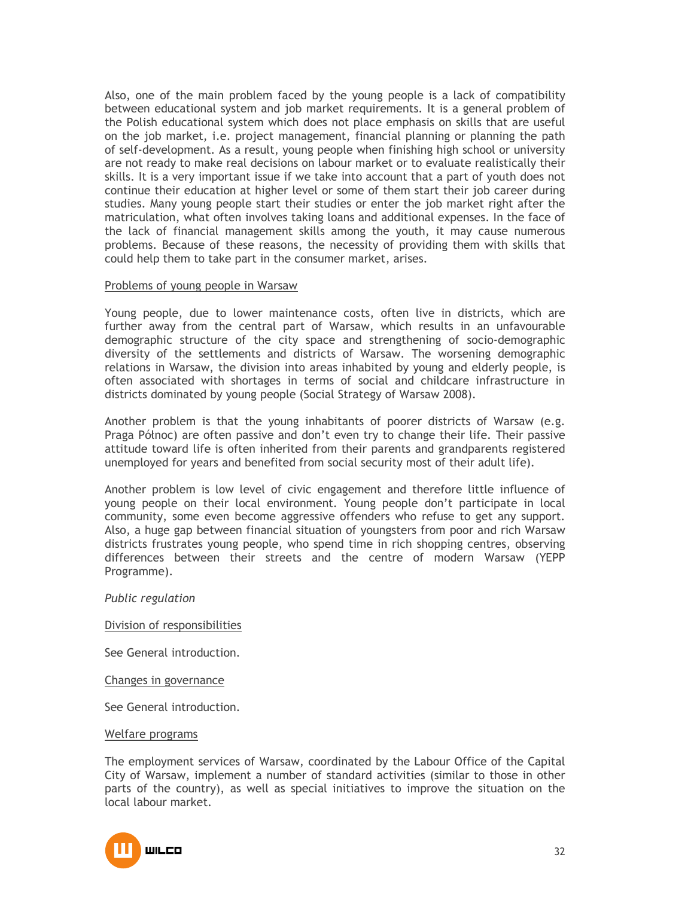Also, one of the main problem faced by the young people is a lack of compatibility between educational system and job market requirements. It is a general problem of the Polish educational system which does not place emphasis on skills that are useful on the job market, i.e. project management, financial planning or planning the path of self-development. As a result, young people when finishing high school or university are not ready to make real decisions on labour market or to evaluate realistically their skills. It is a very important issue if we take into account that a part of youth does not continue their education at higher level or some of them start their job career during studies. Many young people start their studies or enter the job market right after the matriculation, what often involves taking loans and additional expenses. In the face of the lack of financial management skills among the youth, it may cause numerous problems. Because of these reasons, the necessity of providing them with skills that could help them to take part in the consumer market, arises.

<u>Problems of young people in Warsaw</u>

Young people, due to lower maintenance costs, often live in districts, which are further away from the central part of Warsaw, which results in an unfavourable demographic structure of the city space and strengthening of socio-demographic diversity of the settlements and districts of Warsaw. The worsening demographic relations in Warsaw, the division into areas inhabited by young and elderly people, is often associated with shortages in terms of social and childcare infrastructure in districts dominated by young people (Social Strategy of Warsaw 2008).

Another problem is that the young inhabitants of poorer districts of Warsaw (e.g. Praga Północ) are often passive and don't even try to change their life. Their passive attitude toward life is often inherited from their parents and grandparents registered unemployed for years and benefited from social security most of their adult life).

Another problem is low level of civic engagement and therefore little influence of young people on their local environment. Young people don't participate in local community, some even become aggressive offenders who refuse to get any support. Also, a huge gap between financial situation of youngsters from poor and rich Warsaw districts frustrates young people, who spend time in rich shopping centres, observing differences between their streets and the centre of modern Warsaw (YEPP Programme).

*Public regulation*

<u>Division of responsibilities</u>

See General introduction.

<u>Changes in governance</u>

See General introduction.

<u>Welfare programs</u>

The employment services of Warsaw, coordinated by the Labour Office of the Capital City of Warsaw, implement a number of standard activities (similar to those in other parts of the country), as well as special initiatives to improve the situation on the local labour market.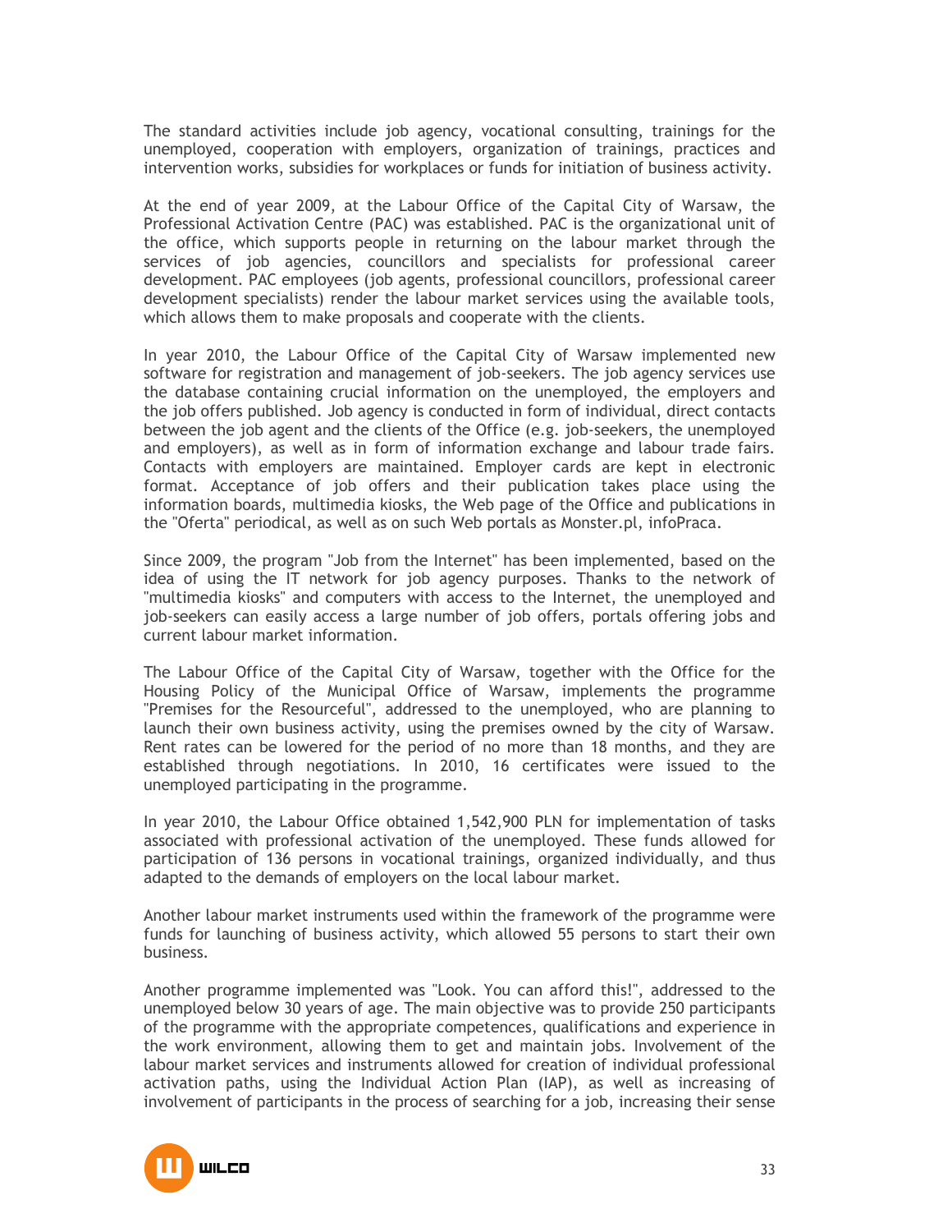The standard activities include job agency, vocational consulting, trainings for the unemployed, cooperation with employers, organization of trainings, practices and intervention works, subsidies for workplaces or funds for initiation of business activity.

At the end of year 2009, at the Labour Office of the Capital City of Warsaw, the Professional Activation Centre (PAC) was established. PAC is the organizational unit of the office, which supports people in returning on the labour market through the services of job agencies, councillors and specialists for professional career development. PAC employees (job agents, professional councillors, professional career development specialists) render the labour market services using the available tools, which allows them to make proposals and cooperate with the clients.

In year 2010, the Labour Office of the Capital City of Warsaw implemented new software for registration and management of job-seekers. The job agency services use the database containing crucial information on the unemployed, the employers and the job offers published. Job agency is conducted in form of individual, direct contacts between the job agent and the clients of the Office (e.g. job-seekers, the unemployed and employers), as well as in form of information exchange and labour trade fairs. Contacts with employers are maintained. Employer cards are kept in electronic format. Acceptance of job offers and their publication takes place using the information boards, multimedia kiosks, the Web page of the Office and publications in the "Oferta" periodical, as well as on such Web portals as Monster.pl, infoPraca.

Since 2009, the program "Job from the Internet" has been implemented, based on the idea of using the IT network for job agency purposes. Thanks to the network of "multimedia kiosks" and computers with access to the Internet, the unemployed and job-seekers can easily access a large number of job offers, portals offering jobs and current labour market information.

The Labour Office of the Capital City of Warsaw, together with the Office for the Housing Policy of the Municipal Office of Warsaw, implements the programme "Premises for the Resourceful", addressed to the unemployed, who are planning to launch their own business activity, using the premises owned by the city of Warsaw. Rent rates can be lowered for the period of no more than 18 months, and they are established through negotiations. In 2010, 16 certificates were issued to the unemployed participating in the programme.

In year 2010, the Labour Office obtained 1,542,900 PLN for implementation of tasks associated with professional activation of the unemployed. These funds allowed for participation of 136 persons in vocational trainings, organized individually, and thus adapted to the demands of employers on the local labour market.

Another labour market instruments used within the framework of the programme were funds for launching of business activity, which allowed 55 persons to start their own business.

Another programme implemented was "Look. You can afford this!", addressed to the unemployed below 30 years of age. The main objective was to provide 250 participants of the programme with the appropriate competences, qualifications and experience in the work environment, allowing them to get and maintain jobs. Involvement of the labour market services and instruments allowed for creation of individual professional activation paths, using the Individual Action Plan (IAP), as well as increasing of involvement of participants in the process of searching for a job, increasing their sense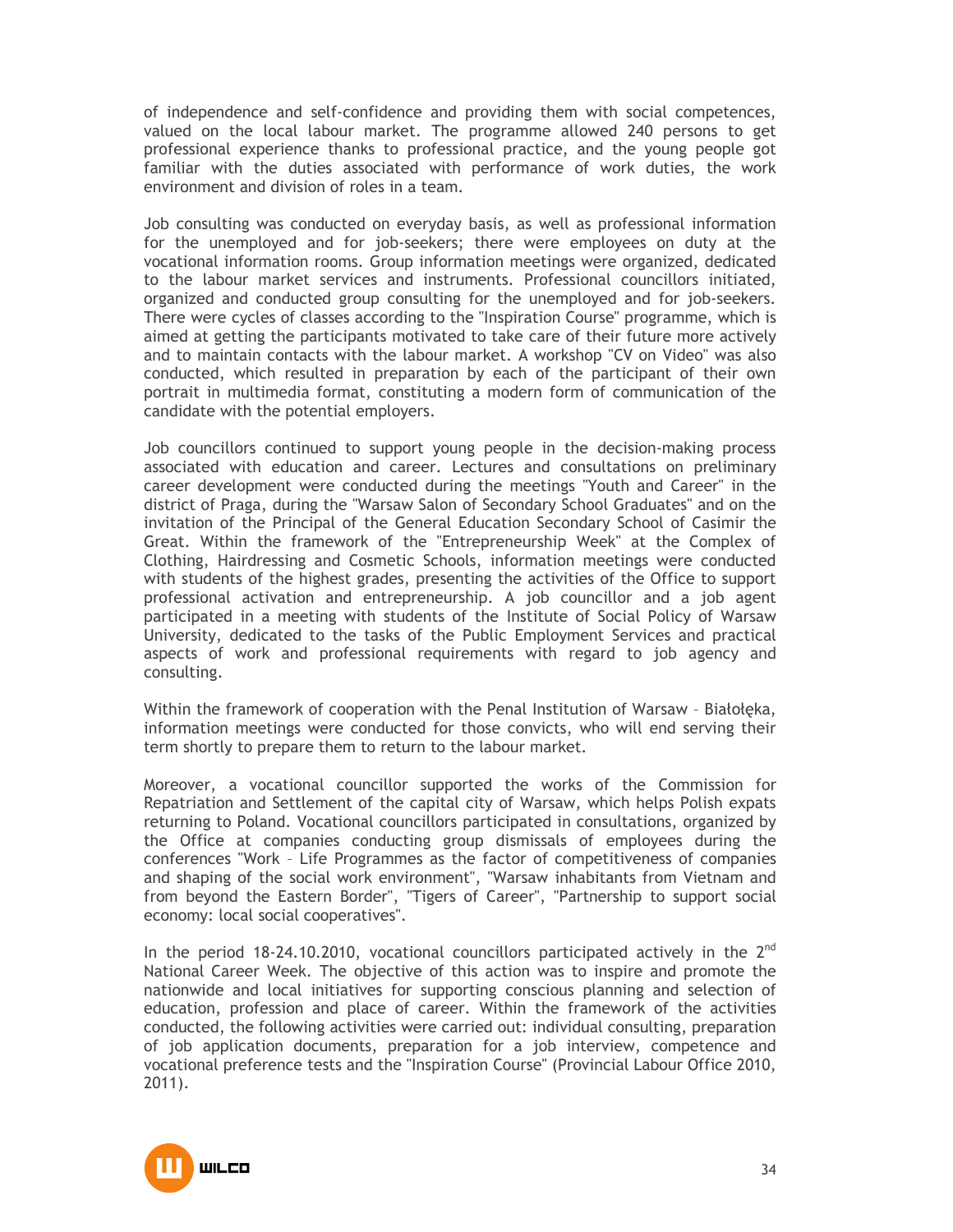of independence and self-confidence and providing them with social competences, valued on the local labour market. The programme allowed 240 persons to get professional experience thanks to professional practice, and the young people got familiar with the duties associated with performance of work duties, the work environment and division of roles in a team.

Job consulting was conducted on everyday basis, as well as professional information for the unemployed and for job-seekers; there were employees on duty at the vocational information rooms. Group information meetings were organized, dedicated to the labour market services and instruments. Professional councillors initiated, organized and conducted group consulting for the unemployed and for job-seekers. There were cycles of classes according to the "Inspiration Course" programme, which is aimed at getting the participants motivated to take care of their future more actively and to maintain contacts with the labour market. A workshop "CV on Video" was also conducted, which resulted in preparation by each of the participant of their own portrait in multimedia format, constituting a modern form of communication of the candidate with the potential employers.

Job councillors continued to support young people in the decision-making process associated with education and career. Lectures and consultations on preliminary career development were conducted during the meetings "Youth and Career" in the district of Praga, during the "Warsaw Salon of Secondary School Graduates" and on the invitation of the Principal of the General Education Secondary School of Casimir the Great. Within the framework of the "Entrepreneurship Week" at the Complex of Clothing, Hairdressing and Cosmetic Schools, information meetings were conducted with students of the highest grades, presenting the activities of the Office to support professional activation and entrepreneurship. A job councillor and a job agent participated in a meeting with students of the Institute of Social Policy of Warsaw University, dedicated to the tasks of the Public Employment Services and practical aspects of work and professional requirements with regard to job agency and consulting.

Within the framework of cooperation with the Penal Institution of Warsaw – Białołęka, information meetings were conducted for those convicts, who will end serving their term shortly to prepare them to return to the labour market.

Moreover, a vocational councillor supported the works of the Commission for Repatriation and Settlement of the capital city of Warsaw, which helps Polish expats returning to Poland. Vocational councillors participated in consultations, organized by the Office at companies conducting group dismissals of employees during the conferences "Work – Life Programmes as the factor of competitiveness of companies and shaping of the social work environment", "Warsaw inhabitants from Vietnam and from beyond the Eastern Border", "Tigers of Career", "Partnership to support social economy: local social cooperatives".

In the period 18-24.10.2010, vocational councillors participated actively in the 2nd National Career Week. The objective of this action was to inspire and promote the nationwide and local initiatives for supporting conscious planning and selection of education, profession and place of career. Within the framework of the activities conducted, the following activities were carried out: individual consulting, preparation of job application documents, preparation for a job interview, competence and vocational preference tests and the "Inspiration Course" (Provincial Labour Office 2010, 2011).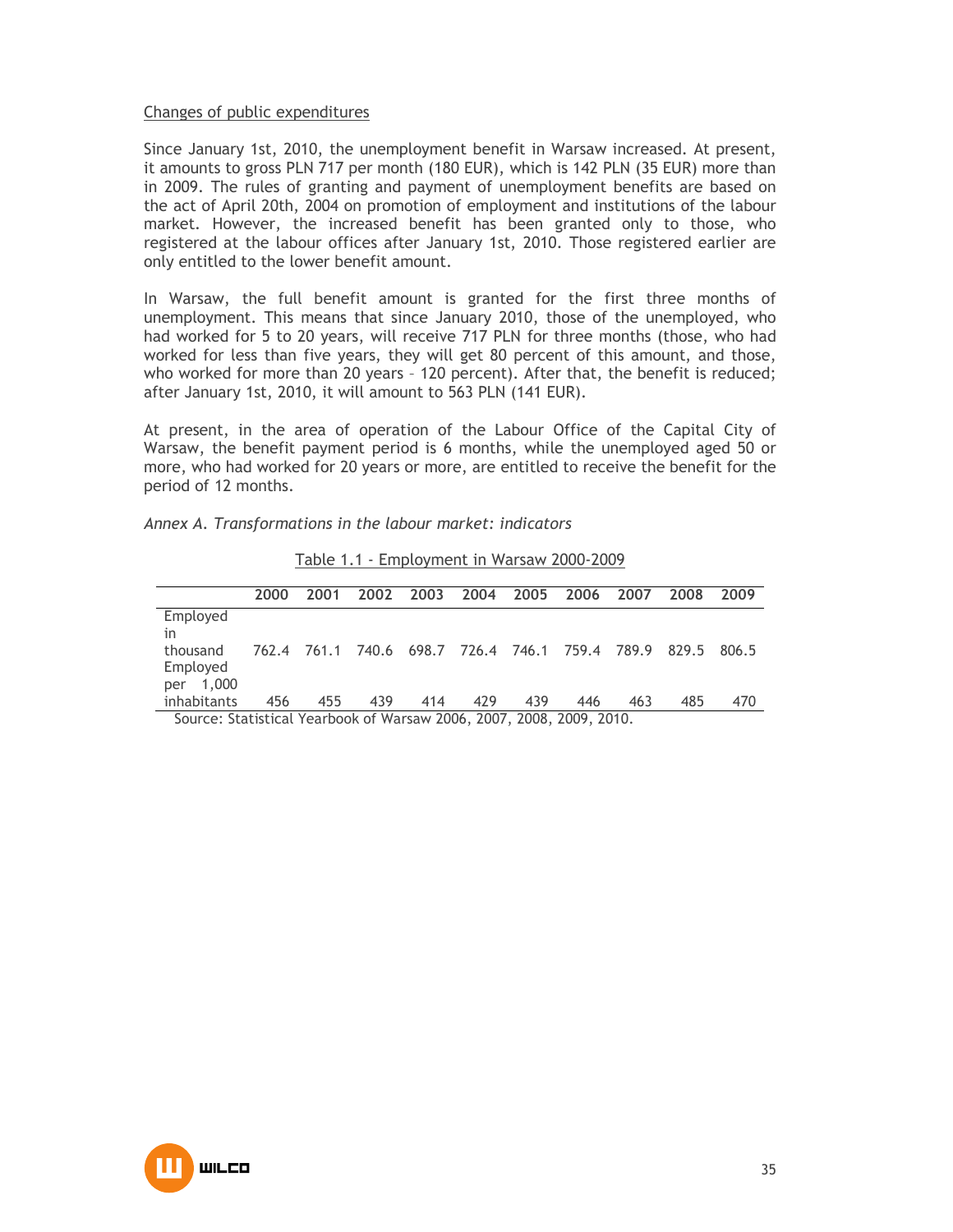Changes of public expenditures

Since January 1st, 2010, the unemployment benefit in Warsaw increased. At present, it amounts to gross PLN 717 per month (180 EUR), which is 142 PLN (35 EUR) more than in 2009. The rules of granting and payment of unemployment benefits are based on the act of April 20th, 2004 on promotion of employment and institutions of the labour market. However, the increased benefit has been granted only to those, who registered at the labour offices after January 1st, 2010. Those registered earlier are only entitled to the lower benefit amount.

In Warsaw, the full benefit amount is granted for the first three months of unemployment. This means that since January 2010, those of the unemployed, who had worked for 5 to 20 years, will receive 717 PLN for three months (those, who had worked for less than five years, they will get 80 percent of this amount, and those, who worked for more than 20 years – 120 percent). After that, the benefit is reduced; after January 1st, 2010, it will amount to 563 PLN (141 EUR).

At present, in the area of operation of the Labour Office of the Capital City of Warsaw, the benefit payment period is 6 months, while the unemployed aged 50 or more, who had worked for 20 years or more, are entitled to receive the benefit for the period of 12 months.

*Annex A. Transformations in the labour market: indicators*

Table 1.1 - Employment in Warsaw 2000-2009

| | 2000 | 2001 | 2002 | 2003 | 2004 | 2005 | 2006 | 2007 | 2008 | 2009 |
|---|---|---|---|---|---|---|---|---|---|---|
| Employed in thousand | 762.4 | 761.1 | 740.6 | 698.7 | 726.4 | 746.1 | 759.4 | 789.9 | 829.5 | 806.5 |
| Employed per 1,000 inhabitants | 456 | 455 | 439 | 414 | 429 | 439 | 446 | 463 | 485 | 470 |

Source: Statistical Yearbook of Warsaw 2006, 2007, 2008, 2009, 2010.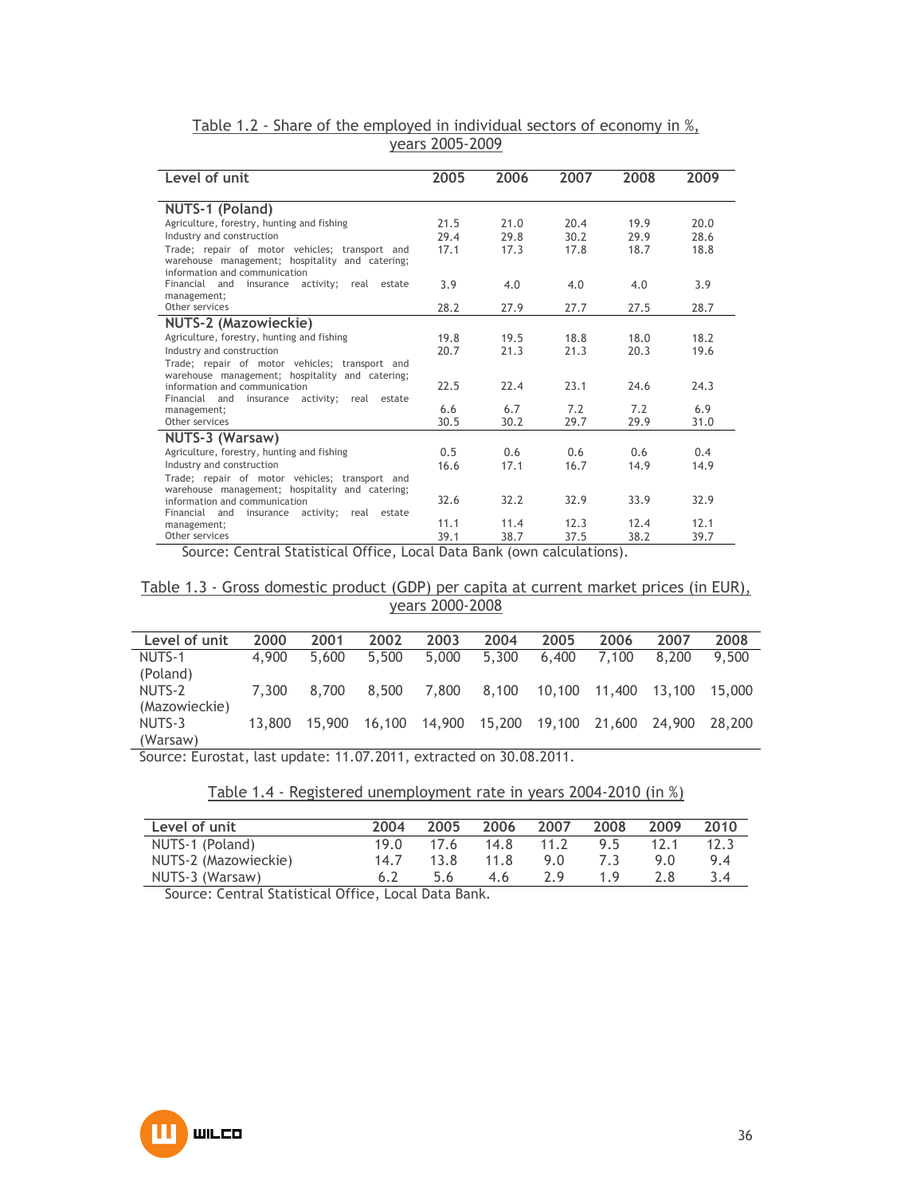Table 1.2 - Share of the employed in individual sectors of economy in %, years 2005-2009

| Level of unit | 2005 | 2006 | 2007 | 2008 | 2009 |
|---|---|---|---|---|---|
| **NUTS-1 (Poland)** | | | | | |
| Agriculture, forestry, hunting and fishing | 21.5 | 21.0 | 20.4 | 19.9 | 20.0 |
| Industry and construction | 29.4 | 29.8 | 30.2 | 29.9 | 28.6 |
| Trade; repair of motor vehicles; transport and warehouse management; hospitality and catering; information and communication | 17.1 | 17.3 | 17.8 | 18.7 | 18.8 |
| Financial and insurance activity; real estate management; | 3.9 | 4.0 | 4.0 | 4.0 | 3.9 |
| Other services | 28.2 | 27.9 | 27.7 | 27.5 | 28.7 |
| **NUTS-2 (Mazowieckie)** | | | | | |
| Agriculture, forestry, hunting and fishing | 19.8 | 19.5 | 18.8 | 18.0 | 18.2 |
| Industry and construction | 20.7 | 21.3 | 21.3 | 20.3 | 19.6 |
| Trade; repair of motor vehicles; transport and warehouse management; hospitality and catering; information and communication | 22.5 | 22.4 | 23.1 | 24.6 | 24.3 |
| Financial and insurance activity; real estate management; | 6.6 | 6.7 | 7.2 | 7.2 | 6.9 |
| Other services | 30.5 | 30.2 | 29.7 | 29.9 | 31.0 |
| **NUTS-3 (Warsaw)** | | | | | |
| Agriculture, forestry, hunting and fishing | 0.5 | 0.6 | 0.6 | 0.6 | 0.4 |
| Industry and construction | 16.6 | 17.1 | 16.7 | 14.9 | 14.9 |
| Trade; repair of motor vehicles; transport and warehouse management; hospitality and catering; information and communication | 32.6 | 32.2 | 32.9 | 33.9 | 32.9 |
| Financial and insurance activity; real estate management; | 11.1 | 11.4 | 12.3 | 12.4 | 12.1 |
| Other services | 39.1 | 38.7 | 37.5 | 38.2 | 39.7 |

Source: Central Statistical Office, Local Data Bank (own calculations).

Table 1.3 - Gross domestic product (GDP) per capita at current market prices (in EUR), years 2000-2008

| Level of unit | 2000 | 2001 | 2002 | 2003 | 2004 | 2005 | 2006 | 2007 | 2008 |
|---|---|---|---|---|---|---|---|---|---|
| NUTS-1 (Poland) | 4,900 | 5,600 | 5,500 | 5,000 | 5,300 | 6,400 | 7,100 | 8,200 | 9,500 |
| NUTS-2 (Mazowieckie) | 7,300 | 8,700 | 8,500 | 7,800 | 8,100 | 10,100 | 11,400 | 13,100 | 15,000 |
| NUTS-3 (Warsaw) | 13,800 | 15,900 | 16,100 | 14,900 | 15,200 | 19,100 | 21,600 | 24,900 | 28,200 |

Source: Eurostat, last update: 11.07.2011, extracted on 30.08.2011.

Table 1.4 - Registered unemployment rate in years 2004-2010 (in %)

| Level of unit | 2004 | 2005 | 2006 | 2007 | 2008 | 2009 | 2010 |
|---|---|---|---|---|---|---|---|
| NUTS-1 (Poland) | 19.0 | 17.6 | 14.8 | 11.2 | 9.5 | 12.1 | 12.3 |
| NUTS-2 (Mazowieckie) | 14.7 | 13.8 | 11.8 | 9.0 | 7.3 | 9.0 | 9.4 |
| NUTS-3 (Warsaw) | 6.2 | 5.6 | 4.6 | 2.9 | 1.9 | 2.8 | 3.4 |

Source: Central Statistical Office, Local Data Bank.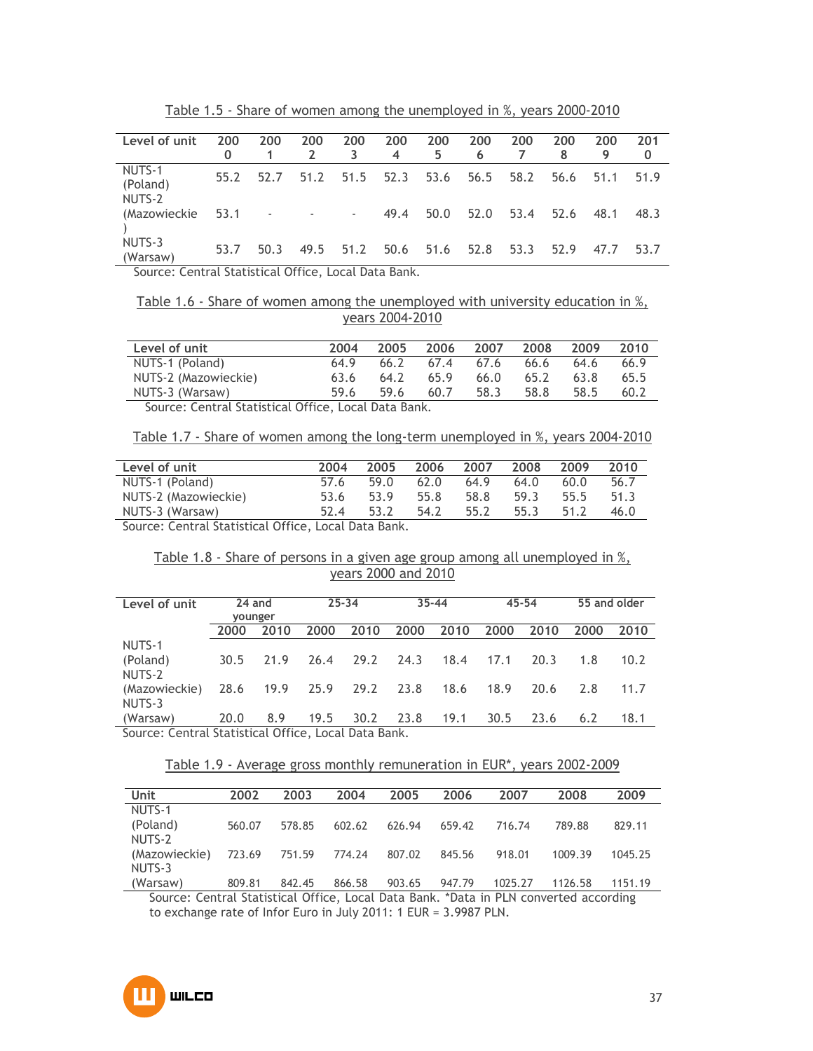Table 1.5 - Share of women among the unemployed in %, years 2000-2010

| Level of unit | 2000 | 2001 | 2002 | 2003 | 2004 | 2005 | 2006 | 2007 | 2008 | 2009 | 2010 |
|---|---|---|---|---|---|---|---|---|---|---|---|
| NUTS-1 (Poland) | 55.2 | 52.7 | 51.2 | 51.5 | 52.3 | 53.6 | 56.5 | 58.2 | 56.6 | 51.1 | 51.9 |
| NUTS-2 (Mazowieckie) | 53.1 | - | - | - | 49.4 | 50.0 | 52.0 | 53.4 | 52.6 | 48.1 | 48.3 |
| NUTS-3 (Warsaw) | 53.7 | 50.3 | 49.5 | 51.2 | 50.6 | 51.6 | 52.8 | 53.3 | 52.9 | 47.7 | 53.7 |

Source: Central Statistical Office, Local Data Bank.

Table 1.6 - Share of women among the unemployed with university education in %, years 2004-2010

| Level of unit | 2004 | 2005 | 2006 | 2007 | 2008 | 2009 | 2010 |
|---|---|---|---|---|---|---|---|
| NUTS-1 (Poland) | 64.9 | 66.2 | 67.4 | 67.6 | 66.6 | 64.6 | 66.9 |
| NUTS-2 (Mazowieckie) | 63.6 | 64.2 | 65.9 | 66.0 | 65.2 | 63.8 | 65.5 |
| NUTS-3 (Warsaw) | 59.6 | 59.6 | 60.7 | 58.3 | 58.8 | 58.5 | 60.2 |

Source: Central Statistical Office, Local Data Bank.

Table 1.7 - Share of women among the long-term unemployed in %, years 2004-2010

| Level of unit | 2004 | 2005 | 2006 | 2007 | 2008 | 2009 | 2010 |
|---|---|---|---|---|---|---|---|
| NUTS-1 (Poland) | 57.6 | 59.0 | 62.0 | 64.9 | 64.0 | 60.0 | 56.7 |
| NUTS-2 (Mazowieckie) | 53.6 | 53.9 | 55.8 | 58.8 | 59.3 | 55.5 | 51.3 |
| NUTS-3 (Warsaw) | 52.4 | 53.2 | 54.2 | 55.2 | 55.3 | 51.2 | 46.0 |

Source: Central Statistical Office, Local Data Bank.

Table 1.8 - Share of persons in a given age group among all unemployed in %, years 2000 and 2010

| Level of unit | 24 and younger | | 25-34 | | 35-44 | | 45-54 | | 55 and older | |
|---|---|---|---|---|---|---|---|---|---|---|
| | 2000 | 2010 | 2000 | 2010 | 2000 | 2010 | 2000 | 2010 | 2000 | 2010 |
| NUTS-1 (Poland) | 30.5 | 21.9 | 26.4 | 29.2 | 24.3 | 18.4 | 17.1 | 20.3 | 1.8 | 10.2 |
| NUTS-2 (Mazowieckie) | 28.6 | 19.9 | 25.9 | 29.2 | 23.8 | 18.6 | 18.9 | 20.6 | 2.8 | 11.7 |
| NUTS-3 (Warsaw) | 20.0 | 8.9 | 19.5 | 30.2 | 23.8 | 19.1 | 30.5 | 23.6 | 6.2 | 18.1 |

Source: Central Statistical Office, Local Data Bank.

Table 1.9 - Average gross monthly remuneration in EUR*, years 2002-2009

| Unit | 2002 | 2003 | 2004 | 2005 | 2006 | 2007 | 2008 | 2009 |
|---|---|---|---|---|---|---|---|---|
| NUTS-1 (Poland) | 560.07 | 578.85 | 602.62 | 626.94 | 659.42 | 716.74 | 789.88 | 829.11 |
| NUTS-2 (Mazowieckie) | 723.69 | 751.59 | 774.24 | 807.02 | 845.56 | 918.01 | 1009.39 | 1045.25 |
| NUTS-3 (Warsaw) | 809.81 | 842.45 | 866.58 | 903.65 | 947.79 | 1025.27 | 1126.58 | 1151.19 |

Source: Central Statistical Office, Local Data Bank. *Data in PLN converted according to exchange rate of Infor Euro in July 2011: 1 EUR = 3.9987 PLN.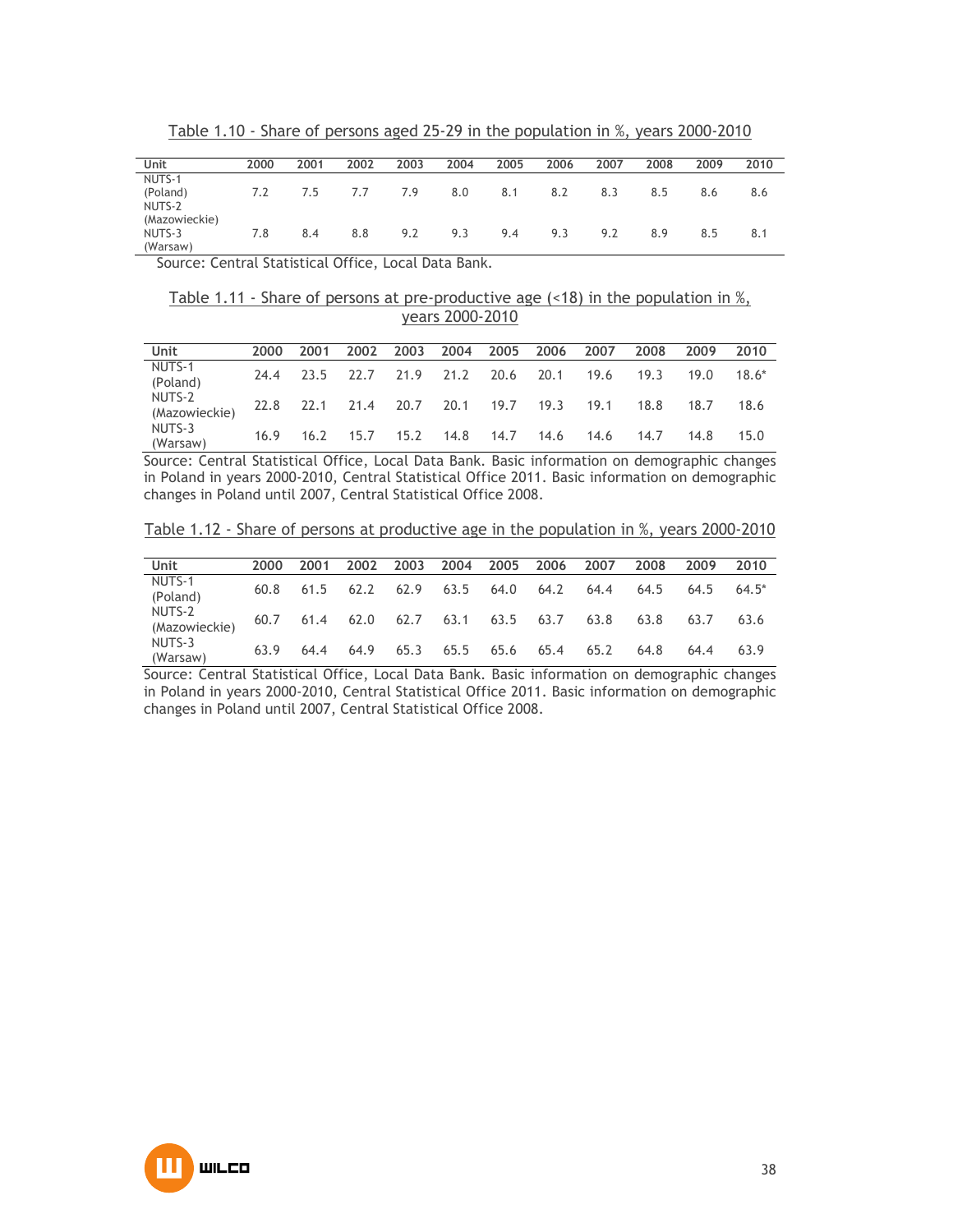Table 1.10 - Share of persons aged 25-29 in the population in %, years 2000-2010

| Unit | 2000 | 2001 | 2002 | 2003 | 2004 | 2005 | 2006 | 2007 | 2008 | 2009 | 2010 |
|---|---|---|---|---|---|---|---|---|---|---|---|
| NUTS-1 (Poland) | 7.2 | 7.5 | 7.7 | 7.9 | 8.0 | 8.1 | 8.2 | 8.3 | 8.5 | 8.6 | 8.6 |
| NUTS-2 (Mazowieckie) | | | | | | | | | | | |
| NUTS-3 (Warsaw) | 7.8 | 8.4 | 8.8 | 9.2 | 9.3 | 9.4 | 9.3 | 9.2 | 8.9 | 8.5 | 8.1 |

Source: Central Statistical Office, Local Data Bank.

Table 1.11 - Share of persons at pre-productive age (<18) in the population in %, years 2000-2010

| Unit | 2000 | 2001 | 2002 | 2003 | 2004 | 2005 | 2006 | 2007 | 2008 | 2009 | 2010 |
|---|---|---|---|---|---|---|---|---|---|---|---|
| NUTS-1 (Poland) | 24.4 | 23.5 | 22.7 | 21.9 | 21.2 | 20.6 | 20.1 | 19.6 | 19.3 | 19.0 | 18.6* |
| NUTS-2 (Mazowieckie) | 22.8 | 22.1 | 21.4 | 20.7 | 20.1 | 19.7 | 19.3 | 19.1 | 18.8 | 18.7 | 18.6 |
| NUTS-3 (Warsaw) | 16.9 | 16.2 | 15.7 | 15.2 | 14.8 | 14.7 | 14.6 | 14.6 | 14.7 | 14.8 | 15.0 |

Source: Central Statistical Office, Local Data Bank. Basic information on demographic changes in Poland in years 2000-2010, Central Statistical Office 2011. Basic information on demographic changes in Poland until 2007, Central Statistical Office 2008.

Table 1.12 - Share of persons at productive age in the population in %, years 2000-2010

| Unit | 2000 | 2001 | 2002 | 2003 | 2004 | 2005 | 2006 | 2007 | 2008 | 2009 | 2010 |
|---|---|---|---|---|---|---|---|---|---|---|---|
| NUTS-1 (Poland) | 60.8 | 61.5 | 62.2 | 62.9 | 63.5 | 64.0 | 64.2 | 64.4 | 64.5 | 64.5 | 64.5* |
| NUTS-2 (Mazowieckie) | 60.7 | 61.4 | 62.0 | 62.7 | 63.1 | 63.5 | 63.7 | 63.8 | 63.8 | 63.7 | 63.6 |
| NUTS-3 (Warsaw) | 63.9 | 64.4 | 64.9 | 65.3 | 65.5 | 65.6 | 65.4 | 65.2 | 64.8 | 64.4 | 63.9 |

Source: Central Statistical Office, Local Data Bank. Basic information on demographic changes in Poland in years 2000-2010, Central Statistical Office 2011. Basic information on demographic changes in Poland until 2007, Central Statistical Office 2008.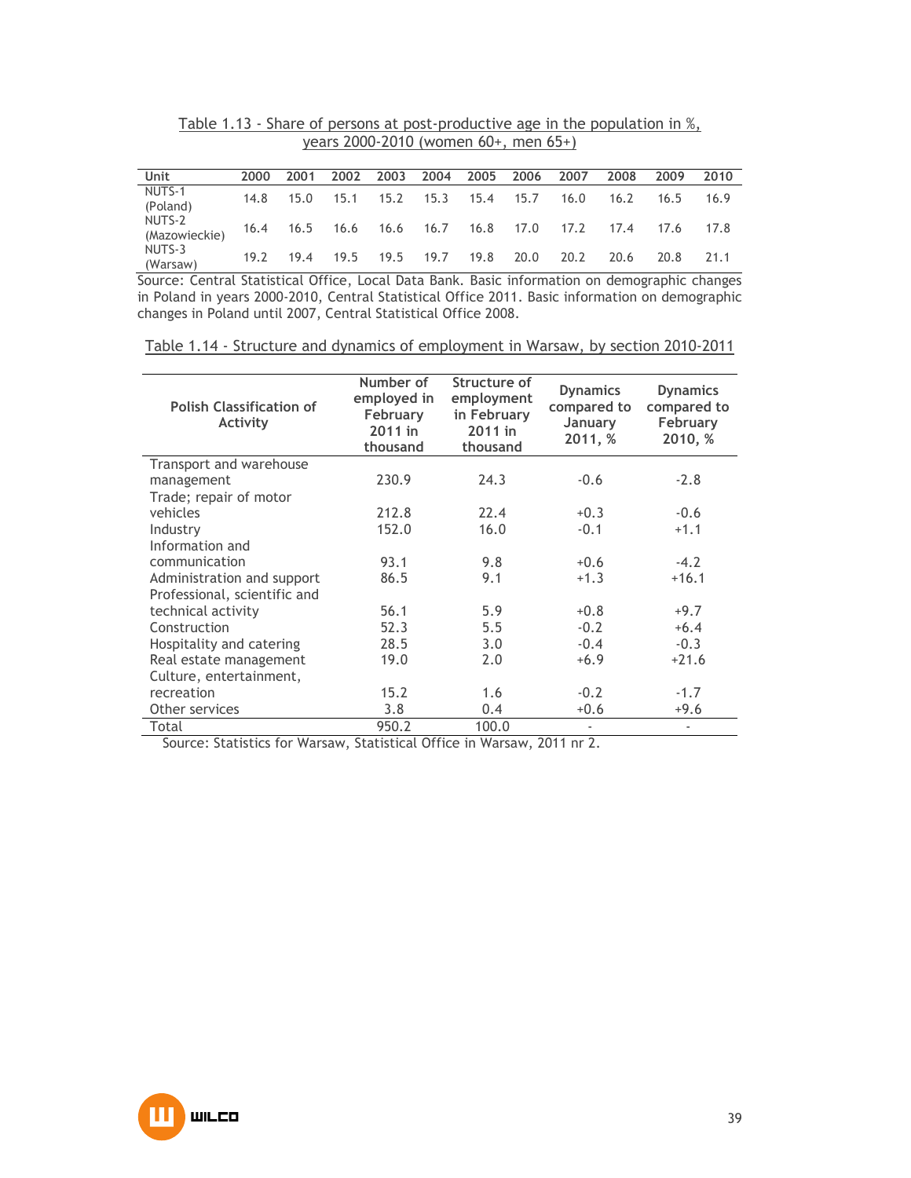Table 1.13 - Share of persons at post-productive age in the population in %, years 2000-2010 (women 60+, men 65+)

| Unit | 2000 | 2001 | 2002 | 2003 | 2004 | 2005 | 2006 | 2007 | 2008 | 2009 | 2010 |
|---|---|---|---|---|---|---|---|---|---|---|---|
| NUTS-1 (Poland) | 14.8 | 15.0 | 15.1 | 15.2 | 15.3 | 15.4 | 15.7 | 16.0 | 16.2 | 16.5 | 16.9 |
| NUTS-2 (Mazowieckie) | 16.4 | 16.5 | 16.6 | 16.6 | 16.7 | 16.8 | 17.0 | 17.2 | 17.4 | 17.6 | 17.8 |
| NUTS-3 (Warsaw) | 19.2 | 19.4 | 19.5 | 19.5 | 19.7 | 19.8 | 20.0 | 20.2 | 20.6 | 20.8 | 21.1 |

Source: Central Statistical Office, Local Data Bank. Basic information on demographic changes in Poland in years 2000-2010, Central Statistical Office 2011. Basic information on demographic changes in Poland until 2007, Central Statistical Office 2008.

Table 1.14 - Structure and dynamics of employment in Warsaw, by section 2010-2011

| Polish Classification of Activity | Number of employed in February 2011 in thousand | Structure of employment in February 2011 in thousand | Dynamics compared to January 2011, % | Dynamics compared to February 2010, % |
|---|---|---|---|---|
| Transport and warehouse management | 230.9 | 24.3 | -0.6 | -2.8 |
| Trade; repair of motor vehicles | 212.8 | 22.4 | +0.3 | -0.6 |
| Industry | 152.0 | 16.0 | -0.1 | +1.1 |
| Information and communication | 93.1 | 9.8 | +0.6 | -4.2 |
| Administration and support | 86.5 | 9.1 | +1.3 | +16.1 |
| Professional, scientific and technical activity | 56.1 | 5.9 | +0.8 | +9.7 |
| Construction | 52.3 | 5.5 | -0.2 | +6.4 |
| Hospitality and catering | 28.5 | 3.0 | -0.4 | -0.3 |
| Real estate management | 19.0 | 2.0 | +6.9 | +21.6 |
| Culture, entertainment, recreation | 15.2 | 1.6 | -0.2 | -1.7 |
| Other services | 3.8 | 0.4 | +0.6 | +9.6 |
| Total | 950.2 | 100.0 | - | - |

Source: Statistics for Warsaw, Statistical Office in Warsaw, 2011 nr 2.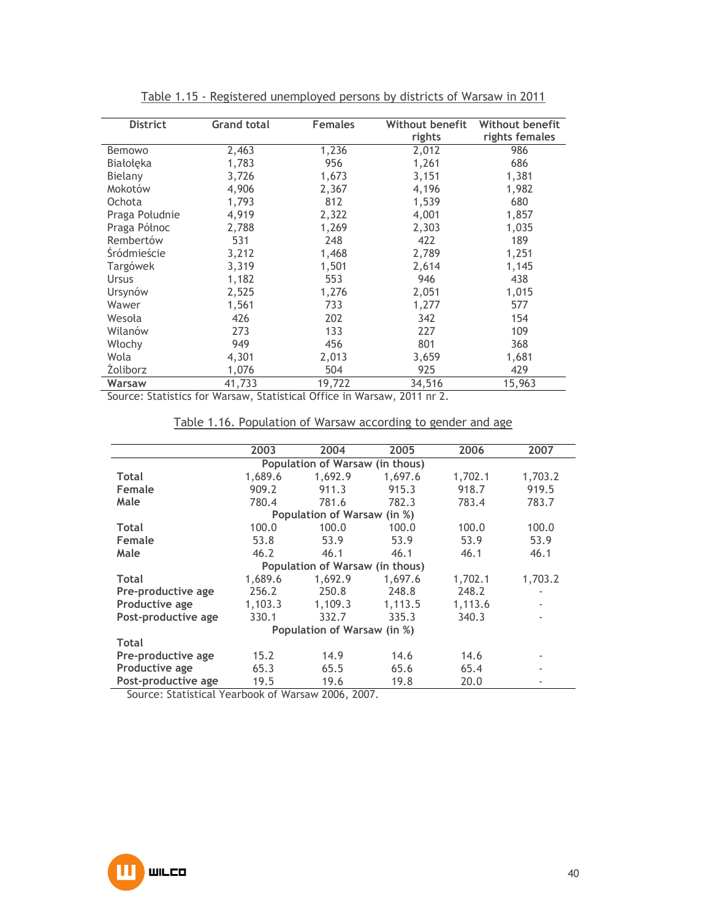Table 1.15 - Registered unemployed persons by districts of Warsaw in 2011

| District | Grand total | Females | Without benefit rights | Without benefit rights females |
|---|---|---|---|---|
| Bemowo | 2,463 | 1,236 | 2,012 | 986 |
| Białołęka | 1,783 | 956 | 1,261 | 686 |
| Bielany | 3,726 | 1,673 | 3,151 | 1,381 |
| Mokotów | 4,906 | 2,367 | 4,196 | 1,982 |
| Ochota | 1,793 | 812 | 1,539 | 680 |
| Praga Południe | 4,919 | 2,322 | 4,001 | 1,857 |
| Praga Północ | 2,788 | 1,269 | 2,303 | 1,035 |
| Rembertów | 531 | 248 | 422 | 189 |
| Śródmieście | 3,212 | 1,468 | 2,789 | 1,251 |
| Targówek | 3,319 | 1,501 | 2,614 | 1,145 |
| Ursus | 1,182 | 553 | 946 | 438 |
| Ursynów | 2,525 | 1,276 | 2,051 | 1,015 |
| Wawer | 1,561 | 733 | 1,277 | 577 |
| Wesoła | 426 | 202 | 342 | 154 |
| Wilanów | 273 | 133 | 227 | 109 |
| Włochy | 949 | 456 | 801 | 368 |
| Wola | 4,301 | 2,013 | 3,659 | 1,681 |
| Żoliborz | 1,076 | 504 | 925 | 429 |
| **Warsaw** | 41,733 | 19,722 | 34,516 | 15,963 |

Source: Statistics for Warsaw, Statistical Office in Warsaw, 2011 nr 2.

Table 1.16. Population of Warsaw according to gender and age

| | 2003 | 2004 | 2005 | 2006 | 2007 |
|---|---|---|---|---|---|
| | Population of Warsaw (in thous) | | | | |
| **Total** | 1,689.6 | 1,692.9 | 1,697.6 | 1,702.1 | 1,703.2 |
| **Female** | 909.2 | 911.3 | 915.3 | 918.7 | 919.5 |
| **Male** | 780.4 | 781.6 | 782.3 | 783.4 | 783.7 |
| | Population of Warsaw (in %) | | | | |
| **Total** | 100.0 | 100.0 | 100.0 | 100.0 | 100.0 |
| **Female** | 53.8 | 53.9 | 53.9 | 53.9 | 53.9 |
| **Male** | 46.2 | 46.1 | 46.1 | 46.1 | 46.1 |
| | Population of Warsaw (in thous) | | | | |
| **Total** | 1,689.6 | 1,692.9 | 1,697.6 | 1,702.1 | 1,703.2 |
| **Pre-productive age** | 256.2 | 250.8 | 248.8 | 248.2 | - |
| **Productive age** | 1,103.3 | 1,109.3 | 1,113.5 | 1,113.6 | - |
| **Post-productive age** | 330.1 | 332.7 | 335.3 | 340.3 | - |
| | Population of Warsaw (in %) | | | | |
| **Total** | | | | | |
| **Pre-productive age** | 15.2 | 14.9 | 14.6 | 14.6 | - |
| **Productive age** | 65.3 | 65.5 | 65.6 | 65.4 | - |
| **Post-productive age** | 19.5 | 19.6 | 19.8 | 20.0 | - |

Source: Statistical Yearbook of Warsaw 2006, 2007.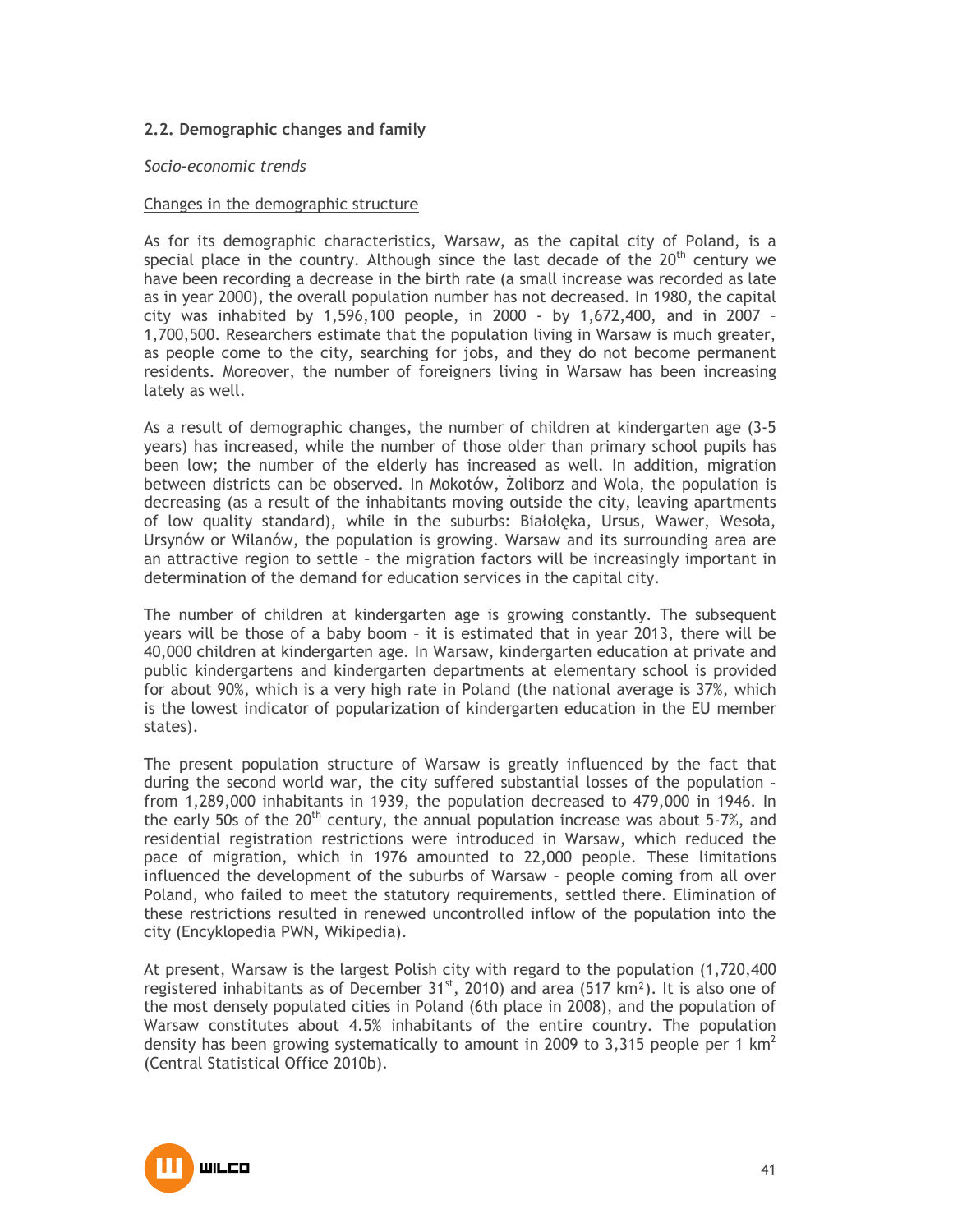## 2.2. Demographic changes and family

*Socio-economic trends*

Changes in the demographic structure

As for its demographic characteristics, Warsaw, as the capital city of Poland, is a special place in the country. Although since the last decade of the 20th century we have been recording a decrease in the birth rate (a small increase was recorded as late as in year 2000), the overall population number has not decreased. In 1980, the capital city was inhabited by 1,596,100 people, in 2000 - by 1,672,400, and in 2007 – 1,700,500. Researchers estimate that the population living in Warsaw is much greater, as people come to the city, searching for jobs, and they do not become permanent residents. Moreover, the number of foreigners living in Warsaw has been increasing lately as well.

As a result of demographic changes, the number of children at kindergarten age (3-5 years) has increased, while the number of those older than primary school pupils has been low; the number of the elderly has increased as well. In addition, migration between districts can be observed. In Mokotów, Żoliborz and Wola, the population is decreasing (as a result of the inhabitants moving outside the city, leaving apartments of low quality standard), while in the suburbs: Białołęka, Ursus, Wawer, Wesoła, Ursynów or Wilanów, the population is growing. Warsaw and its surrounding area are an attractive region to settle – the migration factors will be increasingly important in determination of the demand for education services in the capital city.

The number of children at kindergarten age is growing constantly. The subsequent years will be those of a baby boom – it is estimated that in year 2013, there will be 40,000 children at kindergarten age. In Warsaw, kindergarten education at private and public kindergartens and kindergarten departments at elementary school is provided for about 90%, which is a very high rate in Poland (the national average is 37%, which is the lowest indicator of popularization of kindergarten education in the EU member states).

The present population structure of Warsaw is greatly influenced by the fact that during the second world war, the city suffered substantial losses of the population – from 1,289,000 inhabitants in 1939, the population decreased to 479,000 in 1946. In the early 50s of the 20th century, the annual population increase was about 5-7%, and residential registration restrictions were introduced in Warsaw, which reduced the pace of migration, which in 1976 amounted to 22,000 people. These limitations influenced the development of the suburbs of Warsaw – people coming from all over Poland, who failed to meet the statutory requirements, settled there. Elimination of these restrictions resulted in renewed uncontrolled inflow of the population into the city (Encyklopedia PWN, Wikipedia).

At present, Warsaw is the largest Polish city with regard to the population (1,720,400 registered inhabitants as of December 31st, 2010) and area (517 km²). It is also one of the most densely populated cities in Poland (6th place in 2008), and the population of Warsaw constitutes about 4.5% inhabitants of the entire country. The population density has been growing systematically to amount in 2009 to 3,315 people per 1 km² (Central Statistical Office 2010b).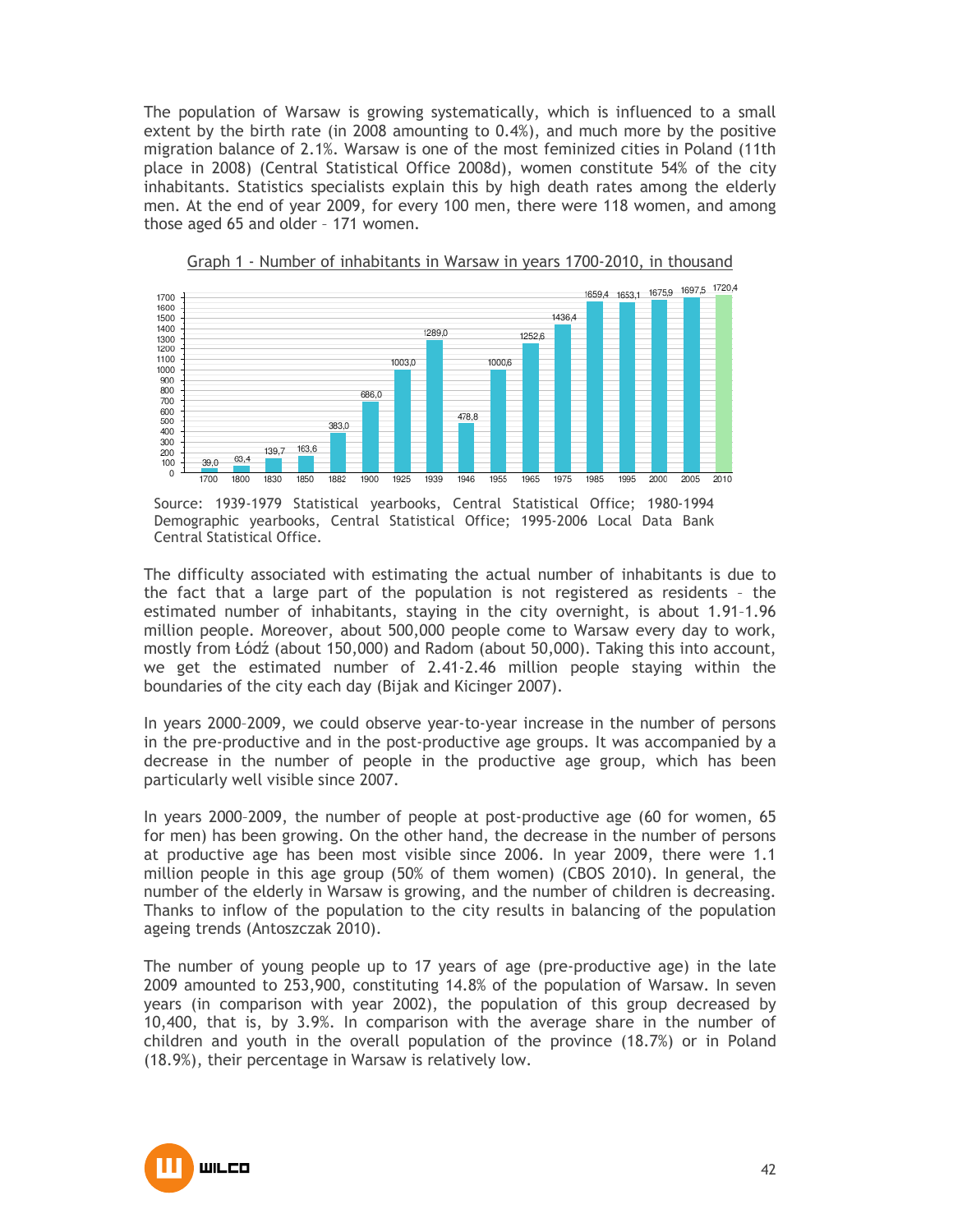The population of Warsaw is growing systematically, which is influenced to a small extent by the birth rate (in 2008 amounting to 0.4%), and much more by the positive migration balance of 2.1%. Warsaw is one of the most feminized cities in Poland (11th place in 2008) (Central Statistical Office 2008d), women constitute 54% of the city inhabitants. Statistics specialists explain this by high death rates among the elderly men. At the end of year 2009, for every 100 men, there were 118 women, and among those aged 65 and older – 171 women.

Graph 1 - Number of inhabitants in Warsaw in years 1700-2010, in thousand

| Year | 1700 | 1800 | 1830 | 1850 | 1882 | 1900 | 1925 | 1939 | 1946 | 1955 | 1965 | 1975 | 1985 | 1995 | 2000 | 2005 | 2010 |
|---|---|---|---|---|---|---|---|---|---|---|---|---|---|---|---|---|---|
| Inhabitants (thousand) | 39,0 | 63,4 | 139,7 | 163,6 | 383,0 | 686,0 | 1003,0 | 1289,0 | 478,8 | 1000,6 | 1252,6 | 1436,4 | 1659,4 | 1653,1 | 1675,9 | 1697,5 | 1720,4 |

Source: 1939-1979 Statistical yearbooks, Central Statistical Office; 1980-1994 Demographic yearbooks, Central Statistical Office; 1995-2006 Local Data Bank Central Statistical Office.

The difficulty associated with estimating the actual number of inhabitants is due to the fact that a large part of the population is not registered as residents – the estimated number of inhabitants, staying in the city overnight, is about 1.91–1.96 million people. Moreover, about 500,000 people come to Warsaw every day to work, mostly from Łódź (about 150,000) and Radom (about 50,000). Taking this into account, we get the estimated number of 2.41-2.46 million people staying within the boundaries of the city each day (Bijak and Kicinger 2007).

In years 2000–2009, we could observe year-to-year increase in the number of persons in the pre-productive and in the post-productive age groups. It was accompanied by a decrease in the number of people in the productive age group, which has been particularly well visible since 2007.

In years 2000–2009, the number of people at post-productive age (60 for women, 65 for men) has been growing. On the other hand, the decrease in the number of persons at productive age has been most visible since 2006. In year 2009, there were 1.1 million people in this age group (50% of them women) (CBOS 2010). In general, the number of the elderly in Warsaw is growing, and the number of children is decreasing. Thanks to inflow of the population to the city results in balancing of the population ageing trends (Antoszczak 2010).

The number of young people up to 17 years of age (pre-productive age) in the late 2009 amounted to 253,900, constituting 14.8% of the population of Warsaw. In seven years (in comparison with year 2002), the population of this group decreased by 10,400, that is, by 3.9%. In comparison with the average share in the number of children and youth in the overall population of the province (18.7%) or in Poland (18.9%), their percentage in Warsaw is relatively low.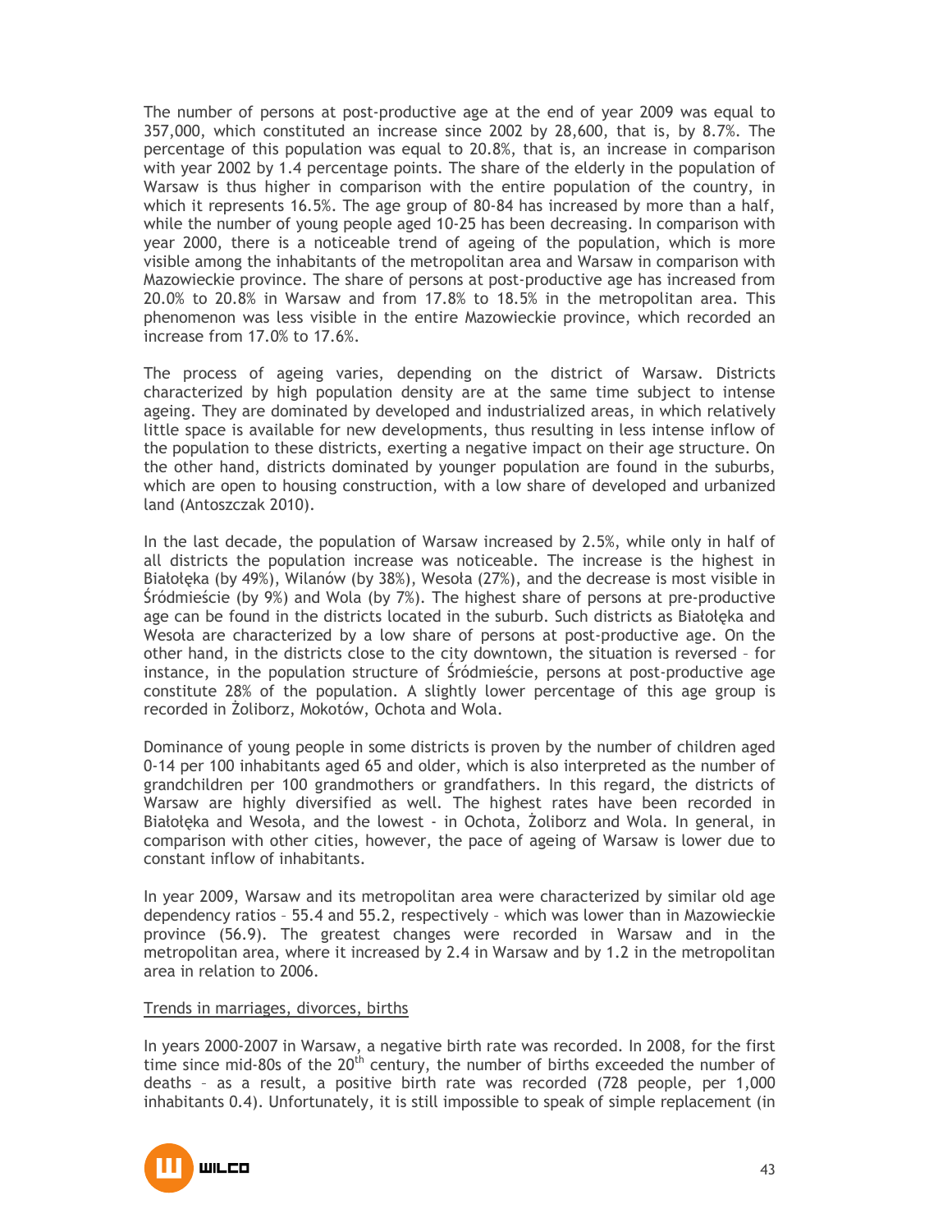The number of persons at post-productive age at the end of year 2009 was equal to 357,000, which constituted an increase since 2002 by 28,600, that is, by 8.7%. The percentage of this population was equal to 20.8%, that is, an increase in comparison with year 2002 by 1.4 percentage points. The share of the elderly in the population of Warsaw is thus higher in comparison with the entire population of the country, in which it represents 16.5%. The age group of 80-84 has increased by more than a half, while the number of young people aged 10-25 has been decreasing. In comparison with year 2000, there is a noticeable trend of ageing of the population, which is more visible among the inhabitants of the metropolitan area and Warsaw in comparison with Mazowieckie province. The share of persons at post-productive age has increased from 20.0% to 20.8% in Warsaw and from 17.8% to 18.5% in the metropolitan area. This phenomenon was less visible in the entire Mazowieckie province, which recorded an increase from 17.0% to 17.6%.

The process of ageing varies, depending on the district of Warsaw. Districts characterized by high population density are at the same time subject to intense ageing. They are dominated by developed and industrialized areas, in which relatively little space is available for new developments, thus resulting in less intense inflow of the population to these districts, exerting a negative impact on their age structure. On the other hand, districts dominated by younger population are found in the suburbs, which are open to housing construction, with a low share of developed and urbanized land (Antoszczak 2010).

In the last decade, the population of Warsaw increased by 2.5%, while only in half of all districts the population increase was noticeable. The increase is the highest in Białołęka (by 49%), Wilanów (by 38%), Wesoła (27%), and the decrease is most visible in Śródmieście (by 9%) and Wola (by 7%). The highest share of persons at pre-productive age can be found in the districts located in the suburb. Such districts as Białołęka and Wesoła are characterized by a low share of persons at post-productive age. On the other hand, in the districts close to the city downtown, the situation is reversed – for instance, in the population structure of Śródmieście, persons at post-productive age constitute 28% of the population. A slightly lower percentage of this age group is recorded in Żoliborz, Mokotów, Ochota and Wola.

Dominance of young people in some districts is proven by the number of children aged 0-14 per 100 inhabitants aged 65 and older, which is also interpreted as the number of grandchildren per 100 grandmothers or grandfathers. In this regard, the districts of Warsaw are highly diversified as well. The highest rates have been recorded in Białołęka and Wesoła, and the lowest - in Ochota, Żoliborz and Wola. In general, in comparison with other cities, however, the pace of ageing of Warsaw is lower due to constant inflow of inhabitants.

In year 2009, Warsaw and its metropolitan area were characterized by similar old age dependency ratios – 55.4 and 55.2, respectively – which was lower than in Mazowieckie province (56.9). The greatest changes were recorded in Warsaw and in the metropolitan area, where it increased by 2.4 in Warsaw and by 1.2 in the metropolitan area in relation to 2006.

Trends in marriages, divorces, births

In years 2000-2007 in Warsaw, a negative birth rate was recorded. In 2008, for the first time since mid-80s of the 20th century, the number of births exceeded the number of deaths – as a result, a positive birth rate was recorded (728 people, per 1,000 inhabitants 0.4). Unfortunately, it is still impossible to speak of simple replacement (in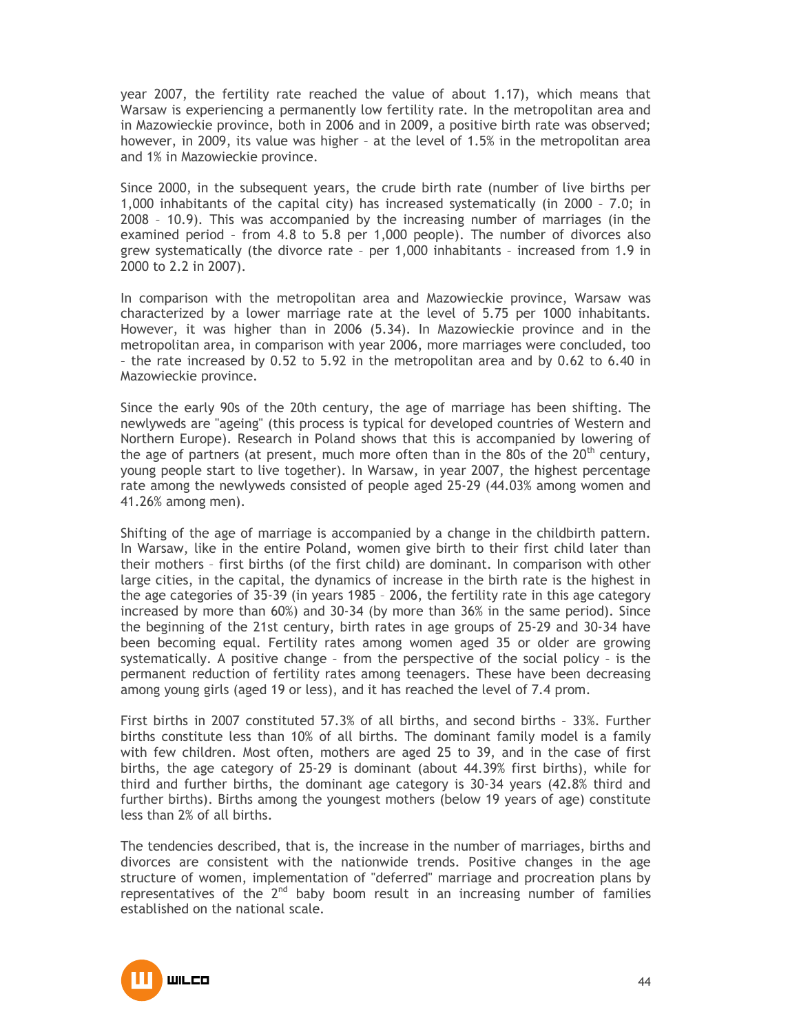year 2007, the fertility rate reached the value of about 1.17), which means that Warsaw is experiencing a permanently low fertility rate. In the metropolitan area and in Mazowieckie province, both in 2006 and in 2009, a positive birth rate was observed; however, in 2009, its value was higher – at the level of 1.5% in the metropolitan area and 1% in Mazowieckie province.

Since 2000, in the subsequent years, the crude birth rate (number of live births per 1,000 inhabitants of the capital city) has increased systematically (in 2000 – 7.0; in 2008 – 10.9). This was accompanied by the increasing number of marriages (in the examined period – from 4.8 to 5.8 per 1,000 people). The number of divorces also grew systematically (the divorce rate – per 1,000 inhabitants – increased from 1.9 in 2000 to 2.2 in 2007).

In comparison with the metropolitan area and Mazowieckie province, Warsaw was characterized by a lower marriage rate at the level of 5.75 per 1000 inhabitants. However, it was higher than in 2006 (5.34). In Mazowieckie province and in the metropolitan area, in comparison with year 2006, more marriages were concluded, too – the rate increased by 0.52 to 5.92 in the metropolitan area and by 0.62 to 6.40 in Mazowieckie province.

Since the early 90s of the 20th century, the age of marriage has been shifting. The newlyweds are "ageing" (this process is typical for developed countries of Western and Northern Europe). Research in Poland shows that this is accompanied by lowering of the age of partners (at present, much more often than in the 80s of the 20th century, young people start to live together). In Warsaw, in year 2007, the highest percentage rate among the newlyweds consisted of people aged 25-29 (44.03% among women and 41.26% among men).

Shifting of the age of marriage is accompanied by a change in the childbirth pattern. In Warsaw, like in the entire Poland, women give birth to their first child later than their mothers – first births (of the first child) are dominant. In comparison with other large cities, in the capital, the dynamics of increase in the birth rate is the highest in the age categories of 35-39 (in years 1985 – 2006, the fertility rate in this age category increased by more than 60%) and 30-34 (by more than 36% in the same period). Since the beginning of the 21st century, birth rates in age groups of 25-29 and 30-34 have been becoming equal. Fertility rates among women aged 35 or older are growing systematically. A positive change – from the perspective of the social policy – is the permanent reduction of fertility rates among teenagers. These have been decreasing among young girls (aged 19 or less), and it has reached the level of 7.4 prom.

First births in 2007 constituted 57.3% of all births, and second births – 33%. Further births constitute less than 10% of all births. The dominant family model is a family with few children. Most often, mothers are aged 25 to 39, and in the case of first births, the age category of 25-29 is dominant (about 44.39% first births), while for third and further births, the dominant age category is 30-34 years (42.8% third and further births). Births among the youngest mothers (below 19 years of age) constitute less than 2% of all births.

The tendencies described, that is, the increase in the number of marriages, births and divorces are consistent with the nationwide trends. Positive changes in the age structure of women, implementation of "deferred" marriage and procreation plans by representatives of the 2nd baby boom result in an increasing number of families established on the national scale.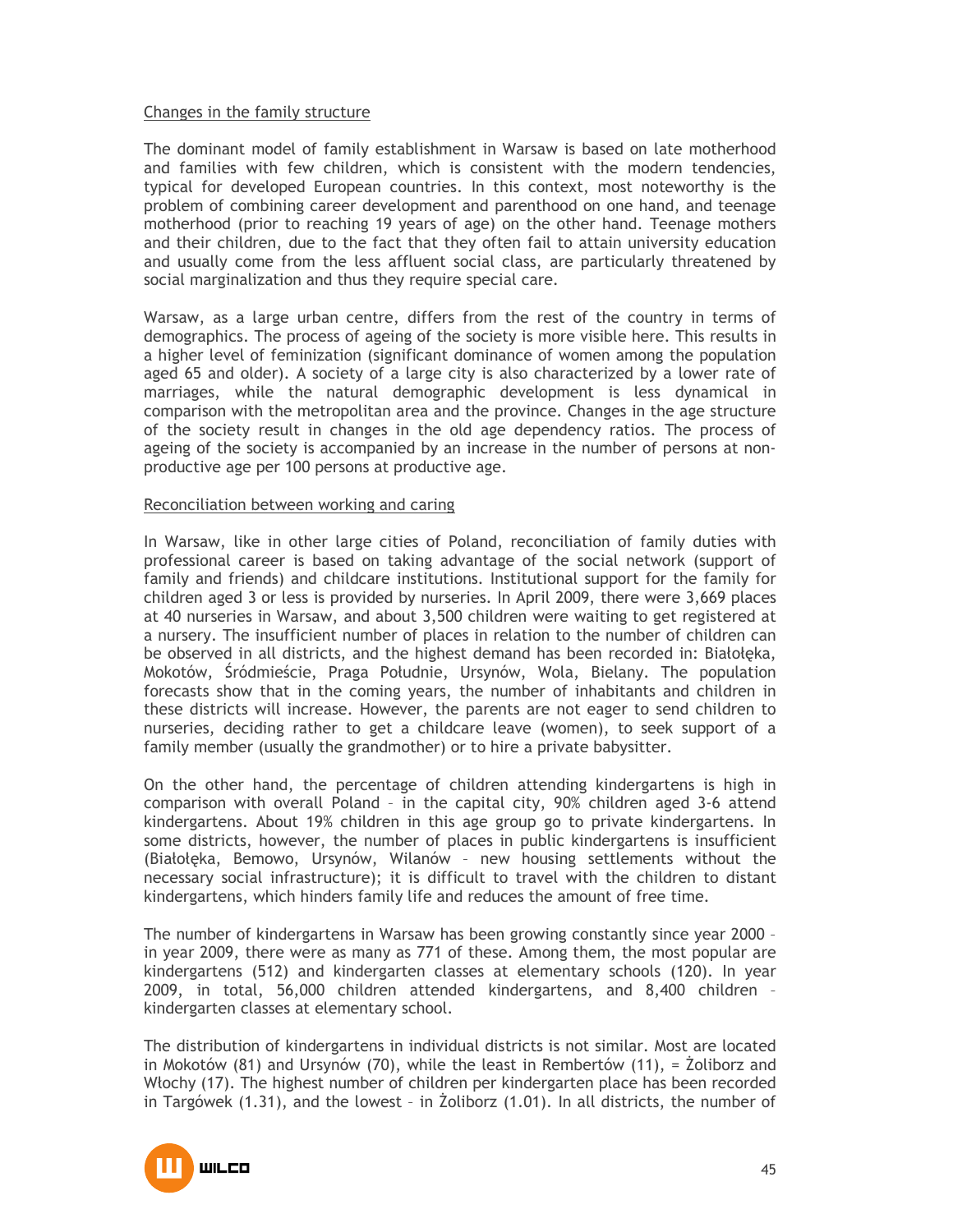Changes in the family structure

The dominant model of family establishment in Warsaw is based on late motherhood and families with few children, which is consistent with the modern tendencies, typical for developed European countries. In this context, most noteworthy is the problem of combining career development and parenthood on one hand, and teenage motherhood (prior to reaching 19 years of age) on the other hand. Teenage mothers and their children, due to the fact that they often fail to attain university education and usually come from the less affluent social class, are particularly threatened by social marginalization and thus they require special care.

Warsaw, as a large urban centre, differs from the rest of the country in terms of demographics. The process of ageing of the society is more visible here. This results in a higher level of feminization (significant dominance of women among the population aged 65 and older). A society of a large city is also characterized by a lower rate of marriages, while the natural demographic development is less dynamical in comparison with the metropolitan area and the province. Changes in the age structure of the society result in changes in the old age dependency ratios. The process of ageing of the society is accompanied by an increase in the number of persons at non-productive age per 100 persons at productive age.

Reconciliation between working and caring

In Warsaw, like in other large cities of Poland, reconciliation of family duties with professional career is based on taking advantage of the social network (support of family and friends) and childcare institutions. Institutional support for the family for children aged 3 or less is provided by nurseries. In April 2009, there were 3,669 places at 40 nurseries in Warsaw, and about 3,500 children were waiting to get registered at a nursery. The insufficient number of places in relation to the number of children can be observed in all districts, and the highest demand has been recorded in: Białołęka, Mokotów, Śródmieście, Praga Południe, Ursynów, Wola, Bielany. The population forecasts show that in the coming years, the number of inhabitants and children in these districts will increase. However, the parents are not eager to send children to nurseries, deciding rather to get a childcare leave (women), to seek support of a family member (usually the grandmother) or to hire a private babysitter.

On the other hand, the percentage of children attending kindergartens is high in comparison with overall Poland – in the capital city, 90% children aged 3-6 attend kindergartens. About 19% children in this age group go to private kindergartens. In some districts, however, the number of places in public kindergartens is insufficient (Białołęka, Bemowo, Ursynów, Wilanów – new housing settlements without the necessary social infrastructure); it is difficult to travel with the children to distant kindergartens, which hinders family life and reduces the amount of free time.

The number of kindergartens in Warsaw has been growing constantly since year 2000 – in year 2009, there were as many as 771 of these. Among them, the most popular are kindergartens (512) and kindergarten classes at elementary schools (120). In year 2009, in total, 56,000 children attended kindergartens, and 8,400 children – kindergarten classes at elementary school.

The distribution of kindergartens in individual districts is not similar. Most are located in Mokotów (81) and Ursynów (70), while the least in Rembertów (11), = Żoliborz and Włochy (17). The highest number of children per kindergarten place has been recorded in Targówek (1.31), and the lowest – in Żoliborz (1.01). In all districts, the number of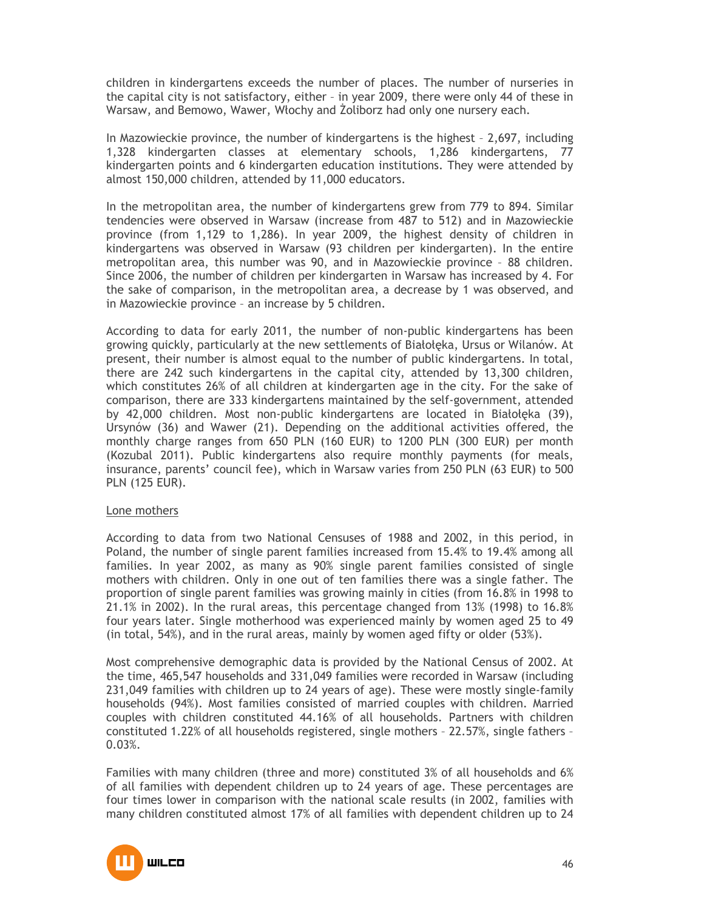children in kindergartens exceeds the number of places. The number of nurseries in the capital city is not satisfactory, either – in year 2009, there were only 44 of these in Warsaw, and Bemowo, Wawer, Włochy and Żoliborz had only one nursery each.

In Mazowieckie province, the number of kindergartens is the highest – 2,697, including 1,328 kindergarten classes at elementary schools, 1,286 kindergartens, 77 kindergarten points and 6 kindergarten education institutions. They were attended by almost 150,000 children, attended by 11,000 educators.

In the metropolitan area, the number of kindergartens grew from 779 to 894. Similar tendencies were observed in Warsaw (increase from 487 to 512) and in Mazowieckie province (from 1,129 to 1,286). In year 2009, the highest density of children in kindergartens was observed in Warsaw (93 children per kindergarten). In the entire metropolitan area, this number was 90, and in Mazowieckie province – 88 children. Since 2006, the number of children per kindergarten in Warsaw has increased by 4. For the sake of comparison, in the metropolitan area, a decrease by 1 was observed, and in Mazowieckie province – an increase by 5 children.

According to data for early 2011, the number of non-public kindergartens has been growing quickly, particularly at the new settlements of Białołęka, Ursus or Wilanów. At present, their number is almost equal to the number of public kindergartens. In total, there are 242 such kindergartens in the capital city, attended by 13,300 children, which constitutes 26% of all children at kindergarten age in the city. For the sake of comparison, there are 333 kindergartens maintained by the self-government, attended by 42,000 children. Most non-public kindergartens are located in Białołęka (39), Ursynów (36) and Wawer (21). Depending on the additional activities offered, the monthly charge ranges from 650 PLN (160 EUR) to 1200 PLN (300 EUR) per month (Kozubal 2011). Public kindergartens also require monthly payments (for meals, insurance, parents' council fee), which in Warsaw varies from 250 PLN (63 EUR) to 500 PLN (125 EUR).

Lone mothers

According to data from two National Censuses of 1988 and 2002, in this period, in Poland, the number of single parent families increased from 15.4% to 19.4% among all families. In year 2002, as many as 90% single parent families consisted of single mothers with children. Only in one out of ten families there was a single father. The proportion of single parent families was growing mainly in cities (from 16.8% in 1998 to 21.1% in 2002). In the rural areas, this percentage changed from 13% (1998) to 16.8% four years later. Single motherhood was experienced mainly by women aged 25 to 49 (in total, 54%), and in the rural areas, mainly by women aged fifty or older (53%).

Most comprehensive demographic data is provided by the National Census of 2002. At the time, 465,547 households and 331,049 families were recorded in Warsaw (including 231,049 families with children up to 24 years of age). These were mostly single-family households (94%). Most families consisted of married couples with children. Married couples with children constituted 44.16% of all households. Partners with children constituted 1.22% of all households registered, single mothers – 22.57%, single fathers – 0.03%.

Families with many children (three and more) constituted 3% of all households and 6% of all families with dependent children up to 24 years of age. These percentages are four times lower in comparison with the national scale results (in 2002, families with many children constituted almost 17% of all families with dependent children up to 24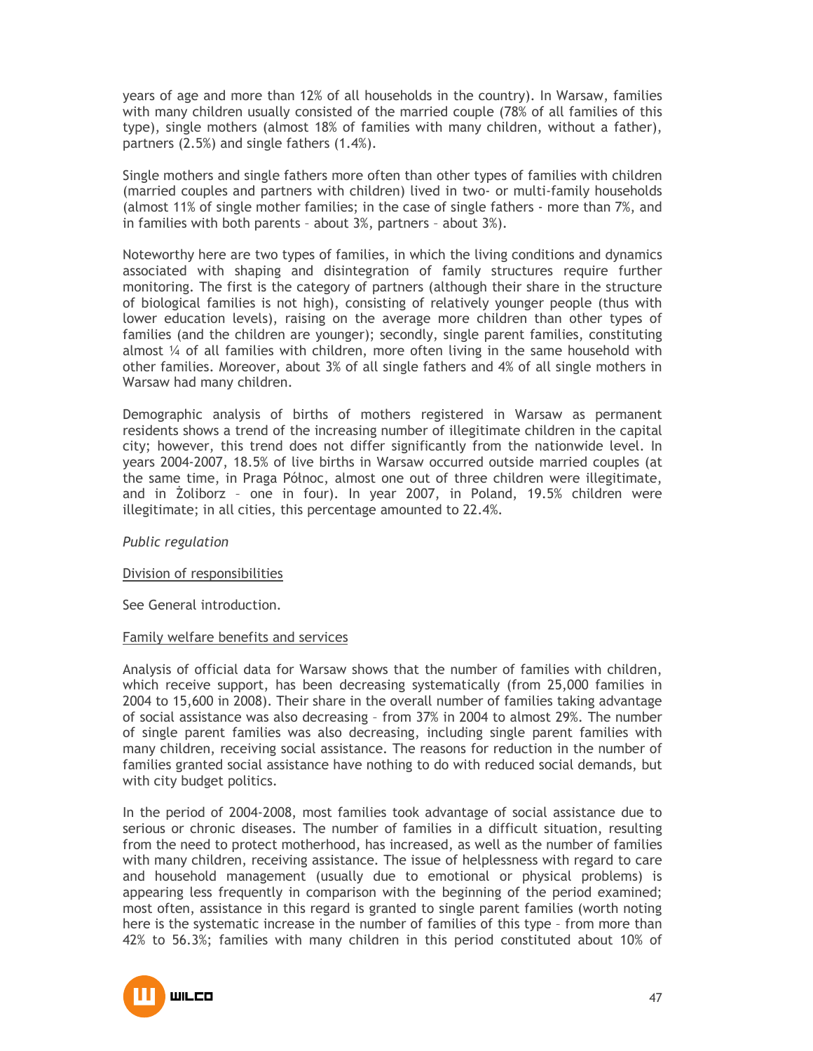years of age and more than 12% of all households in the country). In Warsaw, families with many children usually consisted of the married couple (78% of all families of this type), single mothers (almost 18% of families with many children, without a father), partners (2.5%) and single fathers (1.4%).

Single mothers and single fathers more often than other types of families with children (married couples and partners with children) lived in two- or multi-family households (almost 11% of single mother families; in the case of single fathers - more than 7%, and in families with both parents – about 3%, partners – about 3%).

Noteworthy here are two types of families, in which the living conditions and dynamics associated with shaping and disintegration of family structures require further monitoring. The first is the category of partners (although their share in the structure of biological families is not high), consisting of relatively younger people (thus with lower education levels), raising on the average more children than other types of families (and the children are younger); secondly, single parent families, constituting almost ¼ of all families with children, more often living in the same household with other families. Moreover, about 3% of all single fathers and 4% of all single mothers in Warsaw had many children.

Demographic analysis of births of mothers registered in Warsaw as permanent residents shows a trend of the increasing number of illegitimate children in the capital city; however, this trend does not differ significantly from the nationwide level. In years 2004-2007, 18.5% of live births in Warsaw occurred outside married couples (at the same time, in Praga Północ, almost one out of three children were illegitimate, and in Żoliborz – one in four). In year 2007, in Poland, 19.5% children were illegitimate; in all cities, this percentage amounted to 22.4%.

*Public regulation*

Division of responsibilities

See General introduction.

Family welfare benefits and services

Analysis of official data for Warsaw shows that the number of families with children, which receive support, has been decreasing systematically (from 25,000 families in 2004 to 15,600 in 2008). Their share in the overall number of families taking advantage of social assistance was also decreasing – from 37% in 2004 to almost 29%. The number of single parent families was also decreasing, including single parent families with many children, receiving social assistance. The reasons for reduction in the number of families granted social assistance have nothing to do with reduced social demands, but with city budget politics.

In the period of 2004-2008, most families took advantage of social assistance due to serious or chronic diseases. The number of families in a difficult situation, resulting from the need to protect motherhood, has increased, as well as the number of families with many children, receiving assistance. The issue of helplessness with regard to care and household management (usually due to emotional or physical problems) is appearing less frequently in comparison with the beginning of the period examined; most often, assistance in this regard is granted to single parent families (worth noting here is the systematic increase in the number of families of this type – from more than 42% to 56.3%; families with many children in this period constituted about 10% of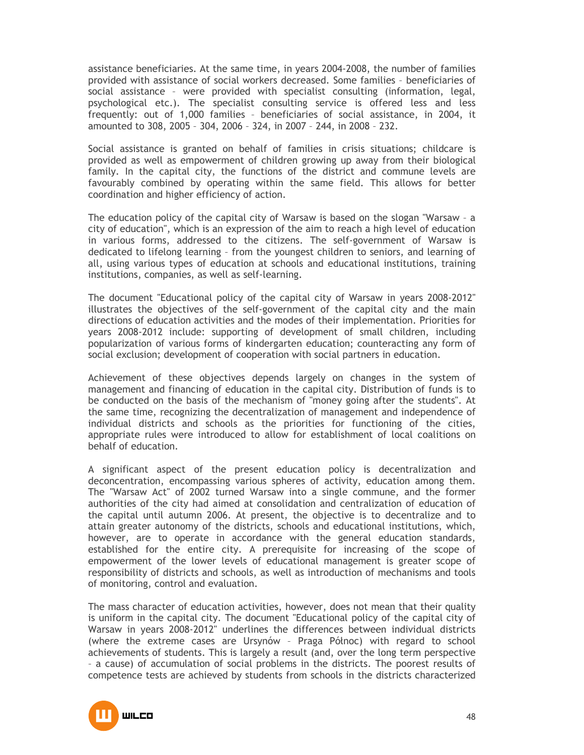assistance beneficiaries. At the same time, in years 2004-2008, the number of families provided with assistance of social workers decreased. Some families – beneficiaries of social assistance – were provided with specialist consulting (information, legal, psychological etc.). The specialist consulting service is offered less and less frequently: out of 1,000 families – beneficiaries of social assistance, in 2004, it amounted to 308, 2005 – 304, 2006 – 324, in 2007 – 244, in 2008 – 232.

Social assistance is granted on behalf of families in crisis situations; childcare is provided as well as empowerment of children growing up away from their biological family. In the capital city, the functions of the district and commune levels are favourably combined by operating within the same field. This allows for better coordination and higher efficiency of action.

The education policy of the capital city of Warsaw is based on the slogan "Warsaw – a city of education", which is an expression of the aim to reach a high level of education in various forms, addressed to the citizens. The self-government of Warsaw is dedicated to lifelong learning – from the youngest children to seniors, and learning of all, using various types of education at schools and educational institutions, training institutions, companies, as well as self-learning.

The document "Educational policy of the capital city of Warsaw in years 2008-2012" illustrates the objectives of the self-government of the capital city and the main directions of education activities and the modes of their implementation. Priorities for years 2008-2012 include: supporting of development of small children, including popularization of various forms of kindergarten education; counteracting any form of social exclusion; development of cooperation with social partners in education.

Achievement of these objectives depends largely on changes in the system of management and financing of education in the capital city. Distribution of funds is to be conducted on the basis of the mechanism of "money going after the students". At the same time, recognizing the decentralization of management and independence of individual districts and schools as the priorities for functioning of the cities, appropriate rules were introduced to allow for establishment of local coalitions on behalf of education.

A significant aspect of the present education policy is decentralization and deconcentration, encompassing various spheres of activity, education among them. The "Warsaw Act" of 2002 turned Warsaw into a single commune, and the former authorities of the city had aimed at consolidation and centralization of education of the capital until autumn 2006. At present, the objective is to decentralize and to attain greater autonomy of the districts, schools and educational institutions, which, however, are to operate in accordance with the general education standards, established for the entire city. A prerequisite for increasing of the scope of empowerment of the lower levels of educational management is greater scope of responsibility of districts and schools, as well as introduction of mechanisms and tools of monitoring, control and evaluation.

The mass character of education activities, however, does not mean that their quality is uniform in the capital city. The document "Educational policy of the capital city of Warsaw in years 2008-2012" underlines the differences between individual districts (where the extreme cases are Ursynów – Praga Północ) with regard to school achievements of students. This is largely a result (and, over the long term perspective – a cause) of accumulation of social problems in the districts. The poorest results of competence tests are achieved by students from schools in the districts characterized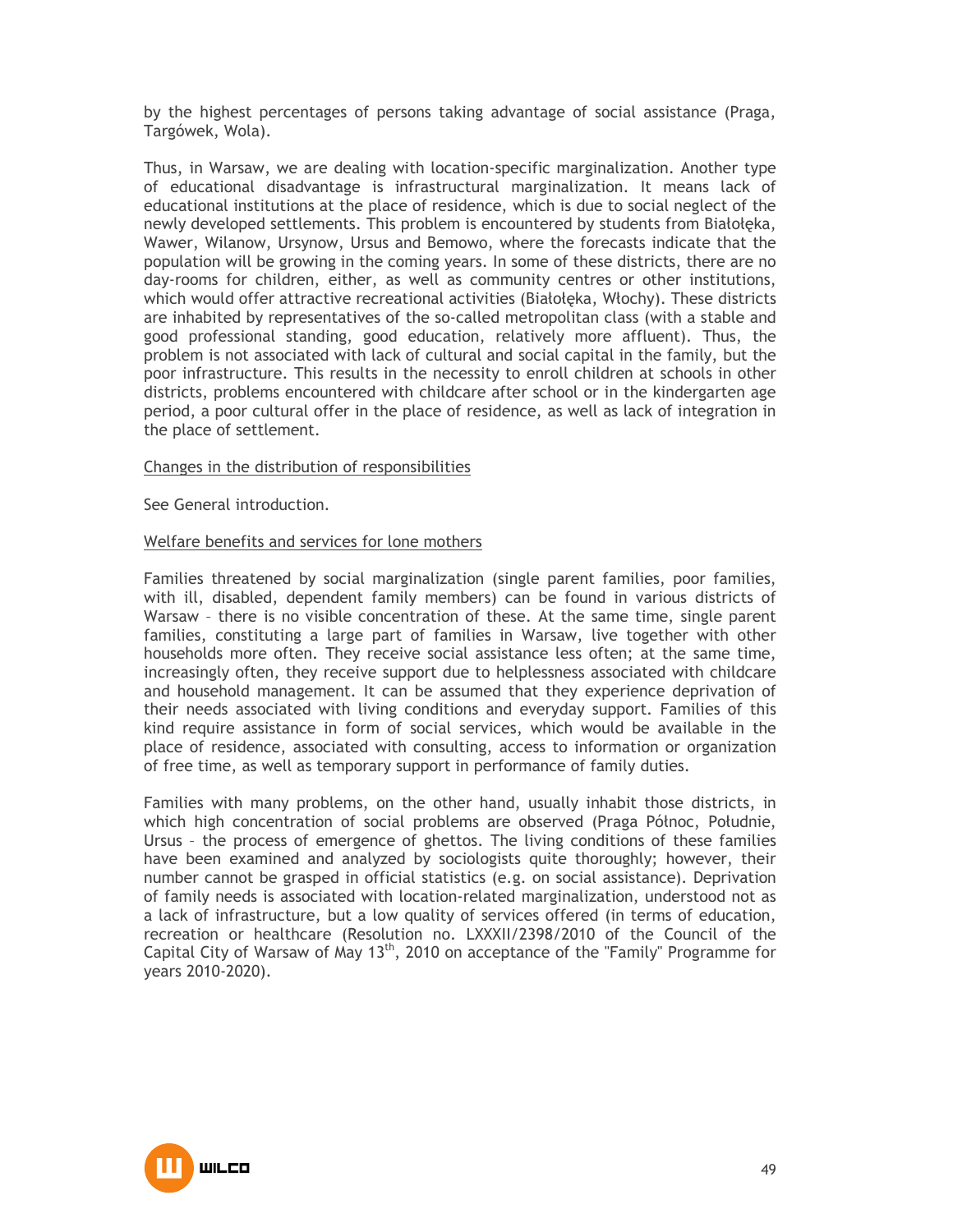by the highest percentages of persons taking advantage of social assistance (Praga, Targówek, Wola).

Thus, in Warsaw, we are dealing with location-specific marginalization. Another type of educational disadvantage is infrastructural marginalization. It means lack of educational institutions at the place of residence, which is due to social neglect of the newly developed settlements. This problem is encountered by students from Białołęka, Wawer, Wilanow, Ursynow, Ursus and Bemowo, where the forecasts indicate that the population will be growing in the coming years. In some of these districts, there are no day-rooms for children, either, as well as community centres or other institutions, which would offer attractive recreational activities (Białołęka, Włochy). These districts are inhabited by representatives of the so-called metropolitan class (with a stable and good professional standing, good education, relatively more affluent). Thus, the problem is not associated with lack of cultural and social capital in the family, but the poor infrastructure. This results in the necessity to enroll children at schools in other districts, problems encountered with childcare after school or in the kindergarten age period, a poor cultural offer in the place of residence, as well as lack of integration in the place of settlement.

<u>Changes in the distribution of responsibilities</u>

See General introduction.

<u>Welfare benefits and services for lone mothers</u>

Families threatened by social marginalization (single parent families, poor families, with ill, disabled, dependent family members) can be found in various districts of Warsaw – there is no visible concentration of these. At the same time, single parent families, constituting a large part of families in Warsaw, live together with other households more often. They receive social assistance less often; at the same time, increasingly often, they receive support due to helplessness associated with childcare and household management. It can be assumed that they experience deprivation of their needs associated with living conditions and everyday support. Families of this kind require assistance in form of social services, which would be available in the place of residence, associated with consulting, access to information or organization of free time, as well as temporary support in performance of family duties.

Families with many problems, on the other hand, usually inhabit those districts, in which high concentration of social problems are observed (Praga Północ, Południe, Ursus – the process of emergence of ghettos. The living conditions of these families have been examined and analyzed by sociologists quite thoroughly; however, their number cannot be grasped in official statistics (e.g. on social assistance). Deprivation of family needs is associated with location-related marginalization, understood not as a lack of infrastructure, but a low quality of services offered (in terms of education, recreation or healthcare (Resolution no. LXXXII/2398/2010 of the Council of the Capital City of Warsaw of May 13th, 2010 on acceptance of the "Family" Programme for years 2010-2020).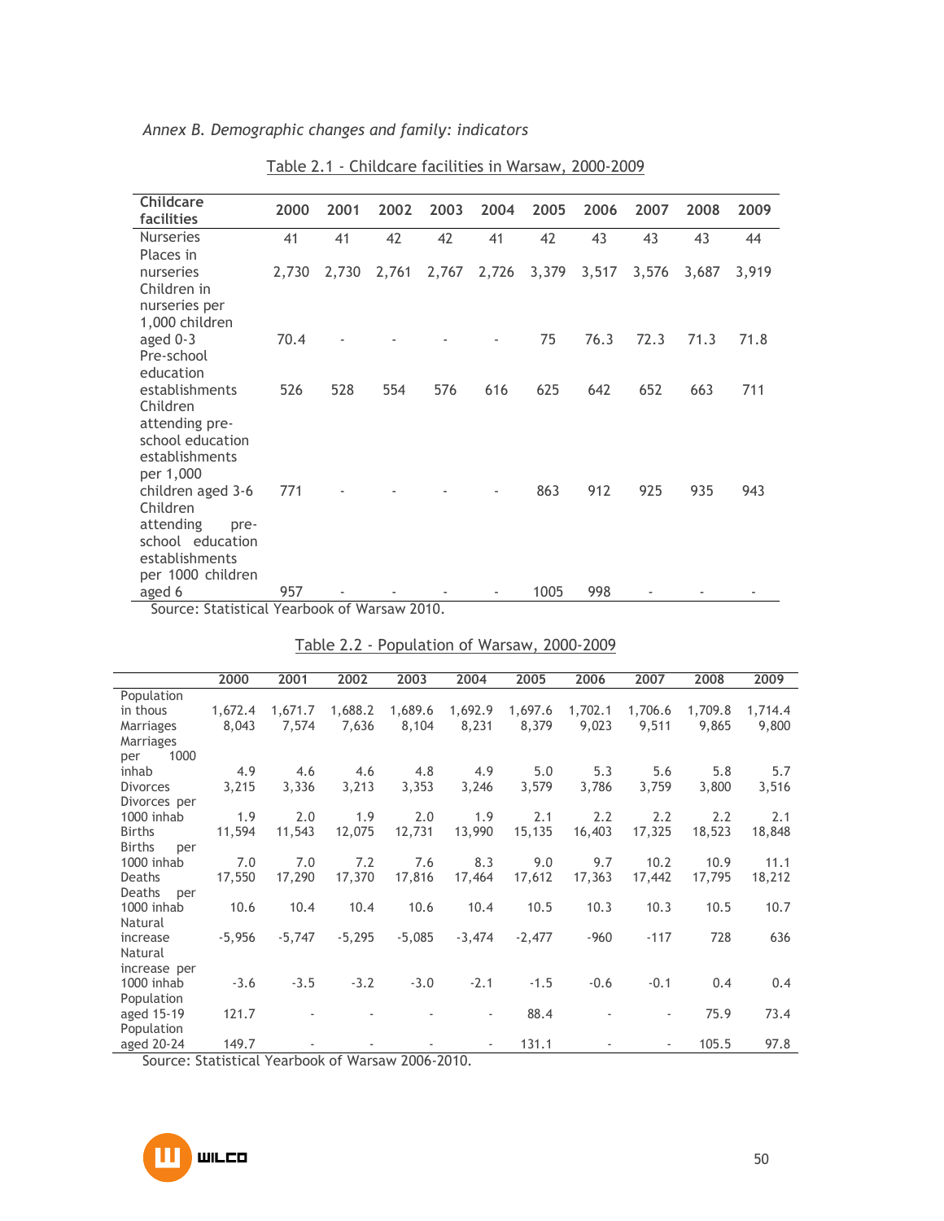*Annex B. Demographic changes and family: indicators*

Table 2.1 - Childcare facilities in Warsaw, 2000-2009

| Childcare facilities | 2000 | 2001 | 2002 | 2003 | 2004 | 2005 | 2006 | 2007 | 2008 | 2009 |
|---|---|---|---|---|---|---|---|---|---|---|
| Nurseries | 41 | 41 | 42 | 42 | 41 | 42 | 43 | 43 | 43 | 44 |
| Places in nurseries | 2,730 | 2,730 | 2,761 | 2,767 | 2,726 | 3,379 | 3,517 | 3,576 | 3,687 | 3,919 |
| Children in nurseries per 1,000 children aged 0-3 | 70.4 | - | - | - | - | 75 | 76.3 | 72.3 | 71.3 | 71.8 |
| Pre-school education establishments | 526 | 528 | 554 | 576 | 616 | 625 | 642 | 652 | 663 | 711 |
| Children attending pre-school education establishments per 1,000 children aged 3-6 | 771 | - | - | - | - | 863 | 912 | 925 | 935 | 943 |
| Children attending pre-school education establishments per 1000 children aged 6 | 957 | - | - | - | - | 1005 | 998 | - | - | - |

Source: Statistical Yearbook of Warsaw 2010.

Table 2.2 - Population of Warsaw, 2000-2009

| | 2000 | 2001 | 2002 | 2003 | 2004 | 2005 | 2006 | 2007 | 2008 | 2009 |
|---|---|---|---|---|---|---|---|---|---|---|
| Population in thous | 1,672.4 | 1,671.7 | 1,688.2 | 1,689.6 | 1,692.9 | 1,697.6 | 1,702.1 | 1,706.6 | 1,709.8 | 1,714.4 |
| Marriages | 8,043 | 7,574 | 7,636 | 8,104 | 8,231 | 8,379 | 9,023 | 9,511 | 9,865 | 9,800 |
| Marriages per 1000 inhab | 4.9 | 4.6 | 4.6 | 4.8 | 4.9 | 5.0 | 5.3 | 5.6 | 5.8 | 5.7 |
| Divorces | 3,215 | 3,336 | 3,213 | 3,353 | 3,246 | 3,579 | 3,786 | 3,759 | 3,800 | 3,516 |
| Divorces per 1000 inhab | 1.9 | 2.0 | 1.9 | 2.0 | 1.9 | 2.1 | 2.2 | 2.2 | 2.2 | 2.1 |
| Births | 11,594 | 11,543 | 12,075 | 12,731 | 13,990 | 15,135 | 16,403 | 17,325 | 18,523 | 18,848 |
| Births per 1000 inhab | 7.0 | 7.0 | 7.2 | 7.6 | 8.3 | 9.0 | 9.7 | 10.2 | 10.9 | 11.1 |
| Deaths | 17,550 | 17,290 | 17,370 | 17,816 | 17,464 | 17,612 | 17,363 | 17,442 | 17,795 | 18,212 |
| Deaths per 1000 inhab | 10.6 | 10.4 | 10.4 | 10.6 | 10.4 | 10.5 | 10.3 | 10.3 | 10.5 | 10.7 |
| Natural increase | -5,956 | -5,747 | -5,295 | -5,085 | -3,474 | -2,477 | -960 | -117 | 728 | 636 |
| Natural increase per 1000 inhab | -3.6 | -3.5 | -3.2 | -3.0 | -2.1 | -1.5 | -0.6 | -0.1 | 0.4 | 0.4 |
| Population aged 15-19 | 121.7 | - | - | - | - | 88.4 | - | - | 75.9 | 73.4 |
| Population aged 20-24 | 149.7 | - | - | - | - | 131.1 | - | - | 105.5 | 97.8 |

Source: Statistical Yearbook of Warsaw 2006-2010.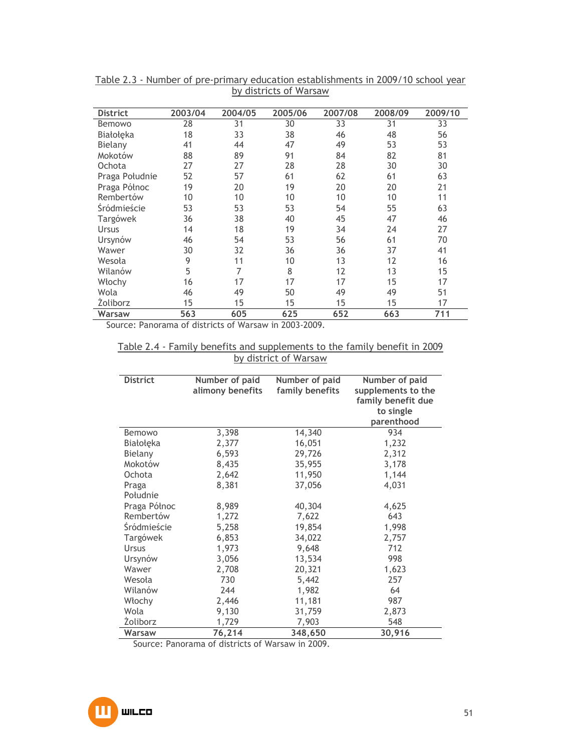Table 2.3 - Number of pre-primary education establishments in 2009/10 school year by districts of Warsaw

| District | 2003/04 | 2004/05 | 2005/06 | 2007/08 | 2008/09 | 2009/10 |
|---|---|---|---|---|---|---|
| Bemowo | 28 | 31 | 30 | 33 | 31 | 33 |
| Białołęka | 18 | 33 | 38 | 46 | 48 | 56 |
| Bielany | 41 | 44 | 47 | 49 | 53 | 53 |
| Mokotów | 88 | 89 | 91 | 84 | 82 | 81 |
| Ochota | 27 | 27 | 28 | 28 | 30 | 30 |
| Praga Południe | 52 | 57 | 61 | 62 | 61 | 63 |
| Praga Północ | 19 | 20 | 19 | 20 | 20 | 21 |
| Rembertów | 10 | 10 | 10 | 10 | 10 | 11 |
| Śródmieście | 53 | 53 | 53 | 54 | 55 | 63 |
| Targówek | 36 | 38 | 40 | 45 | 47 | 46 |
| Ursus | 14 | 18 | 19 | 34 | 24 | 27 |
| Ursynów | 46 | 54 | 53 | 56 | 61 | 70 |
| Wawer | 30 | 32 | 36 | 36 | 37 | 41 |
| Wesoła | 9 | 11 | 10 | 13 | 12 | 16 |
| Wilanów | 5 | 7 | 8 | 12 | 13 | 15 |
| Włochy | 16 | 17 | 17 | 17 | 15 | 17 |
| Wola | 46 | 49 | 50 | 49 | 49 | 51 |
| Żoliborz | 15 | 15 | 15 | 15 | 15 | 17 |
| **Warsaw** | **563** | **605** | **625** | **652** | **663** | **711** |

Source: Panorama of districts of Warsaw in 2003-2009.

Table 2.4 - Family benefits and supplements to the family benefit in 2009 by district of Warsaw

| District | Number of paid alimony benefits | Number of paid family benefits | Number of paid supplements to the family benefit due to single parenthood |
|---|---|---|---|
| Bemowo | 3,398 | 14,340 | 934 |
| Białołęka | 2,377 | 16,051 | 1,232 |
| Bielany | 6,593 | 29,726 | 2,312 |
| Mokotów | 8,435 | 35,955 | 3,178 |
| Ochota | 2,642 | 11,950 | 1,144 |
| Praga Południe | 8,381 | 37,056 | 4,031 |
| Praga Północ | 8,989 | 40,304 | 4,625 |
| Rembertów | 1,272 | 7,622 | 643 |
| Śródmieście | 5,258 | 19,854 | 1,998 |
| Targówek | 6,853 | 34,022 | 2,757 |
| Ursus | 1,973 | 9,648 | 712 |
| Ursynów | 3,056 | 13,534 | 998 |
| Wawer | 2,708 | 20,321 | 1,623 |
| Wesoła | 730 | 5,442 | 257 |
| Wilanów | 244 | 1,982 | 64 |
| Włochy | 2,446 | 11,181 | 987 |
| Wola | 9,130 | 31,759 | 2,873 |
| Żoliborz | 1,729 | 7,903 | 548 |
| **Warsaw** | **76,214** | **348,650** | **30,916** |

Source: Panorama of districts of Warsaw in 2009.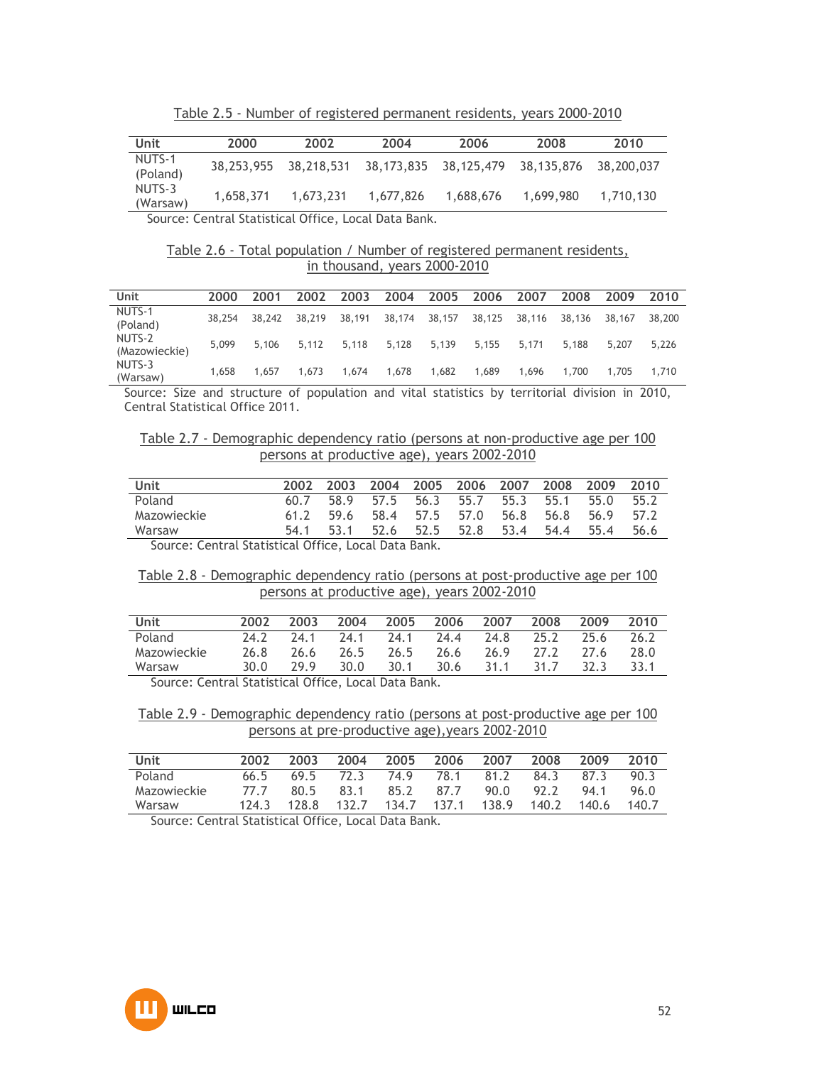Table 2.5 - Number of registered permanent residents, years 2000-2010

| Unit | 2000 | 2002 | 2004 | 2006 | 2008 | 2010 |
|---|---|---|---|---|---|---|
| NUTS-1 (Poland) | 38,253,955 | 38,218,531 | 38,173,835 | 38,125,479 | 38,135,876 | 38,200,037 |
| NUTS-3 (Warsaw) | 1,658,371 | 1,673,231 | 1,677,826 | 1,688,676 | 1,699,980 | 1,710,130 |

Source: Central Statistical Office, Local Data Bank.

Table 2.6 - Total population / Number of registered permanent residents, in thousand, years 2000-2010

| Unit | 2000 | 2001 | 2002 | 2003 | 2004 | 2005 | 2006 | 2007 | 2008 | 2009 | 2010 |
|---|---|---|---|---|---|---|---|---|---|---|---|
| NUTS-1 (Poland) | 38,254 | 38,242 | 38,219 | 38,191 | 38,174 | 38,157 | 38,125 | 38,116 | 38,136 | 38,167 | 38,200 |
| NUTS-2 (Mazowieckie) | 5,099 | 5,106 | 5,112 | 5,118 | 5,128 | 5,139 | 5,155 | 5,171 | 5,188 | 5,207 | 5,226 |
| NUTS-3 (Warsaw) | 1,658 | 1,657 | 1,673 | 1,674 | 1,678 | 1,682 | 1,689 | 1,696 | 1,700 | 1,705 | 1,710 |

Source: Size and structure of population and vital statistics by territorial division in 2010, Central Statistical Office 2011.

Table 2.7 - Demographic dependency ratio (persons at non-productive age per 100 persons at productive age), years 2002-2010

| Unit | 2002 | 2003 | 2004 | 2005 | 2006 | 2007 | 2008 | 2009 | 2010 |
|---|---|---|---|---|---|---|---|---|---|
| Poland | 60.7 | 58.9 | 57.5 | 56.3 | 55.7 | 55.3 | 55.1 | 55.0 | 55.2 |
| Mazowieckie | 61.2 | 59.6 | 58.4 | 57.5 | 57.0 | 56.8 | 56.8 | 56.9 | 57.2 |
| Warsaw | 54.1 | 53.1 | 52.6 | 52.5 | 52.8 | 53.4 | 54.4 | 55.4 | 56.6 |

Source: Central Statistical Office, Local Data Bank.

Table 2.8 - Demographic dependency ratio (persons at post-productive age per 100 persons at productive age), years 2002-2010

| Unit | 2002 | 2003 | 2004 | 2005 | 2006 | 2007 | 2008 | 2009 | 2010 |
|---|---|---|---|---|---|---|---|---|---|
| Poland | 24.2 | 24.1 | 24.1 | 24.1 | 24.4 | 24.8 | 25.2 | 25.6 | 26.2 |
| Mazowieckie | 26.8 | 26.6 | 26.5 | 26.5 | 26.6 | 26.9 | 27.2 | 27.6 | 28.0 |
| Warsaw | 30.0 | 29.9 | 30.0 | 30.1 | 30.6 | 31.1 | 31.7 | 32.3 | 33.1 |

Source: Central Statistical Office, Local Data Bank.

Table 2.9 - Demographic dependency ratio (persons at post-productive age per 100 persons at pre-productive age),years 2002-2010

| Unit | 2002 | 2003 | 2004 | 2005 | 2006 | 2007 | 2008 | 2009 | 2010 |
|---|---|---|---|---|---|---|---|---|---|
| Poland | 66.5 | 69.5 | 72.3 | 74.9 | 78.1 | 81.2 | 84.3 | 87.3 | 90.3 |
| Mazowieckie | 77.7 | 80.5 | 83.1 | 85.2 | 87.7 | 90.0 | 92.2 | 94.1 | 96.0 |
| Warsaw | 124.3 | 128.8 | 132.7 | 134.7 | 137.1 | 138.9 | 140.2 | 140.6 | 140.7 |

Source: Central Statistical Office, Local Data Bank.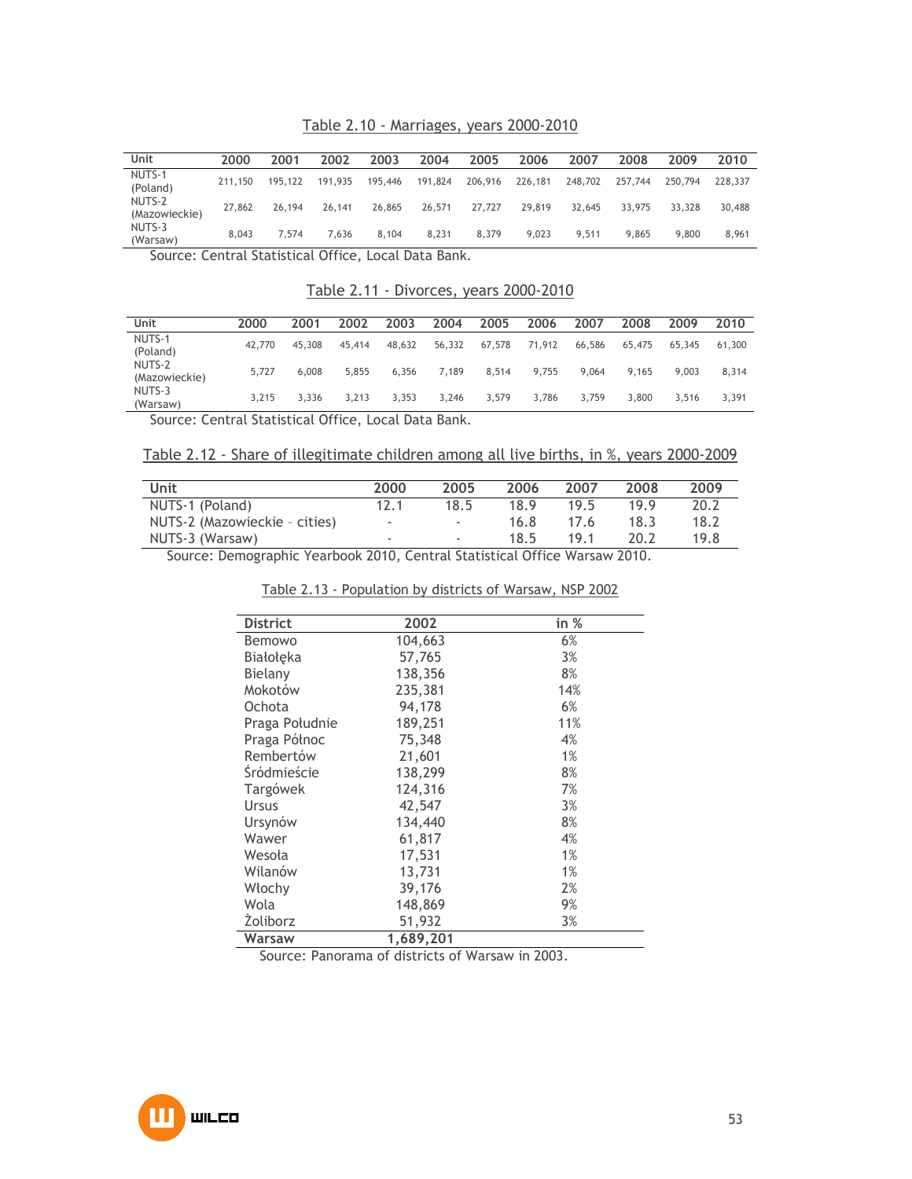Table 2.10 - Marriages, years 2000-2010

| Unit | 2000 | 2001 | 2002 | 2003 | 2004 | 2005 | 2006 | 2007 | 2008 | 2009 | 2010 |
|---|---|---|---|---|---|---|---|---|---|---|---|
| NUTS-1 (Poland) | 211,150 | 195,122 | 191,935 | 195,446 | 191,824 | 206,916 | 226,181 | 248,702 | 257,744 | 250,794 | 228,337 |
| NUTS-2 (Mazowieckie) | 27,862 | 26,194 | 26,141 | 26,865 | 26,571 | 27,727 | 29,819 | 32,645 | 33,975 | 33,328 | 30,488 |
| NUTS-3 (Warsaw) | 8,043 | 7,574 | 7,636 | 8,104 | 8,231 | 8,379 | 9,023 | 9,511 | 9,865 | 9,800 | 8,961 |

Source: Central Statistical Office, Local Data Bank.

Table 2.11 - Divorces, years 2000-2010

| Unit | 2000 | 2001 | 2002 | 2003 | 2004 | 2005 | 2006 | 2007 | 2008 | 2009 | 2010 |
|---|---|---|---|---|---|---|---|---|---|---|---|
| NUTS-1 (Poland) | 42,770 | 45,308 | 45,414 | 48,632 | 56,332 | 67,578 | 71,912 | 66,586 | 65,475 | 65,345 | 61,300 |
| NUTS-2 (Mazowieckie) | 5,727 | 6,008 | 5,855 | 6,356 | 7,189 | 8,514 | 9,755 | 9,064 | 9,165 | 9,003 | 8,314 |
| NUTS-3 (Warsaw) | 3,215 | 3,336 | 3,213 | 3,353 | 3,246 | 3,579 | 3,786 | 3,759 | 3,800 | 3,516 | 3,391 |

Source: Central Statistical Office, Local Data Bank.

Table 2.12 - Share of illegitimate children among all live births, in %, years 2000-2009

| Unit | 2000 | 2005 | 2006 | 2007 | 2008 | 2009 |
|---|---|---|---|---|---|---|
| NUTS-1 (Poland) | 12.1 | 18.5 | 18.9 | 19.5 | 19.9 | 20.2 |
| NUTS-2 (Mazowieckie – cities) | - | - | 16.8 | 17.6 | 18.3 | 18.2 |
| NUTS-3 (Warsaw) | - | - | 18.5 | 19.1 | 20.2 | 19.8 |

Source: Demographic Yearbook 2010, Central Statistical Office Warsaw 2010.

Table 2.13 - Population by districts of Warsaw, NSP 2002

| District | 2002 | in % |
|---|---|---|
| Bemowo | 104,663 | 6% |
| Białołęka | 57,765 | 3% |
| Bielany | 138,356 | 8% |
| Mokotów | 235,381 | 14% |
| Ochota | 94,178 | 6% |
| Praga Południe | 189,251 | 11% |
| Praga Północ | 75,348 | 4% |
| Rembertów | 21,601 | 1% |
| Śródmieście | 138,299 | 8% |
| Targówek | 124,316 | 7% |
| Ursus | 42,547 | 3% |
| Ursynów | 134,440 | 8% |
| Wawer | 61,817 | 4% |
| Wesoła | 17,531 | 1% |
| Wilanów | 13,731 | 1% |
| Włochy | 39,176 | 2% |
| Wola | 148,869 | 9% |
| Żoliborz | 51,932 | 3% |
| **Warsaw** | **1,689,201** | |

Source: Panorama of districts of Warsaw in 2003.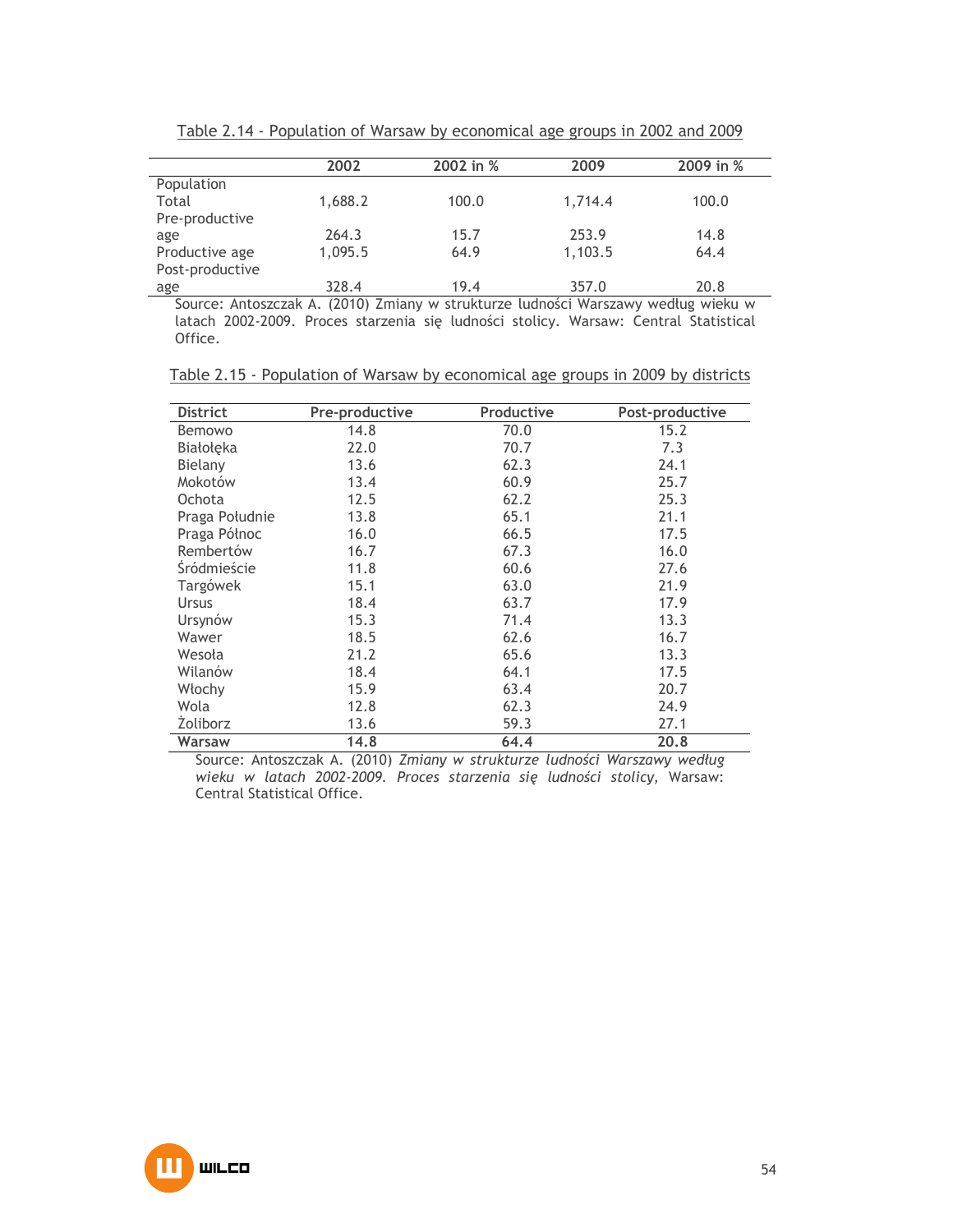Table 2.14 - Population of Warsaw by economical age groups in 2002 and 2009

| | 2002 | 2002 in % | 2009 | 2009 in % |
|---|---|---|---|---|
| Population Total | 1,688.2 | 100.0 | 1,714.4 | 100.0 |
| Pre-productive age | 264.3 | 15.7 | 253.9 | 14.8 |
| Productive age | 1,095.5 | 64.9 | 1,103.5 | 64.4 |
| Post-productive age | 328.4 | 19.4 | 357.0 | 20.8 |

Source: Antoszczak A. (2010) Zmiany w strukturze ludności Warszawy według wieku w latach 2002-2009. Proces starzenia się ludności stolicy. Warsaw: Central Statistical Office.

Table 2.15 - Population of Warsaw by economical age groups in 2009 by districts

| District | Pre-productive | Productive | Post-productive |
|---|---|---|---|
| Bemowo | 14.8 | 70.0 | 15.2 |
| Białołęka | 22.0 | 70.7 | 7.3 |
| Bielany | 13.6 | 62.3 | 24.1 |
| Mokotów | 13.4 | 60.9 | 25.7 |
| Ochota | 12.5 | 62.2 | 25.3 |
| Praga Południe | 13.8 | 65.1 | 21.1 |
| Praga Północ | 16.0 | 66.5 | 17.5 |
| Rembertów | 16.7 | 67.3 | 16.0 |
| Śródmieście | 11.8 | 60.6 | 27.6 |
| Targówek | 15.1 | 63.0 | 21.9 |
| Ursus | 18.4 | 63.7 | 17.9 |
| Ursynów | 15.3 | 71.4 | 13.3 |
| Wawer | 18.5 | 62.6 | 16.7 |
| Wesoła | 21.2 | 65.6 | 13.3 |
| Wilanów | 18.4 | 64.1 | 17.5 |
| Włochy | 15.9 | 63.4 | 20.7 |
| Wola | 12.8 | 62.3 | 24.9 |
| Żoliborz | 13.6 | 59.3 | 27.1 |
| **Warsaw** | **14.8** | **64.4** | **20.8** |

Source: Antoszczak A. (2010) *Zmiany w strukturze ludności Warszawy według wieku w latach 2002-2009. Proces starzenia się ludności stolicy*, Warsaw: Central Statistical Office.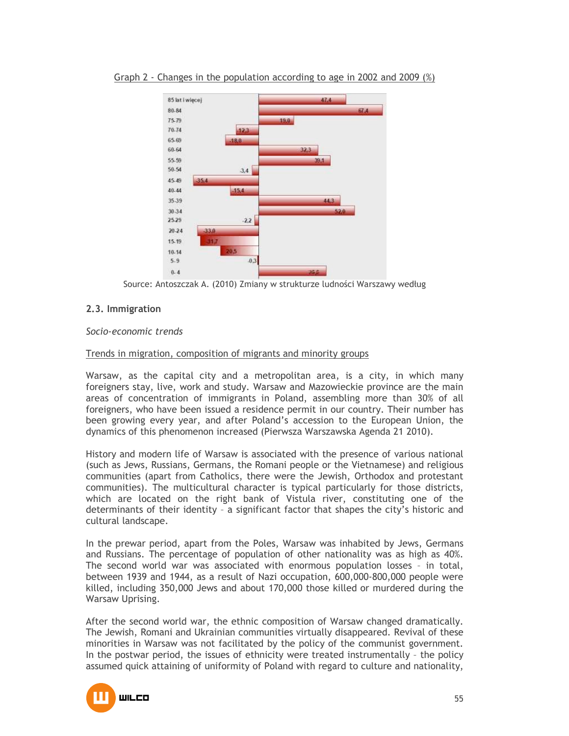Graph 2 - Changes in the population according to age in 2002 and 2009 (%)

| Age | Change (%) |
|---|---|
| 85 lat i więcej | 47,4 |
| 80-84 | 67,4 |
| 75-79 | 19,0 |
| 70-74 | -12,3 |
| 65-69 | -18,0 |
| 60-64 | 32,3 |
| 55-59 | 39,1 |
| 50-54 | -3,4 |
| 45-49 | -35,4 |
| 40-44 | -15,4 |
| 35-39 | 44,3 |
| 30-34 | 52,0 |
| 25-29 | -2,2 |
| 20-24 | -33,0 |
| 15-19 | -31,7 |
| 10-14 | -20,5 |
| 5-9 | -0,3 |
| 0-4 | 36,6 |

Source: Antoszczak A. (2010) Zmiany w strukturze ludności Warszawy według

### 2.3. Immigration

*Socio-economic trends*

Trends in migration, composition of migrants and minority groups

Warsaw, as the capital city and a metropolitan area, is a city, in which many foreigners stay, live, work and study. Warsaw and Mazowieckie province are the main areas of concentration of immigrants in Poland, assembling more than 30% of all foreigners, who have been issued a residence permit in our country. Their number has been growing every year, and after Poland's accession to the European Union, the dynamics of this phenomenon increased (Pierwsza Warszawska Agenda 21 2010).

History and modern life of Warsaw is associated with the presence of various national (such as Jews, Russians, Germans, the Romani people or the Vietnamese) and religious communities (apart from Catholics, there were the Jewish, Orthodox and protestant communities). The multicultural character is typical particularly for those districts, which are located on the right bank of Vistula river, constituting one of the determinants of their identity – a significant factor that shapes the city's historic and cultural landscape.

In the prewar period, apart from the Poles, Warsaw was inhabited by Jews, Germans and Russians. The percentage of population of other nationality was as high as 40%. The second world war was associated with enormous population losses – in total, between 1939 and 1944, as a result of Nazi occupation, 600,000-800,000 people were killed, including 350,000 Jews and about 170,000 those killed or murdered during the Warsaw Uprising.

After the second world war, the ethnic composition of Warsaw changed dramatically. The Jewish, Romani and Ukrainian communities virtually disappeared. Revival of these minorities in Warsaw was not facilitated by the policy of the communist government. In the postwar period, the issues of ethnicity were treated instrumentally – the policy assumed quick attaining of uniformity of Poland with regard to culture and nationality,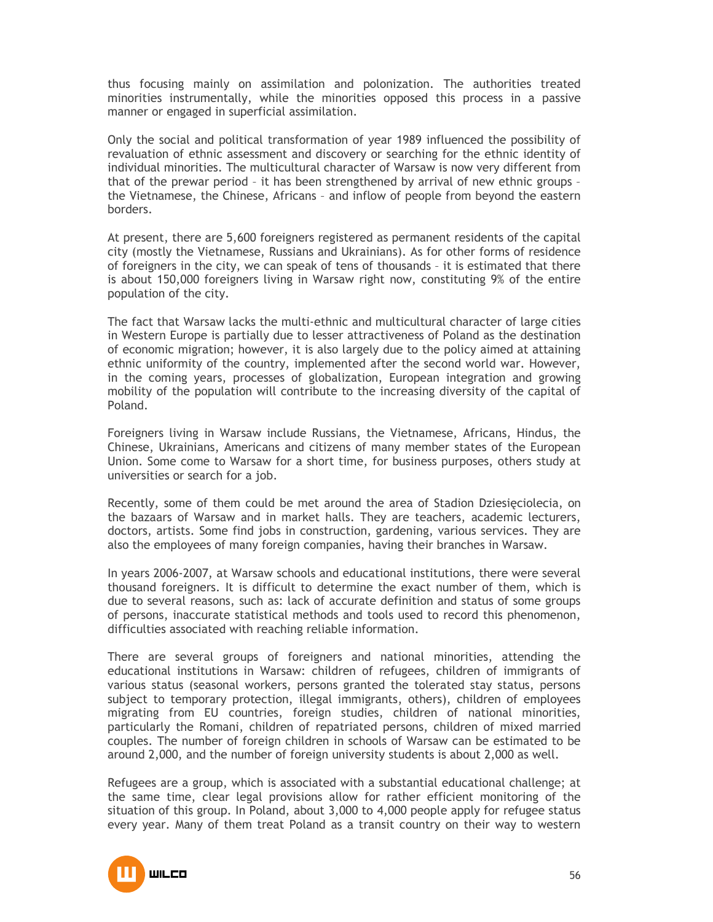thus focusing mainly on assimilation and polonization. The authorities treated minorities instrumentally, while the minorities opposed this process in a passive manner or engaged in superficial assimilation.

Only the social and political transformation of year 1989 influenced the possibility of revaluation of ethnic assessment and discovery or searching for the ethnic identity of individual minorities. The multicultural character of Warsaw is now very different from that of the prewar period – it has been strengthened by arrival of new ethnic groups – the Vietnamese, the Chinese, Africans – and inflow of people from beyond the eastern borders.

At present, there are 5,600 foreigners registered as permanent residents of the capital city (mostly the Vietnamese, Russians and Ukrainians). As for other forms of residence of foreigners in the city, we can speak of tens of thousands – it is estimated that there is about 150,000 foreigners living in Warsaw right now, constituting 9% of the entire population of the city.

The fact that Warsaw lacks the multi-ethnic and multicultural character of large cities in Western Europe is partially due to lesser attractiveness of Poland as the destination of economic migration; however, it is also largely due to the policy aimed at attaining ethnic uniformity of the country, implemented after the second world war. However, in the coming years, processes of globalization, European integration and growing mobility of the population will contribute to the increasing diversity of the capital of Poland.

Foreigners living in Warsaw include Russians, the Vietnamese, Africans, Hindus, the Chinese, Ukrainians, Americans and citizens of many member states of the European Union. Some come to Warsaw for a short time, for business purposes, others study at universities or search for a job.

Recently, some of them could be met around the area of Stadion Dziesięciolecia, on the bazaars of Warsaw and in market halls. They are teachers, academic lecturers, doctors, artists. Some find jobs in construction, gardening, various services. They are also the employees of many foreign companies, having their branches in Warsaw.

In years 2006-2007, at Warsaw schools and educational institutions, there were several thousand foreigners. It is difficult to determine the exact number of them, which is due to several reasons, such as: lack of accurate definition and status of some groups of persons, inaccurate statistical methods and tools used to record this phenomenon, difficulties associated with reaching reliable information.

There are several groups of foreigners and national minorities, attending the educational institutions in Warsaw: children of refugees, children of immigrants of various status (seasonal workers, persons granted the tolerated stay status, persons subject to temporary protection, illegal immigrants, others), children of employees migrating from EU countries, foreign studies, children of national minorities, particularly the Romani, children of repatriated persons, children of mixed married couples. The number of foreign children in schools of Warsaw can be estimated to be around 2,000, and the number of foreign university students is about 2,000 as well.

Refugees are a group, which is associated with a substantial educational challenge; at the same time, clear legal provisions allow for rather efficient monitoring of the situation of this group. In Poland, about 3,000 to 4,000 people apply for refugee status every year. Many of them treat Poland as a transit country on their way to western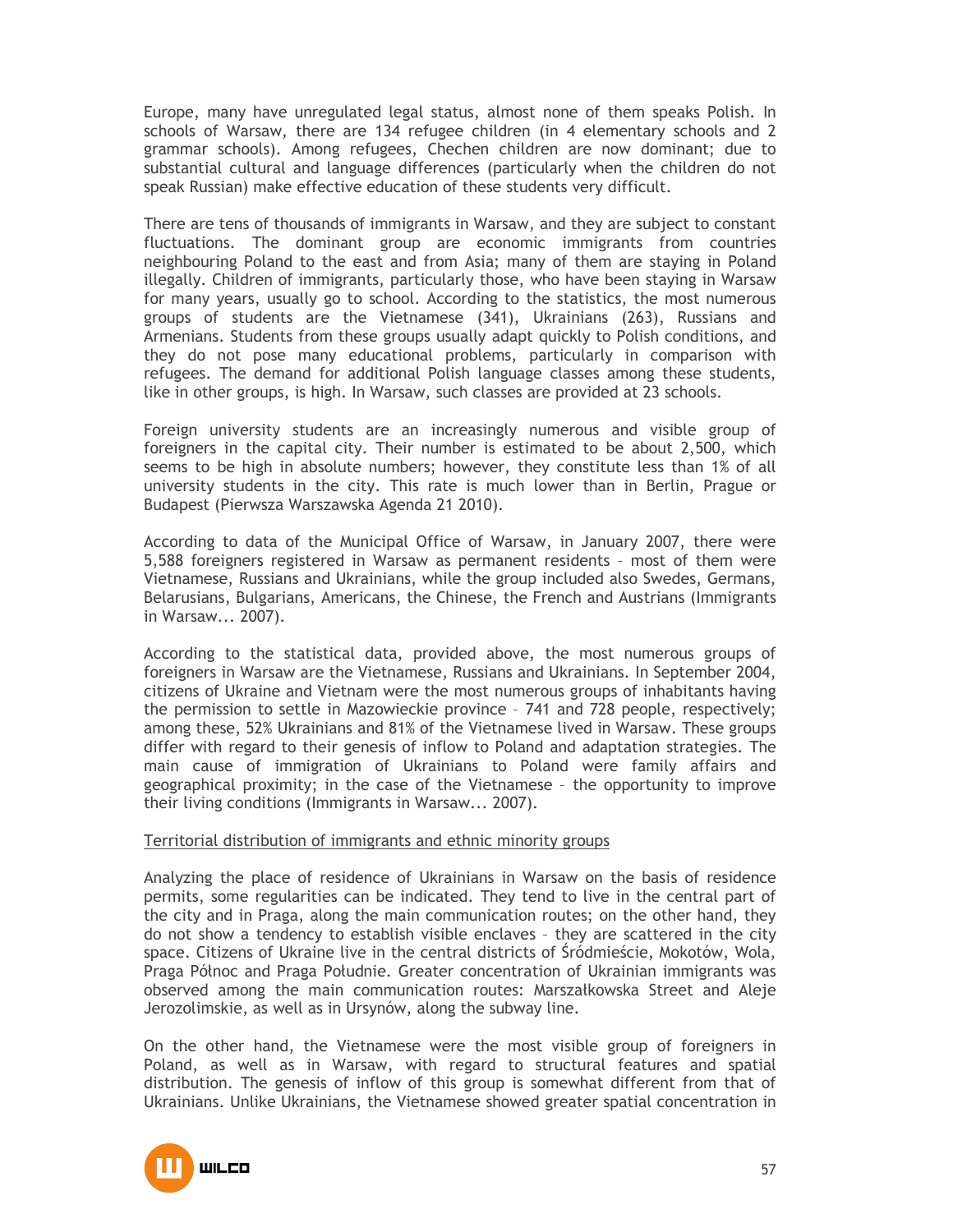Europe, many have unregulated legal status, almost none of them speaks Polish. In schools of Warsaw, there are 134 refugee children (in 4 elementary schools and 2 grammar schools). Among refugees, Chechen children are now dominant; due to substantial cultural and language differences (particularly when the children do not speak Russian) make effective education of these students very difficult.

There are tens of thousands of immigrants in Warsaw, and they are subject to constant fluctuations. The dominant group are economic immigrants from countries neighbouring Poland to the east and from Asia; many of them are staying in Poland illegally. Children of immigrants, particularly those, who have been staying in Warsaw for many years, usually go to school. According to the statistics, the most numerous groups of students are the Vietnamese (341), Ukrainians (263), Russians and Armenians. Students from these groups usually adapt quickly to Polish conditions, and they do not pose many educational problems, particularly in comparison with refugees. The demand for additional Polish language classes among these students, like in other groups, is high. In Warsaw, such classes are provided at 23 schools.

Foreign university students are an increasingly numerous and visible group of foreigners in the capital city. Their number is estimated to be about 2,500, which seems to be high in absolute numbers; however, they constitute less than 1% of all university students in the city. This rate is much lower than in Berlin, Prague or Budapest (Pierwsza Warszawska Agenda 21 2010).

According to data of the Municipal Office of Warsaw, in January 2007, there were 5,588 foreigners registered in Warsaw as permanent residents – most of them were Vietnamese, Russians and Ukrainians, while the group included also Swedes, Germans, Belarusians, Bulgarians, Americans, the Chinese, the French and Austrians (Immigrants in Warsaw... 2007).

According to the statistical data, provided above, the most numerous groups of foreigners in Warsaw are the Vietnamese, Russians and Ukrainians. In September 2004, citizens of Ukraine and Vietnam were the most numerous groups of inhabitants having the permission to settle in Mazowieckie province – 741 and 728 people, respectively; among these, 52% Ukrainians and 81% of the Vietnamese lived in Warsaw. These groups differ with regard to their genesis of inflow to Poland and adaptation strategies. The main cause of immigration of Ukrainians to Poland were family affairs and geographical proximity; in the case of the Vietnamese – the opportunity to improve their living conditions (Immigrants in Warsaw... 2007).

Territorial distribution of immigrants and ethnic minority groups

Analyzing the place of residence of Ukrainians in Warsaw on the basis of residence permits, some regularities can be indicated. They tend to live in the central part of the city and in Praga, along the main communication routes; on the other hand, they do not show a tendency to establish visible enclaves – they are scattered in the city space. Citizens of Ukraine live in the central districts of Śródmieście, Mokotów, Wola, Praga Północ and Praga Południe. Greater concentration of Ukrainian immigrants was observed among the main communication routes: Marszałkowska Street and Aleje Jerozolimskie, as well as in Ursynów, along the subway line.

On the other hand, the Vietnamese were the most visible group of foreigners in Poland, as well as in Warsaw, with regard to structural features and spatial distribution. The genesis of inflow of this group is somewhat different from that of Ukrainians. Unlike Ukrainians, the Vietnamese showed greater spatial concentration in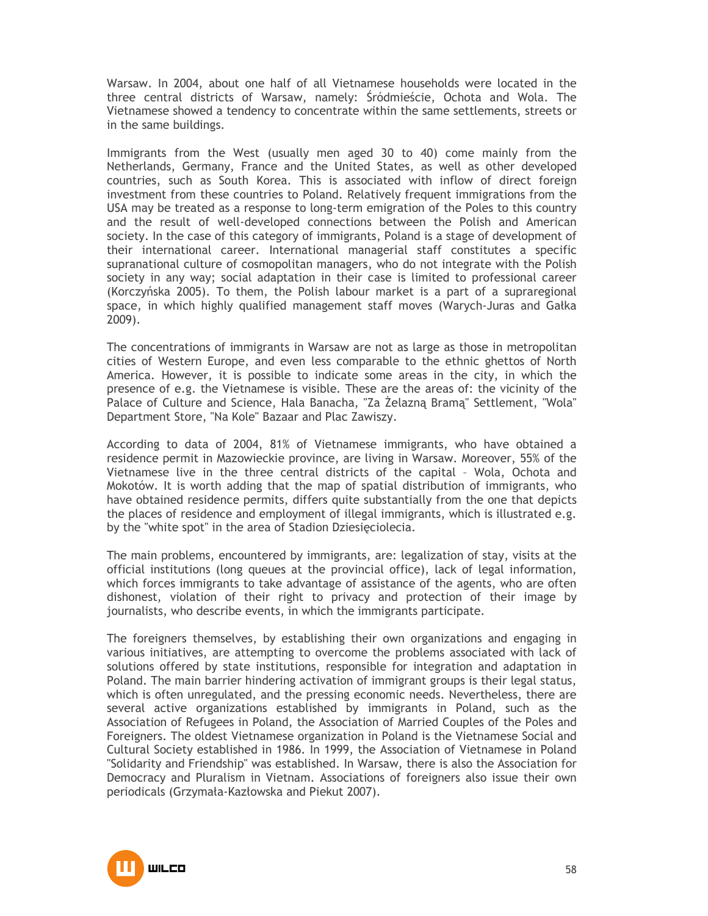Warsaw. In 2004, about one half of all Vietnamese households were located in the three central districts of Warsaw, namely: Śródmieście, Ochota and Wola. The Vietnamese showed a tendency to concentrate within the same settlements, streets or in the same buildings.

Immigrants from the West (usually men aged 30 to 40) come mainly from the Netherlands, Germany, France and the United States, as well as other developed countries, such as South Korea. This is associated with inflow of direct foreign investment from these countries to Poland. Relatively frequent immigrations from the USA may be treated as a response to long-term emigration of the Poles to this country and the result of well-developed connections between the Polish and American society. In the case of this category of immigrants, Poland is a stage of development of their international career. International managerial staff constitutes a specific supranational culture of cosmopolitan managers, who do not integrate with the Polish society in any way; social adaptation in their case is limited to professional career (Korczyńska 2005). To them, the Polish labour market is a part of a supraregional space, in which highly qualified management staff moves (Warych-Juras and Gałka 2009).

The concentrations of immigrants in Warsaw are not as large as those in metropolitan cities of Western Europe, and even less comparable to the ethnic ghettos of North America. However, it is possible to indicate some areas in the city, in which the presence of e.g. the Vietnamese is visible. These are the areas of: the vicinity of the Palace of Culture and Science, Hala Banacha, "Za Żelazną Bramą" Settlement, "Wola" Department Store, "Na Kole" Bazaar and Plac Zawiszy.

According to data of 2004, 81% of Vietnamese immigrants, who have obtained a residence permit in Mazowieckie province, are living in Warsaw. Moreover, 55% of the Vietnamese live in the three central districts of the capital – Wola, Ochota and Mokotów. It is worth adding that the map of spatial distribution of immigrants, who have obtained residence permits, differs quite substantially from the one that depicts the places of residence and employment of illegal immigrants, which is illustrated e.g. by the "white spot" in the area of Stadion Dziesięciolecia.

The main problems, encountered by immigrants, are: legalization of stay, visits at the official institutions (long queues at the provincial office), lack of legal information, which forces immigrants to take advantage of assistance of the agents, who are often dishonest, violation of their right to privacy and protection of their image by journalists, who describe events, in which the immigrants participate.

The foreigners themselves, by establishing their own organizations and engaging in various initiatives, are attempting to overcome the problems associated with lack of solutions offered by state institutions, responsible for integration and adaptation in Poland. The main barrier hindering activation of immigrant groups is their legal status, which is often unregulated, and the pressing economic needs. Nevertheless, there are several active organizations established by immigrants in Poland, such as the Association of Refugees in Poland, the Association of Married Couples of the Poles and Foreigners. The oldest Vietnamese organization in Poland is the Vietnamese Social and Cultural Society established in 1986. In 1999, the Association of Vietnamese in Poland "Solidarity and Friendship" was established. In Warsaw, there is also the Association for Democracy and Pluralism in Vietnam. Associations of foreigners also issue their own periodicals (Grzymała-Kazłowska and Piekut 2007).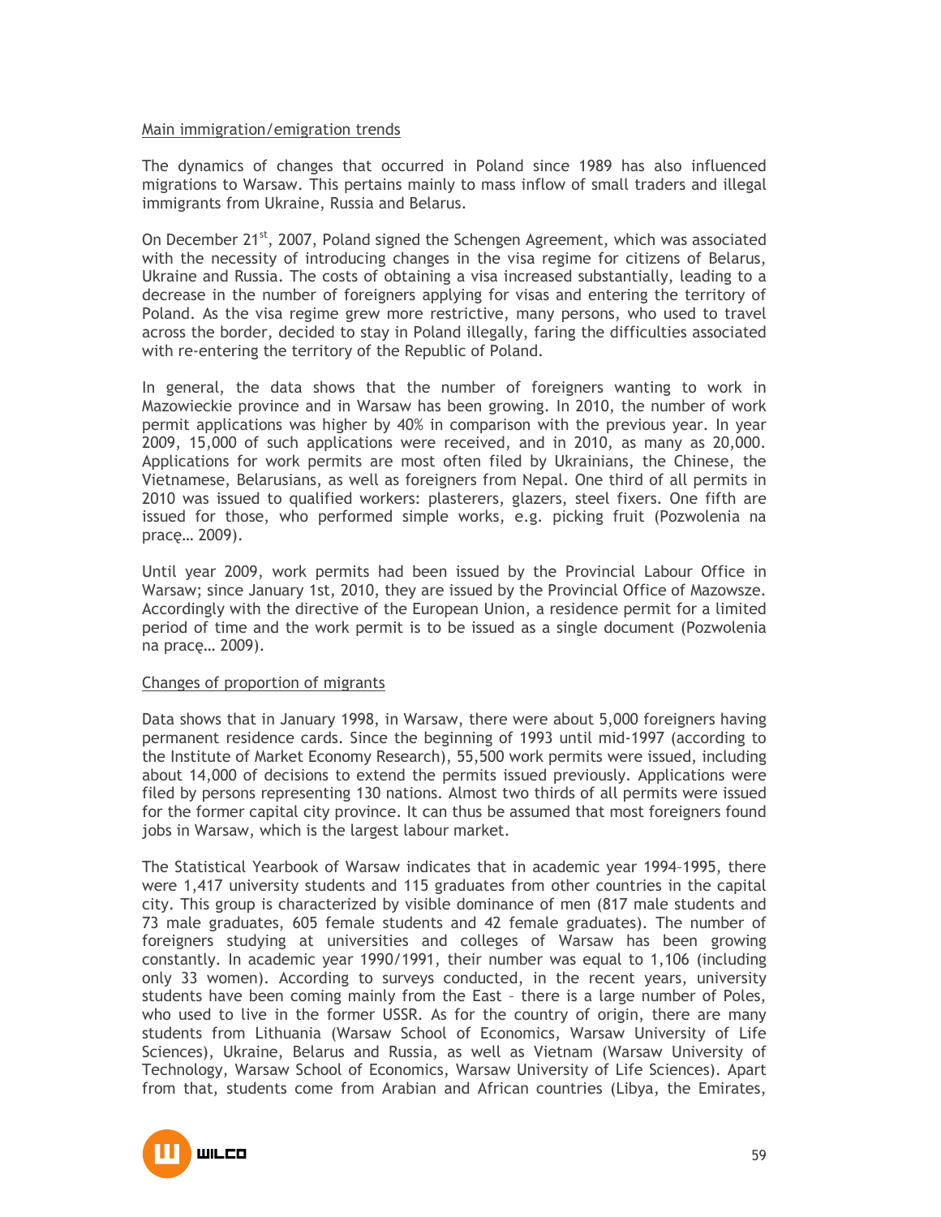Main immigration/emigration trends

The dynamics of changes that occurred in Poland since 1989 has also influenced migrations to Warsaw. This pertains mainly to mass inflow of small traders and illegal immigrants from Ukraine, Russia and Belarus.

On December 21st, 2007, Poland signed the Schengen Agreement, which was associated with the necessity of introducing changes in the visa regime for citizens of Belarus, Ukraine and Russia. The costs of obtaining a visa increased substantially, leading to a decrease in the number of foreigners applying for visas and entering the territory of Poland. As the visa regime grew more restrictive, many persons, who used to travel across the border, decided to stay in Poland illegally, faring the difficulties associated with re-entering the territory of the Republic of Poland.

In general, the data shows that the number of foreigners wanting to work in Mazowieckie province and in Warsaw has been growing. In 2010, the number of work permit applications was higher by 40% in comparison with the previous year. In year 2009, 15,000 of such applications were received, and in 2010, as many as 20,000. Applications for work permits are most often filed by Ukrainians, the Chinese, the Vietnamese, Belarusians, as well as foreigners from Nepal. One third of all permits in 2010 was issued to qualified workers: plasterers, glazers, steel fixers. One fifth are issued for those, who performed simple works, e.g. picking fruit (Pozwolenia na pracę… 2009).

Until year 2009, work permits had been issued by the Provincial Labour Office in Warsaw; since January 1st, 2010, they are issued by the Provincial Office of Mazowsze. Accordingly with the directive of the European Union, a residence permit for a limited period of time and the work permit is to be issued as a single document (Pozwolenia na pracę… 2009).

Changes of proportion of migrants

Data shows that in January 1998, in Warsaw, there were about 5,000 foreigners having permanent residence cards. Since the beginning of 1993 until mid-1997 (according to the Institute of Market Economy Research), 55,500 work permits were issued, including about 14,000 of decisions to extend the permits issued previously. Applications were filed by persons representing 130 nations. Almost two thirds of all permits were issued for the former capital city province. It can thus be assumed that most foreigners found jobs in Warsaw, which is the largest labour market.

The Statistical Yearbook of Warsaw indicates that in academic year 1994–1995, there were 1,417 university students and 115 graduates from other countries in the capital city. This group is characterized by visible dominance of men (817 male students and 73 male graduates, 605 female students and 42 female graduates). The number of foreigners studying at universities and colleges of Warsaw has been growing constantly. In academic year 1990/1991, their number was equal to 1,106 (including only 33 women). According to surveys conducted, in the recent years, university students have been coming mainly from the East – there is a large number of Poles, who used to live in the former USSR. As for the country of origin, there are many students from Lithuania (Warsaw School of Economics, Warsaw University of Life Sciences), Ukraine, Belarus and Russia, as well as Vietnam (Warsaw University of Technology, Warsaw School of Economics, Warsaw University of Life Sciences). Apart from that, students come from Arabian and African countries (Libya, the Emirates,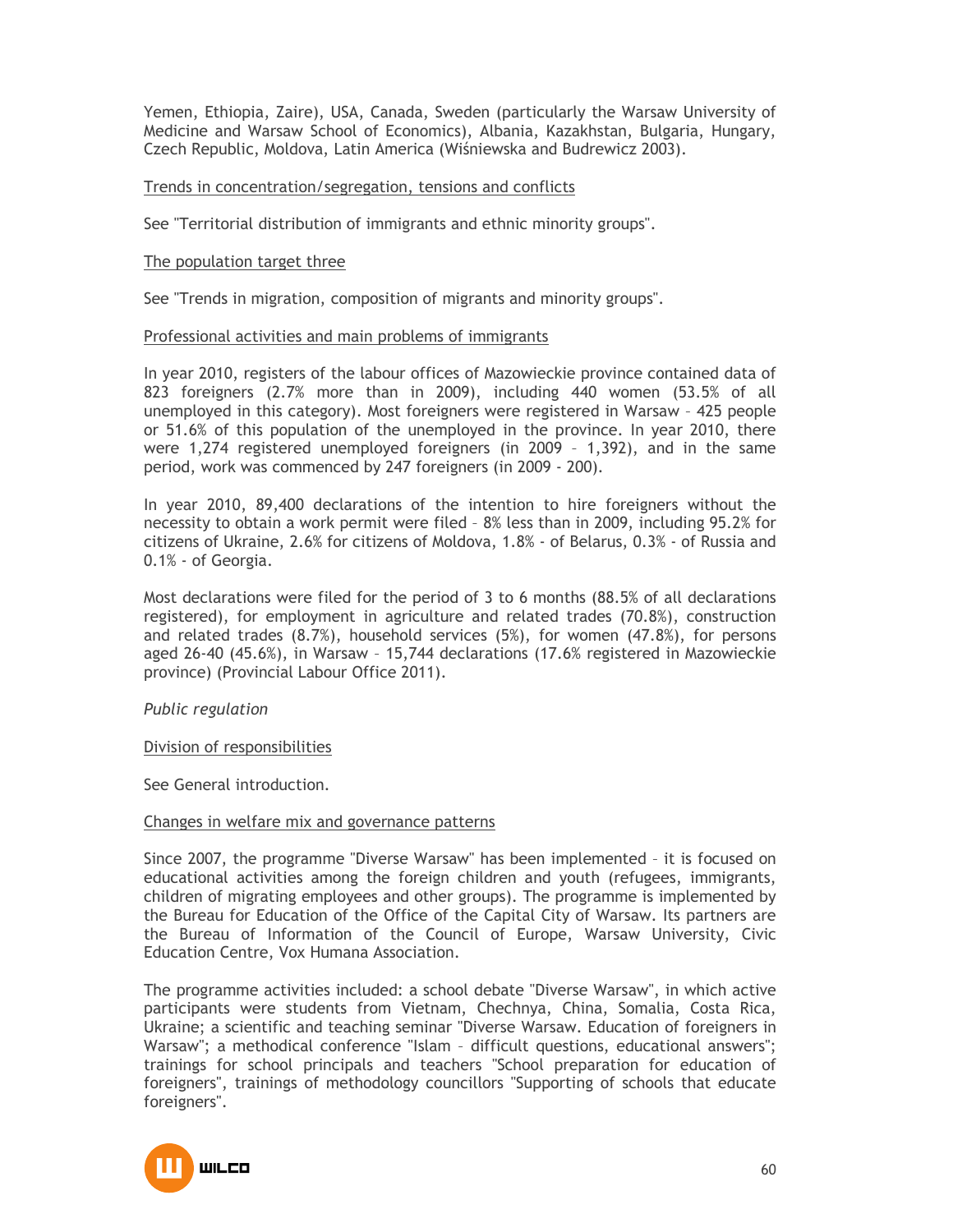Yemen, Ethiopia, Zaire), USA, Canada, Sweden (particularly the Warsaw University of Medicine and Warsaw School of Economics), Albania, Kazakhstan, Bulgaria, Hungary, Czech Republic, Moldova, Latin America (Wiśniewska and Budrewicz 2003).

Trends in concentration/segregation, tensions and conflicts

See "Territorial distribution of immigrants and ethnic minority groups".

The population target three

See "Trends in migration, composition of migrants and minority groups".

Professional activities and main problems of immigrants

In year 2010, registers of the labour offices of Mazowieckie province contained data of 823 foreigners (2.7% more than in 2009), including 440 women (53.5% of all unemployed in this category). Most foreigners were registered in Warsaw – 425 people or 51.6% of this population of the unemployed in the province. In year 2010, there were 1,274 registered unemployed foreigners (in 2009 – 1,392), and in the same period, work was commenced by 247 foreigners (in 2009 - 200).

In year 2010, 89,400 declarations of the intention to hire foreigners without the necessity to obtain a work permit were filed – 8% less than in 2009, including 95.2% for citizens of Ukraine, 2.6% for citizens of Moldova, 1.8% - of Belarus, 0.3% - of Russia and 0.1% - of Georgia.

Most declarations were filed for the period of 3 to 6 months (88.5% of all declarations registered), for employment in agriculture and related trades (70.8%), construction and related trades (8.7%), household services (5%), for women (47.8%), for persons aged 26-40 (45.6%), in Warsaw – 15,744 declarations (17.6% registered in Mazowieckie province) (Provincial Labour Office 2011).

*Public regulation*

Division of responsibilities

See General introduction.

Changes in welfare mix and governance patterns

Since 2007, the programme "Diverse Warsaw" has been implemented – it is focused on educational activities among the foreign children and youth (refugees, immigrants, children of migrating employees and other groups). The programme is implemented by the Bureau for Education of the Office of the Capital City of Warsaw. Its partners are the Bureau of Information of the Council of Europe, Warsaw University, Civic Education Centre, Vox Humana Association.

The programme activities included: a school debate "Diverse Warsaw", in which active participants were students from Vietnam, Chechnya, China, Somalia, Costa Rica, Ukraine; a scientific and teaching seminar "Diverse Warsaw. Education of foreigners in Warsaw"; a methodical conference "Islam – difficult questions, educational answers"; trainings for school principals and teachers "School preparation for education of foreigners", trainings of methodology councillors "Supporting of schools that educate foreigners".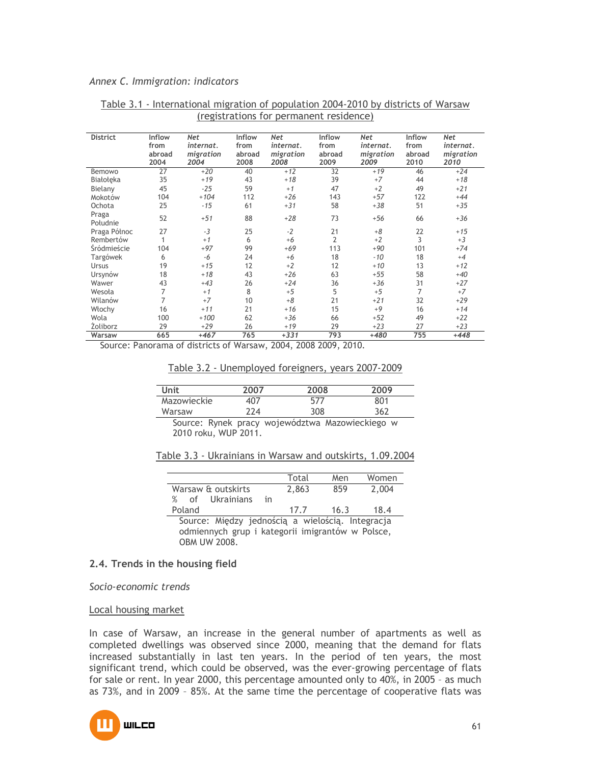*Annex C. Immigration: indicators*

Table 3.1 - International migration of population 2004-2010 by districts of Warsaw (registrations for permanent residence)

| District | Inflow from abroad 2004 | *Net internat. migration 2004* | Inflow from abroad 2008 | *Net internat. migration 2008* | Inflow from abroad 2009 | *Net internat. migration 2009* | Inflow from abroad 2010 | *Net internat. migration 2010* |
|---|---|---|---|---|---|---|---|---|
| Bemowo | 27 | *+20* | 40 | *+12* | 32 | *+19* | 46 | *+24* |
| Białołęka | 35 | *+19* | 43 | *+18* | 39 | *+7* | 44 | *+18* |
| Bielany | 45 | *-25* | 59 | *+1* | 47 | *+2* | 49 | *+21* |
| Mokotów | 104 | *+104* | 112 | *+26* | 143 | *+57* | 122 | *+44* |
| Ochota | 25 | *-15* | 61 | *+31* | 58 | *+38* | 51 | *+35* |
| Praga Południe | 52 | *+51* | 88 | *+28* | 73 | *+56* | 66 | *+36* |
| Praga Północ | 27 | *-3* | 25 | *-2* | 21 | *+8* | 22 | *+15* |
| Rembertów | 1 | *+1* | 6 | *+6* | 2 | *+2* | 3 | *+3* |
| Śródmieście | 104 | *+97* | 99 | *+69* | 113 | *+90* | 101 | *+74* |
| Targówek | 6 | *-6* | 24 | *+6* | 18 | *-10* | 18 | *+4* |
| Ursus | 19 | *+15* | 12 | *+2* | 12 | *+10* | 13 | *+12* |
| Ursynów | 18 | *+18* | 43 | *+26* | 63 | *+55* | 58 | *+40* |
| Wawer | 43 | *+43* | 26 | *+24* | 36 | *+36* | 31 | *+27* |
| Wesoła | 7 | *+1* | 8 | *+5* | 5 | *+5* | 7 | *+7* |
| Wilanów | 7 | *+7* | 10 | *+8* | 21 | *+21* | 32 | *+29* |
| Włochy | 16 | *+11* | 21 | *+16* | 15 | *+9* | 16 | *+14* |
| Wola | 100 | *+100* | 62 | *+36* | 66 | *+52* | 49 | *+22* |
| Żoliborz | 29 | *+29* | 26 | *+19* | 29 | *+23* | 27 | *+23* |
| **Warsaw** | **665** | ***+467*** | **765** | ***+331*** | **793** | ***+480*** | **755** | ***+448*** |

Source: Panorama of districts of Warsaw, 2004, 2008 2009, 2010.

Table 3.2 - Unemployed foreigners, years 2007-2009

| Unit | 2007 | 2008 | 2009 |
|---|---|---|---|
| Mazowieckie | 407 | 577 | 801 |
| Warsaw | 224 | 308 | 362 |

Source: Rynek pracy województwa Mazowieckiego w 2010 roku, WUP 2011.

Table 3.3 - Ukrainians in Warsaw and outskirts, 1.09.2004

| | Total | Men | Women |
|---|---|---|---|
| Warsaw & outskirts | 2,863 | 859 | 2,004 |
| % of Ukrainians in Poland | 17.7 | 16.3 | 18.4 |

Source: Między jednością a wielością. Integracja odmiennych grup i kategorii imigrantów w Polsce, OBM UW 2008.

## 2.4. Trends in the housing field

*Socio-economic trends*

Local housing market

In case of Warsaw, an increase in the general number of apartments as well as completed dwellings was observed since 2000, meaning that the demand for flats increased substantially in last ten years. In the period of ten years, the most significant trend, which could be observed, was the ever-growing percentage of flats for sale or rent. In year 2000, this percentage amounted only to 40%, in 2005 – as much as 73%, and in 2009 – 85%. At the same time the percentage of cooperative flats was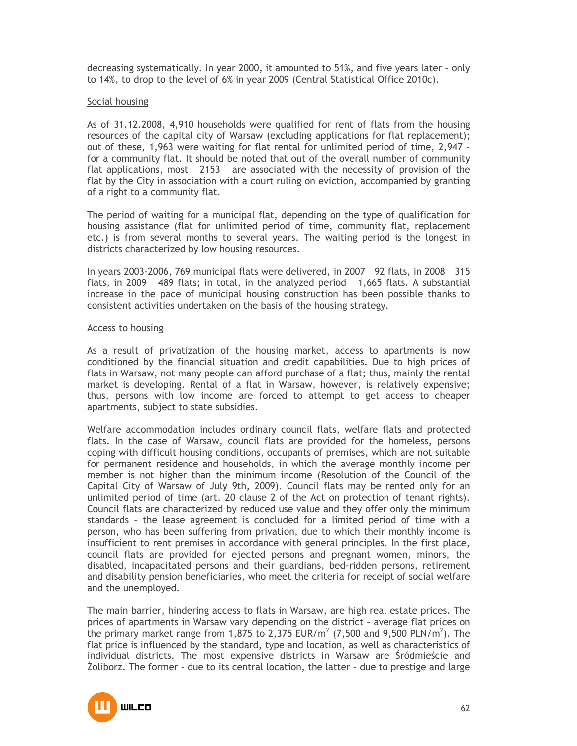decreasing systematically. In year 2000, it amounted to 51%, and five years later – only to 14%, to drop to the level of 6% in year 2009 (Central Statistical Office 2010c).

Social housing

As of 31.12.2008, 4,910 households were qualified for rent of flats from the housing resources of the capital city of Warsaw (excluding applications for flat replacement); out of these, 1,963 were waiting for flat rental for unlimited period of time, 2,947 – for a community flat. It should be noted that out of the overall number of community flat applications, most – 2153 – are associated with the necessity of provision of the flat by the City in association with a court ruling on eviction, accompanied by granting of a right to a community flat.

The period of waiting for a municipal flat, depending on the type of qualification for housing assistance (flat for unlimited period of time, community flat, replacement etc.) is from several months to several years. The waiting period is the longest in districts characterized by low housing resources.

In years 2003-2006, 769 municipal flats were delivered, in 2007 – 92 flats, in 2008 – 315 flats, in 2009 – 489 flats; in total, in the analyzed period – 1,665 flats. A substantial increase in the pace of municipal housing construction has been possible thanks to consistent activities undertaken on the basis of the housing strategy.

Access to housing

As a result of privatization of the housing market, access to apartments is now conditioned by the financial situation and credit capabilities. Due to high prices of flats in Warsaw, not many people can afford purchase of a flat; thus, mainly the rental market is developing. Rental of a flat in Warsaw, however, is relatively expensive; thus, persons with low income are forced to attempt to get access to cheaper apartments, subject to state subsidies.

Welfare accommodation includes ordinary council flats, welfare flats and protected flats. In the case of Warsaw, council flats are provided for the homeless, persons coping with difficult housing conditions, occupants of premises, which are not suitable for permanent residence and households, in which the average monthly income per member is not higher than the minimum income (Resolution of the Council of the Capital City of Warsaw of July 9th, 2009). Council flats may be rented only for an unlimited period of time (art. 20 clause 2 of the Act on protection of tenant rights). Council flats are characterized by reduced use value and they offer only the minimum standards – the lease agreement is concluded for a limited period of time with a person, who has been suffering from privation, due to which their monthly income is insufficient to rent premises in accordance with general principles. In the first place, council flats are provided for ejected persons and pregnant women, minors, the disabled, incapacitated persons and their guardians, bed-ridden persons, retirement and disability pension beneficiaries, who meet the criteria for receipt of social welfare and the unemployed.

The main barrier, hindering access to flats in Warsaw, are high real estate prices. The prices of apartments in Warsaw vary depending on the district – average flat prices on the primary market range from 1,875 to 2,375 EUR/m$^2$ (7,500 and 9,500 PLN/m$^2$). The flat price is influenced by the standard, type and location, as well as characteristics of individual districts. The most expensive districts in Warsaw are Śródmieście and Żoliborz. The former – due to its central location, the latter – due to prestige and large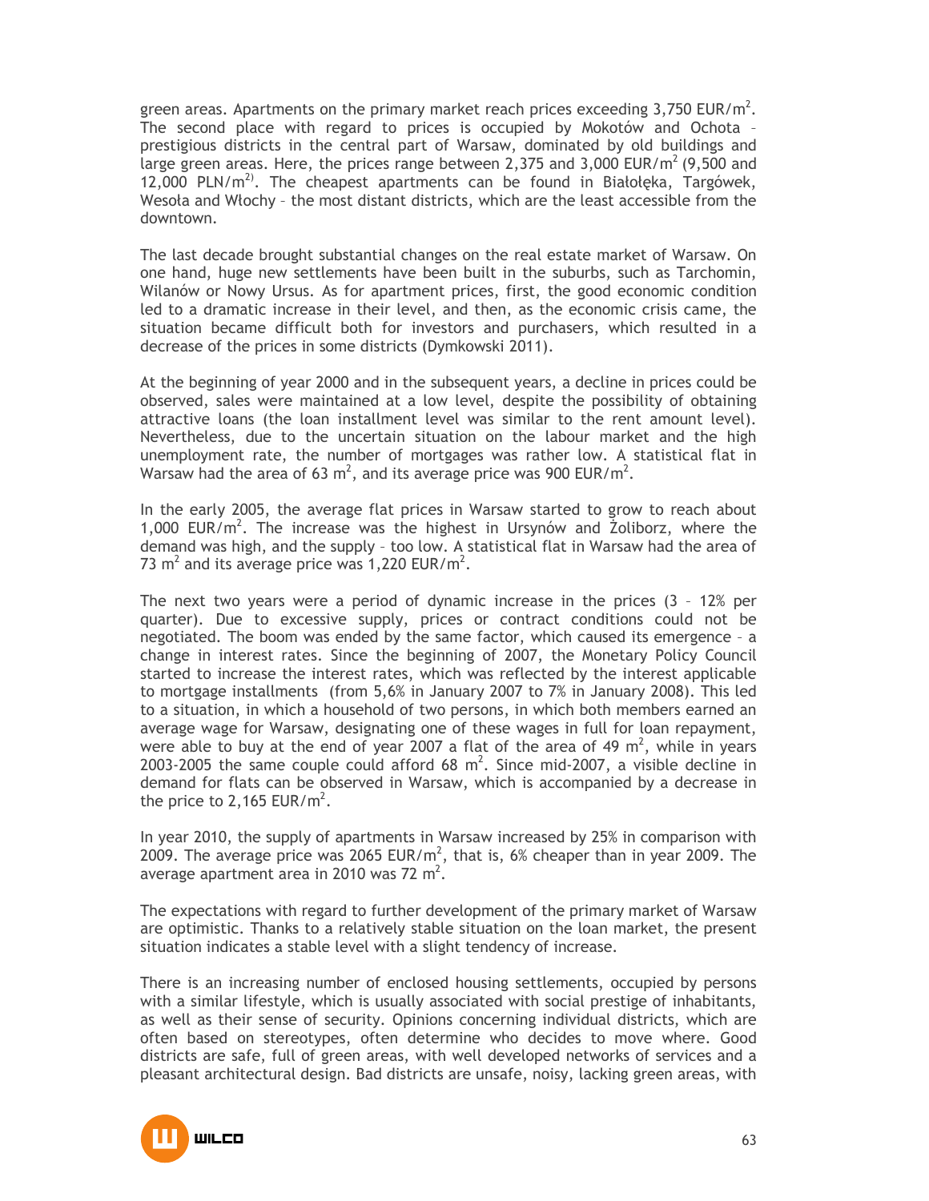green areas. Apartments on the primary market reach prices exceeding 3,750 EUR/m$^2$. The second place with regard to prices is occupied by Mokotów and Ochota – prestigious districts in the central part of Warsaw, dominated by old buildings and large green areas. Here, the prices range between 2,375 and 3,000 EUR/m$^2$ (9,500 and 12,000 PLN/m$^2$)[2]. The cheapest apartments can be found in Białołęka, Targówek, Wesoła and Włochy – the most distant districts, which are the least accessible from the downtown.

The last decade brought substantial changes on the real estate market of Warsaw. On one hand, huge new settlements have been built in the suburbs, such as Tarchomin, Wilanów or Nowy Ursus. As for apartment prices, first, the good economic condition led to a dramatic increase in their level, and then, as the economic crisis came, the situation became difficult both for investors and purchasers, which resulted in a decrease of the prices in some districts (Dymkowski 2011).

At the beginning of year 2000 and in the subsequent years, a decline in prices could be observed, sales were maintained at a low level, despite the possibility of obtaining attractive loans (the loan installment level was similar to the rent amount level). Nevertheless, due to the uncertain situation on the labour market and the high unemployment rate, the number of mortgages was rather low. A statistical flat in Warsaw had the area of 63 m$^2$, and its average price was 900 EUR/m$^2$.

In the early 2005, the average flat prices in Warsaw started to grow to reach about 1,000 EUR/m$^2$. The increase was the highest in Ursynów and Żoliborz, where the demand was high, and the supply – too low. A statistical flat in Warsaw had the area of 73 m$^2$ and its average price was 1,220 EUR/m$^2$.

The next two years were a period of dynamic increase in the prices (3 – 12% per quarter). Due to excessive supply, prices or contract conditions could not be negotiated. The boom was ended by the same factor, which caused its emergence – a change in interest rates. Since the beginning of 2007, the Monetary Policy Council started to increase the interest rates, which was reflected by the interest applicable to mortgage installments (from 5,6% in January 2007 to 7% in January 2008). This led to a situation, in which a household of two persons, in which both members earned an average wage for Warsaw, designating one of these wages in full for loan repayment, were able to buy at the end of year 2007 a flat of the area of 49 m$^2$, while in years 2003-2005 the same couple could afford 68 m$^2$. Since mid-2007, a visible decline in demand for flats can be observed in Warsaw, which is accompanied by a decrease in the price to 2,165 EUR/m$^2$.

In year 2010, the supply of apartments in Warsaw increased by 25% in comparison with 2009. The average price was 2065 EUR/m$^2$, that is, 6% cheaper than in year 2009. The average apartment area in 2010 was 72 m$^2$.

The expectations with regard to further development of the primary market of Warsaw are optimistic. Thanks to a relatively stable situation on the loan market, the present situation indicates a stable level with a slight tendency of increase.

There is an increasing number of enclosed housing settlements, occupied by persons with a similar lifestyle, which is usually associated with social prestige of inhabitants, as well as their sense of security. Opinions concerning individual districts, which are often based on stereotypes, often determine who decides to move where. Good districts are safe, full of green areas, with well developed networks of services and a pleasant architectural design. Bad districts are unsafe, noisy, lacking green areas, with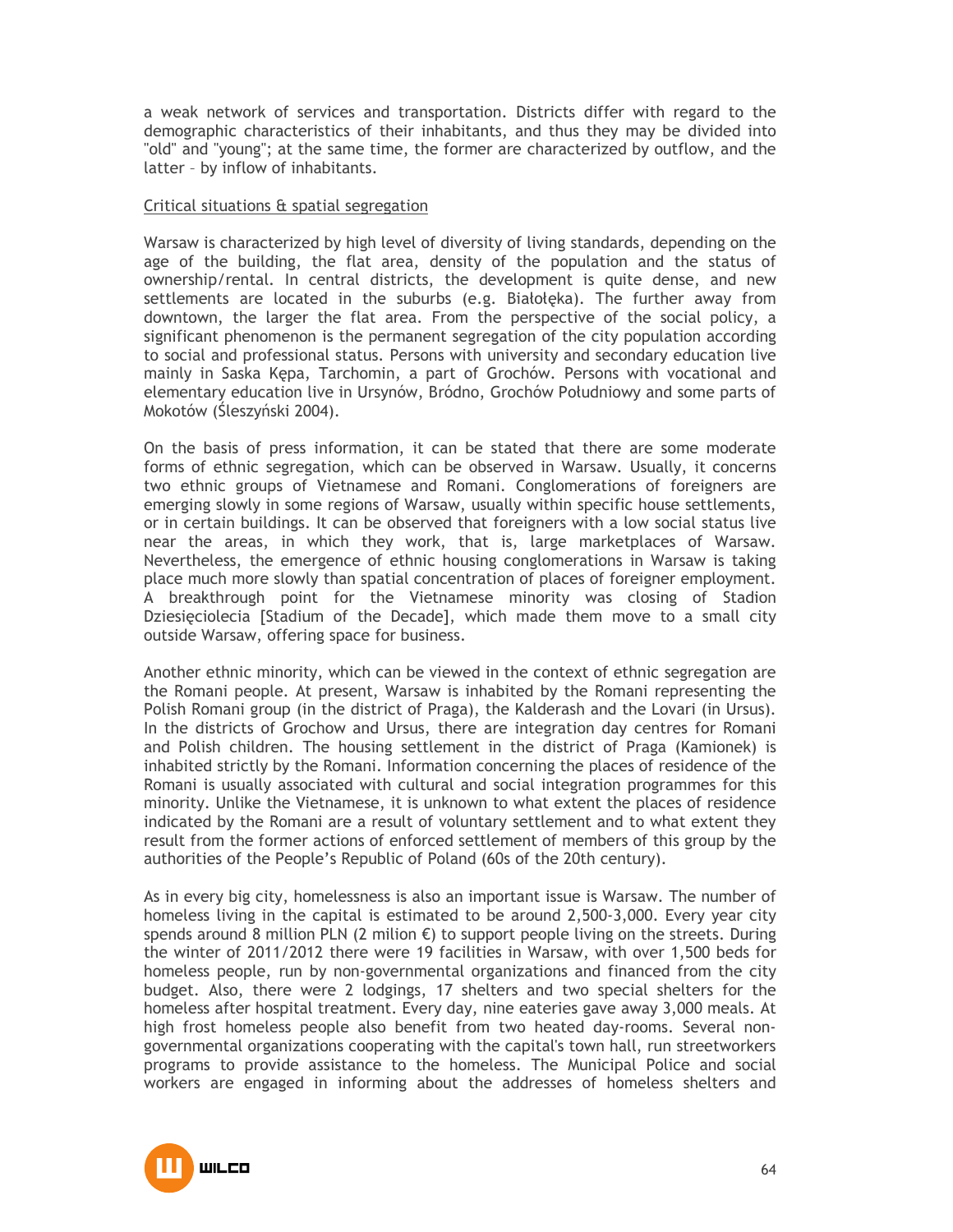a weak network of services and transportation. Districts differ with regard to the demographic characteristics of their inhabitants, and thus they may be divided into "old" and "young"; at the same time, the former are characterized by outflow, and the latter – by inflow of inhabitants.

<u>Critical situations & spatial segregation</u>

Warsaw is characterized by high level of diversity of living standards, depending on the age of the building, the flat area, density of the population and the status of ownership/rental. In central districts, the development is quite dense, and new settlements are located in the suburbs (e.g. Białołęka). The further away from downtown, the larger the flat area. From the perspective of the social policy, a significant phenomenon is the permanent segregation of the city population according to social and professional status. Persons with university and secondary education live mainly in Saska Kępa, Tarchomin, a part of Grochów. Persons with vocational and elementary education live in Ursynów, Bródno, Grochów Południowy and some parts of Mokotów (Śleszyński 2004).

On the basis of press information, it can be stated that there are some moderate forms of ethnic segregation, which can be observed in Warsaw. Usually, it concerns two ethnic groups of Vietnamese and Romani. Conglomerations of foreigners are emerging slowly in some regions of Warsaw, usually within specific house settlements, or in certain buildings. It can be observed that foreigners with a low social status live near the areas, in which they work, that is, large marketplaces of Warsaw. Nevertheless, the emergence of ethnic housing conglomerations in Warsaw is taking place much more slowly than spatial concentration of places of foreigner employment. A breakthrough point for the Vietnamese minority was closing of Stadion Dziesięciolecia [Stadium of the Decade], which made them move to a small city outside Warsaw, offering space for business.

Another ethnic minority, which can be viewed in the context of ethnic segregation are the Romani people. At present, Warsaw is inhabited by the Romani representing the Polish Romani group (in the district of Praga), the Kalderash and the Lovari (in Ursus). In the districts of Grochow and Ursus, there are integration day centres for Romani and Polish children. The housing settlement in the district of Praga (Kamionek) is inhabited strictly by the Romani. Information concerning the places of residence of the Romani is usually associated with cultural and social integration programmes for this minority. Unlike the Vietnamese, it is unknown to what extent the places of residence indicated by the Romani are a result of voluntary settlement and to what extent they result from the former actions of enforced settlement of members of this group by the authorities of the People's Republic of Poland (60s of the 20th century).

As in every big city, homelessness is also an important issue is Warsaw. The number of homeless living in the capital is estimated to be around 2,500-3,000. Every year city spends around 8 million PLN (2 milion €) to support people living on the streets. During the winter of 2011/2012 there were 19 facilities in Warsaw, with over 1,500 beds for homeless people, run by non-governmental organizations and financed from the city budget. Also, there were 2 lodgings, 17 shelters and two special shelters for the homeless after hospital treatment. Every day, nine eateries gave away 3,000 meals. At high frost homeless people also benefit from two heated day-rooms. Several non-governmental organizations cooperating with the capital's town hall, run streetworkers programs to provide assistance to the homeless. The Municipal Police and social workers are engaged in informing about the addresses of homeless shelters and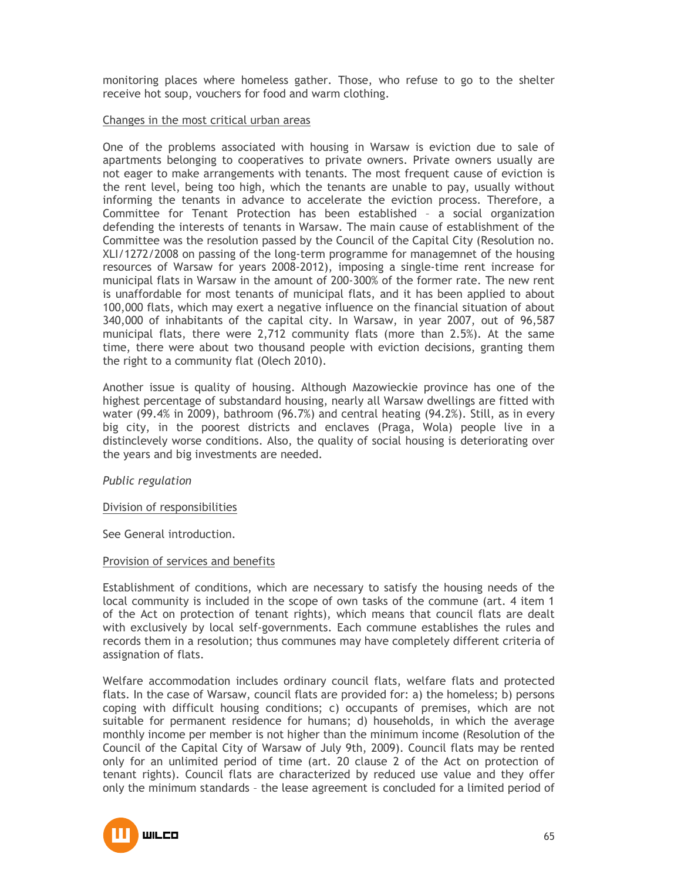monitoring places where homeless gather. Those, who refuse to go to the shelter receive hot soup, vouchers for food and warm clothing.

Changes in the most critical urban areas

One of the problems associated with housing in Warsaw is eviction due to sale of apartments belonging to cooperatives to private owners. Private owners usually are not eager to make arrangements with tenants. The most frequent cause of eviction is the rent level, being too high, which the tenants are unable to pay, usually without informing the tenants in advance to accelerate the eviction process. Therefore, a Committee for Tenant Protection has been established – a social organization defending the interests of tenants in Warsaw. The main cause of establishment of the Committee was the resolution passed by the Council of the Capital City (Resolution no. XLI/1272/2008 on passing of the long-term programme for managemnet of the housing resources of Warsaw for years 2008-2012), imposing a single-time rent increase for municipal flats in Warsaw in the amount of 200-300% of the former rate. The new rent is unaffordable for most tenants of municipal flats, and it has been applied to about 100,000 flats, which may exert a negative influence on the financial situation of about 340,000 of inhabitants of the capital city. In Warsaw, in year 2007, out of 96,587 municipal flats, there were 2,712 community flats (more than 2.5%). At the same time, there were about two thousand people with eviction decisions, granting them the right to a community flat (Olech 2010).

Another issue is quality of housing. Although Mazowieckie province has one of the highest percentage of substandard housing, nearly all Warsaw dwellings are fitted with water (99.4% in 2009), bathroom (96.7%) and central heating (94.2%). Still, as in every big city, in the poorest districts and enclaves (Praga, Wola) people live in a distinclevely worse conditions. Also, the quality of social housing is deteriorating over the years and big investments are needed.

*Public regulation*

Division of responsibilities

See General introduction.

Provision of services and benefits

Establishment of conditions, which are necessary to satisfy the housing needs of the local community is included in the scope of own tasks of the commune (art. 4 item 1 of the Act on protection of tenant rights), which means that council flats are dealt with exclusively by local self-governments. Each commune establishes the rules and records them in a resolution; thus communes may have completely different criteria of assignation of flats.

Welfare accommodation includes ordinary council flats, welfare flats and protected flats. In the case of Warsaw, council flats are provided for: a) the homeless; b) persons coping with difficult housing conditions; c) occupants of premises, which are not suitable for permanent residence for humans; d) households, in which the average monthly income per member is not higher than the minimum income (Resolution of the Council of the Capital City of Warsaw of July 9th, 2009). Council flats may be rented only for an unlimited period of time (art. 20 clause 2 of the Act on protection of tenant rights). Council flats are characterized by reduced use value and they offer only the minimum standards – the lease agreement is concluded for a limited period of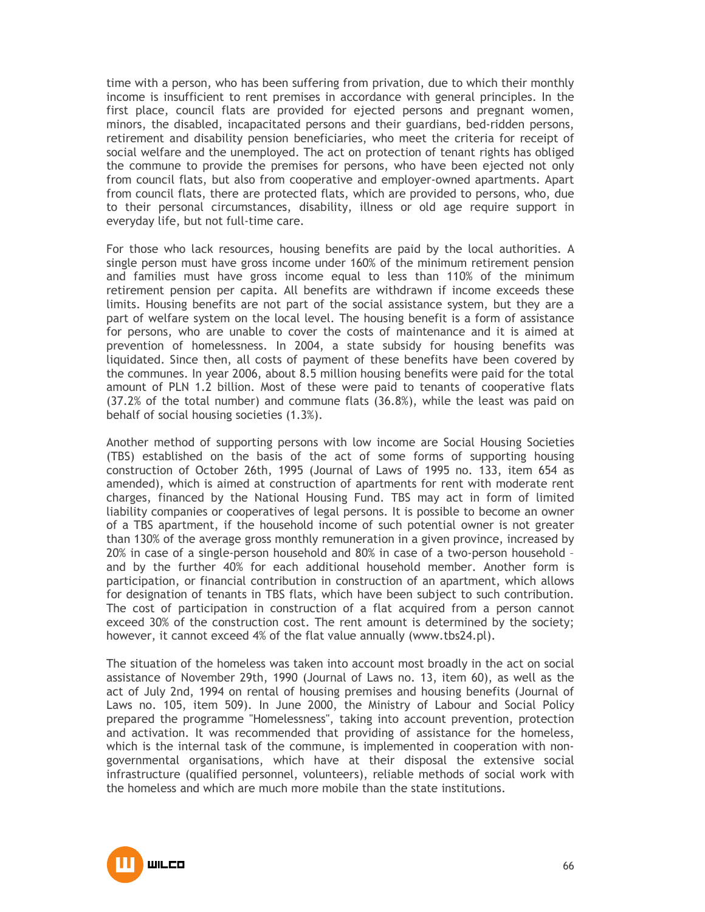time with a person, who has been suffering from privation, due to which their monthly income is insufficient to rent premises in accordance with general principles. In the first place, council flats are provided for ejected persons and pregnant women, minors, the disabled, incapacitated persons and their guardians, bed-ridden persons, retirement and disability pension beneficiaries, who meet the criteria for receipt of social welfare and the unemployed. The act on protection of tenant rights has obliged the commune to provide the premises for persons, who have been ejected not only from council flats, but also from cooperative and employer-owned apartments. Apart from council flats, there are protected flats, which are provided to persons, who, due to their personal circumstances, disability, illness or old age require support in everyday life, but not full-time care.

For those who lack resources, housing benefits are paid by the local authorities. A single person must have gross income under 160% of the minimum retirement pension and families must have gross income equal to less than 110% of the minimum retirement pension per capita. All benefits are withdrawn if income exceeds these limits. Housing benefits are not part of the social assistance system, but they are a part of welfare system on the local level. The housing benefit is a form of assistance for persons, who are unable to cover the costs of maintenance and it is aimed at prevention of homelessness. In 2004, a state subsidy for housing benefits was liquidated. Since then, all costs of payment of these benefits have been covered by the communes. In year 2006, about 8.5 million housing benefits were paid for the total amount of PLN 1.2 billion. Most of these were paid to tenants of cooperative flats (37.2% of the total number) and commune flats (36.8%), while the least was paid on behalf of social housing societies (1.3%).

Another method of supporting persons with low income are Social Housing Societies (TBS) established on the basis of the act of some forms of supporting housing construction of October 26th, 1995 (Journal of Laws of 1995 no. 133, item 654 as amended), which is aimed at construction of apartments for rent with moderate rent charges, financed by the National Housing Fund. TBS may act in form of limited liability companies or cooperatives of legal persons. It is possible to become an owner of a TBS apartment, if the household income of such potential owner is not greater than 130% of the average gross monthly remuneration in a given province, increased by 20% in case of a single-person household and 80% in case of a two-person household – and by the further 40% for each additional household member. Another form is participation, or financial contribution in construction of an apartment, which allows for designation of tenants in TBS flats, which have been subject to such contribution. The cost of participation in construction of a flat acquired from a person cannot exceed 30% of the construction cost. The rent amount is determined by the society; however, it cannot exceed 4% of the flat value annually (www.tbs24.pl).

The situation of the homeless was taken into account most broadly in the act on social assistance of November 29th, 1990 (Journal of Laws no. 13, item 60), as well as the act of July 2nd, 1994 on rental of housing premises and housing benefits (Journal of Laws no. 105, item 509). In June 2000, the Ministry of Labour and Social Policy prepared the programme "Homelessness", taking into account prevention, protection and activation. It was recommended that providing of assistance for the homeless, which is the internal task of the commune, is implemented in cooperation with non-governmental organisations, which have at their disposal the extensive social infrastructure (qualified personnel, volunteers), reliable methods of social work with the homeless and which are much more mobile than the state institutions.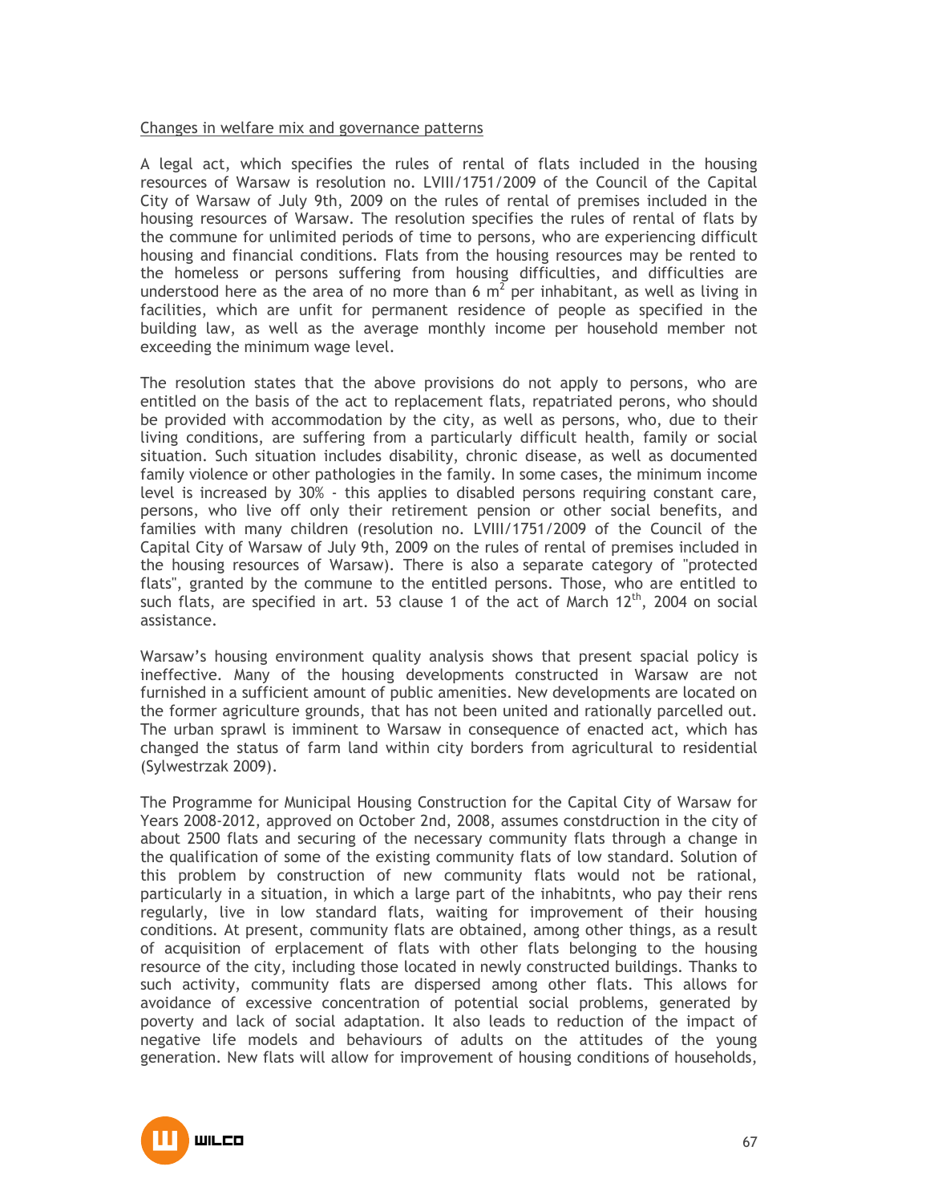Changes in welfare mix and governance patterns

A legal act, which specifies the rules of rental of flats included in the housing resources of Warsaw is resolution no. LVIII/1751/2009 of the Council of the Capital City of Warsaw of July 9th, 2009 on the rules of rental of premises included in the housing resources of Warsaw. The resolution specifies the rules of rental of flats by the commune for unlimited periods of time to persons, who are experiencing difficult housing and financial conditions. Flats from the housing resources may be rented to the homeless or persons suffering from housing difficulties, and difficulties are understood here as the area of no more than 6 $m^2$ per inhabitant, as well as living in facilities, which are unfit for permanent residence of people as specified in the building law, as well as the average monthly income per household member not exceeding the minimum wage level.

The resolution states that the above provisions do not apply to persons, who are entitled on the basis of the act to replacement flats, repatriated perons, who should be provided with accommodation by the city, as well as persons, who, due to their living conditions, are suffering from a particularly difficult health, family or social situation. Such situation includes disability, chronic disease, as well as documented family violence or other pathologies in the family. In some cases, the minimum income level is increased by 30% - this applies to disabled persons requiring constant care, persons, who live off only their retirement pension or other social benefits, and families with many children (resolution no. LVIII/1751/2009 of the Council of the Capital City of Warsaw of July 9th, 2009 on the rules of rental of premises included in the housing resources of Warsaw). There is also a separate category of "protected flats", granted by the commune to the entitled persons. Those, who are entitled to such flats, are specified in art. 53 clause 1 of the act of March 12th, 2004 on social assistance.

Warsaw's housing environment quality analysis shows that present spacial policy is ineffective. Many of the housing developments constructed in Warsaw are not furnished in a sufficient amount of public amenities. New developments are located on the former agriculture grounds, that has not been united and rationally parcelled out. The urban sprawl is imminent to Warsaw in consequence of enacted act, which has changed the status of farm land within city borders from agricultural to residential (Sylwestrzak 2009).

The Programme for Municipal Housing Construction for the Capital City of Warsaw for Years 2008-2012, approved on October 2nd, 2008, assumes constdruction in the city of about 2500 flats and securing of the necessary community flats through a change in the qualification of some of the existing community flats of low standard. Solution of this problem by construction of new community flats would not be rational, particularly in a situation, in which a large part of the inhabitnts, who pay their rens regularly, live in low standard flats, waiting for improvement of their housing conditions. At present, community flats are obtained, among other things, as a result of acquisition of erplacement of flats with other flats belonging to the housing resource of the city, including those located in newly constructed buildings. Thanks to such activity, community flats are dispersed among other flats. This allows for avoidance of excessive concentration of potential social problems, generated by poverty and lack of social adaptation. It also leads to reduction of the impact of negative life models and behaviours of adults on the attitudes of the young generation. New flats will allow for improvement of housing conditions of households,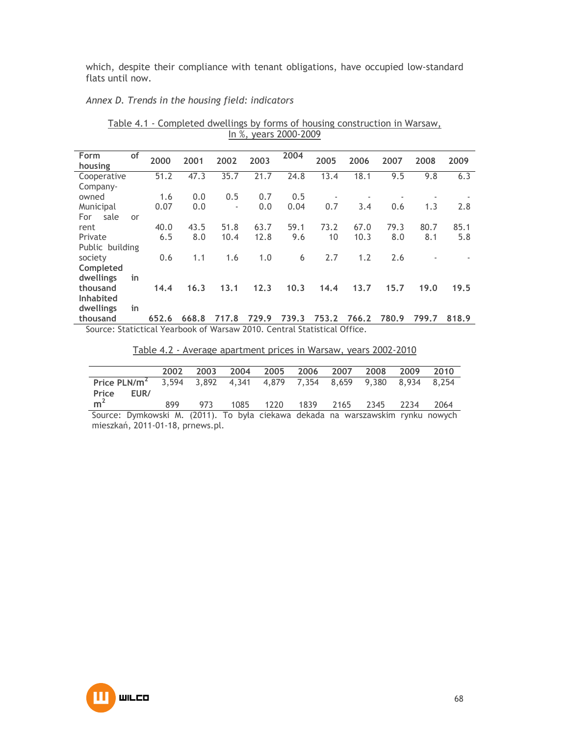which, despite their compliance with tenant obligations, have occupied low-standard flats until now.

*Annex D. Trends in the housing field: indicators*

Table 4.1 - Completed dwellings by forms of housing construction in Warsaw, In %, years 2000-2009

| Form of housing | 2000 | 2001 | 2002 | 2003 | 2004 | 2005 | 2006 | 2007 | 2008 | 2009 |
|---|---|---|---|---|---|---|---|---|---|---|
| Cooperative | 51.2 | 47.3 | 35.7 | 21.7 | 24.8 | 13.4 | 18.1 | 9.5 | 9.8 | 6.3 |
| Company-owned | 1.6 | 0.0 | 0.5 | 0.7 | 0.5 | - | - | - | - | - |
| Municipal | 0.07 | 0.0 | - | 0.0 | 0.04 | 0.7 | 3.4 | 0.6 | 1.3 | 2.8 |
| For sale or rent | 40.0 | 43.5 | 51.8 | 63.7 | 59.1 | 73.2 | 67.0 | 79.3 | 80.7 | 85.1 |
| Private | 6.5 | 8.0 | 10.4 | 12.8 | 9.6 | 10 | 10.3 | 8.0 | 8.1 | 5.8 |
| Public building society | 0.6 | 1.1 | 1.6 | 1.0 | 6 | 2.7 | 1.2 | 2.6 | - | - |
| **Completed dwellings in thousand** | **14.4** | **16.3** | **13.1** | **12.3** | **10.3** | **14.4** | **13.7** | **15.7** | **19.0** | **19.5** |
| **Inhabited dwellings in thousand** | **652.6** | **668.8** | **717.8** | **729.9** | **739.3** | **753.2** | **766.2** | **780.9** | **799.7** | **818.9** |

Source: Statictical Yearbook of Warsaw 2010. Central Statistical Office.

Table 4.2 - Average apartment prices in Warsaw, years 2002-2010

| | 2002 | 2003 | 2004 | 2005 | 2006 | 2007 | 2008 | 2009 | 2010 |
|---|---|---|---|---|---|---|---|---|---|
| **Price PLN/m²** | 3,594 | 3,892 | 4,341 | 4,879 | 7,354 | 8,659 | 9,380 | 8,934 | 8,254 |
| **Price EUR/m²** | 899 | 973 | 1085 | 1220 | 1839 | 2165 | 2345 | 2234 | 2064 |

Source: Dymkowski M. (2011). To była ciekawa dekada na warszawskim rynku nowych mieszkań, 2011-01-18, prnews.pl.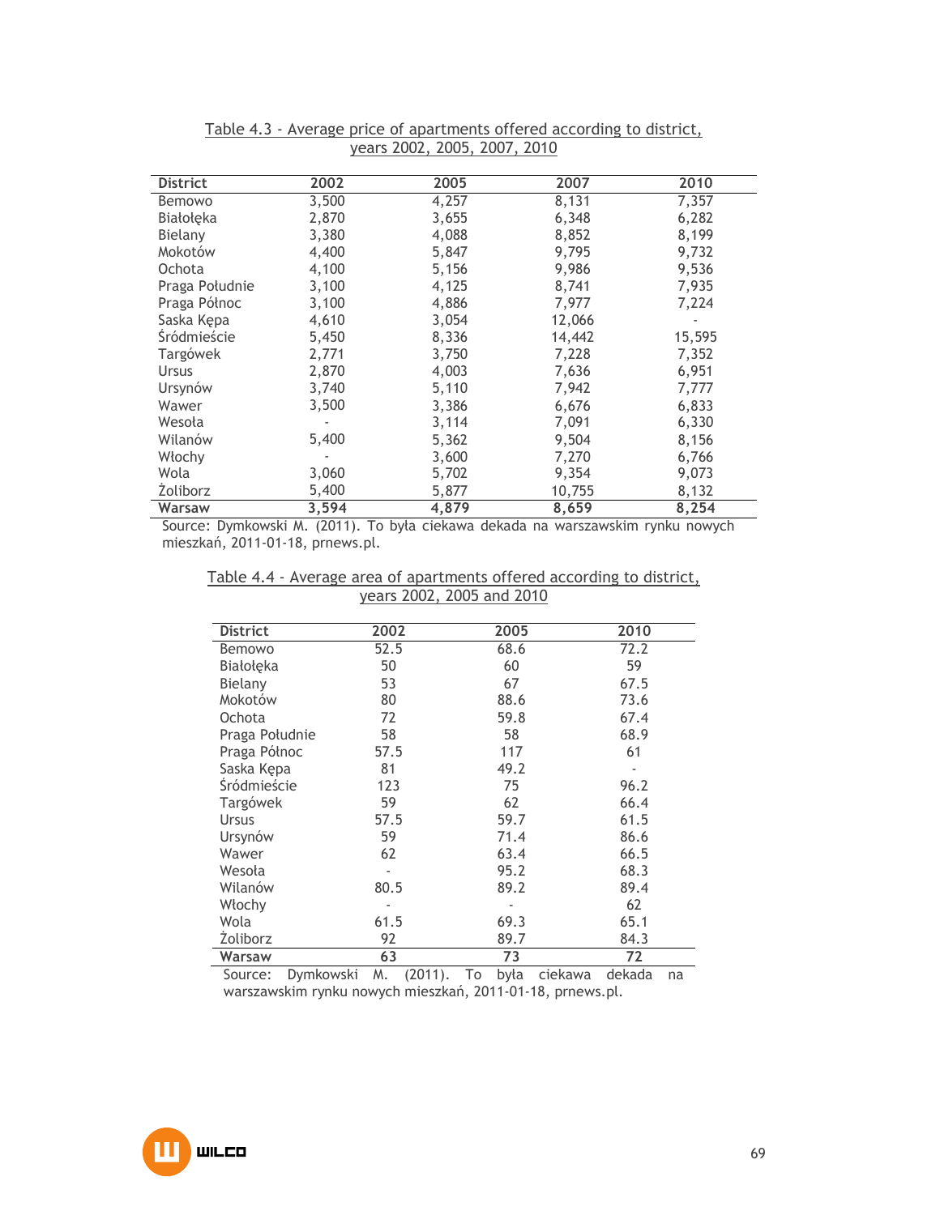Table 4.3 - Average price of apartments offered according to district, years 2002, 2005, 2007, 2010

| District | 2002 | 2005 | 2007 | 2010 |
|---|---|---|---|---|
| Bemowo | 3,500 | 4,257 | 8,131 | 7,357 |
| Białołęka | 2,870 | 3,655 | 6,348 | 6,282 |
| Bielany | 3,380 | 4,088 | 8,852 | 8,199 |
| Mokotów | 4,400 | 5,847 | 9,795 | 9,732 |
| Ochota | 4,100 | 5,156 | 9,986 | 9,536 |
| Praga Południe | 3,100 | 4,125 | 8,741 | 7,935 |
| Praga Północ | 3,100 | 4,886 | 7,977 | 7,224 |
| Saska Kępa | 4,610 | 3,054 | 12,066 | - |
| Śródmieście | 5,450 | 8,336 | 14,442 | 15,595 |
| Targówek | 2,771 | 3,750 | 7,228 | 7,352 |
| Ursus | 2,870 | 4,003 | 7,636 | 6,951 |
| Ursynów | 3,740 | 5,110 | 7,942 | 7,777 |
| Wawer | 3,500 | 3,386 | 6,676 | 6,833 |
| Wesoła | - | 3,114 | 7,091 | 6,330 |
| Wilanów | 5,400 | 5,362 | 9,504 | 8,156 |
| Włochy | - | 3,600 | 7,270 | 6,766 |
| Wola | 3,060 | 5,702 | 9,354 | 9,073 |
| Żoliborz | 5,400 | 5,877 | 10,755 | 8,132 |
| **Warsaw** | **3,594** | **4,879** | **8,659** | **8,254** |

Source: Dymkowski M. (2011). To była ciekawa dekada na warszawskim rynku nowych mieszkań, 2011-01-18, prnews.pl.

Table 4.4 - Average area of apartments offered according to district, years 2002, 2005 and 2010

| District | 2002 | 2005 | 2010 |
|---|---|---|---|
| Bemowo | 52.5 | 68.6 | 72.2 |
| Białołęka | 50 | 60 | 59 |
| Bielany | 53 | 67 | 67.5 |
| Mokotów | 80 | 88.6 | 73.6 |
| Ochota | 72 | 59.8 | 67.4 |
| Praga Południe | 58 | 58 | 68.9 |
| Praga Północ | 57.5 | 117 | 61 |
| Saska Kępa | 81 | 49.2 | - |
| Śródmieście | 123 | 75 | 96.2 |
| Targówek | 59 | 62 | 66.4 |
| Ursus | 57.5 | 59.7 | 61.5 |
| Ursynów | 59 | 71.4 | 86.6 |
| Wawer | 62 | 63.4 | 66.5 |
| Wesoła | - | 95.2 | 68.3 |
| Wilanów | 80.5 | 89.2 | 89.4 |
| Włochy | - | - | 62 |
| Wola | 61.5 | 69.3 | 65.1 |
| Żoliborz | 92 | 89.7 | 84.3 |
| **Warsaw** | **63** | **73** | **72** |

Source: Dymkowski M. (2011). To była ciekawa dekada na warszawskim rynku nowych mieszkań, 2011-01-18, prnews.pl.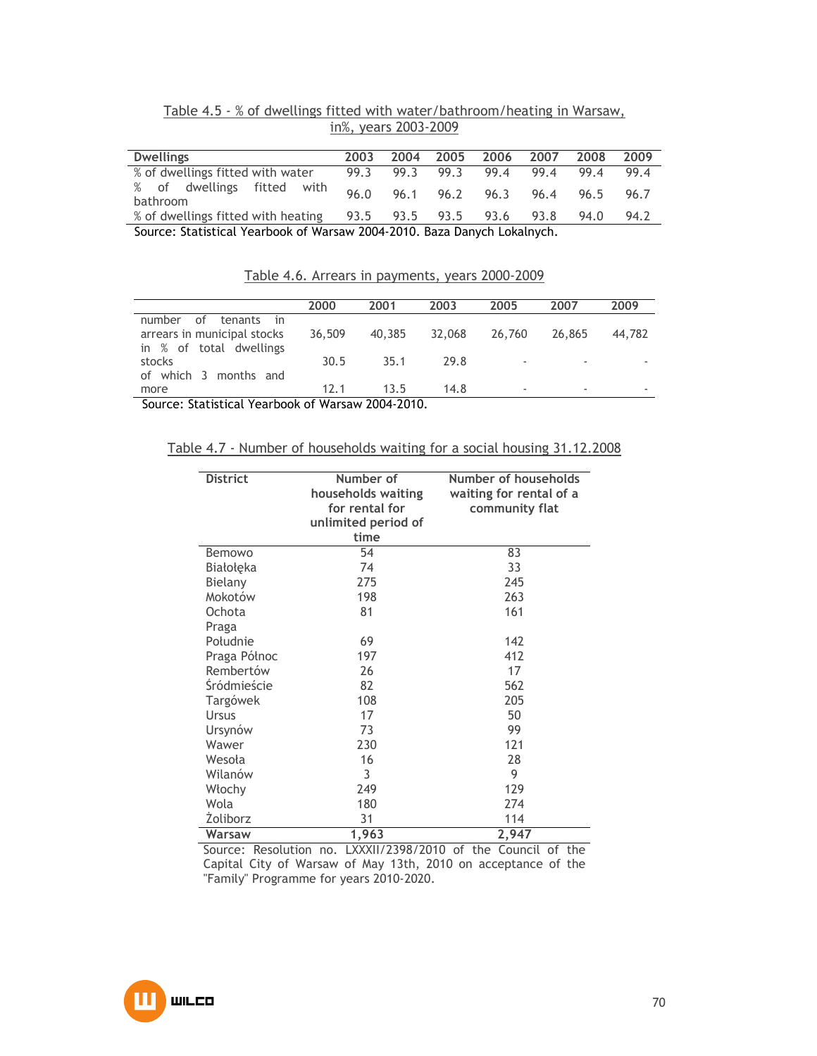Table 4.5 - % of dwellings fitted with water/bathroom/heating in Warsaw, in%, years 2003-2009

| Dwellings | 2003 | 2004 | 2005 | 2006 | 2007 | 2008 | 2009 |
|---|---|---|---|---|---|---|---|
| % of dwellings fitted with water | 99.3 | 99.3 | 99.3 | 99.4 | 99.4 | 99.4 | 99.4 |
| % of dwellings fitted with bathroom | 96.0 | 96.1 | 96.2 | 96.3 | 96.4 | 96.5 | 96.7 |
| % of dwellings fitted with heating | 93.5 | 93.5 | 93.5 | 93.6 | 93.8 | 94.0 | 94.2 |

Source: Statistical Yearbook of Warsaw 2004-2010. Baza Danych Lokalnych.

Table 4.6. Arrears in payments, years 2000-2009

| | 2000 | 2001 | 2003 | 2005 | 2007 | 2009 |
|---|---|---|---|---|---|---|
| number of tenants in arrears in municipal stocks | 36,509 | 40,385 | 32,068 | 26,760 | 26,865 | 44,782 |
| in % of total dwellings stocks | 30.5 | 35.1 | 29.8 | - | - | - |
| of which 3 months and more | 12.1 | 13.5 | 14.8 | - | - | - |

Source: Statistical Yearbook of Warsaw 2004-2010.

Table 4.7 - Number of households waiting for a social housing 31.12.2008

| District | Number of households waiting for rental for unlimited period of time | Number of households waiting for rental of a community flat |
|---|---|---|
| Bemowo | 54 | 83 |
| Białołęka | 74 | 33 |
| Bielany | 275 | 245 |
| Mokotów | 198 | 263 |
| Ochota | 81 | 161 |
| Praga Południe | 69 | 142 |
| Praga Północ | 197 | 412 |
| Rembertów | 26 | 17 |
| Śródmieście | 82 | 562 |
| Targówek | 108 | 205 |
| Ursus | 17 | 50 |
| Ursynów | 73 | 99 |
| Wawer | 230 | 121 |
| Wesoła | 16 | 28 |
| Wilanów | 3 | 9 |
| Włochy | 249 | 129 |
| Wola | 180 | 274 |
| Żoliborz | 31 | 114 |
| **Warsaw** | **1,963** | **2,947** |

Source: Resolution no. LXXXII/2398/2010 of the Council of the Capital City of Warsaw of May 13th, 2010 on acceptance of the "Family" Programme for years 2010-2020.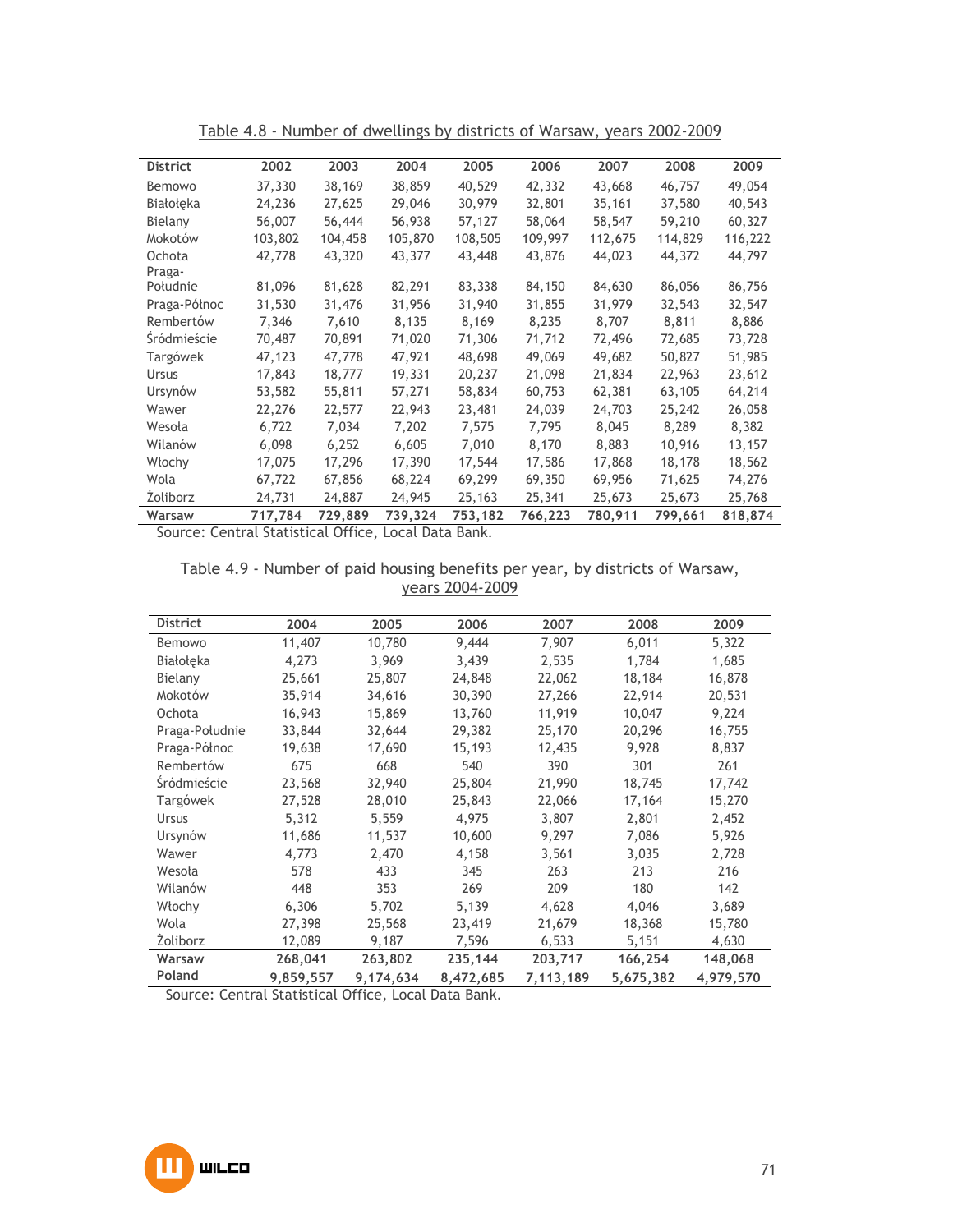Table 4.8 - Number of dwellings by districts of Warsaw, years 2002-2009

| District | 2002 | 2003 | 2004 | 2005 | 2006 | 2007 | 2008 | 2009 |
|---|---|---|---|---|---|---|---|---|
| Bemowo | 37,330 | 38,169 | 38,859 | 40,529 | 42,332 | 43,668 | 46,757 | 49,054 |
| Białołęka | 24,236 | 27,625 | 29,046 | 30,979 | 32,801 | 35,161 | 37,580 | 40,543 |
| Bielany | 56,007 | 56,444 | 56,938 | 57,127 | 58,064 | 58,547 | 59,210 | 60,327 |
| Mokotów | 103,802 | 104,458 | 105,870 | 108,505 | 109,997 | 112,675 | 114,829 | 116,222 |
| Ochota | 42,778 | 43,320 | 43,377 | 43,448 | 43,876 | 44,023 | 44,372 | 44,797 |
| Praga-Południe | 81,096 | 81,628 | 82,291 | 83,338 | 84,150 | 84,630 | 86,056 | 86,756 |
| Praga-Północ | 31,530 | 31,476 | 31,956 | 31,940 | 31,855 | 31,979 | 32,543 | 32,547 |
| Rembertów | 7,346 | 7,610 | 8,135 | 8,169 | 8,235 | 8,707 | 8,811 | 8,886 |
| Śródmieście | 70,487 | 70,891 | 71,020 | 71,306 | 71,712 | 72,496 | 72,685 | 73,728 |
| Targówek | 47,123 | 47,778 | 47,921 | 48,698 | 49,069 | 49,682 | 50,827 | 51,985 |
| Ursus | 17,843 | 18,777 | 19,331 | 20,237 | 21,098 | 21,834 | 22,963 | 23,612 |
| Ursynów | 53,582 | 55,811 | 57,271 | 58,834 | 60,753 | 62,381 | 63,105 | 64,214 |
| Wawer | 22,276 | 22,577 | 22,943 | 23,481 | 24,039 | 24,703 | 25,242 | 26,058 |
| Wesoła | 6,722 | 7,034 | 7,202 | 7,575 | 7,795 | 8,045 | 8,289 | 8,382 |
| Wilanów | 6,098 | 6,252 | 6,605 | 7,010 | 8,170 | 8,883 | 10,916 | 13,157 |
| Włochy | 17,075 | 17,296 | 17,390 | 17,544 | 17,586 | 17,868 | 18,178 | 18,562 |
| Wola | 67,722 | 67,856 | 68,224 | 69,299 | 69,350 | 69,956 | 71,625 | 74,276 |
| Żoliborz | 24,731 | 24,887 | 24,945 | 25,163 | 25,341 | 25,673 | 25,673 | 25,768 |
| **Warsaw** | **717,784** | **729,889** | **739,324** | **753,182** | **766,223** | **780,911** | **799,661** | **818,874** |

Source: Central Statistical Office, Local Data Bank.

Table 4.9 - Number of paid housing benefits per year, by districts of Warsaw, years 2004-2009

| District | 2004 | 2005 | 2006 | 2007 | 2008 | 2009 |
|---|---|---|---|---|---|---|
| Bemowo | 11,407 | 10,780 | 9,444 | 7,907 | 6,011 | 5,322 |
| Białołęka | 4,273 | 3,969 | 3,439 | 2,535 | 1,784 | 1,685 |
| Bielany | 25,661 | 25,807 | 24,848 | 22,062 | 18,184 | 16,878 |
| Mokotów | 35,914 | 34,616 | 30,390 | 27,266 | 22,914 | 20,531 |
| Ochota | 16,943 | 15,869 | 13,760 | 11,919 | 10,047 | 9,224 |
| Praga-Południe | 33,844 | 32,644 | 29,382 | 25,170 | 20,296 | 16,755 |
| Praga-Północ | 19,638 | 17,690 | 15,193 | 12,435 | 9,928 | 8,837 |
| Rembertów | 675 | 668 | 540 | 390 | 301 | 261 |
| Śródmieście | 23,568 | 32,940 | 25,804 | 21,990 | 18,745 | 17,742 |
| Targówek | 27,528 | 28,010 | 25,843 | 22,066 | 17,164 | 15,270 |
| Ursus | 5,312 | 5,559 | 4,975 | 3,807 | 2,801 | 2,452 |
| Ursynów | 11,686 | 11,537 | 10,600 | 9,297 | 7,086 | 5,926 |
| Wawer | 4,773 | 2,470 | 4,158 | 3,561 | 3,035 | 2,728 |
| Wesoła | 578 | 433 | 345 | 263 | 213 | 216 |
| Wilanów | 448 | 353 | 269 | 209 | 180 | 142 |
| Włochy | 6,306 | 5,702 | 5,139 | 4,628 | 4,046 | 3,689 |
| Wola | 27,398 | 25,568 | 23,419 | 21,679 | 18,368 | 15,780 |
| Żoliborz | 12,089 | 9,187 | 7,596 | 6,533 | 5,151 | 4,630 |
| **Warsaw** | **268,041** | **263,802** | **235,144** | **203,717** | **166,254** | **148,068** |
| **Poland** | **9,859,557** | **9,174,634** | **8,472,685** | **7,113,189** | **5,675,382** | **4,979,570** |

Source: Central Statistical Office, Local Data Bank.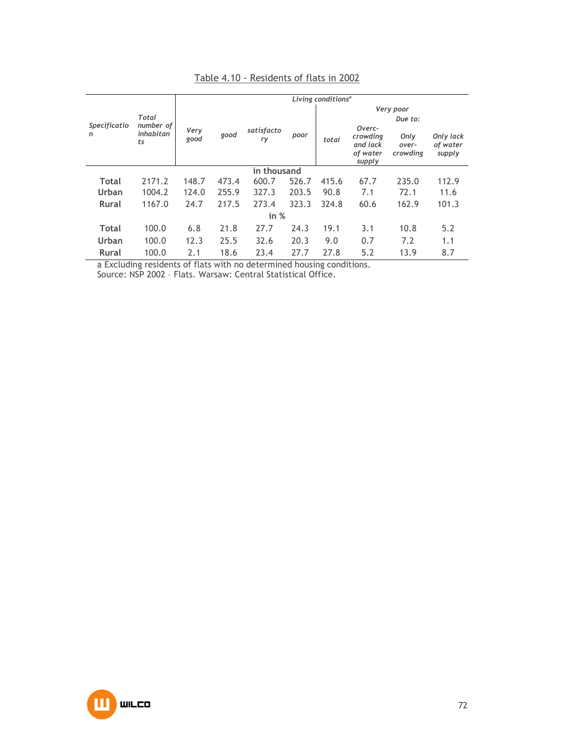Table 4.10 - Residents of flats in 2002

| *Specification* | *Total number of inhabitants* | *Living conditions*[a] | | | | | | | |
|---|---|---|---|---|---|---|---|---|---|
| | | *Very good* | *good* | *satisfactory* | *poor* | *Very poor* | | | |
| | | | | | | *total* | *Due to:* | | |
| | | | | | | | *Overcrowding and lack of water supply* | *Only over-crowding* | *Only lack of water supply* |
| | in thousand | | | | | | | | |
| **Total** | 2171.2 | 148.7 | 473.4 | 600.7 | 526.7 | 415.6 | 67.7 | 235.0 | 112.9 |
| **Urban** | 1004.2 | 124.0 | 255.9 | 327.3 | 203.5 | 90.8 | 7.1 | 72.1 | 11.6 |
| **Rural** | 1167.0 | 24.7 | 217.5 | 273.4 | 323.3 | 324.8 | 60.6 | 162.9 | 101.3 |
| | in % | | | | | | | | |
| **Total** | 100.0 | 6.8 | 21.8 | 27.7 | 24.3 | 19.1 | 3.1 | 10.8 | 5.2 |
| **Urban** | 100.0 | 12.3 | 25.5 | 32.6 | 20.3 | 9.0 | 0.7 | 7.2 | 1.1 |
| **Rural** | 100.0 | 2.1 | 18.6 | 23.4 | 27.7 | 27.8 | 5.2 | 13.9 | 8.7 |

a Excluding residents of flats with no determined housing conditions.
Source: NSP 2002 – Flats. Warsaw: Central Statistical Office.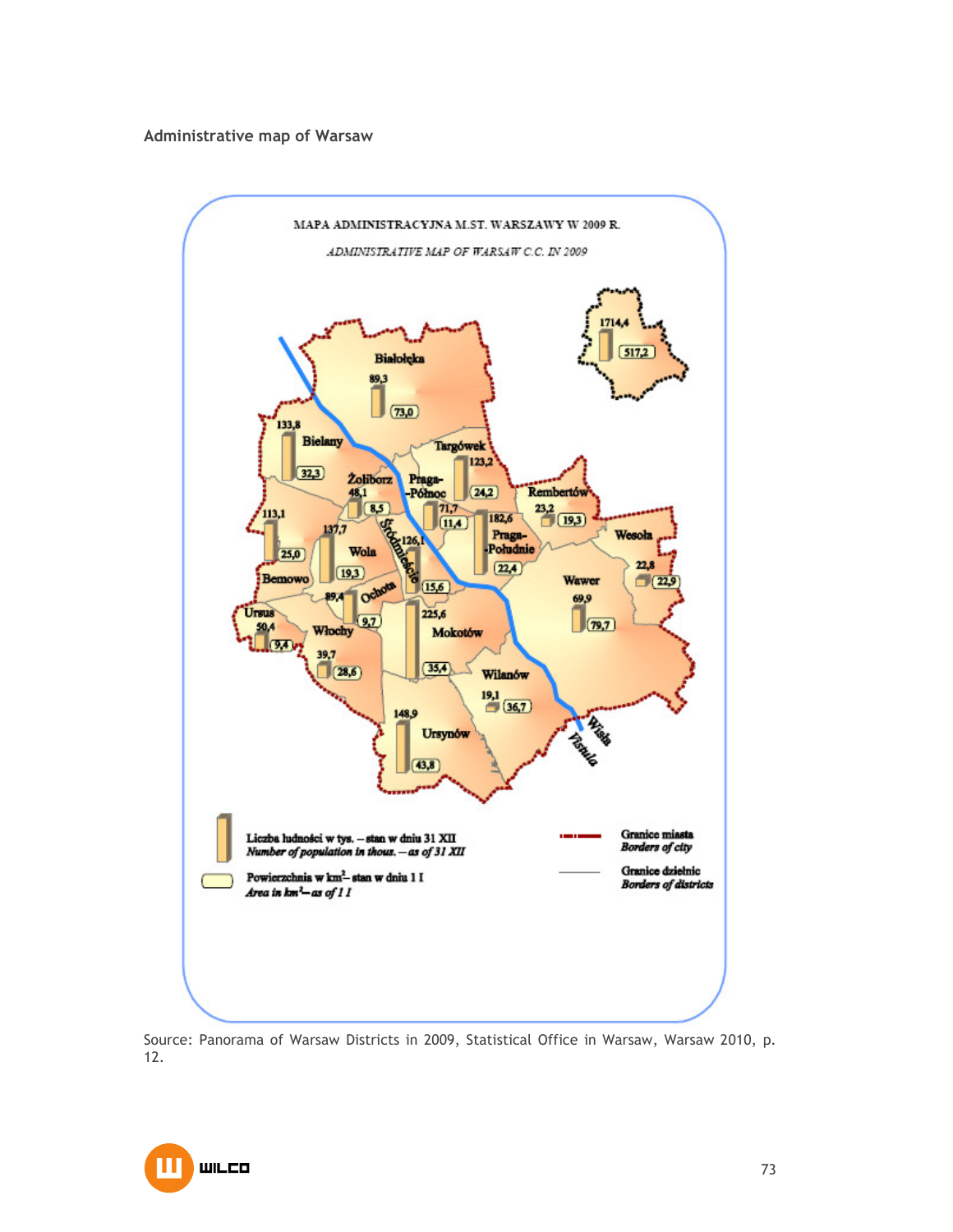Administrative map of Warsaw

MAPA ADMINISTRACYJNA M.ST. WARSZAWY W 2009 R.

*ADMINISTRATIVE MAP OF WARSAW C.C. IN 2009*

| District | Number of population in thous. | Area in km² |
| --- | --- | --- |
| Warsaw (total) | 1714,4 | 517,2 |
| Białołęka | 89,3 | 73,0 |
| Bielany | 133,8 | 32,3 |
| Targówek | 123,2 | 24,2 |
| Żoliborz | 48,1 | 8,5 |
| Praga-Północ | 71,7 | 11,4 |
| Rembertów | 23,2 | 19,3 |
| Bemowo | 113,1 | 25,0 |
| Wola | 137,7 | 19,3 |
| Śródmieście | 126,1 | 15,6 |
| Praga-Południe | 182,6 | 22,4 |
| Wesoła | 22,8 | 22,9 |
| Ochota | 89,4 | 9,7 |
| Wawer | 69,9 | 79,7 |
| Ursus | 50,4 | 9,4 |
| Włochy | 39,7 | 28,6 |
| Mokotów | 225,6 | 35,4 |
| Wilanów | 19,1 | 36,7 |
| Ursynów | 148,9 | 43,8 |

Wisła / *Vistula*

Liczba ludności w tys. – stan w dniu 31 XII
*Number of population in thous. – as of 31 XII*

Powierzchnia w km² – stan w dniu 1 I
*Area in km² – as of 1 I*

Granice miasta
*Borders of city*

Granice dzielnic
*Borders of districts*

Source: Panorama of Warsaw Districts in 2009, Statistical Office in Warsaw, Warsaw 2010, p. 12.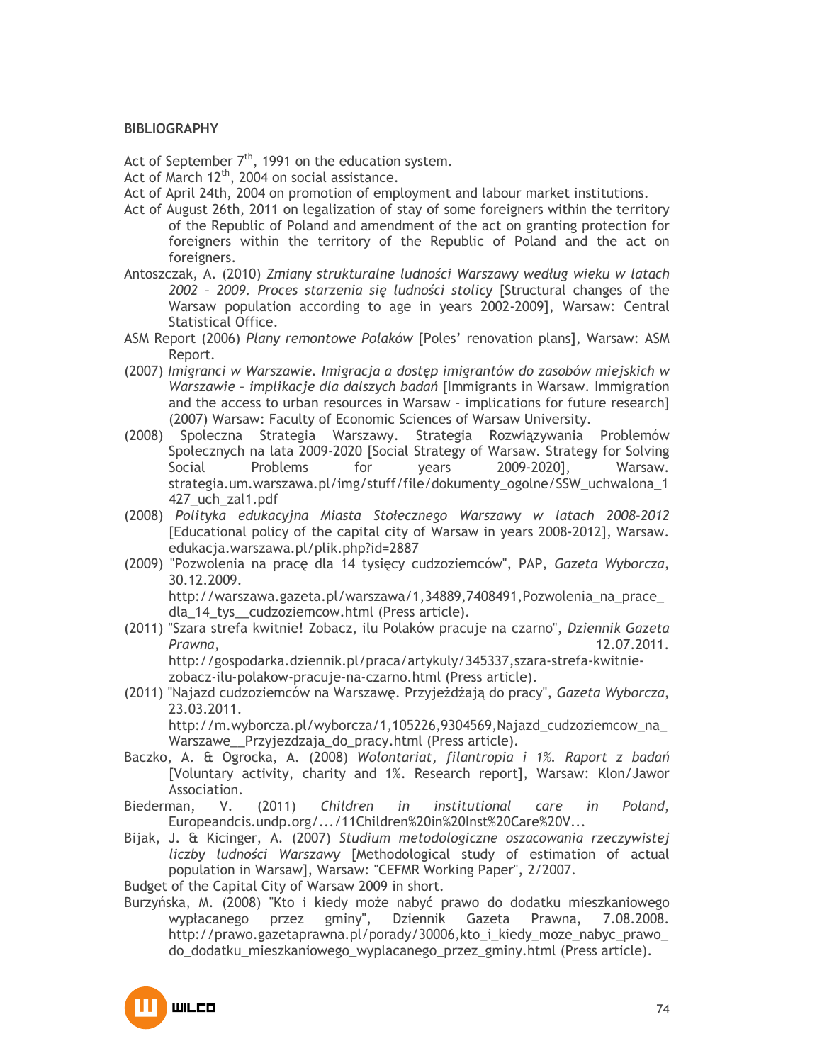**BIBLIOGRAPHY**

Act of September 7th, 1991 on the education system.

Act of March 12th, 2004 on social assistance.

Act of April 24th, 2004 on promotion of employment and labour market institutions.

Act of August 26th, 2011 on legalization of stay of some foreigners within the territory of the Republic of Poland and amendment of the act on granting protection for foreigners within the territory of the Republic of Poland and the act on foreigners.

Antoszczak, A. (2010) *Zmiany strukturalne ludności Warszawy według wieku w latach 2002 – 2009. Proces starzenia się ludności stolicy* [Structural changes of the Warsaw population according to age in years 2002-2009], Warsaw: Central Statistical Office.

ASM Report (2006) *Plany remontowe Polaków* [Poles' renovation plans], Warsaw: ASM Report.

(2007) *Imigranci w Warszawie. Imigracja a dostęp imigrantów do zasobów miejskich w Warszawie – implikacje dla dalszych badań* [Immigrants in Warsaw. Immigration and the access to urban resources in Warsaw – implications for future research] (2007) Warsaw: Faculty of Economic Sciences of Warsaw University.

(2008) Społeczna Strategia Warszawy. Strategia Rozwiązywania Problemów Społecznych na lata 2009-2020 [Social Strategy of Warsaw. Strategy for Solving Social Problems for years 2009-2020], Warsaw. strategia.um.warszawa.pl/img/stuff/file/dokumenty_ogolne/SSW_uchwalona_1427_uch_zal1.pdf

(2008) *Polityka edukacyjna Miasta Stołecznego Warszawy w latach 2008-2012* [Educational policy of the capital city of Warsaw in years 2008-2012], Warsaw. edukacja.warszawa.pl/plik.php?id=2887

(2009) "Pozwolenia na pracę dla 14 tysięcy cudzoziemców", PAP, *Gazeta Wyborcza*, 30.12.2009. http://warszawa.gazeta.pl/warszawa/1,34889,7408491,Pozwolenia_na_prace_dla_14_tys__cudzoziemcow.html (Press article).

(2011) "Szara strefa kwitnie! Zobacz, ilu Polaków pracuje na czarno", *Dziennik Gazeta Prawna*, 12.07.2011. http://gospodarka.dziennik.pl/praca/artykuly/345337,szara-strefa-kwitnie-zobacz-ilu-polakow-pracuje-na-czarno.html (Press article).

(2011) "Najazd cudzoziemców na Warszawę. Przyjeżdżają do pracy", *Gazeta Wyborcza*, 23.03.2011. http://m.wyborcza.pl/wyborcza/1,105226,9304569,Najazd_cudzoziemcow_na_Warszawe__Przyjezdzaja_do_pracy.html (Press article).

Baczko, A. & Ogrocka, A. (2008) *Wolontariat, filantropia i 1%. Raport z badań* [Voluntary activity, charity and 1%. Research report], Warsaw: Klon/Jawor Association.

Biederman, V. (2011) *Children in institutional care in Poland*, Europeandcis.undp.org/.../11Children%20in%20Inst%20Care%20V...

Bijak, J. & Kicinger, A. (2007) *Studium metodologiczne oszacowania rzeczywistej liczby ludności Warszawy* [Methodological study of estimation of actual population in Warsaw], Warsaw: "CEFMR Working Paper", 2/2007.

Budget of the Capital City of Warsaw 2009 in short.

Burzyńska, M. (2008) "Kto i kiedy może nabyć prawo do dodatku mieszkaniowego wypłacanego przez gminy", Dziennik Gazeta Prawna, 7.08.2008. http://prawo.gazetaprawna.pl/porady/30006,kto_i_kiedy_moze_nabyc_prawo_do_dodatku_mieszkaniowego_wyplacanego_przez_gminy.html (Press article).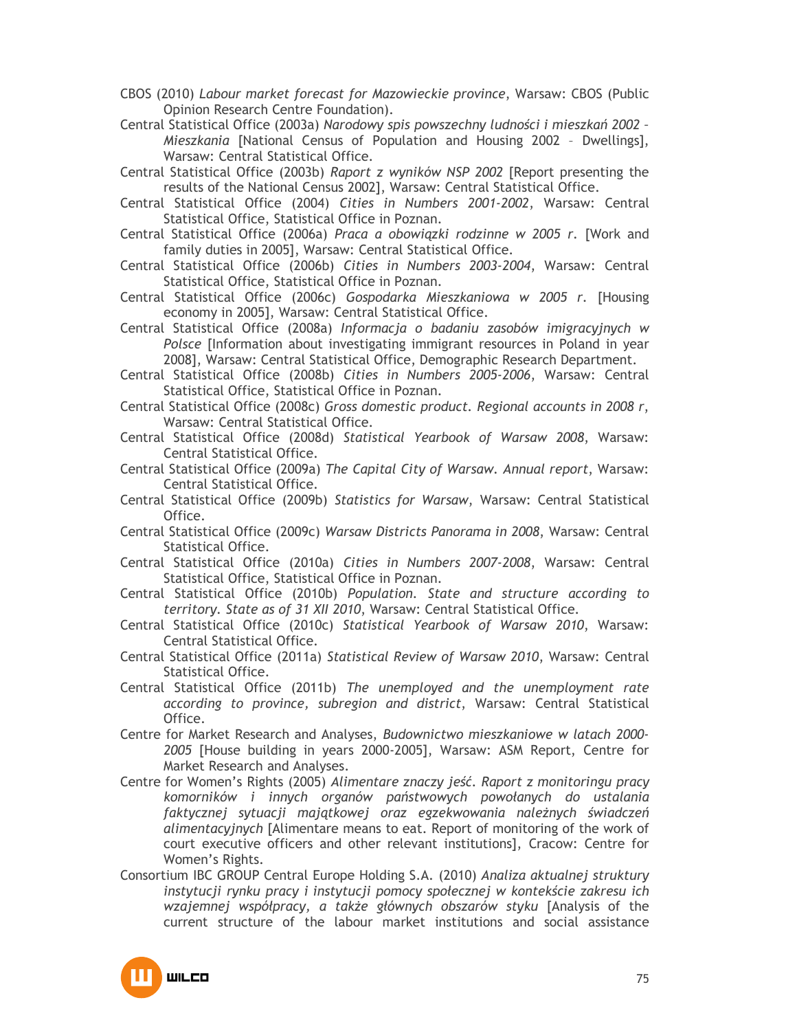CBOS (2010) *Labour market forecast for Mazowieckie province*, Warsaw: CBOS (Public Opinion Research Centre Foundation).

Central Statistical Office (2003a) *Narodowy spis powszechny ludności i mieszkań 2002 – Mieszkania* [National Census of Population and Housing 2002 – Dwellings], Warsaw: Central Statistical Office.

Central Statistical Office (2003b) *Raport z wyników NSP 2002* [Report presenting the results of the National Census 2002], Warsaw: Central Statistical Office.

Central Statistical Office (2004) *Cities in Numbers 2001-2002*, Warsaw: Central Statistical Office, Statistical Office in Poznan.

Central Statistical Office (2006a) *Praca a obowiązki rodzinne w 2005 r.* [Work and family duties in 2005], Warsaw: Central Statistical Office.

Central Statistical Office (2006b) *Cities in Numbers 2003-2004*, Warsaw: Central Statistical Office, Statistical Office in Poznan.

Central Statistical Office (2006c) *Gospodarka Mieszkaniowa w 2005 r.* [Housing economy in 2005], Warsaw: Central Statistical Office.

Central Statistical Office (2008a) *Informacja o badaniu zasobów imigracyjnych w Polsce* [Information about investigating immigrant resources in Poland in year 2008], Warsaw: Central Statistical Office, Demographic Research Department.

Central Statistical Office (2008b) *Cities in Numbers 2005-2006*, Warsaw: Central Statistical Office, Statistical Office in Poznan.

Central Statistical Office (2008c) *Gross domestic product. Regional accounts in 2008 r*, Warsaw: Central Statistical Office.

Central Statistical Office (2008d) *Statistical Yearbook of Warsaw 2008*, Warsaw: Central Statistical Office.

Central Statistical Office (2009a) *The Capital City of Warsaw. Annual report*, Warsaw: Central Statistical Office.

Central Statistical Office (2009b) *Statistics for Warsaw*, Warsaw: Central Statistical Office.

Central Statistical Office (2009c) *Warsaw Districts Panorama in 2008*, Warsaw: Central Statistical Office.

Central Statistical Office (2010a) *Cities in Numbers 2007-2008*, Warsaw: Central Statistical Office, Statistical Office in Poznan.

Central Statistical Office (2010b) *Population. State and structure according to territory. State as of 31 XII 2010*, Warsaw: Central Statistical Office.

Central Statistical Office (2010c) *Statistical Yearbook of Warsaw 2010*, Warsaw: Central Statistical Office.

Central Statistical Office (2011a) *Statistical Review of Warsaw 2010*, Warsaw: Central Statistical Office.

Central Statistical Office (2011b) *The unemployed and the unemployment rate according to province, subregion and district*, Warsaw: Central Statistical Office.

Centre for Market Research and Analyses, *Budownictwo mieszkaniowe w latach 2000-2005* [House building in years 2000-2005], Warsaw: ASM Report, Centre for Market Research and Analyses.

Centre for Women's Rights (2005) *Alimentare znaczy jeść. Raport z monitoringu pracy komorników i innych organów państwowych powołanych do ustalania faktycznej sytuacji majątkowej oraz egzekwowania należnych świadczeń alimentacyjnych* [Alimentare means to eat. Report of monitoring of the work of court executive officers and other relevant institutions], Cracow: Centre for Women's Rights.

Consortium IBC GROUP Central Europe Holding S.A. (2010) *Analiza aktualnej struktury instytucji rynku pracy i instytucji pomocy społecznej w kontekście zakresu ich wzajemnej współpracy, a także głównych obszarów styku* [Analysis of the current structure of the labour market institutions and social assistance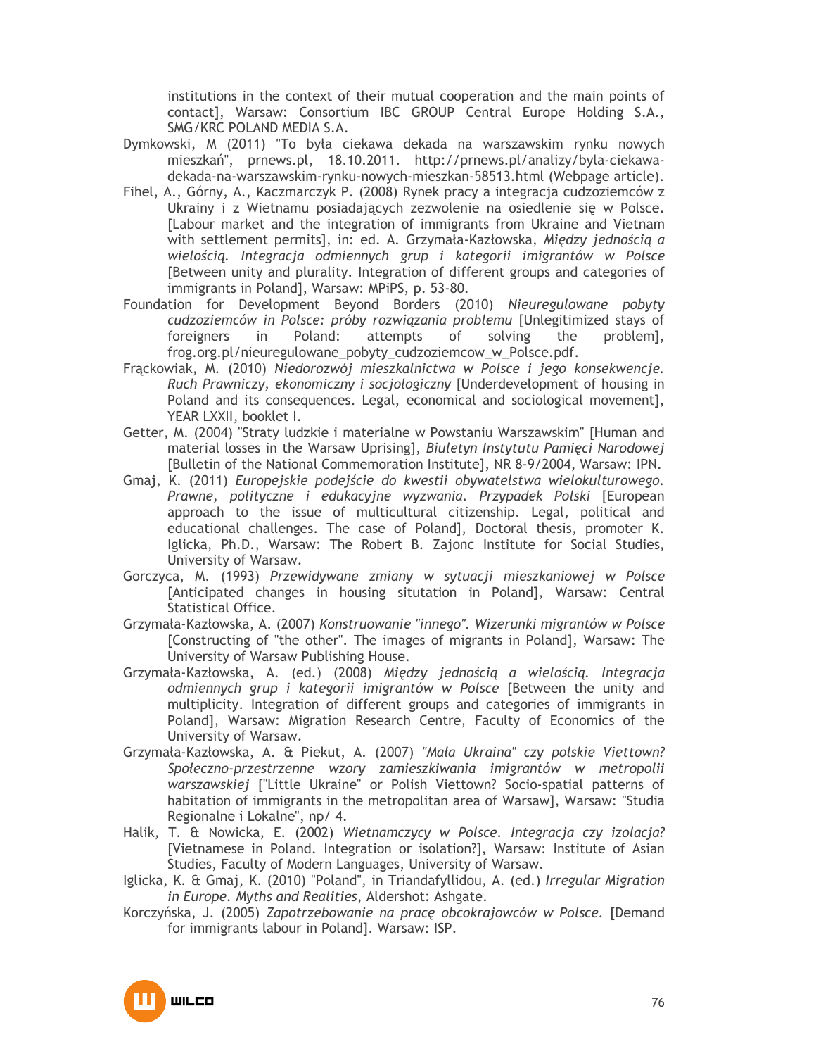institutions in the context of their mutual cooperation and the main points of contact], Warsaw: Consortium IBC GROUP Central Europe Holding S.A., SMG/KRC POLAND MEDIA S.A.

Dymkowski, M (2011) "To była ciekawa dekada na warszawskim rynku nowych mieszkań", prnews.pl, 18.10.2011. http://prnews.pl/analizy/byla-ciekawa-dekada-na-warszawskim-rynku-nowych-mieszkan-58513.html (Webpage article).

Fihel, A., Górny, A., Kaczmarczyk P. (2008) Rynek pracy a integracja cudzoziemców z Ukrainy i z Wietnamu posiadających zezwolenie na osiedlenie się w Polsce. [Labour market and the integration of immigrants from Ukraine and Vietnam with settlement permits], in: ed. A. Grzymała-Kazłowska, *Między jednością a wielością. Integracja odmiennych grup i kategorii imigrantów w Polsce* [Between unity and plurality. Integration of different groups and categories of immigrants in Poland], Warsaw: MPiPS, p. 53-80.

Foundation for Development Beyond Borders (2010) *Nieuregulowane pobyty cudzoziemców in Polsce: próby rozwiązania problemu* [Unlegitimized stays of foreigners in Poland: attempts of solving the problem], frog.org.pl/nieuregulowane_pobyty_cudzoziemcow_w_Polsce.pdf.

Frąckowiak, M. (2010) *Niedorozwój mieszkalnictwa w Polsce i jego konsekwencje. Ruch Prawniczy, ekonomiczny i socjologiczny* [Underdevelopment of housing in Poland and its consequences. Legal, economical and sociological movement], YEAR LXXII, booklet I.

Getter, M. (2004) "Straty ludzkie i materialne w Powstaniu Warszawskim" [Human and material losses in the Warsaw Uprising], *Biuletyn Instytutu Pamięci Narodowej* [Bulletin of the National Commemoration Institute], NR 8-9/2004, Warsaw: IPN.

Gmaj, K. (2011) *Europejskie podejście do kwestii obywatelstwa wielokulturowego. Prawne, polityczne i edukacyjne wyzwania. Przypadek Polski* [European approach to the issue of multicultural citizenship. Legal, political and educational challenges. The case of Poland], Doctoral thesis, promoter K. Iglicka, Ph.D., Warsaw: The Robert B. Zajonc Institute for Social Studies, University of Warsaw.

Gorczyca, M. (1993) *Przewidywane zmiany w sytuacji mieszkaniowej w Polsce* [Anticipated changes in housing situtation in Poland], Warsaw: Central Statistical Office.

Grzymała-Kazłowska, A. (2007) *Konstruowanie "innego". Wizerunki migrantów w Polsce* [Constructing of "the other". The images of migrants in Poland], Warsaw: The University of Warsaw Publishing House.

Grzymała-Kazłowska, A. (ed.) (2008) *Między jednością a wielością. Integracja odmiennych grup i kategorii imigrantów w Polsce* [Between the unity and multiplicity. Integration of different groups and categories of immigrants in Poland], Warsaw: Migration Research Centre, Faculty of Economics of the University of Warsaw.

Grzymała-Kazłowska, A. & Piekut, A. (2007) *"Mała Ukraina" czy polskie Viettown? Społeczno-przestrzenne wzory zamieszkiwania imigrantów w metropolii warszawskiej* ["Little Ukraine" or Polish Viettown? Socio-spatial patterns of habitation of immigrants in the metropolitan area of Warsaw], Warsaw: "Studia Regionalne i Lokalne", np/ 4.

Halik, T. & Nowicka, E. (2002) *Wietnamczycy w Polsce. Integracja czy izolacja?* [Vietnamese in Poland. Integration or isolation?], Warsaw: Institute of Asian Studies, Faculty of Modern Languages, University of Warsaw.

Iglicka, K. & Gmaj, K. (2010) "Poland", in Triandafyllidou, A. (ed.) *Irregular Migration in Europe. Myths and Realities*, Aldershot: Ashgate.

Korczyńska, J. (2005) *Zapotrzebowanie na pracę obcokrajowców w Polsce.* [Demand for immigrants labour in Poland]. Warsaw: ISP.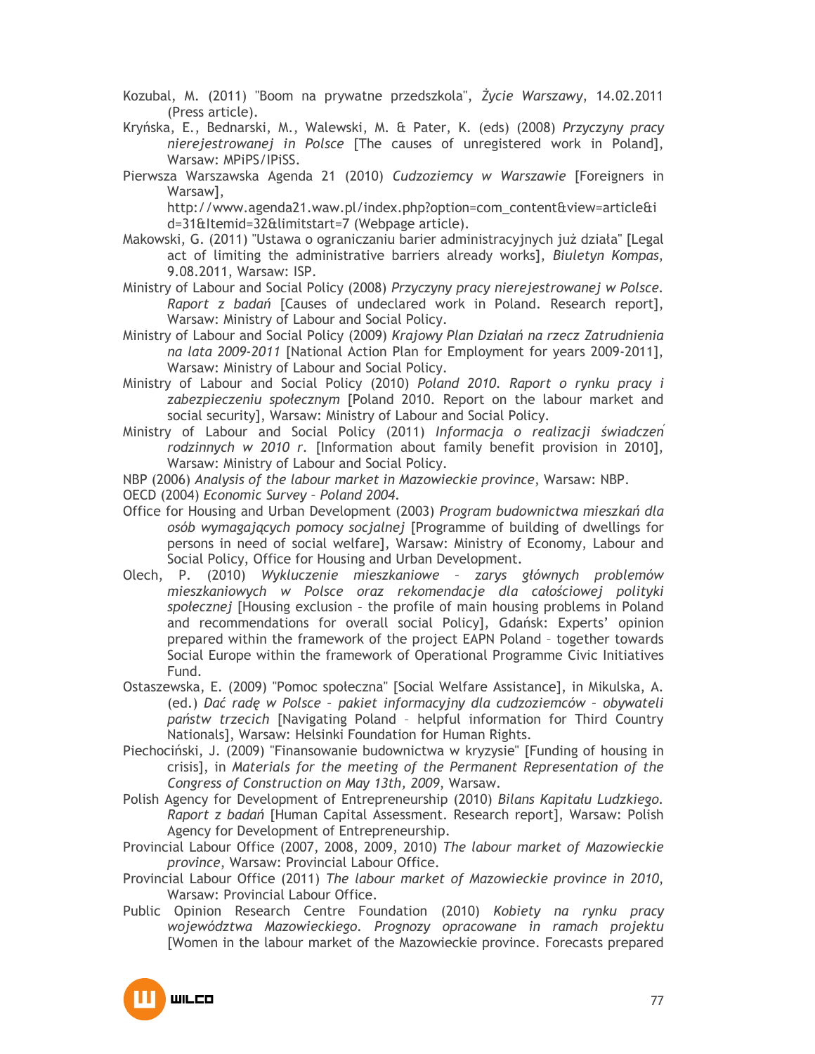Kozubal, M. (2011) "Boom na prywatne przedszkola", *Życie Warszawy*, 14.02.2011 (Press article).

Kryńska, E., Bednarski, M., Walewski, M. & Pater, K. (eds) (2008) *Przyczyny pracy nierejestrowanej in Polsce* [The causes of unregistered work in Poland], Warsaw: MPiPS/IPiSS.

Pierwsza Warszawska Agenda 21 (2010) *Cudzoziemcy w Warszawie* [Foreigners in Warsaw], http://www.agenda21.waw.pl/index.php?option=com_content&view=article&id=31&Itemid=32&limitstart=7 (Webpage article).

Makowski, G. (2011) "Ustawa o ograniczaniu barier administracyjnych już działa" [Legal act of limiting the administrative barriers already works], *Biuletyn Kompas*, 9.08.2011, Warsaw: ISP.

Ministry of Labour and Social Policy (2008) *Przyczyny pracy nierejestrowanej w Polsce. Raport z badań* [Causes of undeclared work in Poland. Research report], Warsaw: Ministry of Labour and Social Policy.

Ministry of Labour and Social Policy (2009) *Krajowy Plan Działań na rzecz Zatrudnienia na lata 2009-2011* [National Action Plan for Employment for years 2009-2011], Warsaw: Ministry of Labour and Social Policy.

Ministry of Labour and Social Policy (2010) *Poland 2010. Raport o rynku pracy i zabezpieczeniu społecznym* [Poland 2010. Report on the labour market and social security], Warsaw: Ministry of Labour and Social Policy.

Ministry of Labour and Social Policy (2011) *Informacja o realizacji świadczeń rodzinnych w 2010 r*. [Information about family benefit provision in 2010], Warsaw: Ministry of Labour and Social Policy.

NBP (2006) *Analysis of the labour market in Mazowieckie province*, Warsaw: NBP.

OECD (2004) *Economic Survey – Poland 2004.*

Office for Housing and Urban Development (2003) *Program budownictwa mieszkań dla osób wymagających pomocy socjalnej* [Programme of building of dwellings for persons in need of social welfare], Warsaw: Ministry of Economy, Labour and Social Policy, Office for Housing and Urban Development.

Olech, P. (2010) *Wykluczenie mieszkaniowe – zarys głównych problemów mieszkaniowych w Polsce oraz rekomendacje dla całościowej polityki społecznej* [Housing exclusion – the profile of main housing problems in Poland and recommendations for overall social Policy], Gdańsk: Experts' opinion prepared within the framework of the project EAPN Poland – together towards Social Europe within the framework of Operational Programme Civic Initiatives Fund.

Ostaszewska, E. (2009) "Pomoc społeczna" [Social Welfare Assistance], in Mikulska, A. (ed.) *Dać radę w Polsce – pakiet informacyjny dla cudzoziemców – obywateli państw trzecich* [Navigating Poland – helpful information for Third Country Nationals], Warsaw: Helsinki Foundation for Human Rights.

Piechociński, J. (2009) "Finansowanie budownictwa w kryzysie" [Funding of housing in crisis], in *Materials for the meeting of the Permanent Representation of the Congress of Construction on May 13th, 2009*, Warsaw.

Polish Agency for Development of Entrepreneurship (2010) *Bilans Kapitału Ludzkiego. Raport z badań* [Human Capital Assessment. Research report], Warsaw: Polish Agency for Development of Entrepreneurship.

Provincial Labour Office (2007, 2008, 2009, 2010) *The labour market of Mazowieckie province*, Warsaw: Provincial Labour Office.

Provincial Labour Office (2011) *The labour market of Mazowieckie province in 2010*, Warsaw: Provincial Labour Office.

Public Opinion Research Centre Foundation (2010) *Kobiety na rynku pracy województwa Mazowieckiego. Prognozy opracowane in ramach projektu* [Women in the labour market of the Mazowieckie province. Forecasts prepared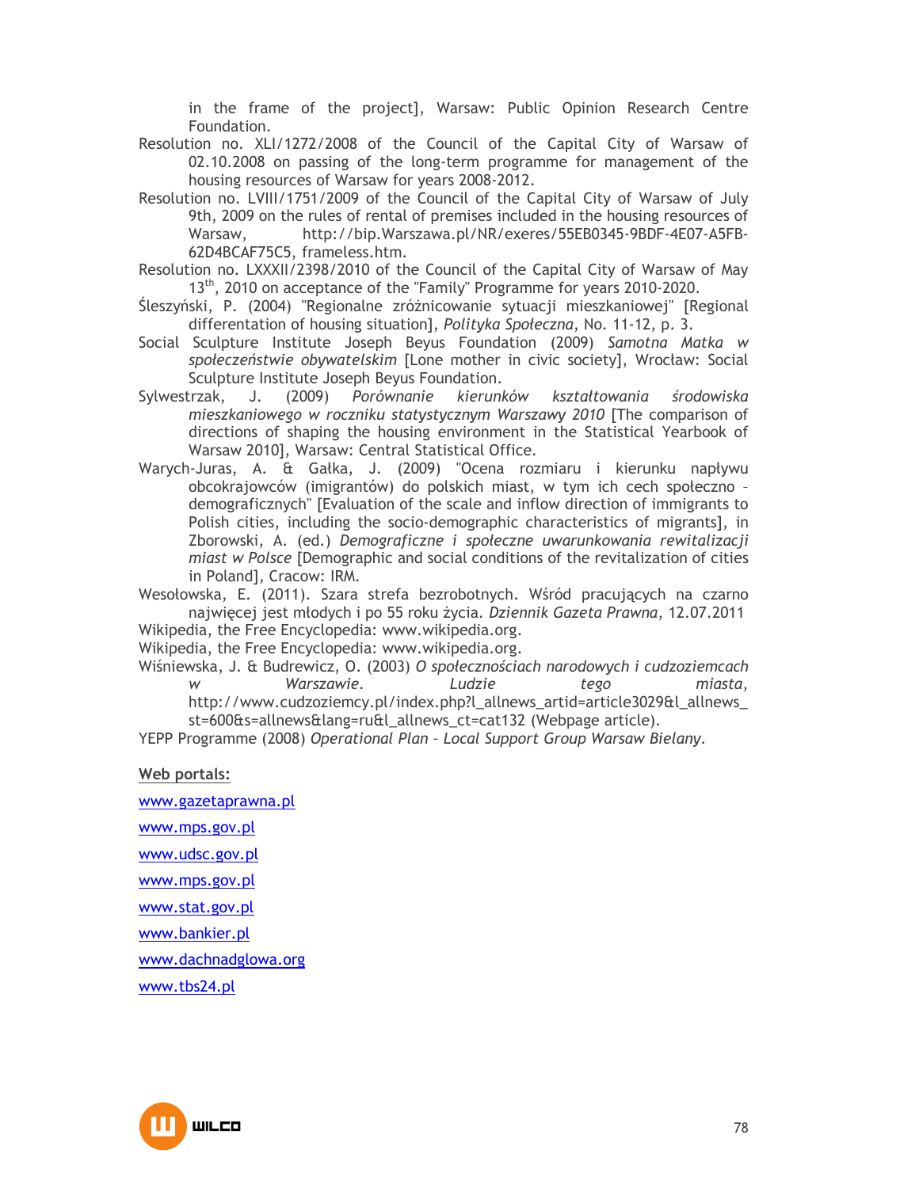in the frame of the project], Warsaw: Public Opinion Research Centre Foundation.

Resolution no. XLI/1272/2008 of the Council of the Capital City of Warsaw of 02.10.2008 on passing of the long-term programme for management of the housing resources of Warsaw for years 2008-2012.

Resolution no. LVIII/1751/2009 of the Council of the Capital City of Warsaw of July 9th, 2009 on the rules of rental of premises included in the housing resources of Warsaw, http://bip.Warszawa.pl/NR/exeres/55EB0345-9BDF-4E07-A5FB-62D4BCAF75C5, frameless.htm.

Resolution no. LXXXII/2398/2010 of the Council of the Capital City of Warsaw of May 13th, 2010 on acceptance of the "Family" Programme for years 2010-2020.

Śleszyński, P. (2004) "Regionalne zróżnicowanie sytuacji mieszkaniowej" [Regional differentation of housing situation], *Polityka Społeczna*, No. 11-12, p. 3.

Social Sculpture Institute Joseph Beyus Foundation (2009) *Samotna Matka w społeczeństwie obywatelskim* [Lone mother in civic society], Wrocław: Social Sculpture Institute Joseph Beyus Foundation.

Sylwestrzak, J. (2009) *Porównanie kierunków kształtowania środowiska mieszkaniowego w roczniku statystycznym Warszawy 2010* [The comparison of directions of shaping the housing environment in the Statistical Yearbook of Warsaw 2010], Warsaw: Central Statistical Office.

Warych-Juras, A. & Gałka, J. (2009) "Ocena rozmiaru i kierunku napływu obcokrajowców (imigrantów) do polskich miast, w tym ich cech społeczno – demograficznych" [Evaluation of the scale and inflow direction of immigrants to Polish cities, including the socio-demographic characteristics of migrants], in Zborowski, A. (ed.) *Demograficzne i społeczne uwarunkowania rewitalizacji miast w Polsce* [Demographic and social conditions of the revitalization of cities in Poland], Cracow: IRM.

Wesołowska, E. (2011). Szara strefa bezrobotnych. Wśród pracujących na czarno najwięcej jest młodych i po 55 roku życia. *Dziennik Gazeta Prawna*, 12.07.2011

Wikipedia, the Free Encyclopedia: www.wikipedia.org.

Wikipedia, the Free Encyclopedia: www.wikipedia.org.

Wiśniewska, J. & Budrewicz, O. (2003) *O społecznościach narodowych i cudzoziemcach w Warszawie. Ludzie tego miasta*, http://www.cudzoziemcy.pl/index.php?l_allnews_artid=article3029&l_allnews_st=600&s=allnews&lang=ru&l_allnews_ct=cat132 (Webpage article).

YEPP Programme (2008) *Operational Plan – Local Support Group Warsaw Bielany*.

**Web portals:**

www.gazetaprawna.pl

www.mps.gov.pl

www.udsc.gov.pl

www.mps.gov.pl

www.stat.gov.pl

www.bankier.pl

www.dachnadglowa.org

www.tbs24.pl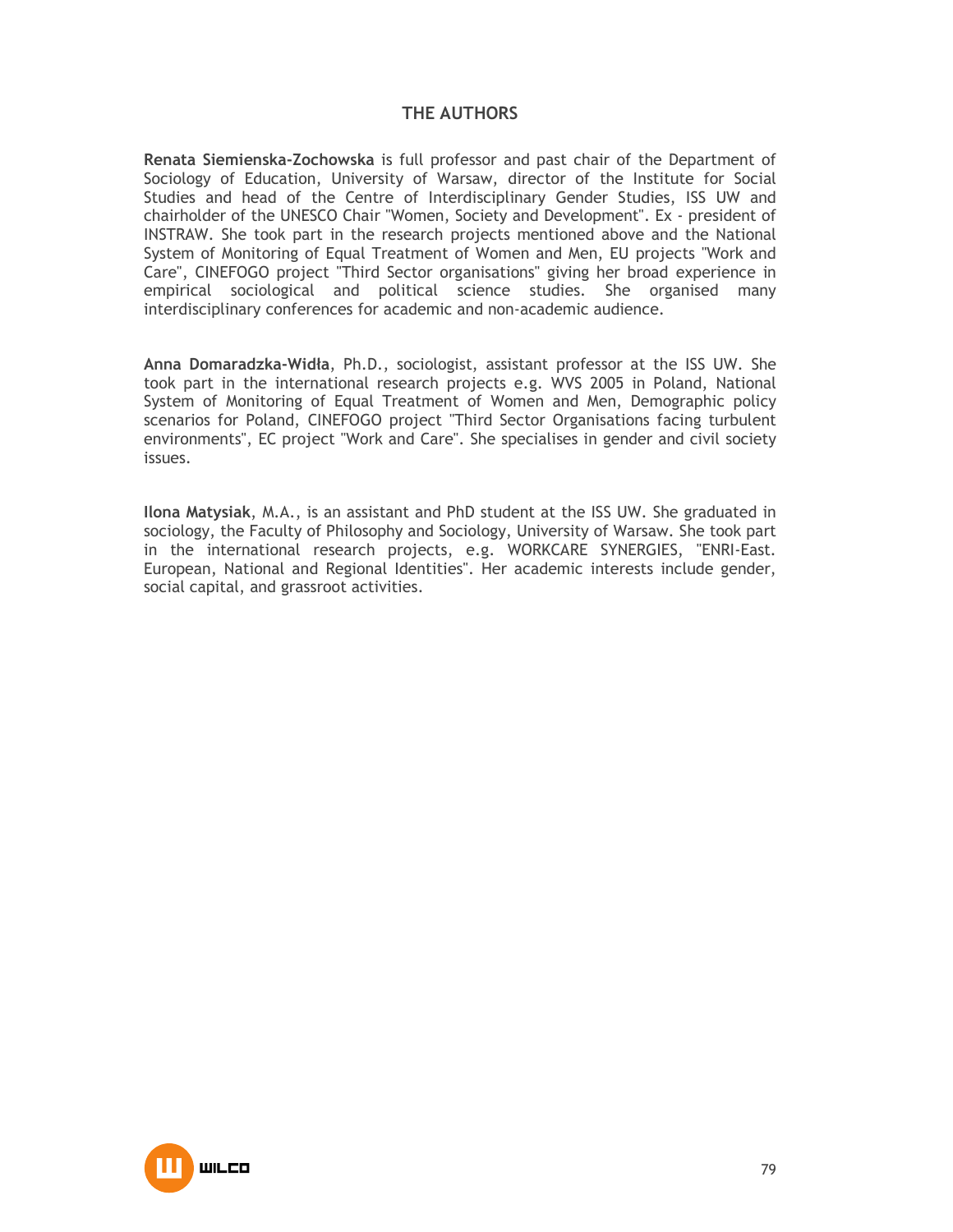# THE AUTHORS

**Renata Siemienska-Zochowska** is full professor and past chair of the Department of Sociology of Education, University of Warsaw, director of the Institute for Social Studies and head of the Centre of Interdisciplinary Gender Studies, ISS UW and chairholder of the UNESCO Chair "Women, Society and Development". Ex - president of INSTRAW. She took part in the research projects mentioned above and the National System of Monitoring of Equal Treatment of Women and Men, EU projects "Work and Care", CINEFOGO project "Third Sector organisations" giving her broad experience in empirical sociological and political science studies. She organised many interdisciplinary conferences for academic and non-academic audience.

**Anna Domaradzka-Widła**, Ph.D., sociologist, assistant professor at the ISS UW. She took part in the international research projects e.g. WVS 2005 in Poland, National System of Monitoring of Equal Treatment of Women and Men, Demographic policy scenarios for Poland, CINEFOGO project "Third Sector Organisations facing turbulent environments", EC project "Work and Care". She specialises in gender and civil society issues.

**Ilona Matysiak**, M.A., is an assistant and PhD student at the ISS UW. She graduated in sociology, the Faculty of Philosophy and Sociology, University of Warsaw. She took part in the international research projects, e.g. WORKCARE SYNERGIES, "ENRI-East. European, National and Regional Identities". Her academic interests include gender, social capital, and grassroot activities.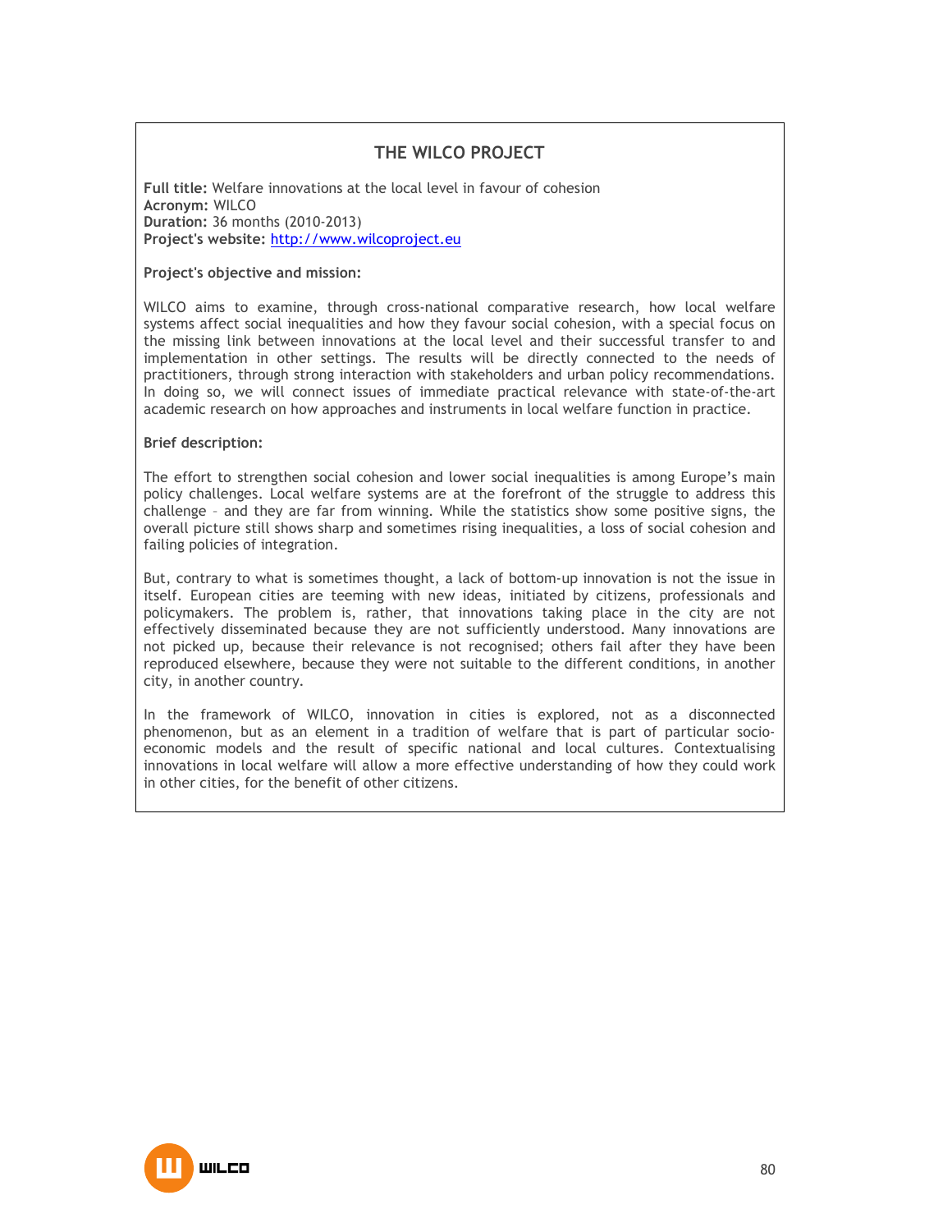## THE WILCO PROJECT

**Full title:** Welfare innovations at the local level in favour of cohesion
**Acronym:** WILCO
**Duration:** 36 months (2010-2013)
**Project's website:** http://www.wilcoproject.eu

**Project's objective and mission:**

WILCO aims to examine, through cross-national comparative research, how local welfare systems affect social inequalities and how they favour social cohesion, with a special focus on the missing link between innovations at the local level and their successful transfer to and implementation in other settings. The results will be directly connected to the needs of practitioners, through strong interaction with stakeholders and urban policy recommendations. In doing so, we will connect issues of immediate practical relevance with state-of-the-art academic research on how approaches and instruments in local welfare function in practice.

**Brief description:**

The effort to strengthen social cohesion and lower social inequalities is among Europe's main policy challenges. Local welfare systems are at the forefront of the struggle to address this challenge – and they are far from winning. While the statistics show some positive signs, the overall picture still shows sharp and sometimes rising inequalities, a loss of social cohesion and failing policies of integration.

But, contrary to what is sometimes thought, a lack of bottom-up innovation is not the issue in itself. European cities are teeming with new ideas, initiated by citizens, professionals and policymakers. The problem is, rather, that innovations taking place in the city are not effectively disseminated because they are not sufficiently understood. Many innovations are not picked up, because their relevance is not recognised; others fail after they have been reproduced elsewhere, because they were not suitable to the different conditions, in another city, in another country.

In the framework of WILCO, innovation in cities is explored, not as a disconnected phenomenon, but as an element in a tradition of welfare that is part of particular socio-economic models and the result of specific national and local cultures. Contextualising innovations in local welfare will allow a more effective understanding of how they could work in other cities, for the benefit of other citizens.